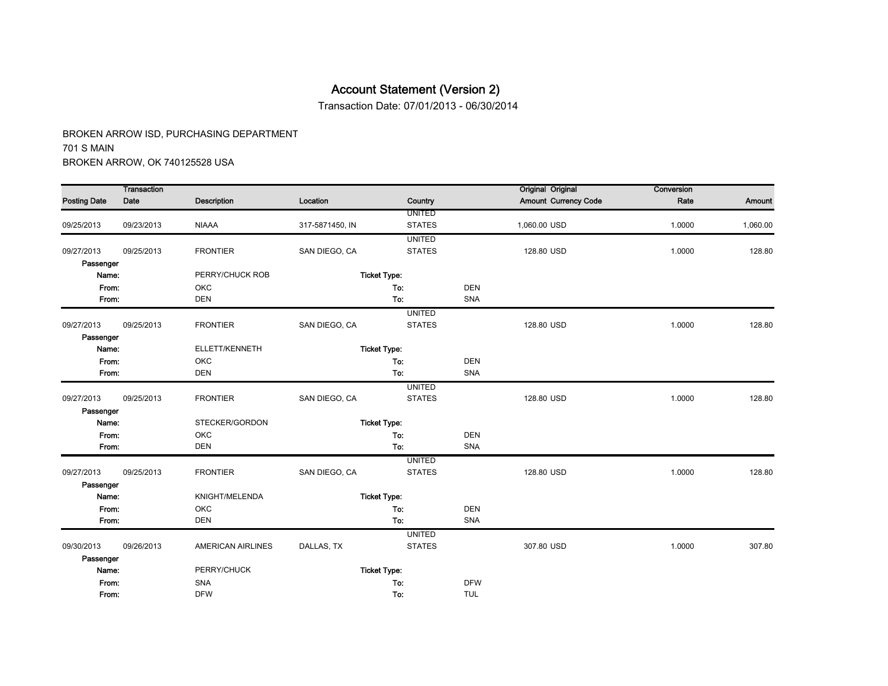# Account Statement (Version 2)

Transaction Date: 07/01/2013 - 06/30/2014

BROKEN ARROW ISD, PURCHASING DEPARTMENT
701 S MAIN
BROKEN ARROW, OK 740125528 USA

| Posting Date | Transaction Date | Description | Location | Country | | Original Amount | Original Currency Code | Conversion Rate | Amount |
|---|---|---|---|---|---|---|---|---|---|
| 09/25/2013 | 09/23/2013 | NIAAA | 317-5871450, IN | UNITED STATES | | 1,060.00 | USD | 1.0000 | 1,060.00 |
| 09/27/2013 | 09/25/2013 | FRONTIER | SAN DIEGO, CA | UNITED STATES | | 128.80 | USD | 1.0000 | 128.80 |
| Passenger Name: | | PERRY/CHUCK ROB | Ticket Type: | | | | | | |
| From: | | OKC | To: | | DEN | | | | |
| From: | | DEN | To: | | SNA | | | | |
| 09/27/2013 | 09/25/2013 | FRONTIER | SAN DIEGO, CA | UNITED STATES | | 128.80 | USD | 1.0000 | 128.80 |
| Passenger Name: | | ELLETT/KENNETH | Ticket Type: | | | | | | |
| From: | | OKC | To: | | DEN | | | | |
| From: | | DEN | To: | | SNA | | | | |
| 09/27/2013 | 09/25/2013 | FRONTIER | SAN DIEGO, CA | UNITED STATES | | 128.80 | USD | 1.0000 | 128.80 |
| Passenger Name: | | STECKER/GORDON | Ticket Type: | | | | | | |
| From: | | OKC | To: | | DEN | | | | |
| From: | | DEN | To: | | SNA | | | | |
| 09/27/2013 | 09/25/2013 | FRONTIER | SAN DIEGO, CA | UNITED STATES | | 128.80 | USD | 1.0000 | 128.80 |
| Passenger Name: | | KNIGHT/MELENDA | Ticket Type: | | | | | | |
| From: | | OKC | To: | | DEN | | | | |
| From: | | DEN | To: | | SNA | | | | |
| 09/30/2013 | 09/26/2013 | AMERICAN AIRLINES | DALLAS, TX | UNITED STATES | | 307.80 | USD | 1.0000 | 307.80 |
| Passenger Name: | | PERRY/CHUCK | Ticket Type: | | | | | | |
| From: | | SNA | To: | | DFW | | | | |
| From: | | DFW | To: | | TUL | | | | |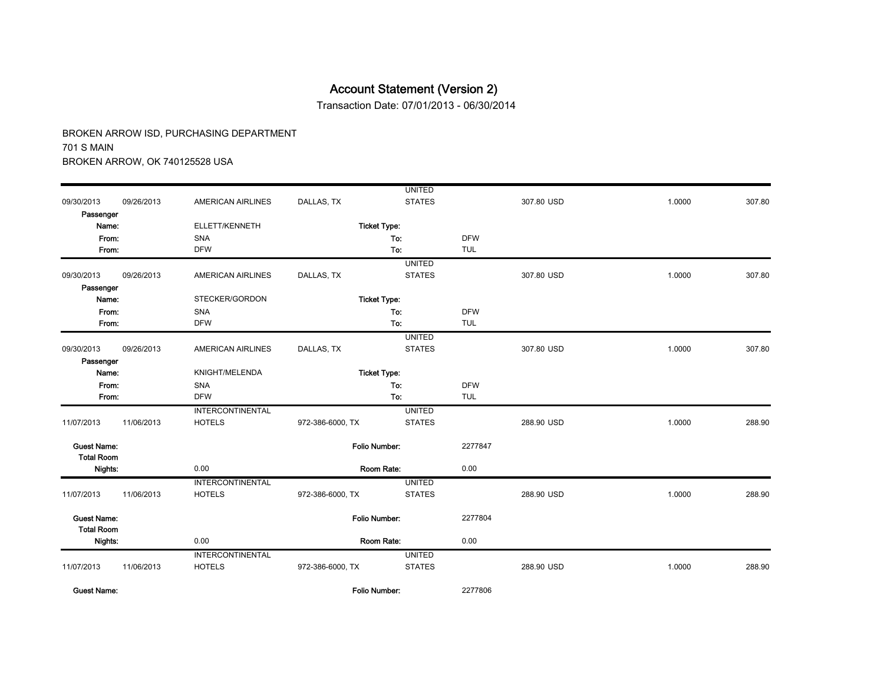# Account Statement (Version 2)

Transaction Date: 07/01/2013 - 06/30/2014

BROKEN ARROW ISD, PURCHASING DEPARTMENT
701 S MAIN
BROKEN ARROW, OK 740125528 USA

| | | | | | | | | |
|---|---|---|---|---|---|---|---|---|
| 09/30/2013 | 09/26/2013 | AMERICAN AIRLINES | DALLAS, TX | UNITED STATES | | 307.80 USD | 1.0000 | 307.80 |
| **Passenger Name:** | | ELLETT/KENNETH | **Ticket Type:** | | | | | |
| **From:** | | SNA | **To:** | | DFW | | | |
| **From:** | | DFW | **To:** | | TUL | | | |
| 09/30/2013 | 09/26/2013 | AMERICAN AIRLINES | DALLAS, TX | UNITED STATES | | 307.80 USD | 1.0000 | 307.80 |
| **Passenger Name:** | | STECKER/GORDON | **Ticket Type:** | | | | | |
| **From:** | | SNA | **To:** | | DFW | | | |
| **From:** | | DFW | **To:** | | TUL | | | |
| 09/30/2013 | 09/26/2013 | AMERICAN AIRLINES | DALLAS, TX | UNITED STATES | | 307.80 USD | 1.0000 | 307.80 |
| **Passenger Name:** | | KNIGHT/MELENDA | **Ticket Type:** | | | | | |
| **From:** | | SNA | **To:** | | DFW | | | |
| **From:** | | DFW | **To:** | | TUL | | | |
| 11/07/2013 | 11/06/2013 | INTERCONTINENTAL HOTELS | 972-386-6000, TX | UNITED STATES | | 288.90 USD | 1.0000 | 288.90 |
| **Guest Name:** | | | **Folio Number:** | | 2277847 | | | |
| **Total Room Nights:** | | 0.00 | **Room Rate:** | | 0.00 | | | |
| 11/07/2013 | 11/06/2013 | INTERCONTINENTAL HOTELS | 972-386-6000, TX | UNITED STATES | | 288.90 USD | 1.0000 | 288.90 |
| **Guest Name:** | | | **Folio Number:** | | 2277804 | | | |
| **Total Room Nights:** | | 0.00 | **Room Rate:** | | 0.00 | | | |
| 11/07/2013 | 11/06/2013 | INTERCONTINENTAL HOTELS | 972-386-6000, TX | UNITED STATES | | 288.90 USD | 1.0000 | 288.90 |
| **Guest Name:** | | | **Folio Number:** | | 2277806 | | | |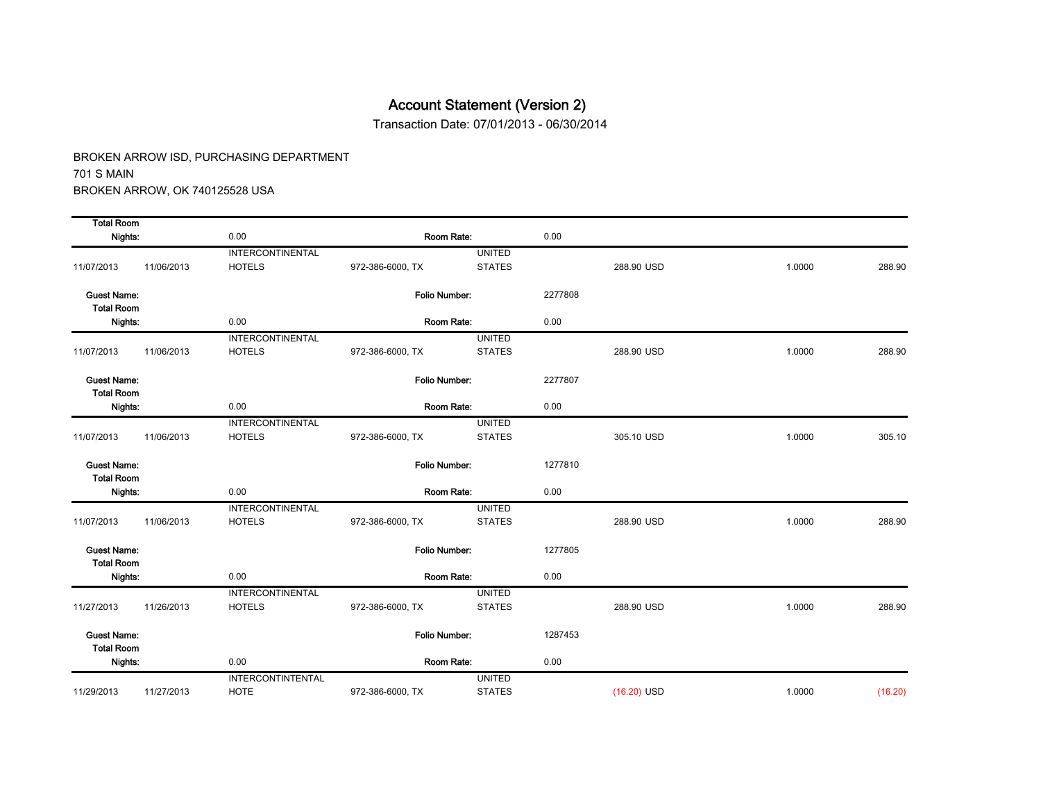# Account Statement (Version 2)

Transaction Date: 07/01/2013 - 06/30/2014

BROKEN ARROW ISD, PURCHASING DEPARTMENT
701 S MAIN
BROKEN ARROW, OK 740125528 USA

| | | | | | | | |
|---|---|---|---|---|---|---|---|
| **Total Room Nights:** | | 0.00 | **Room Rate:** | | 0.00 | | |
| 11/07/2013 | 11/06/2013 | INTERCONTINENTAL HOTELS | 972-386-6000, TX | UNITED STATES | 288.90 USD | 1.0000 | 288.90 |
| **Guest Name:** | | | **Folio Number:** | | 2277808 | | |
| **Total Room Nights:** | | 0.00 | **Room Rate:** | | 0.00 | | |
| 11/07/2013 | 11/06/2013 | INTERCONTINENTAL HOTELS | 972-386-6000, TX | UNITED STATES | 288.90 USD | 1.0000 | 288.90 |
| **Guest Name:** | | | **Folio Number:** | | 2277807 | | |
| **Total Room Nights:** | | 0.00 | **Room Rate:** | | 0.00 | | |
| 11/07/2013 | 11/06/2013 | INTERCONTINENTAL HOTELS | 972-386-6000, TX | UNITED STATES | 305.10 USD | 1.0000 | 305.10 |
| **Guest Name:** | | | **Folio Number:** | | 1277810 | | |
| **Total Room Nights:** | | 0.00 | **Room Rate:** | | 0.00 | | |
| 11/07/2013 | 11/06/2013 | INTERCONTINENTAL HOTELS | 972-386-6000, TX | UNITED STATES | 288.90 USD | 1.0000 | 288.90 |
| **Guest Name:** | | | **Folio Number:** | | 1277805 | | |
| **Total Room Nights:** | | 0.00 | **Room Rate:** | | 0.00 | | |
| 11/27/2013 | 11/26/2013 | INTERCONTINENTAL HOTELS | 972-386-6000, TX | UNITED STATES | 288.90 USD | 1.0000 | 288.90 |
| **Guest Name:** | | | **Folio Number:** | | 1287453 | | |
| **Total Room Nights:** | | 0.00 | **Room Rate:** | | 0.00 | | |
| 11/29/2013 | 11/27/2013 | INTERCONTINTENTAL HOTE | 972-386-6000, TX | UNITED STATES | (16.20) USD | 1.0000 | (16.20) |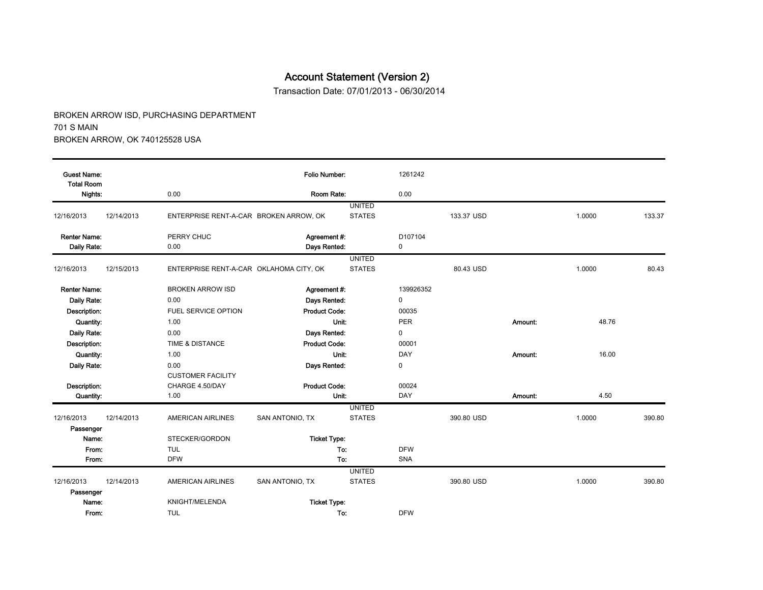# Account Statement (Version 2)

Transaction Date: 07/01/2013 - 06/30/2014

BROKEN ARROW ISD, PURCHASING DEPARTMENT
701 S MAIN
BROKEN ARROW, OK 740125528 USA

| | | | | | | | | | |
|---|---|---|---|---|---|---|---|---|---|
| **Guest Name:** | | | | **Folio Number:** | 1261242 | | | | |
| **Total Room Nights:** | | 0.00 | | **Room Rate:** | 0.00 | | | | |
| 12/16/2013 | 12/14/2013 | ENTERPRISE RENT-A-CAR | BROKEN ARROW, OK | UNITED STATES | | 133.37 USD | | 1.0000 | 133.37 |
| **Renter Name:** | | PERRY CHUC | | **Agreement #:** | D107104 | | | | |
| **Daily Rate:** | | 0.00 | | **Days Rented:** | 0 | | | | |
| 12/16/2013 | 12/15/2013 | ENTERPRISE RENT-A-CAR | OKLAHOMA CITY, OK | UNITED STATES | | 80.43 USD | | 1.0000 | 80.43 |
| **Renter Name:** | | BROKEN ARROW ISD | | **Agreement #:** | 139926352 | | | | |
| **Daily Rate:** | | 0.00 | | **Days Rented:** | 0 | | | | |
| **Description:** | | FUEL SERVICE OPTION | | **Product Code:** | 00035 | | | | |
| **Quantity:** | | 1.00 | | **Unit:** | PER | | **Amount:** | 48.76 | |
| **Daily Rate:** | | 0.00 | | **Days Rented:** | 0 | | | | |
| **Description:** | | TIME & DISTANCE | | **Product Code:** | 00001 | | | | |
| **Quantity:** | | 1.00 | | **Unit:** | DAY | | **Amount:** | 16.00 | |
| **Daily Rate:** | | 0.00 | | **Days Rented:** | 0 | | | | |
| **Description:** | | CUSTOMER FACILITY CHARGE 4.50/DAY | | **Product Code:** | 00024 | | | | |
| **Quantity:** | | 1.00 | | **Unit:** | DAY | | **Amount:** | 4.50 | |
| 12/16/2013 | 12/14/2013 | AMERICAN AIRLINES | SAN ANTONIO, TX | UNITED STATES | | 390.80 USD | | 1.0000 | 390.80 |
| **Passenger Name:** | | STECKER/GORDON | | **Ticket Type:** | | | | | |
| **From:** | | TUL | | **To:** | DFW | | | | |
| **From:** | | DFW | | **To:** | SNA | | | | |
| 12/16/2013 | 12/14/2013 | AMERICAN AIRLINES | SAN ANTONIO, TX | UNITED STATES | | 390.80 USD | | 1.0000 | 390.80 |
| **Passenger Name:** | | KNIGHT/MELENDA | | **Ticket Type:** | | | | | |
| **From:** | | TUL | | **To:** | DFW | | | | |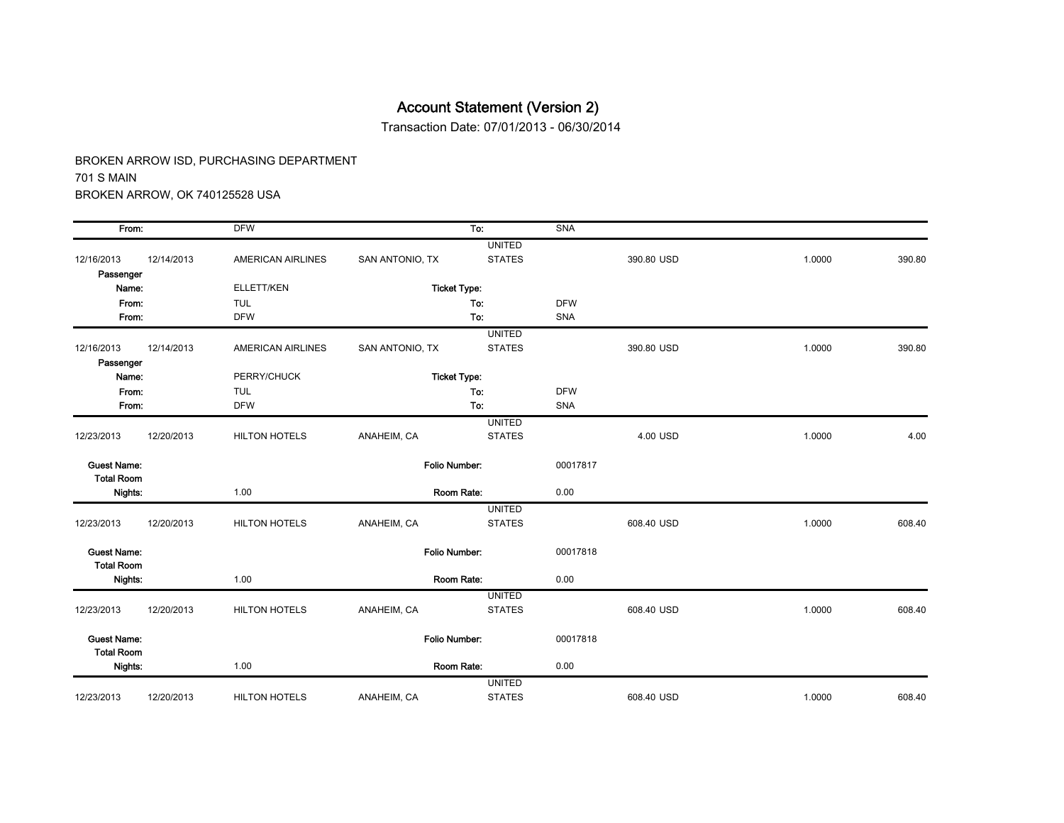# Account Statement (Version 2)

Transaction Date: 07/01/2013 - 06/30/2014

BROKEN ARROW ISD, PURCHASING DEPARTMENT
701 S MAIN
BROKEN ARROW, OK 740125528 USA

| | | | | | | | | |
|---|---|---|---|---|---|---|---|---|
| From: | | DFW | | To: | SNA | | | |
| 12/16/2013 | 12/14/2013 | AMERICAN AIRLINES | SAN ANTONIO, TX | UNITED STATES | | 390.80 USD | 1.0000 | 390.80 |
| Passenger Name: | | ELLETT/KEN | | Ticket Type: | | | | |
| From: | | TUL | | To: | DFW | | | |
| From: | | DFW | | To: | SNA | | | |
| 12/16/2013 | 12/14/2013 | AMERICAN AIRLINES | SAN ANTONIO, TX | UNITED STATES | | 390.80 USD | 1.0000 | 390.80 |
| Passenger Name: | | PERRY/CHUCK | | Ticket Type: | | | | |
| From: | | TUL | | To: | DFW | | | |
| From: | | DFW | | To: | SNA | | | |
| 12/23/2013 | 12/20/2013 | HILTON HOTELS | ANAHEIM, CA | UNITED STATES | | 4.00 USD | 1.0000 | 4.00 |
| Guest Name: | | | | Folio Number: | 00017817 | | | |
| Total Room Nights: | | 1.00 | | Room Rate: | 0.00 | | | |
| 12/23/2013 | 12/20/2013 | HILTON HOTELS | ANAHEIM, CA | UNITED STATES | | 608.40 USD | 1.0000 | 608.40 |
| Guest Name: | | | | Folio Number: | 00017818 | | | |
| Total Room Nights: | | 1.00 | | Room Rate: | 0.00 | | | |
| 12/23/2013 | 12/20/2013 | HILTON HOTELS | ANAHEIM, CA | UNITED STATES | | 608.40 USD | 1.0000 | 608.40 |
| Guest Name: | | | | Folio Number: | 00017818 | | | |
| Total Room Nights: | | 1.00 | | Room Rate: | 0.00 | | | |
| 12/23/2013 | 12/20/2013 | HILTON HOTELS | ANAHEIM, CA | UNITED STATES | | 608.40 USD | 1.0000 | 608.40 |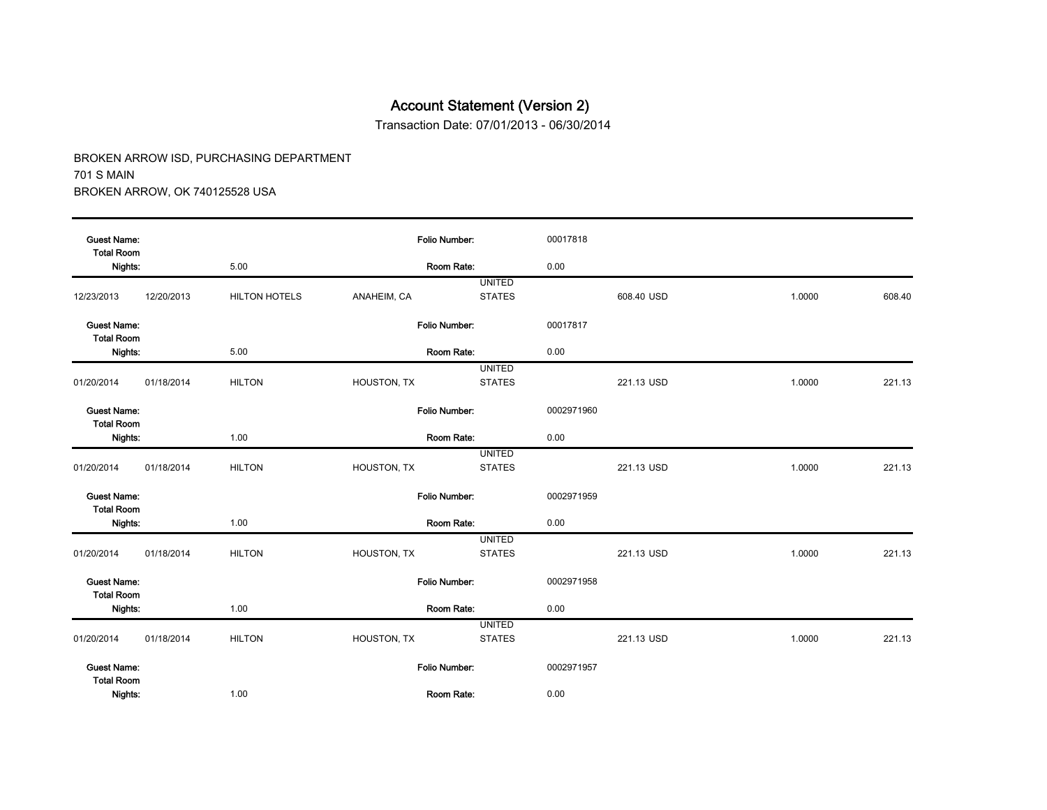# Account Statement (Version 2)

Transaction Date: 07/01/2013 - 06/30/2014

BROKEN ARROW ISD, PURCHASING DEPARTMENT
701 S MAIN
BROKEN ARROW, OK 740125528 USA

| | | | | | | | |
|---|---|---|---|---|---|---|---|
| **Guest Name:** | | | **Folio Number:** | | 00017818 | | |
| **Total Room Nights:** | | 5.00 | **Room Rate:** | | 0.00 | | |
| 12/23/2013 | 12/20/2013 | HILTON HOTELS | ANAHEIM, CA | UNITED STATES | 608.40 USD | 1.0000 | 608.40 |
| **Guest Name:** | | | **Folio Number:** | | 00017817 | | |
| **Total Room Nights:** | | 5.00 | **Room Rate:** | | 0.00 | | |
| 01/20/2014 | 01/18/2014 | HILTON | HOUSTON, TX | UNITED STATES | 221.13 USD | 1.0000 | 221.13 |
| **Guest Name:** | | | **Folio Number:** | | 0002971960 | | |
| **Total Room Nights:** | | 1.00 | **Room Rate:** | | 0.00 | | |
| 01/20/2014 | 01/18/2014 | HILTON | HOUSTON, TX | UNITED STATES | 221.13 USD | 1.0000 | 221.13 |
| **Guest Name:** | | | **Folio Number:** | | 0002971959 | | |
| **Total Room Nights:** | | 1.00 | **Room Rate:** | | 0.00 | | |
| 01/20/2014 | 01/18/2014 | HILTON | HOUSTON, TX | UNITED STATES | 221.13 USD | 1.0000 | 221.13 |
| **Guest Name:** | | | **Folio Number:** | | 0002971958 | | |
| **Total Room Nights:** | | 1.00 | **Room Rate:** | | 0.00 | | |
| 01/20/2014 | 01/18/2014 | HILTON | HOUSTON, TX | UNITED STATES | 221.13 USD | 1.0000 | 221.13 |
| **Guest Name:** | | | **Folio Number:** | | 0002971957 | | |
| **Total Room Nights:** | | 1.00 | **Room Rate:** | | 0.00 | | |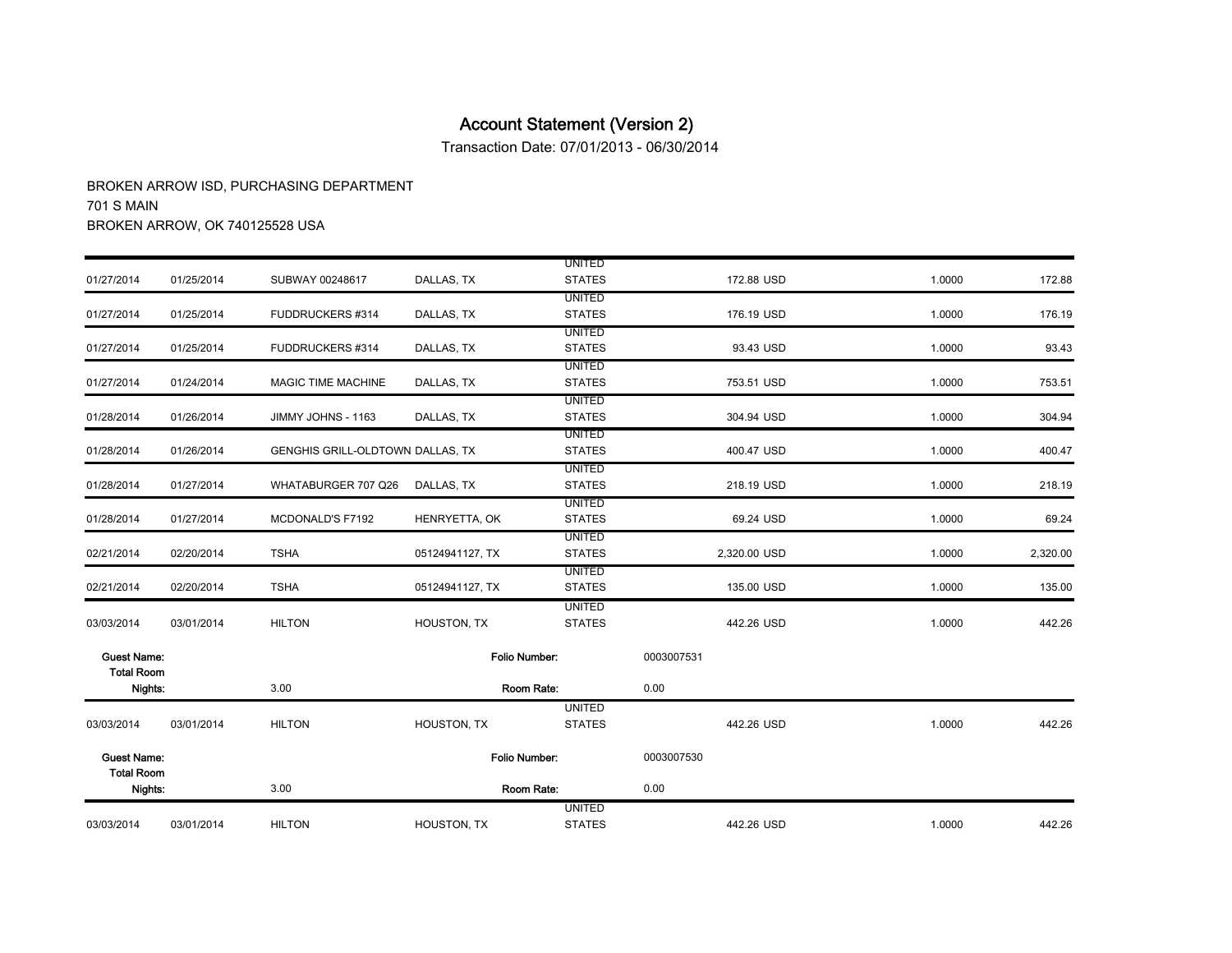# Account Statement (Version 2)

Transaction Date: 07/01/2013 - 06/30/2014

BROKEN ARROW ISD, PURCHASING DEPARTMENT
701 S MAIN
BROKEN ARROW, OK 740125528 USA

| | | | | | | | |
|---|---|---|---|---|---|---|---|
| 01/27/2014 | 01/25/2014 | SUBWAY 00248617 | DALLAS, TX | UNITED STATES | 172.88 USD | 1.0000 | 172.88 |
| 01/27/2014 | 01/25/2014 | FUDDRUCKERS #314 | DALLAS, TX | UNITED STATES | 176.19 USD | 1.0000 | 176.19 |
| 01/27/2014 | 01/25/2014 | FUDDRUCKERS #314 | DALLAS, TX | UNITED STATES | 93.43 USD | 1.0000 | 93.43 |
| 01/27/2014 | 01/24/2014 | MAGIC TIME MACHINE | DALLAS, TX | UNITED STATES | 753.51 USD | 1.0000 | 753.51 |
| 01/28/2014 | 01/26/2014 | JIMMY JOHNS - 1163 | DALLAS, TX | UNITED STATES | 304.94 USD | 1.0000 | 304.94 |
| 01/28/2014 | 01/26/2014 | GENGHIS GRILL-OLDTOWN | DALLAS, TX | UNITED STATES | 400.47 USD | 1.0000 | 400.47 |
| 01/28/2014 | 01/27/2014 | WHATABURGER 707 Q26 | DALLAS, TX | UNITED STATES | 218.19 USD | 1.0000 | 218.19 |
| 01/28/2014 | 01/27/2014 | MCDONALD'S F7192 | HENRYETTA, OK | UNITED STATES | 69.24 USD | 1.0000 | 69.24 |
| 02/21/2014 | 02/20/2014 | TSHA | 05124941127, TX | UNITED STATES | 2,320.00 USD | 1.0000 | 2,320.00 |
| 02/21/2014 | 02/20/2014 | TSHA | 05124941127, TX | UNITED STATES | 135.00 USD | 1.0000 | 135.00 |
| 03/03/2014 | 03/01/2014 | HILTON | HOUSTON, TX | UNITED STATES | 442.26 USD | 1.0000 | 442.26 |
| **Guest Name:** | | | **Folio Number:** | | 0003007531 | | |
| **Total Room Nights:** | | 3.00 | **Room Rate:** | | 0.00 | | |
| 03/03/2014 | 03/01/2014 | HILTON | HOUSTON, TX | UNITED STATES | 442.26 USD | 1.0000 | 442.26 |
| **Guest Name:** | | | **Folio Number:** | | 0003007530 | | |
| **Total Room Nights:** | | 3.00 | **Room Rate:** | | 0.00 | | |
| 03/03/2014 | 03/01/2014 | HILTON | HOUSTON, TX | UNITED STATES | 442.26 USD | 1.0000 | 442.26 |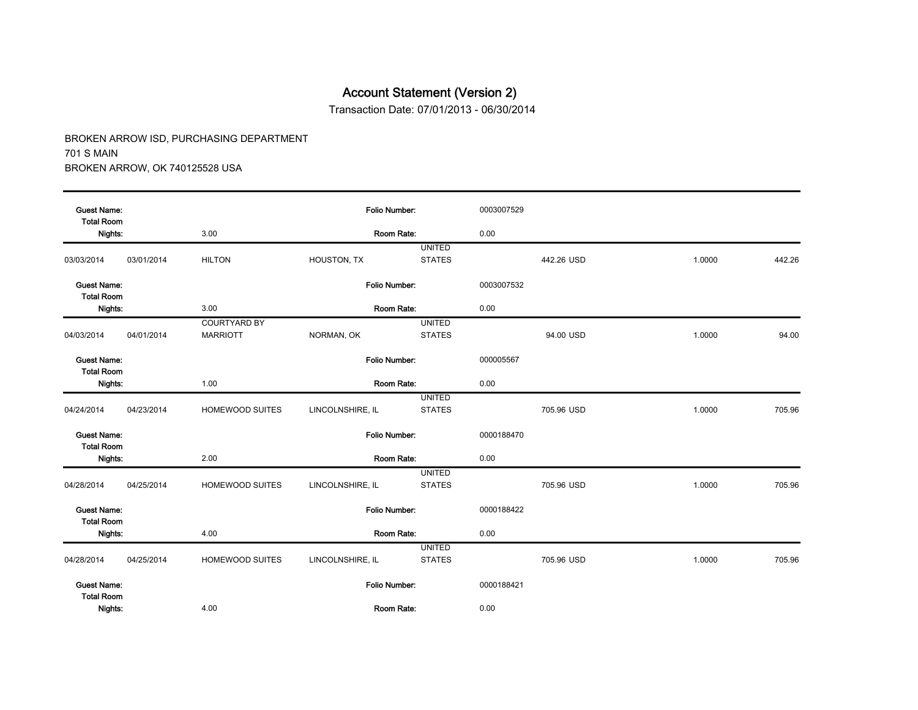# Account Statement (Version 2)

Transaction Date: 07/01/2013 - 06/30/2014

BROKEN ARROW ISD, PURCHASING DEPARTMENT
701 S MAIN
BROKEN ARROW, OK 740125528 USA

| | | | | | | | |
|---|---|---|---|---|---|---|---|
| **Guest Name:** | | | **Folio Number:** | | 0003007529 | | |
| **Total Room Nights:** | | 3.00 | **Room Rate:** | | 0.00 | | |
| 03/03/2014 | 03/01/2014 | HILTON | HOUSTON, TX | UNITED STATES | 442.26 USD | 1.0000 | 442.26 |
| **Guest Name:** | | | **Folio Number:** | | 0003007532 | | |
| **Total Room Nights:** | | 3.00 | **Room Rate:** | | 0.00 | | |
| 04/03/2014 | 04/01/2014 | COURTYARD BY MARRIOTT | NORMAN, OK | UNITED STATES | 94.00 USD | 1.0000 | 94.00 |
| **Guest Name:** | | | **Folio Number:** | | 000005567 | | |
| **Total Room Nights:** | | 1.00 | **Room Rate:** | | 0.00 | | |
| 04/24/2014 | 04/23/2014 | HOMEWOOD SUITES | LINCOLNSHIRE, IL | UNITED STATES | 705.96 USD | 1.0000 | 705.96 |
| **Guest Name:** | | | **Folio Number:** | | 0000188470 | | |
| **Total Room Nights:** | | 2.00 | **Room Rate:** | | 0.00 | | |
| 04/28/2014 | 04/25/2014 | HOMEWOOD SUITES | LINCOLNSHIRE, IL | UNITED STATES | 705.96 USD | 1.0000 | 705.96 |
| **Guest Name:** | | | **Folio Number:** | | 0000188422 | | |
| **Total Room Nights:** | | 4.00 | **Room Rate:** | | 0.00 | | |
| 04/28/2014 | 04/25/2014 | HOMEWOOD SUITES | LINCOLNSHIRE, IL | UNITED STATES | 705.96 USD | 1.0000 | 705.96 |
| **Guest Name:** | | | **Folio Number:** | | 0000188421 | | |
| **Total Room Nights:** | | 4.00 | **Room Rate:** | | 0.00 | | |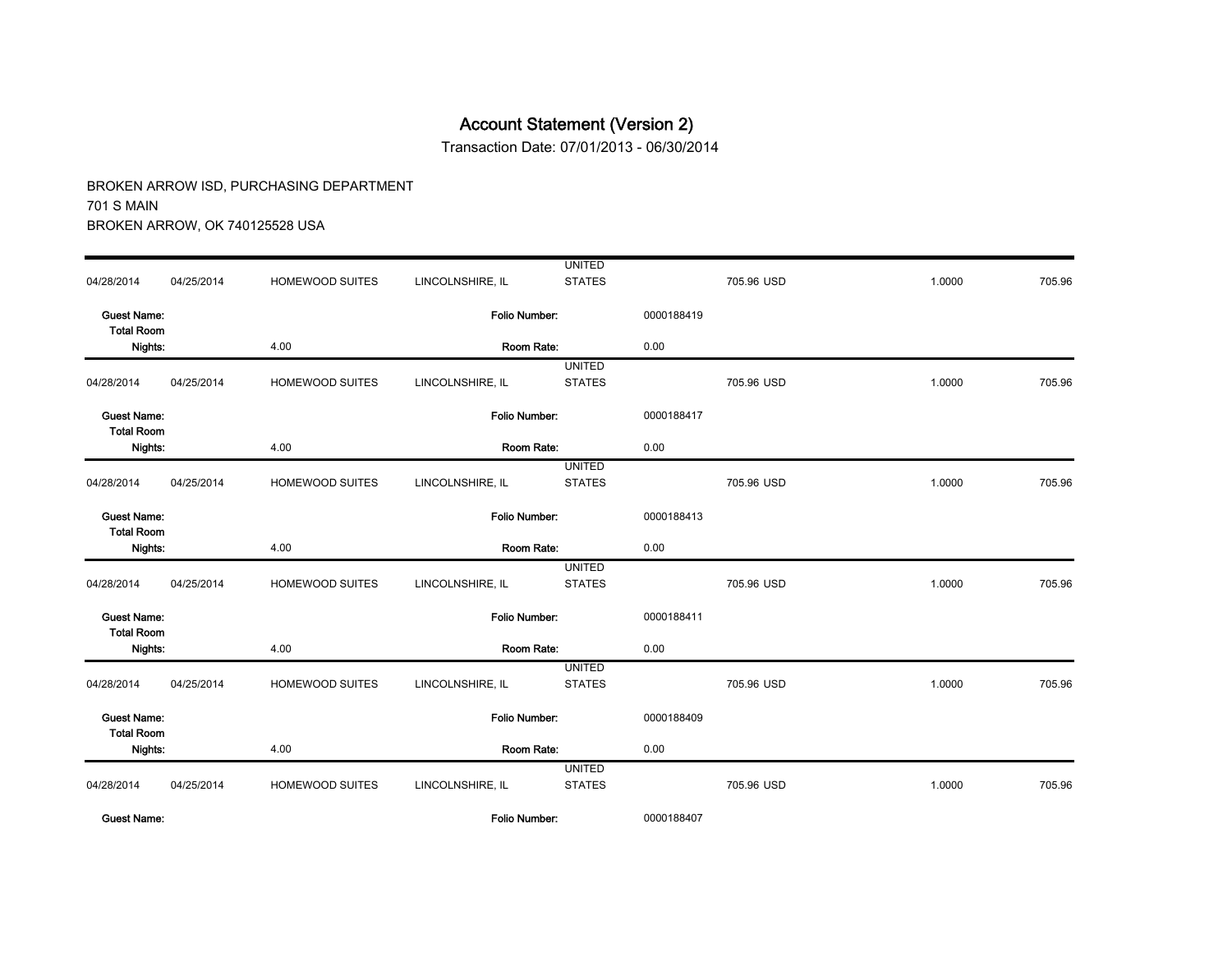# Account Statement (Version 2)

Transaction Date: 07/01/2013 - 06/30/2014

BROKEN ARROW ISD, PURCHASING DEPARTMENT
701 S MAIN
BROKEN ARROW, OK 740125528 USA

| | | | | | | | | |
|---|---|---|---|---|---|---|---|---|
| 04/28/2014 | 04/25/2014 | HOMEWOOD SUITES | LINCOLNSHIRE, IL | UNITED STATES | | 705.96 USD | 1.0000 | 705.96 |
| **Guest Name:** | | | **Folio Number:** | | 0000188419 | | | |
| **Total Room Nights:** | | 4.00 | **Room Rate:** | | 0.00 | | | |
| 04/28/2014 | 04/25/2014 | HOMEWOOD SUITES | LINCOLNSHIRE, IL | UNITED STATES | | 705.96 USD | 1.0000 | 705.96 |
| **Guest Name:** | | | **Folio Number:** | | 0000188417 | | | |
| **Total Room Nights:** | | 4.00 | **Room Rate:** | | 0.00 | | | |
| 04/28/2014 | 04/25/2014 | HOMEWOOD SUITES | LINCOLNSHIRE, IL | UNITED STATES | | 705.96 USD | 1.0000 | 705.96 |
| **Guest Name:** | | | **Folio Number:** | | 0000188413 | | | |
| **Total Room Nights:** | | 4.00 | **Room Rate:** | | 0.00 | | | |
| 04/28/2014 | 04/25/2014 | HOMEWOOD SUITES | LINCOLNSHIRE, IL | UNITED STATES | | 705.96 USD | 1.0000 | 705.96 |
| **Guest Name:** | | | **Folio Number:** | | 0000188411 | | | |
| **Total Room Nights:** | | 4.00 | **Room Rate:** | | 0.00 | | | |
| 04/28/2014 | 04/25/2014 | HOMEWOOD SUITES | LINCOLNSHIRE, IL | UNITED STATES | | 705.96 USD | 1.0000 | 705.96 |
| **Guest Name:** | | | **Folio Number:** | | 0000188409 | | | |
| **Total Room Nights:** | | 4.00 | **Room Rate:** | | 0.00 | | | |
| 04/28/2014 | 04/25/2014 | HOMEWOOD SUITES | LINCOLNSHIRE, IL | UNITED STATES | | 705.96 USD | 1.0000 | 705.96 |
| **Guest Name:** | | | **Folio Number:** | | 0000188407 | | | |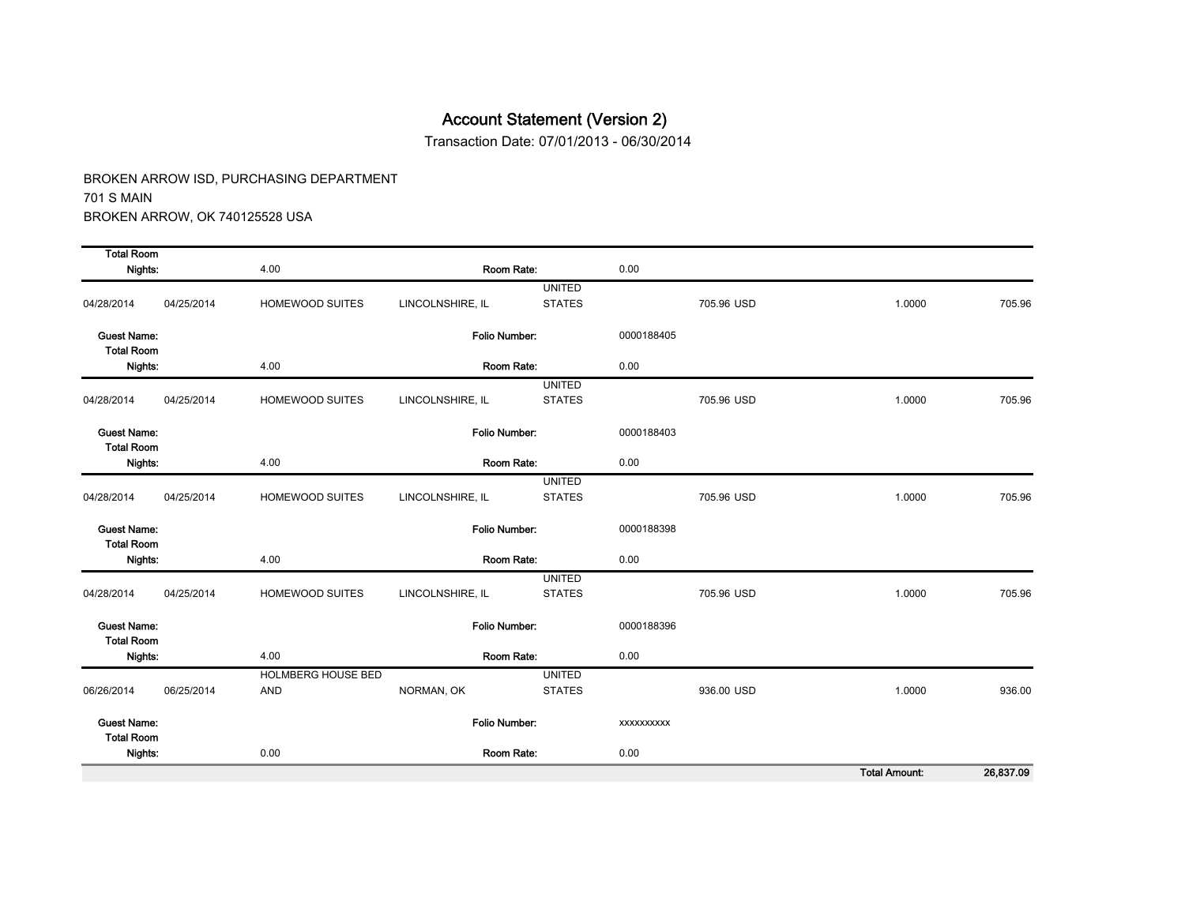# Account Statement (Version 2)

Transaction Date: 07/01/2013 - 06/30/2014

BROKEN ARROW ISD, PURCHASING DEPARTMENT
701 S MAIN
BROKEN ARROW, OK 740125528 USA

| | | | | | | | |
|---|---|---|---|---|---|---|---|
| **Total Room Nights:** | | 4.00 | **Room Rate:** | | 0.00 | | |
| 04/28/2014 | 04/25/2014 | HOMEWOOD SUITES | LINCOLNSHIRE, IL | UNITED STATES | 705.96 USD | 1.0000 | 705.96 |
| **Guest Name:** | | | **Folio Number:** | | 0000188405 | | |
| **Total Room Nights:** | | 4.00 | **Room Rate:** | | 0.00 | | |
| 04/28/2014 | 04/25/2014 | HOMEWOOD SUITES | LINCOLNSHIRE, IL | UNITED STATES | 705.96 USD | 1.0000 | 705.96 |
| **Guest Name:** | | | **Folio Number:** | | 0000188403 | | |
| **Total Room Nights:** | | 4.00 | **Room Rate:** | | 0.00 | | |
| 04/28/2014 | 04/25/2014 | HOMEWOOD SUITES | LINCOLNSHIRE, IL | UNITED STATES | 705.96 USD | 1.0000 | 705.96 |
| **Guest Name:** | | | **Folio Number:** | | 0000188398 | | |
| **Total Room Nights:** | | 4.00 | **Room Rate:** | | 0.00 | | |
| 04/28/2014 | 04/25/2014 | HOMEWOOD SUITES | LINCOLNSHIRE, IL | UNITED STATES | 705.96 USD | 1.0000 | 705.96 |
| **Guest Name:** | | | **Folio Number:** | | 0000188396 | | |
| **Total Room Nights:** | | 4.00 | **Room Rate:** | | 0.00 | | |
| 06/26/2014 | 06/25/2014 | HOLMBERG HOUSE BED AND | NORMAN, OK | UNITED STATES | 936.00 USD | 1.0000 | 936.00 |
| **Guest Name:** | | | **Folio Number:** | | xxxxxxxxxx | | |
| **Total Room Nights:** | | 0.00 | **Room Rate:** | | 0.00 | | |
| | | | | | | **Total Amount:** | **26,837.09** |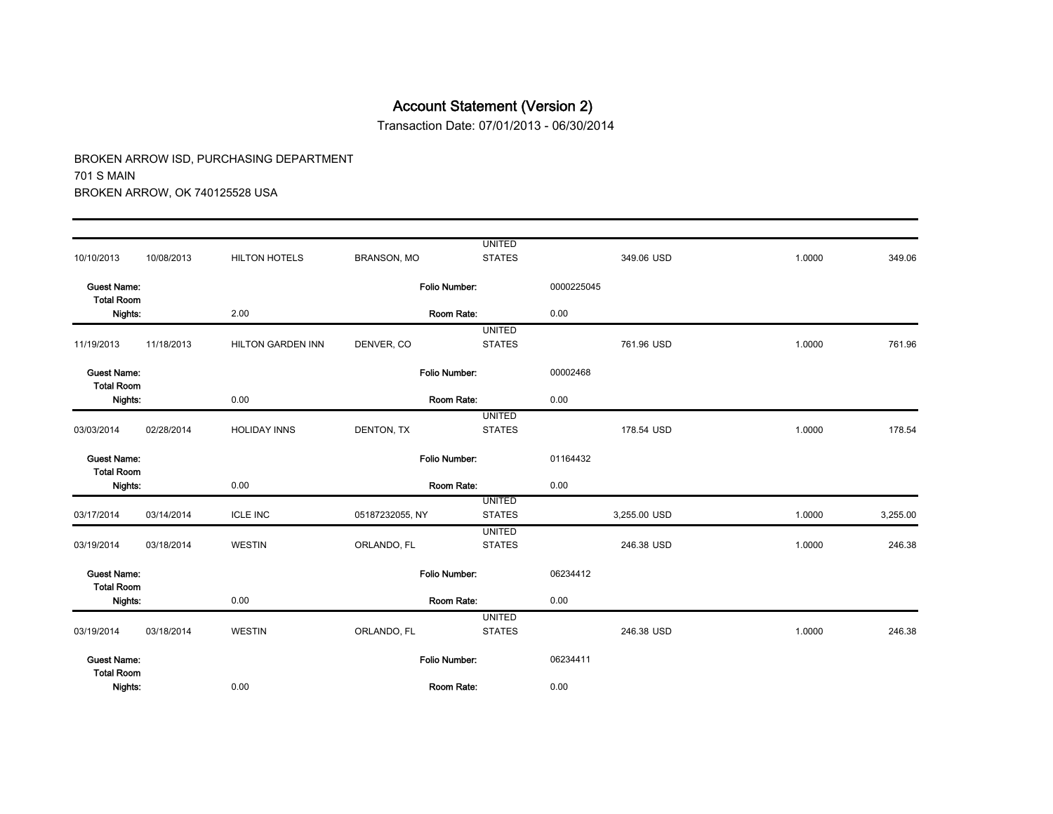# Account Statement (Version 2)

Transaction Date: 07/01/2013 - 06/30/2014

BROKEN ARROW ISD, PURCHASING DEPARTMENT
701 S MAIN
BROKEN ARROW, OK 740125528 USA

| | | | | | | | |
|---|---|---|---|---|---|---|---|
| 10/10/2013 | 10/08/2013 | HILTON HOTELS | BRANSON, MO | UNITED STATES | 349.06 USD | 1.0000 | 349.06 |
| **Guest Name:** | | | **Folio Number:** | | 0000225045 | | |
| **Total Room Nights:** | | 2.00 | **Room Rate:** | | 0.00 | | |
| 11/19/2013 | 11/18/2013 | HILTON GARDEN INN | DENVER, CO | UNITED STATES | 761.96 USD | 1.0000 | 761.96 |
| **Guest Name:** | | | **Folio Number:** | | 00002468 | | |
| **Total Room Nights:** | | 0.00 | **Room Rate:** | | 0.00 | | |
| 03/03/2014 | 02/28/2014 | HOLIDAY INNS | DENTON, TX | UNITED STATES | 178.54 USD | 1.0000 | 178.54 |
| **Guest Name:** | | | **Folio Number:** | | 01164432 | | |
| **Total Room Nights:** | | 0.00 | **Room Rate:** | | 0.00 | | |
| 03/17/2014 | 03/14/2014 | ICLE INC | 05187232055, NY | UNITED STATES | 3,255.00 USD | 1.0000 | 3,255.00 |
| 03/19/2014 | 03/18/2014 | WESTIN | ORLANDO, FL | UNITED STATES | 246.38 USD | 1.0000 | 246.38 |
| **Guest Name:** | | | **Folio Number:** | | 06234412 | | |
| **Total Room Nights:** | | 0.00 | **Room Rate:** | | 0.00 | | |
| 03/19/2014 | 03/18/2014 | WESTIN | ORLANDO, FL | UNITED STATES | 246.38 USD | 1.0000 | 246.38 |
| **Guest Name:** | | | **Folio Number:** | | 06234411 | | |
| **Total Room Nights:** | | 0.00 | **Room Rate:** | | 0.00 | | |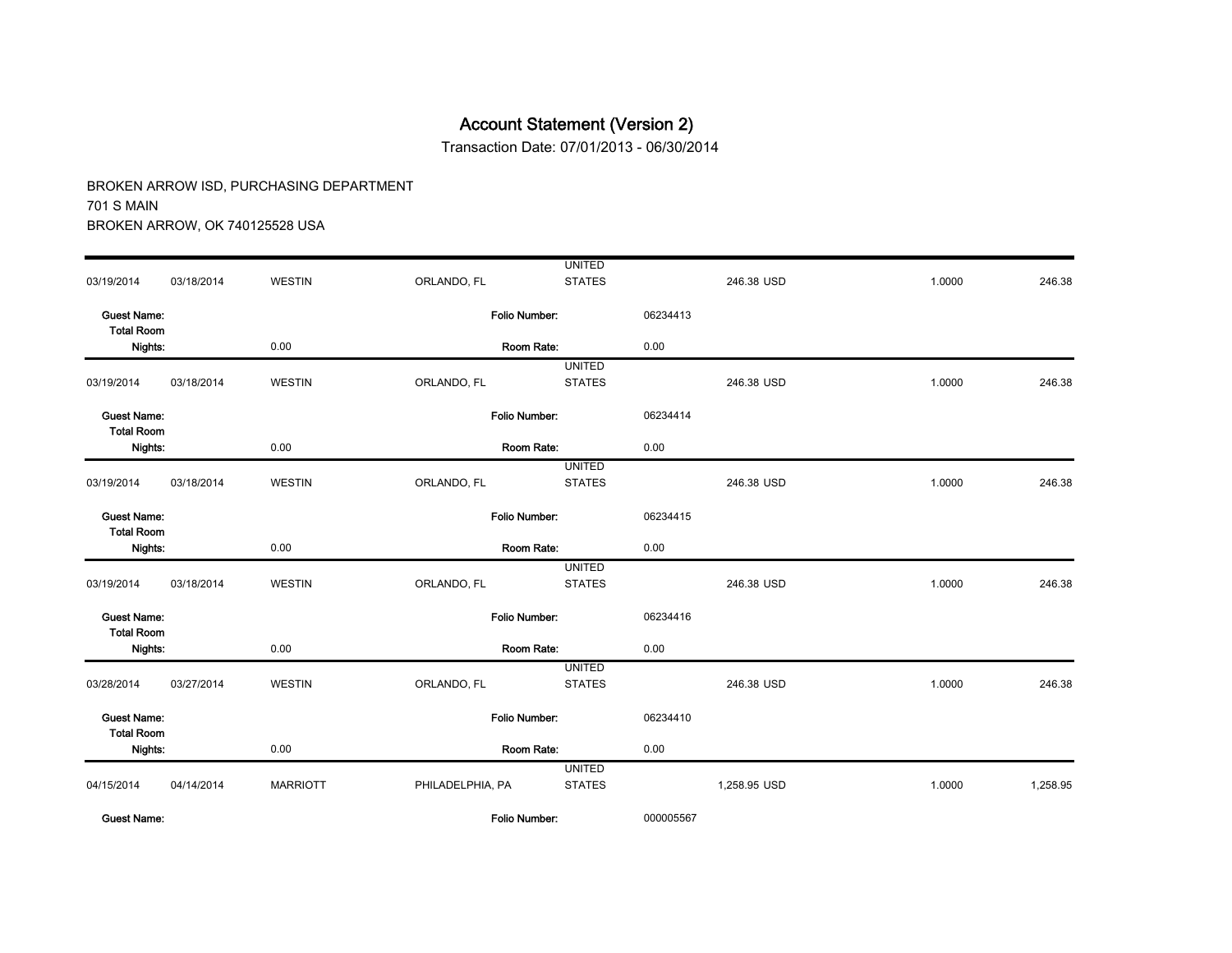# Account Statement (Version 2)

Transaction Date: 07/01/2013 - 06/30/2014

BROKEN ARROW ISD, PURCHASING DEPARTMENT
701 S MAIN
BROKEN ARROW, OK 740125528 USA

| | | | | | | | |
|---|---|---|---|---|---|---|---|
| 03/19/2014 | 03/18/2014 | WESTIN | ORLANDO, FL | UNITED STATES | 246.38 USD | 1.0000 | 246.38 |
| **Guest Name:** | | | **Folio Number:** | | 06234413 | | |
| **Total Room Nights:** | | 0.00 | **Room Rate:** | | 0.00 | | |
| 03/19/2014 | 03/18/2014 | WESTIN | ORLANDO, FL | UNITED STATES | 246.38 USD | 1.0000 | 246.38 |
| **Guest Name:** | | | **Folio Number:** | | 06234414 | | |
| **Total Room Nights:** | | 0.00 | **Room Rate:** | | 0.00 | | |
| 03/19/2014 | 03/18/2014 | WESTIN | ORLANDO, FL | UNITED STATES | 246.38 USD | 1.0000 | 246.38 |
| **Guest Name:** | | | **Folio Number:** | | 06234415 | | |
| **Total Room Nights:** | | 0.00 | **Room Rate:** | | 0.00 | | |
| 03/19/2014 | 03/18/2014 | WESTIN | ORLANDO, FL | UNITED STATES | 246.38 USD | 1.0000 | 246.38 |
| **Guest Name:** | | | **Folio Number:** | | 06234416 | | |
| **Total Room Nights:** | | 0.00 | **Room Rate:** | | 0.00 | | |
| 03/28/2014 | 03/27/2014 | WESTIN | ORLANDO, FL | UNITED STATES | 246.38 USD | 1.0000 | 246.38 |
| **Guest Name:** | | | **Folio Number:** | | 06234410 | | |
| **Total Room Nights:** | | 0.00 | **Room Rate:** | | 0.00 | | |
| 04/15/2014 | 04/14/2014 | MARRIOTT | PHILADELPHIA, PA | UNITED STATES | 1,258.95 USD | 1.0000 | 1,258.95 |
| **Guest Name:** | | | **Folio Number:** | | 000005567 | | |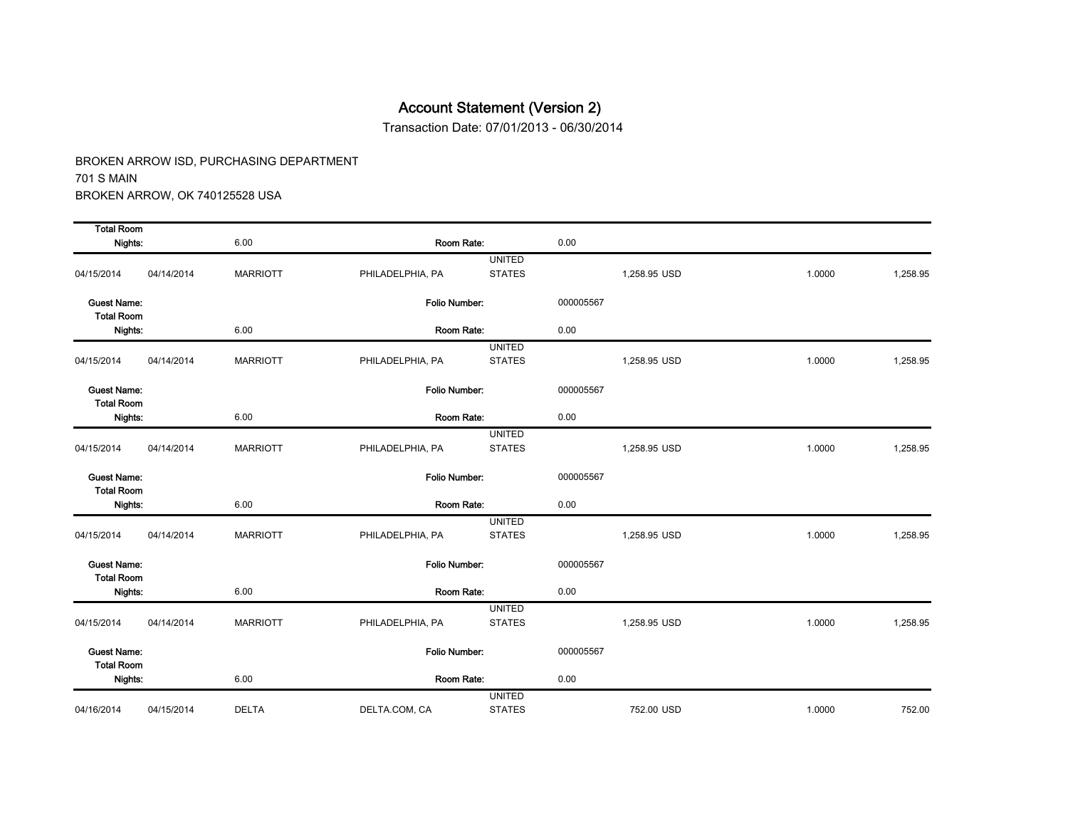# Account Statement (Version 2)

Transaction Date: 07/01/2013 - 06/30/2014

BROKEN ARROW ISD, PURCHASING DEPARTMENT
701 S MAIN
BROKEN ARROW, OK 740125528 USA

| | | | | | | | |
|---|---|---|---|---|---|---|---|
| **Total Room Nights:** | | 6.00 | **Room Rate:** | | 0.00 | | |
| 04/15/2014 | 04/14/2014 | MARRIOTT | PHILADELPHIA, PA | UNITED STATES | 1,258.95 USD | 1.0000 | 1,258.95 |
| **Guest Name:** | | | **Folio Number:** | | 000005567 | | |
| **Total Room Nights:** | | 6.00 | **Room Rate:** | | 0.00 | | |
| 04/15/2014 | 04/14/2014 | MARRIOTT | PHILADELPHIA, PA | UNITED STATES | 1,258.95 USD | 1.0000 | 1,258.95 |
| **Guest Name:** | | | **Folio Number:** | | 000005567 | | |
| **Total Room Nights:** | | 6.00 | **Room Rate:** | | 0.00 | | |
| 04/15/2014 | 04/14/2014 | MARRIOTT | PHILADELPHIA, PA | UNITED STATES | 1,258.95 USD | 1.0000 | 1,258.95 |
| **Guest Name:** | | | **Folio Number:** | | 000005567 | | |
| **Total Room Nights:** | | 6.00 | **Room Rate:** | | 0.00 | | |
| 04/15/2014 | 04/14/2014 | MARRIOTT | PHILADELPHIA, PA | UNITED STATES | 1,258.95 USD | 1.0000 | 1,258.95 |
| **Guest Name:** | | | **Folio Number:** | | 000005567 | | |
| **Total Room Nights:** | | 6.00 | **Room Rate:** | | 0.00 | | |
| 04/15/2014 | 04/14/2014 | MARRIOTT | PHILADELPHIA, PA | UNITED STATES | 1,258.95 USD | 1.0000 | 1,258.95 |
| **Guest Name:** | | | **Folio Number:** | | 000005567 | | |
| **Total Room Nights:** | | 6.00 | **Room Rate:** | | 0.00 | | |
| 04/16/2014 | 04/15/2014 | DELTA | DELTA.COM, CA | UNITED STATES | 752.00 USD | 1.0000 | 752.00 |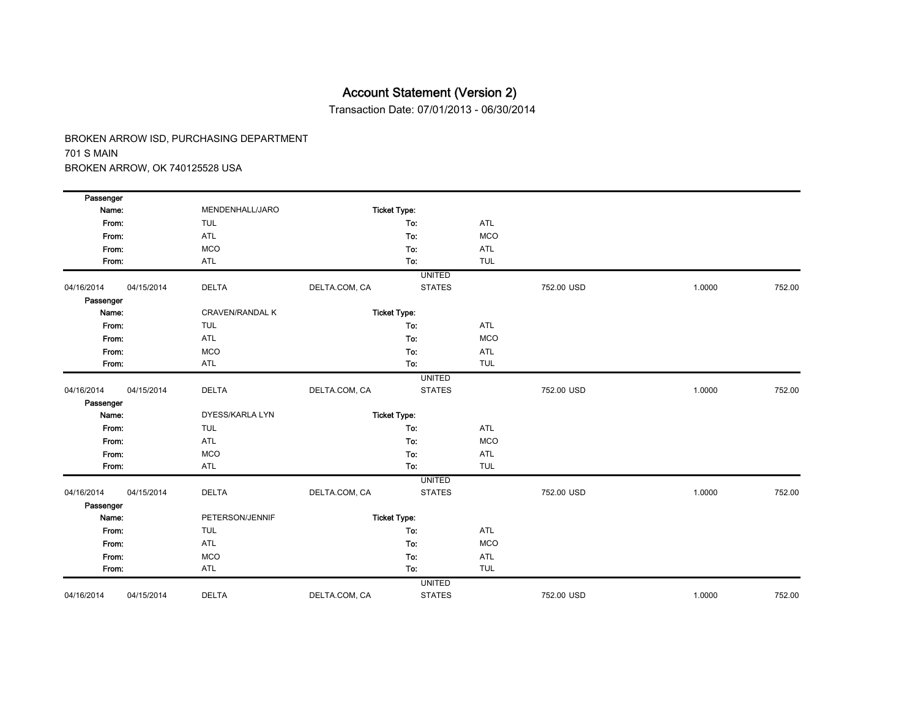# Account Statement (Version 2)

Transaction Date: 07/01/2013 - 06/30/2014

BROKEN ARROW ISD, PURCHASING DEPARTMENT
701 S MAIN
BROKEN ARROW, OK 740125528 USA

| | | | | | | | | |
|---|---|---|---|---|---|---|---|---|
| Passenger Name: | | MENDENHALL/JARO | Ticket Type: | | | | | |
| From: | | TUL | To: | | ATL | | | |
| From: | | ATL | To: | | MCO | | | |
| From: | | MCO | To: | | ATL | | | |
| From: | | ATL | To: | | TUL | | | |
| 04/16/2014 | 04/15/2014 | DELTA | DELTA.COM, CA | UNITED STATES | | 752.00 USD | 1.0000 | 752.00 |
| Passenger Name: | | CRAVEN/RANDAL K | Ticket Type: | | | | | |
| From: | | TUL | To: | | ATL | | | |
| From: | | ATL | To: | | MCO | | | |
| From: | | MCO | To: | | ATL | | | |
| From: | | ATL | To: | | TUL | | | |
| 04/16/2014 | 04/15/2014 | DELTA | DELTA.COM, CA | UNITED STATES | | 752.00 USD | 1.0000 | 752.00 |
| Passenger Name: | | DYESS/KARLA LYN | Ticket Type: | | | | | |
| From: | | TUL | To: | | ATL | | | |
| From: | | ATL | To: | | MCO | | | |
| From: | | MCO | To: | | ATL | | | |
| From: | | ATL | To: | | TUL | | | |
| 04/16/2014 | 04/15/2014 | DELTA | DELTA.COM, CA | UNITED STATES | | 752.00 USD | 1.0000 | 752.00 |
| Passenger Name: | | PETERSON/JENNIF | Ticket Type: | | | | | |
| From: | | TUL | To: | | ATL | | | |
| From: | | ATL | To: | | MCO | | | |
| From: | | MCO | To: | | ATL | | | |
| From: | | ATL | To: | | TUL | | | |
| 04/16/2014 | 04/15/2014 | DELTA | DELTA.COM, CA | UNITED STATES | | 752.00 USD | 1.0000 | 752.00 |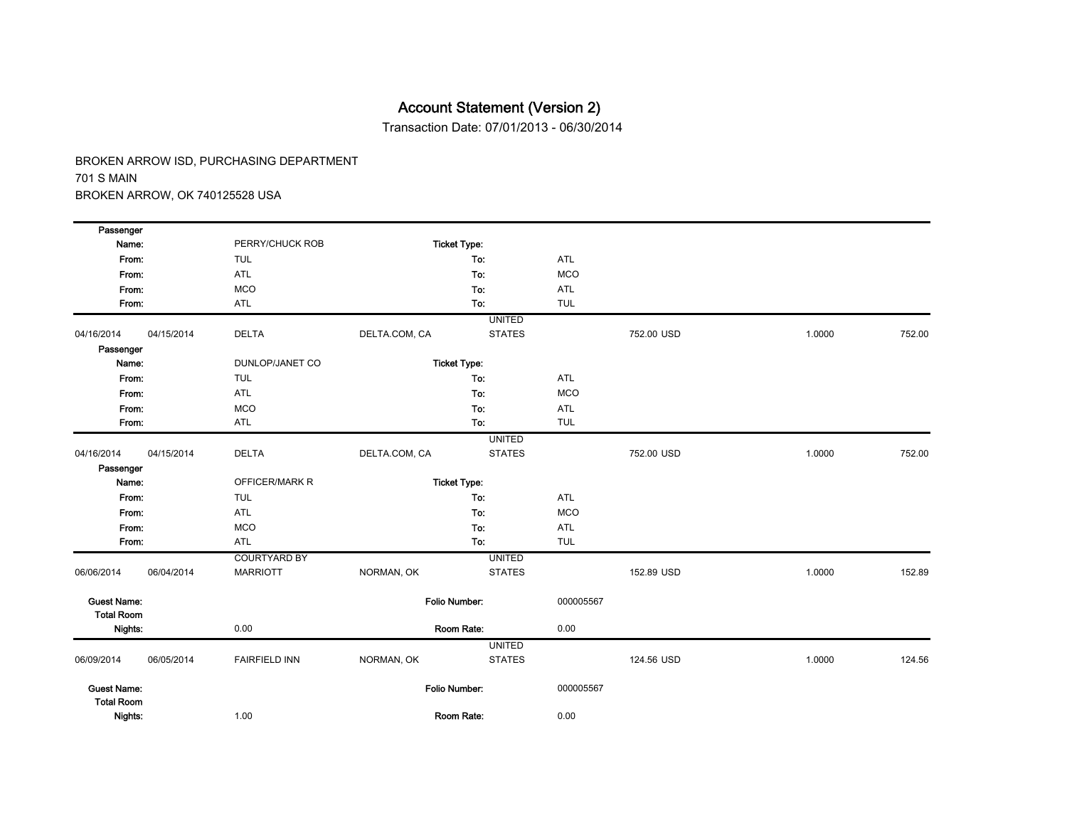# Account Statement (Version 2)

Transaction Date: 07/01/2013 - 06/30/2014

BROKEN ARROW ISD, PURCHASING DEPARTMENT
701 S MAIN
BROKEN ARROW, OK 740125528 USA

| | | | | | | | | |
|---|---|---|---|---|---|---|---|---|
| **Passenger Name:** | | PERRY/CHUCK ROB | **Ticket Type:** | | | | | |
| **From:** | | TUL | **To:** | | ATL | | | |
| **From:** | | ATL | **To:** | | MCO | | | |
| **From:** | | MCO | **To:** | | ATL | | | |
| **From:** | | ATL | **To:** | | TUL | | | |
| 04/16/2014 | 04/15/2014 | DELTA | DELTA.COM, CA | UNITED STATES | | 752.00 USD | 1.0000 | 752.00 |
| **Passenger Name:** | | DUNLOP/JANET CO | **Ticket Type:** | | | | | |
| **From:** | | TUL | **To:** | | ATL | | | |
| **From:** | | ATL | **To:** | | MCO | | | |
| **From:** | | MCO | **To:** | | ATL | | | |
| **From:** | | ATL | **To:** | | TUL | | | |
| 04/16/2014 | 04/15/2014 | DELTA | DELTA.COM, CA | UNITED STATES | | 752.00 USD | 1.0000 | 752.00 |
| **Passenger Name:** | | OFFICER/MARK R | **Ticket Type:** | | | | | |
| **From:** | | TUL | **To:** | | ATL | | | |
| **From:** | | ATL | **To:** | | MCO | | | |
| **From:** | | MCO | **To:** | | ATL | | | |
| **From:** | | ATL | **To:** | | TUL | | | |
| 06/06/2014 | 06/04/2014 | COURTYARD BY MARRIOTT | NORMAN, OK | UNITED STATES | | 152.89 USD | 1.0000 | 152.89 |
| **Guest Name:** | | | **Folio Number:** | | 000005567 | | | |
| **Total Room Nights:** | | 0.00 | **Room Rate:** | | 0.00 | | | |
| 06/09/2014 | 06/05/2014 | FAIRFIELD INN | NORMAN, OK | UNITED STATES | | 124.56 USD | 1.0000 | 124.56 |
| **Guest Name:** | | | **Folio Number:** | | 000005567 | | | |
| **Total Room Nights:** | | 1.00 | **Room Rate:** | | 0.00 | | | |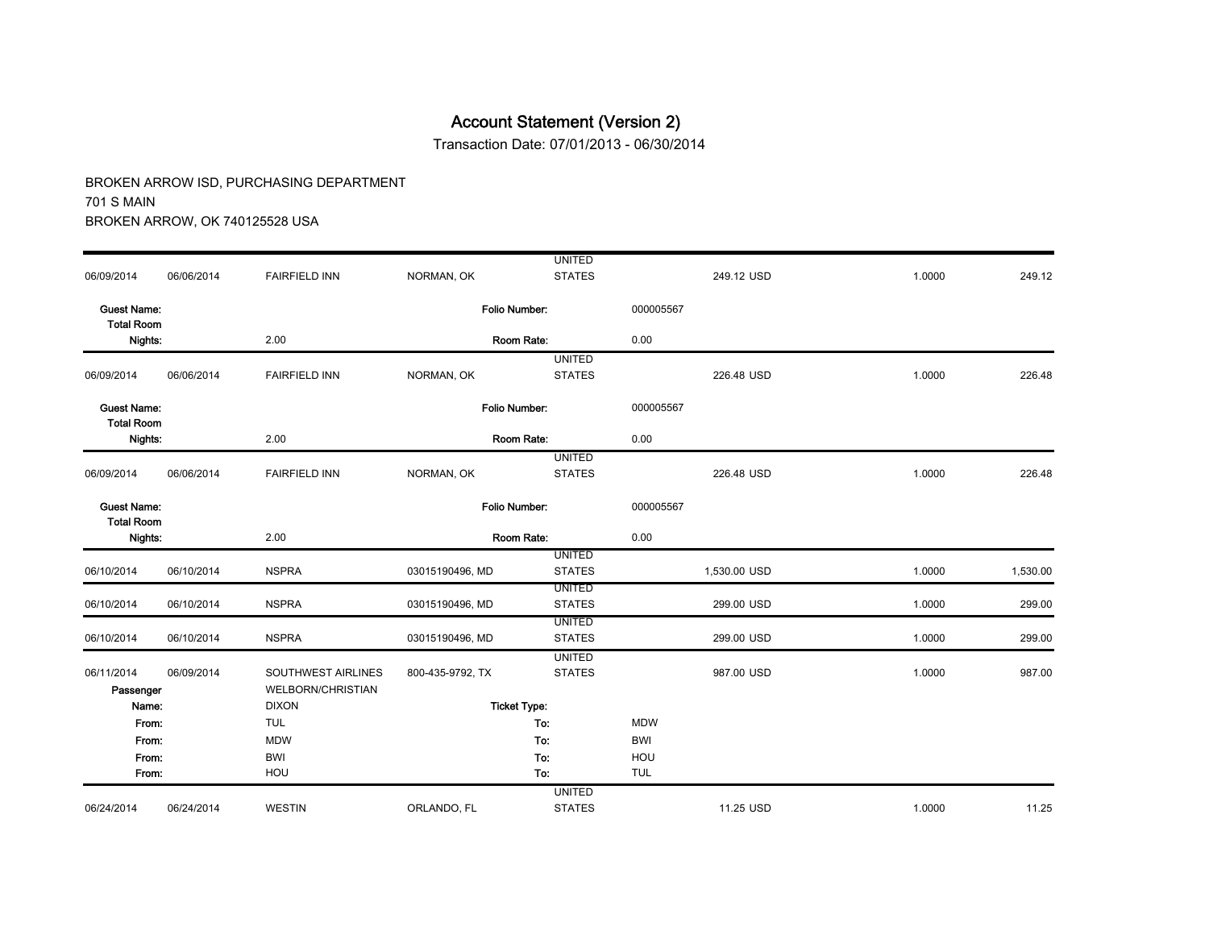# Account Statement (Version 2)

Transaction Date: 07/01/2013 - 06/30/2014

BROKEN ARROW ISD, PURCHASING DEPARTMENT
701 S MAIN
BROKEN ARROW, OK 740125528 USA

| | | | | | | | |
|---|---|---|---|---|---|---|---|
| 06/09/2014 | 06/06/2014 | FAIRFIELD INN | NORMAN, OK | UNITED STATES | 249.12 USD | 1.0000 | 249.12 |
| **Guest Name:** | | | **Folio Number:** | | 000005567 | | |
| **Total Room Nights:** | | 2.00 | **Room Rate:** | | 0.00 | | |
| 06/09/2014 | 06/06/2014 | FAIRFIELD INN | NORMAN, OK | UNITED STATES | 226.48 USD | 1.0000 | 226.48 |
| **Guest Name:** | | | **Folio Number:** | | 000005567 | | |
| **Total Room Nights:** | | 2.00 | **Room Rate:** | | 0.00 | | |
| 06/09/2014 | 06/06/2014 | FAIRFIELD INN | NORMAN, OK | UNITED STATES | 226.48 USD | 1.0000 | 226.48 |
| **Guest Name:** | | | **Folio Number:** | | 000005567 | | |
| **Total Room Nights:** | | 2.00 | **Room Rate:** | | 0.00 | | |
| 06/10/2014 | 06/10/2014 | NSPRA | 03015190496, MD | UNITED STATES | 1,530.00 USD | 1.0000 | 1,530.00 |
| 06/10/2014 | 06/10/2014 | NSPRA | 03015190496, MD | UNITED STATES | 299.00 USD | 1.0000 | 299.00 |
| 06/10/2014 | 06/10/2014 | NSPRA | 03015190496, MD | UNITED STATES | 299.00 USD | 1.0000 | 299.00 |
| 06/11/2014 | 06/09/2014 | SOUTHWEST AIRLINES | 800-435-9792, TX | UNITED STATES | 987.00 USD | 1.0000 | 987.00 |
| **Passenger Name:** | | WELBORN/CHRISTIAN DIXON | **Ticket Type:** | | | | |
| **From:** | | TUL | **To:** | | MDW | | |
| **From:** | | MDW | **To:** | | BWI | | |
| **From:** | | BWI | **To:** | | HOU | | |
| **From:** | | HOU | **To:** | | TUL | | |
| 06/24/2014 | 06/24/2014 | WESTIN | ORLANDO, FL | UNITED STATES | 11.25 USD | 1.0000 | 11.25 |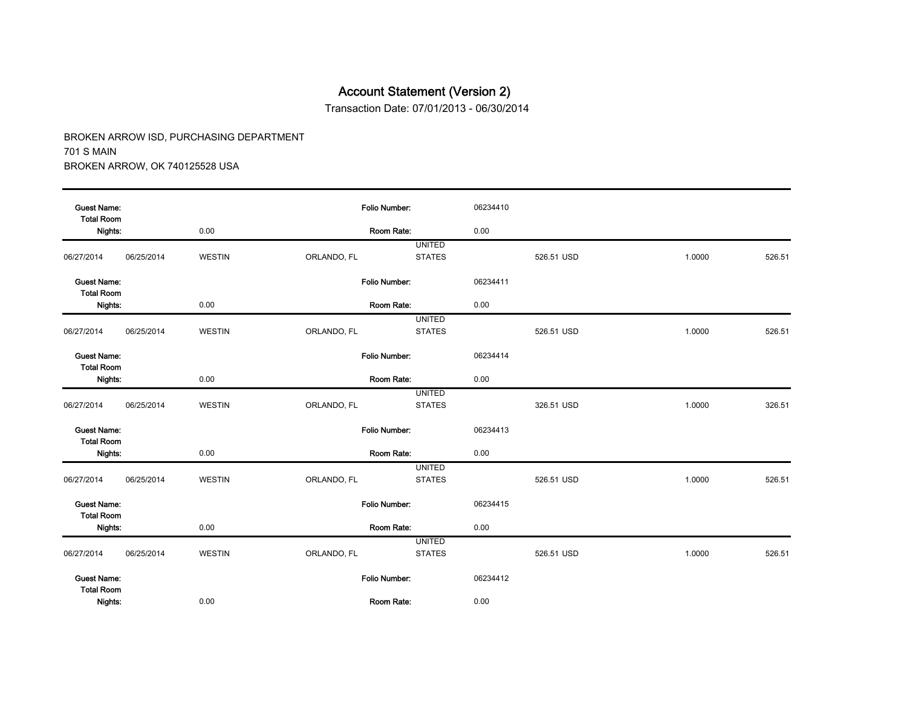# Account Statement (Version 2)

Transaction Date: 07/01/2013 - 06/30/2014

BROKEN ARROW ISD, PURCHASING DEPARTMENT
701 S MAIN
BROKEN ARROW, OK 740125528 USA

| **Guest Name:** | | | **Folio Number:** | | 06234410 | | | |
|---|---|---|---|---|---|---|---|---|
| **Total Room Nights:** | | 0.00 | **Room Rate:** | | 0.00 | | | |
| 06/27/2014 | 06/25/2014 | WESTIN | ORLANDO, FL | UNITED STATES | | 526.51 USD | 1.0000 | 526.51 |
| **Guest Name:** | | | **Folio Number:** | | 06234411 | | | |
| **Total Room Nights:** | | 0.00 | **Room Rate:** | | 0.00 | | | |
| 06/27/2014 | 06/25/2014 | WESTIN | ORLANDO, FL | UNITED STATES | | 526.51 USD | 1.0000 | 526.51 |
| **Guest Name:** | | | **Folio Number:** | | 06234414 | | | |
| **Total Room Nights:** | | 0.00 | **Room Rate:** | | 0.00 | | | |
| 06/27/2014 | 06/25/2014 | WESTIN | ORLANDO, FL | UNITED STATES | | 326.51 USD | 1.0000 | 326.51 |
| **Guest Name:** | | | **Folio Number:** | | 06234413 | | | |
| **Total Room Nights:** | | 0.00 | **Room Rate:** | | 0.00 | | | |
| 06/27/2014 | 06/25/2014 | WESTIN | ORLANDO, FL | UNITED STATES | | 526.51 USD | 1.0000 | 526.51 |
| **Guest Name:** | | | **Folio Number:** | | 06234415 | | | |
| **Total Room Nights:** | | 0.00 | **Room Rate:** | | 0.00 | | | |
| 06/27/2014 | 06/25/2014 | WESTIN | ORLANDO, FL | UNITED STATES | | 526.51 USD | 1.0000 | 526.51 |
| **Guest Name:** | | | **Folio Number:** | | 06234412 | | | |
| **Total Room Nights:** | | 0.00 | **Room Rate:** | | 0.00 | | | |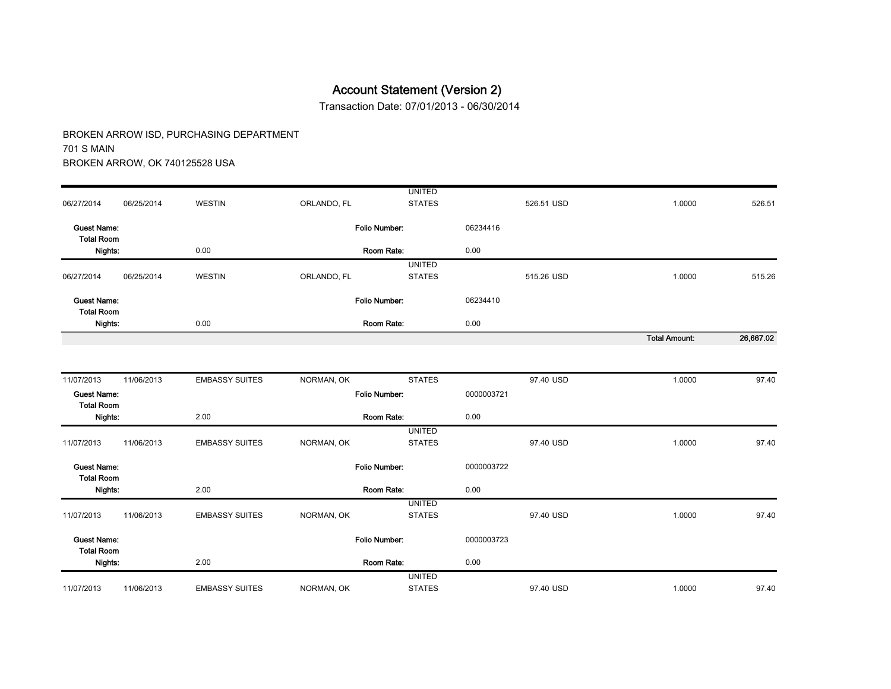# Account Statement (Version 2)

Transaction Date: 07/01/2013 - 06/30/2014

BROKEN ARROW ISD, PURCHASING DEPARTMENT
701 S MAIN
BROKEN ARROW, OK 740125528 USA

| | | | | | | | |
|---|---|---|---|---|---|---|---|
| 06/27/2014 | 06/25/2014 | WESTIN | ORLANDO, FL | UNITED STATES | 526.51 USD | 1.0000 | 526.51 |
| **Guest Name:** | | | **Folio Number:** | 06234416 | | | |
| **Total Room Nights:** | | 0.00 | **Room Rate:** | 0.00 | | | |
| 06/27/2014 | 06/25/2014 | WESTIN | ORLANDO, FL | UNITED STATES | 515.26 USD | 1.0000 | 515.26 |
| **Guest Name:** | | | **Folio Number:** | 06234410 | | | |
| **Total Room Nights:** | | 0.00 | **Room Rate:** | 0.00 | | | |
| | | | | | | **Total Amount:** | **26,667.02** |

| | | | | | | | |
|---|---|---|---|---|---|---|---|
| 11/07/2013 | 11/06/2013 | EMBASSY SUITES | NORMAN, OK | STATES | 97.40 USD | 1.0000 | 97.40 |
| **Guest Name:** | | | **Folio Number:** | 0000003721 | | | |
| **Total Room Nights:** | | 2.00 | **Room Rate:** | 0.00 | | | |
| 11/07/2013 | 11/06/2013 | EMBASSY SUITES | NORMAN, OK | UNITED STATES | 97.40 USD | 1.0000 | 97.40 |
| **Guest Name:** | | | **Folio Number:** | 0000003722 | | | |
| **Total Room Nights:** | | 2.00 | **Room Rate:** | 0.00 | | | |
| 11/07/2013 | 11/06/2013 | EMBASSY SUITES | NORMAN, OK | UNITED STATES | 97.40 USD | 1.0000 | 97.40 |
| **Guest Name:** | | | **Folio Number:** | 0000003723 | | | |
| **Total Room Nights:** | | 2.00 | **Room Rate:** | 0.00 | | | |
| 11/07/2013 | 11/06/2013 | EMBASSY SUITES | NORMAN, OK | UNITED STATES | 97.40 USD | 1.0000 | 97.40 |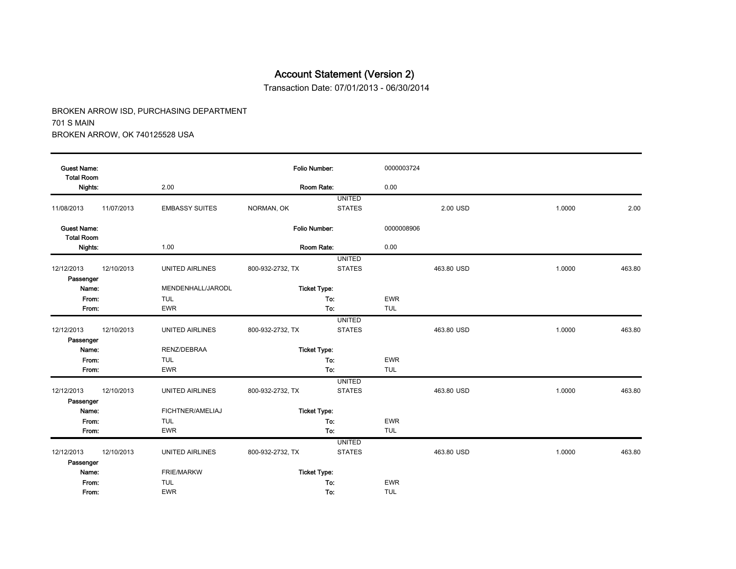# Account Statement (Version 2)

Transaction Date: 07/01/2013 - 06/30/2014

BROKEN ARROW ISD, PURCHASING DEPARTMENT
701 S MAIN
BROKEN ARROW, OK 740125528 USA

| | | | | | | | | |
|---|---|---|---|---|---|---|---|---|
| **Guest Name:** | | | | **Folio Number:** | 0000003724 | | | |
| **Total Room Nights:** | | 2.00 | | **Room Rate:** | 0.00 | | | |
| 11/08/2013 | 11/07/2013 | EMBASSY SUITES | NORMAN, OK | UNITED STATES | | 2.00 USD | 1.0000 | 2.00 |
| **Guest Name:** | | | | **Folio Number:** | 0000008906 | | | |
| **Total Room Nights:** | | 1.00 | | **Room Rate:** | 0.00 | | | |
| 12/12/2013 | 12/10/2013 | UNITED AIRLINES | 800-932-2732, TX | UNITED STATES | | 463.80 USD | 1.0000 | 463.80 |
| **Passenger Name:** | | MENDENHALL/JARODL | | **Ticket Type:** | | | | |
| **From:** | | TUL | | **To:** | EWR | | | |
| **From:** | | EWR | | **To:** | TUL | | | |
| 12/12/2013 | 12/10/2013 | UNITED AIRLINES | 800-932-2732, TX | UNITED STATES | | 463.80 USD | 1.0000 | 463.80 |
| **Passenger Name:** | | RENZ/DEBRAA | | **Ticket Type:** | | | | |
| **From:** | | TUL | | **To:** | EWR | | | |
| **From:** | | EWR | | **To:** | TUL | | | |
| 12/12/2013 | 12/10/2013 | UNITED AIRLINES | 800-932-2732, TX | UNITED STATES | | 463.80 USD | 1.0000 | 463.80 |
| **Passenger Name:** | | FICHTNER/AMELIAJ | | **Ticket Type:** | | | | |
| **From:** | | TUL | | **To:** | EWR | | | |
| **From:** | | EWR | | **To:** | TUL | | | |
| 12/12/2013 | 12/10/2013 | UNITED AIRLINES | 800-932-2732, TX | UNITED STATES | | 463.80 USD | 1.0000 | 463.80 |
| **Passenger Name:** | | FRIE/MARKW | | **Ticket Type:** | | | | |
| **From:** | | TUL | | **To:** | EWR | | | |
| **From:** | | EWR | | **To:** | TUL | | | |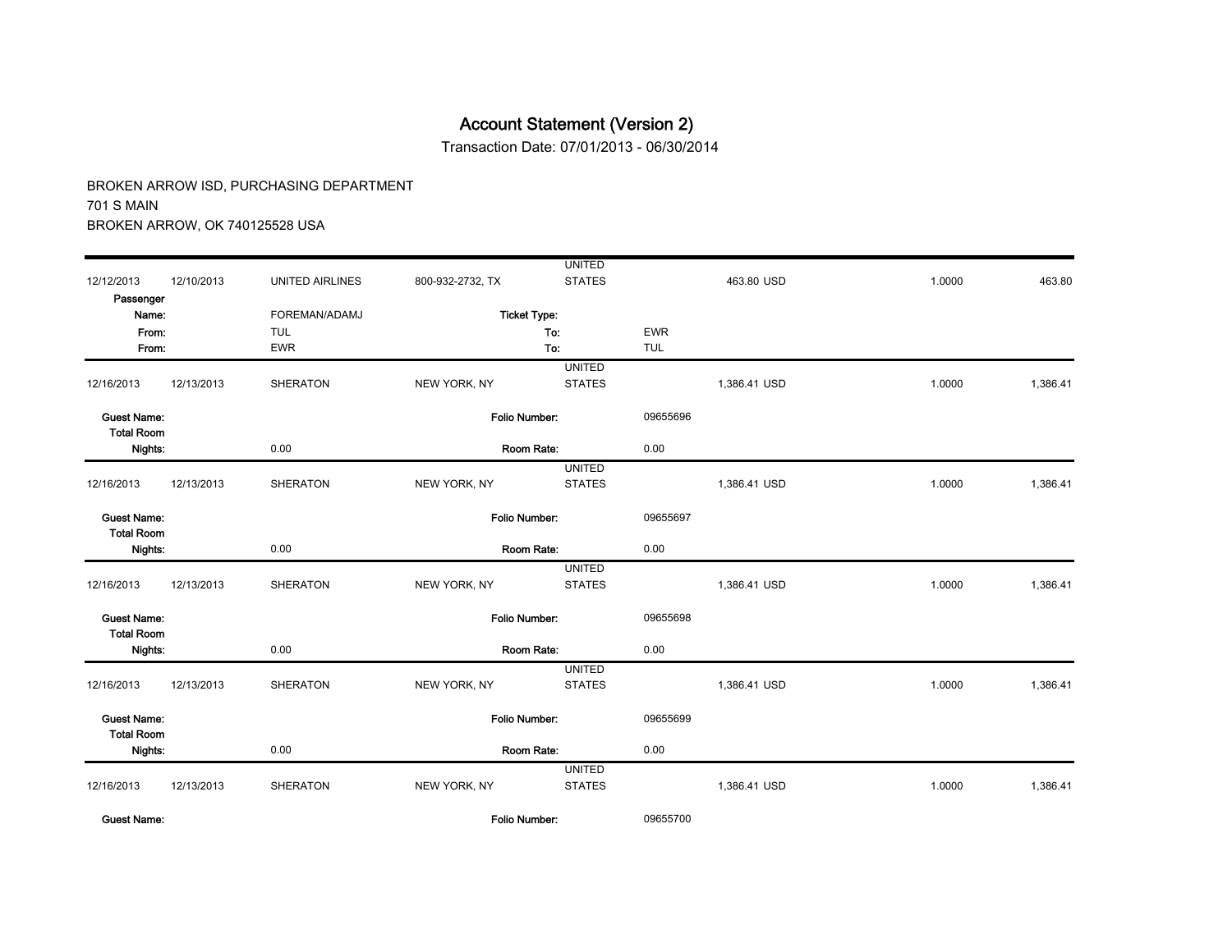# Account Statement (Version 2)

Transaction Date: 07/01/2013 - 06/30/2014

BROKEN ARROW ISD, PURCHASING DEPARTMENT
701 S MAIN
BROKEN ARROW, OK 740125528 USA

| | | | | | | | |
|---|---|---|---|---|---|---|---|
| 12/12/2013 | 12/10/2013 | UNITED AIRLINES | 800-932-2732, TX | UNITED STATES | 463.80 USD | 1.0000 | 463.80 |
| **Passenger Name:** | | FOREMAN/ADAMJ | **Ticket Type:** | | | | |
| **From:** | | TUL | **To:** | EWR | | | |
| **From:** | | EWR | **To:** | TUL | | | |
| 12/16/2013 | 12/13/2013 | SHERATON | NEW YORK, NY | UNITED STATES | 1,386.41 USD | 1.0000 | 1,386.41 |
| **Guest Name:** | | | **Folio Number:** | 09655696 | | | |
| **Total Room Nights:** | | 0.00 | **Room Rate:** | 0.00 | | | |
| 12/16/2013 | 12/13/2013 | SHERATON | NEW YORK, NY | UNITED STATES | 1,386.41 USD | 1.0000 | 1,386.41 |
| **Guest Name:** | | | **Folio Number:** | 09655697 | | | |
| **Total Room Nights:** | | 0.00 | **Room Rate:** | 0.00 | | | |
| 12/16/2013 | 12/13/2013 | SHERATON | NEW YORK, NY | UNITED STATES | 1,386.41 USD | 1.0000 | 1,386.41 |
| **Guest Name:** | | | **Folio Number:** | 09655698 | | | |
| **Total Room Nights:** | | 0.00 | **Room Rate:** | 0.00 | | | |
| 12/16/2013 | 12/13/2013 | SHERATON | NEW YORK, NY | UNITED STATES | 1,386.41 USD | 1.0000 | 1,386.41 |
| **Guest Name:** | | | **Folio Number:** | 09655699 | | | |
| **Total Room Nights:** | | 0.00 | **Room Rate:** | 0.00 | | | |
| 12/16/2013 | 12/13/2013 | SHERATON | NEW YORK, NY | UNITED STATES | 1,386.41 USD | 1.0000 | 1,386.41 |
| **Guest Name:** | | | **Folio Number:** | 09655700 | | | |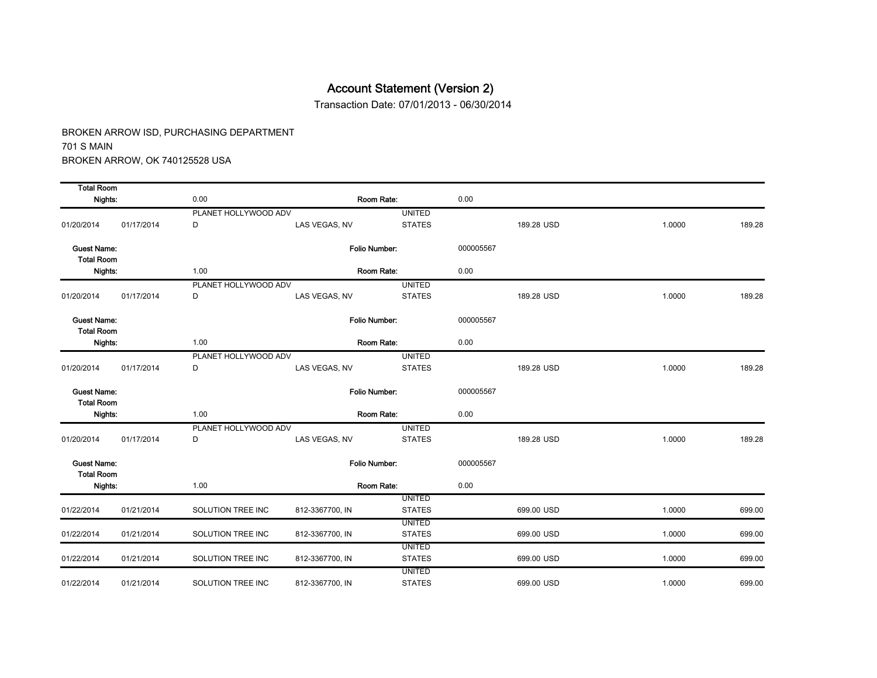# Account Statement (Version 2)

Transaction Date: 07/01/2013 - 06/30/2014

BROKEN ARROW ISD, PURCHASING DEPARTMENT
701 S MAIN
BROKEN ARROW, OK 740125528 USA

| | | | | | | | |
|---|---|---|---|---|---|---|---|
| **Total Room Nights:** | | 0.00 | **Room Rate:** | | 0.00 | | |
| 01/20/2014 | 01/17/2014 | PLANET HOLLYWOOD ADV D | LAS VEGAS, NV | UNITED STATES | 189.28 USD | 1.0000 | 189.28 |
| **Guest Name:** | | | **Folio Number:** | | 000005567 | | |
| **Total Room Nights:** | | 1.00 | **Room Rate:** | | 0.00 | | |
| 01/20/2014 | 01/17/2014 | PLANET HOLLYWOOD ADV D | LAS VEGAS, NV | UNITED STATES | 189.28 USD | 1.0000 | 189.28 |
| **Guest Name:** | | | **Folio Number:** | | 000005567 | | |
| **Total Room Nights:** | | 1.00 | **Room Rate:** | | 0.00 | | |
| 01/20/2014 | 01/17/2014 | PLANET HOLLYWOOD ADV D | LAS VEGAS, NV | UNITED STATES | 189.28 USD | 1.0000 | 189.28 |
| **Guest Name:** | | | **Folio Number:** | | 000005567 | | |
| **Total Room Nights:** | | 1.00 | **Room Rate:** | | 0.00 | | |
| 01/20/2014 | 01/17/2014 | PLANET HOLLYWOOD ADV D | LAS VEGAS, NV | UNITED STATES | 189.28 USD | 1.0000 | 189.28 |
| **Guest Name:** | | | **Folio Number:** | | 000005567 | | |
| **Total Room Nights:** | | 1.00 | **Room Rate:** | | 0.00 | | |
| 01/22/2014 | 01/21/2014 | SOLUTION TREE INC | 812-3367700, IN | UNITED STATES | 699.00 USD | 1.0000 | 699.00 |
| 01/22/2014 | 01/21/2014 | SOLUTION TREE INC | 812-3367700, IN | UNITED STATES | 699.00 USD | 1.0000 | 699.00 |
| 01/22/2014 | 01/21/2014 | SOLUTION TREE INC | 812-3367700, IN | UNITED STATES | 699.00 USD | 1.0000 | 699.00 |
| 01/22/2014 | 01/21/2014 | SOLUTION TREE INC | 812-3367700, IN | UNITED STATES | 699.00 USD | 1.0000 | 699.00 |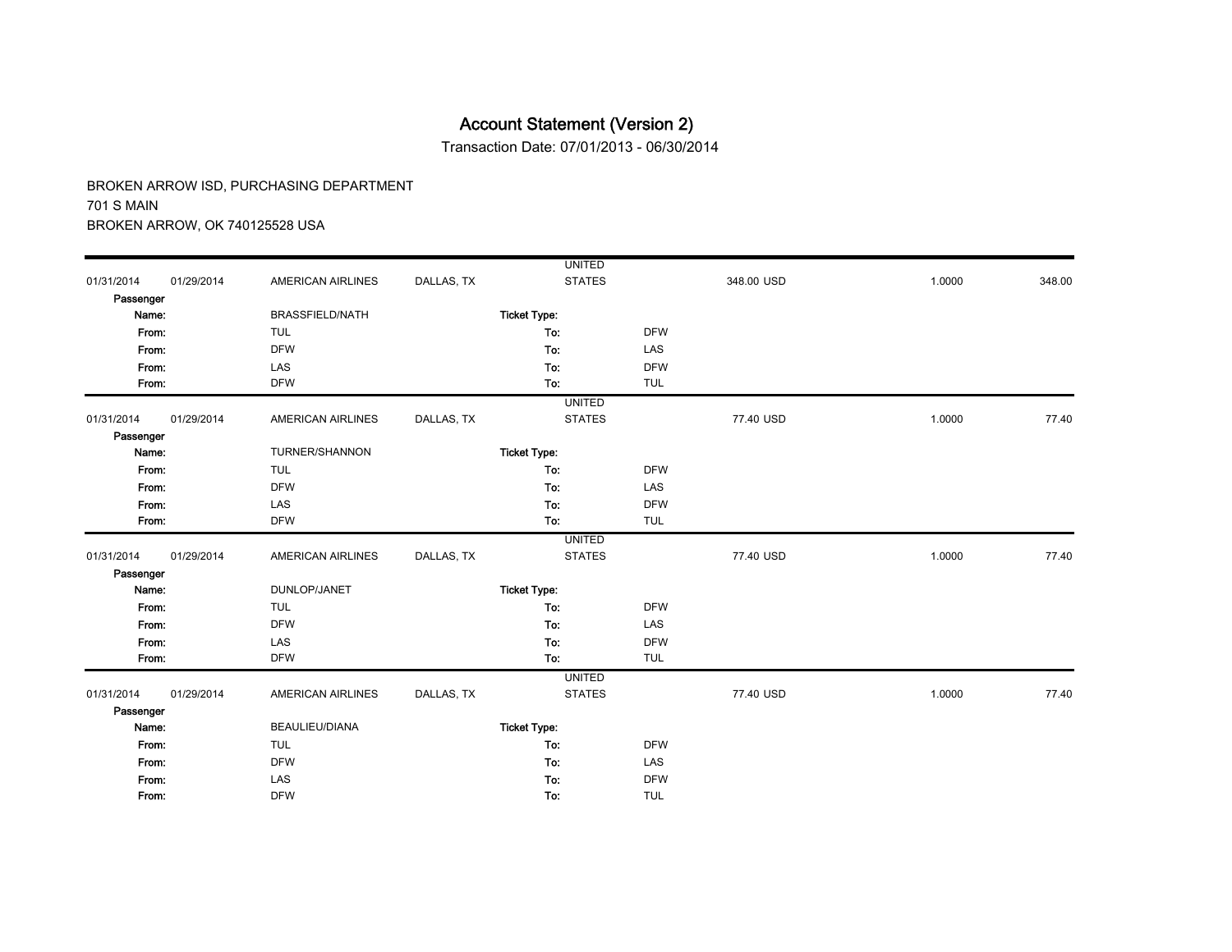# Account Statement (Version 2)

Transaction Date: 07/01/2013 - 06/30/2014

BROKEN ARROW ISD, PURCHASING DEPARTMENT
701 S MAIN
BROKEN ARROW, OK 740125528 USA

| | | | | | | | |
|---|---|---|---|---|---|---|---|
| 01/31/2014 | 01/29/2014 | AMERICAN AIRLINES | DALLAS, TX | UNITED STATES | 348.00 USD | 1.0000 | 348.00 |
| **Passenger Name:** | | BRASSFIELD/NATH | | **Ticket Type:** | | | |
| **From:** | | TUL | | **To:** | DFW | | |
| **From:** | | DFW | | **To:** | LAS | | |
| **From:** | | LAS | | **To:** | DFW | | |
| **From:** | | DFW | | **To:** | TUL | | |
| 01/31/2014 | 01/29/2014 | AMERICAN AIRLINES | DALLAS, TX | UNITED STATES | 77.40 USD | 1.0000 | 77.40 |
| **Passenger Name:** | | TURNER/SHANNON | | **Ticket Type:** | | | |
| **From:** | | TUL | | **To:** | DFW | | |
| **From:** | | DFW | | **To:** | LAS | | |
| **From:** | | LAS | | **To:** | DFW | | |
| **From:** | | DFW | | **To:** | TUL | | |
| 01/31/2014 | 01/29/2014 | AMERICAN AIRLINES | DALLAS, TX | UNITED STATES | 77.40 USD | 1.0000 | 77.40 |
| **Passenger Name:** | | DUNLOP/JANET | | **Ticket Type:** | | | |
| **From:** | | TUL | | **To:** | DFW | | |
| **From:** | | DFW | | **To:** | LAS | | |
| **From:** | | LAS | | **To:** | DFW | | |
| **From:** | | DFW | | **To:** | TUL | | |
| 01/31/2014 | 01/29/2014 | AMERICAN AIRLINES | DALLAS, TX | UNITED STATES | 77.40 USD | 1.0000 | 77.40 |
| **Passenger Name:** | | BEAULIEU/DIANA | | **Ticket Type:** | | | |
| **From:** | | TUL | | **To:** | DFW | | |
| **From:** | | DFW | | **To:** | LAS | | |
| **From:** | | LAS | | **To:** | DFW | | |
| **From:** | | DFW | | **To:** | TUL | | |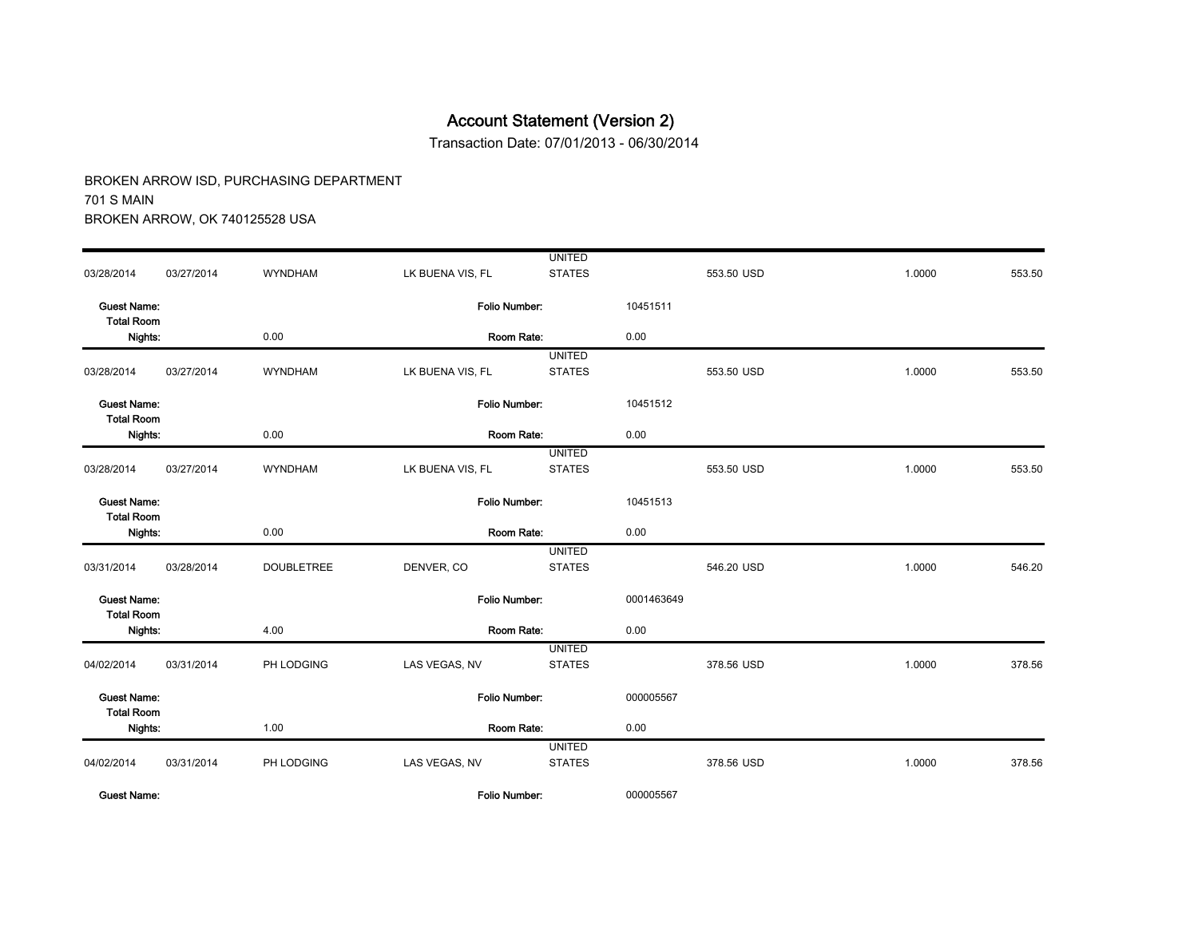# Account Statement (Version 2)

Transaction Date: 07/01/2013 - 06/30/2014

BROKEN ARROW ISD, PURCHASING DEPARTMENT
701 S MAIN
BROKEN ARROW, OK 740125528 USA

| | | | | | | | |
|---|---|---|---|---|---|---|---|
| 03/28/2014 | 03/27/2014 | WYNDHAM | LK BUENA VIS, FL | UNITED STATES | 553.50 USD | 1.0000 | 553.50 |
| **Guest Name:** | | | **Folio Number:** | 10451511 | | | |
| **Total Room Nights:** | | 0.00 | **Room Rate:** | 0.00 | | | |
| 03/28/2014 | 03/27/2014 | WYNDHAM | LK BUENA VIS, FL | UNITED STATES | 553.50 USD | 1.0000 | 553.50 |
| **Guest Name:** | | | **Folio Number:** | 10451512 | | | |
| **Total Room Nights:** | | 0.00 | **Room Rate:** | 0.00 | | | |
| 03/28/2014 | 03/27/2014 | WYNDHAM | LK BUENA VIS, FL | UNITED STATES | 553.50 USD | 1.0000 | 553.50 |
| **Guest Name:** | | | **Folio Number:** | 10451513 | | | |
| **Total Room Nights:** | | 0.00 | **Room Rate:** | 0.00 | | | |
| 03/31/2014 | 03/28/2014 | DOUBLETREE | DENVER, CO | UNITED STATES | 546.20 USD | 1.0000 | 546.20 |
| **Guest Name:** | | | **Folio Number:** | 0001463649 | | | |
| **Total Room Nights:** | | 4.00 | **Room Rate:** | 0.00 | | | |
| 04/02/2014 | 03/31/2014 | PH LODGING | LAS VEGAS, NV | UNITED STATES | 378.56 USD | 1.0000 | 378.56 |
| **Guest Name:** | | | **Folio Number:** | 000005567 | | | |
| **Total Room Nights:** | | 1.00 | **Room Rate:** | 0.00 | | | |
| 04/02/2014 | 03/31/2014 | PH LODGING | LAS VEGAS, NV | UNITED STATES | 378.56 USD | 1.0000 | 378.56 |
| **Guest Name:** | | | **Folio Number:** | 000005567 | | | |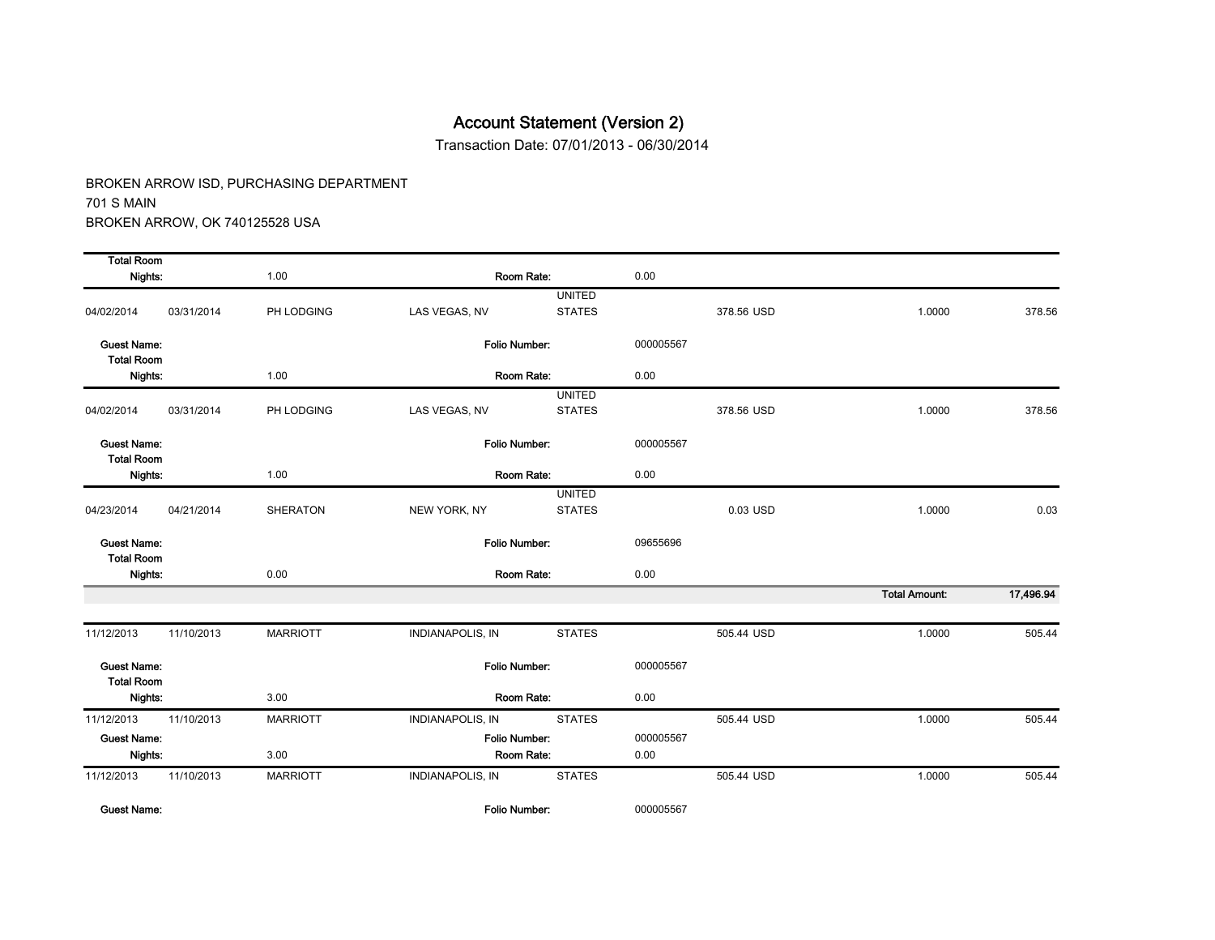# Account Statement (Version 2)

Transaction Date: 07/01/2013 - 06/30/2014

BROKEN ARROW ISD, PURCHASING DEPARTMENT
701 S MAIN
BROKEN ARROW, OK 740125528 USA

| | | | | | | | | |
|---|---|---|---|---|---|---|---|---|
| **Total Room Nights:** | | 1.00 | **Room Rate:** | | 0.00 | | | |
| 04/02/2014 | 03/31/2014 | PH LODGING | LAS VEGAS, NV | UNITED STATES | | 378.56 USD | 1.0000 | 378.56 |
| **Guest Name:** | | | **Folio Number:** | | 000005567 | | | |
| **Total Room Nights:** | | 1.00 | **Room Rate:** | | 0.00 | | | |
| 04/02/2014 | 03/31/2014 | PH LODGING | LAS VEGAS, NV | UNITED STATES | | 378.56 USD | 1.0000 | 378.56 |
| **Guest Name:** | | | **Folio Number:** | | 000005567 | | | |
| **Total Room Nights:** | | 1.00 | **Room Rate:** | | 0.00 | | | |
| 04/23/2014 | 04/21/2014 | SHERATON | NEW YORK, NY | UNITED STATES | | 0.03 USD | 1.0000 | 0.03 |
| **Guest Name:** | | | **Folio Number:** | | 09655696 | | | |
| **Total Room Nights:** | | 0.00 | **Room Rate:** | | 0.00 | | | |
| | | | | | | | **Total Amount:** | **17,496.94** |

| | | | | | | | | |
|---|---|---|---|---|---|---|---|---|
| 11/12/2013 | 11/10/2013 | MARRIOTT | INDIANAPOLIS, IN | STATES | | 505.44 USD | 1.0000 | 505.44 |
| **Guest Name:** | | | **Folio Number:** | | 000005567 | | | |
| **Total Room Nights:** | | 3.00 | **Room Rate:** | | 0.00 | | | |
| 11/12/2013 | 11/10/2013 | MARRIOTT | INDIANAPOLIS, IN | STATES | | 505.44 USD | 1.0000 | 505.44 |
| **Guest Name:** | | | **Folio Number:** | | 000005567 | | | |
| **Nights:** | | 3.00 | **Room Rate:** | | 0.00 | | | |
| 11/12/2013 | 11/10/2013 | MARRIOTT | INDIANAPOLIS, IN | STATES | | 505.44 USD | 1.0000 | 505.44 |
| **Guest Name:** | | | **Folio Number:** | | 000005567 | | | |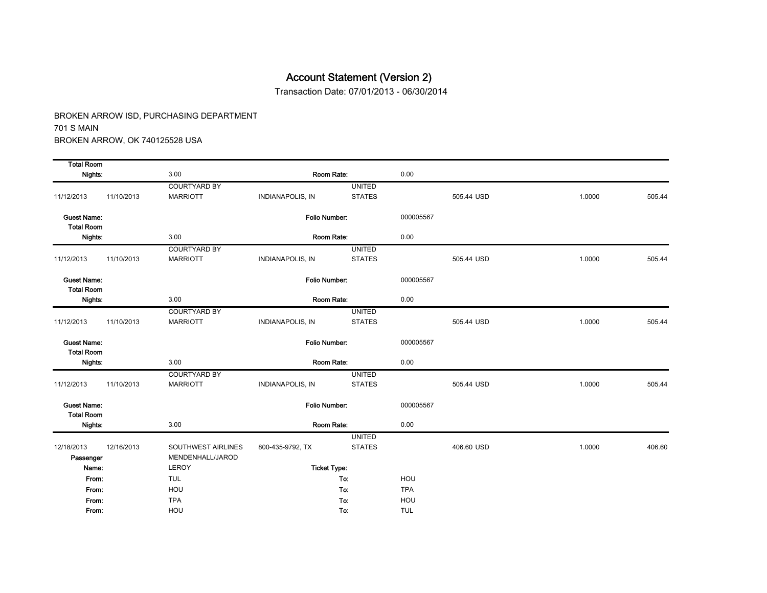# Account Statement (Version 2)

Transaction Date: 07/01/2013 - 06/30/2014

BROKEN ARROW ISD, PURCHASING DEPARTMENT
701 S MAIN
BROKEN ARROW, OK 740125528 USA

| | | | | | | | | |
|---|---|---|---|---|---|---|---|---|
| **Total Room Nights:** | | 3.00 | **Room Rate:** | | 0.00 | | | |
| 11/12/2013 | 11/10/2013 | COURTYARD BY MARRIOTT | INDIANAPOLIS, IN | UNITED STATES | | 505.44 USD | 1.0000 | 505.44 |
| **Guest Name:** | | | **Folio Number:** | | 000005567 | | | |
| **Total Room Nights:** | | 3.00 | **Room Rate:** | | 0.00 | | | |
| 11/12/2013 | 11/10/2013 | COURTYARD BY MARRIOTT | INDIANAPOLIS, IN | UNITED STATES | | 505.44 USD | 1.0000 | 505.44 |
| **Guest Name:** | | | **Folio Number:** | | 000005567 | | | |
| **Total Room Nights:** | | 3.00 | **Room Rate:** | | 0.00 | | | |
| 11/12/2013 | 11/10/2013 | COURTYARD BY MARRIOTT | INDIANAPOLIS, IN | UNITED STATES | | 505.44 USD | 1.0000 | 505.44 |
| **Guest Name:** | | | **Folio Number:** | | 000005567 | | | |
| **Total Room Nights:** | | 3.00 | **Room Rate:** | | 0.00 | | | |
| 11/12/2013 | 11/10/2013 | COURTYARD BY MARRIOTT | INDIANAPOLIS, IN | UNITED STATES | | 505.44 USD | 1.0000 | 505.44 |
| **Guest Name:** | | | **Folio Number:** | | 000005567 | | | |
| **Total Room Nights:** | | 3.00 | **Room Rate:** | | 0.00 | | | |
| 12/18/2013 | 12/16/2013 | SOUTHWEST AIRLINES | 800-435-9792, TX | UNITED STATES | | 406.60 USD | 1.0000 | 406.60 |
| **Passenger Name:** | | MENDENHALL/JAROD LEROY | **Ticket Type:** | | | | | |
| **From:** | | TUL | **To:** | | HOU | | | |
| **From:** | | HOU | **To:** | | TPA | | | |
| **From:** | | TPA | **To:** | | HOU | | | |
| **From:** | | HOU | **To:** | | TUL | | | |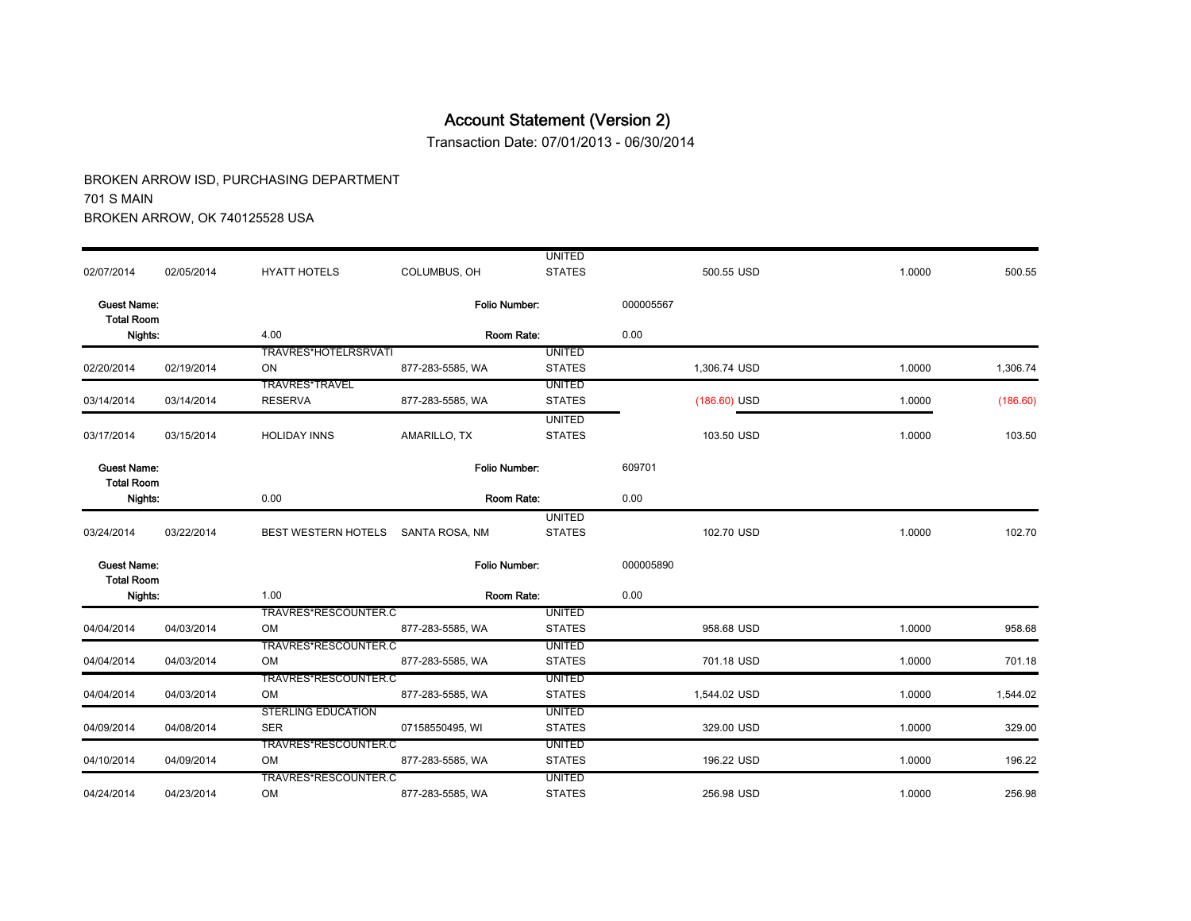# Account Statement (Version 2)

Transaction Date: 07/01/2013 - 06/30/2014

BROKEN ARROW ISD, PURCHASING DEPARTMENT
701 S MAIN
BROKEN ARROW, OK 740125528 USA

| | | | | | | | |
|---|---|---|---|---|---|---|---|
| 02/07/2014 | 02/05/2014 | HYATT HOTELS | COLUMBUS, OH | UNITED STATES | 500.55 USD | 1.0000 | 500.55 |
| **Guest Name:** | | | **Folio Number:** | | 000005567 | | |
| **Total Room Nights:** | | 4.00 | **Room Rate:** | | 0.00 | | |
| 02/20/2014 | 02/19/2014 | TRAVRES*HOTELRSRVATION | 877-283-5585, WA | UNITED STATES | 1,306.74 USD | 1.0000 | 1,306.74 |
| 03/14/2014 | 03/14/2014 | TRAVRES*TRAVEL RESERVA | 877-283-5585, WA | UNITED STATES | (186.60) USD | 1.0000 | (186.60) |
| 03/17/2014 | 03/15/2014 | HOLIDAY INNS | AMARILLO, TX | UNITED STATES | 103.50 USD | 1.0000 | 103.50 |
| **Guest Name:** | | | **Folio Number:** | | 609701 | | |
| **Total Room Nights:** | | 0.00 | **Room Rate:** | | 0.00 | | |
| 03/24/2014 | 03/22/2014 | BEST WESTERN HOTELS | SANTA ROSA, NM | UNITED STATES | 102.70 USD | 1.0000 | 102.70 |
| **Guest Name:** | | | **Folio Number:** | | 000005890 | | |
| **Total Room Nights:** | | 1.00 | **Room Rate:** | | 0.00 | | |
| 04/04/2014 | 04/03/2014 | TRAVRES*RESCOUNTER.COM | 877-283-5585, WA | UNITED STATES | 958.68 USD | 1.0000 | 958.68 |
| 04/04/2014 | 04/03/2014 | TRAVRES*RESCOUNTER.COM | 877-283-5585, WA | UNITED STATES | 701.18 USD | 1.0000 | 701.18 |
| 04/04/2014 | 04/03/2014 | TRAVRES*RESCOUNTER.COM | 877-283-5585, WA | UNITED STATES | 1,544.02 USD | 1.0000 | 1,544.02 |
| 04/09/2014 | 04/08/2014 | STERLING EDUCATION SER | 07158550495, WI | UNITED STATES | 329.00 USD | 1.0000 | 329.00 |
| 04/10/2014 | 04/09/2014 | TRAVRES*RESCOUNTER.COM | 877-283-5585, WA | UNITED STATES | 196.22 USD | 1.0000 | 196.22 |
| 04/24/2014 | 04/23/2014 | TRAVRES*RESCOUNTER.COM | 877-283-5585, WA | UNITED STATES | 256.98 USD | 1.0000 | 256.98 |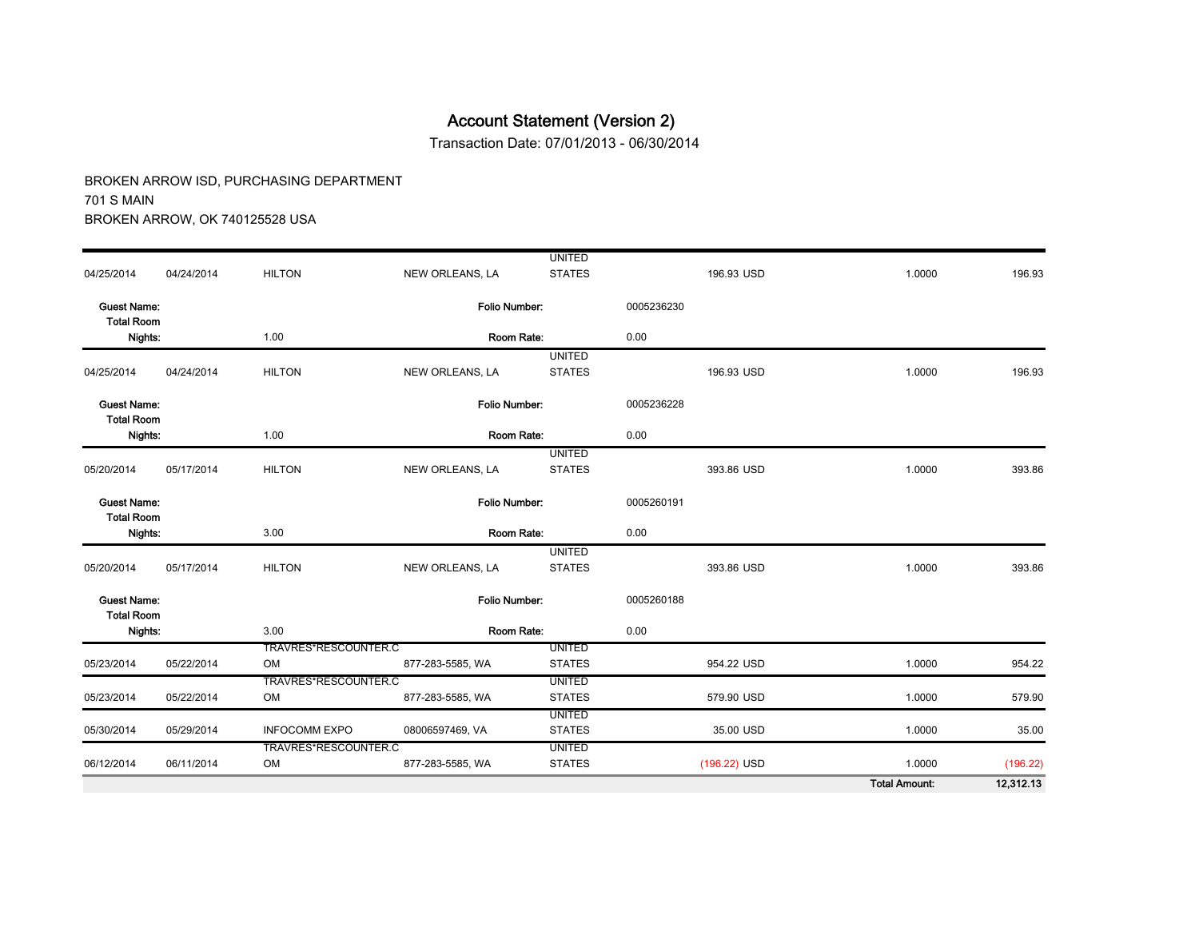# Account Statement (Version 2)

Transaction Date: 07/01/2013 - 06/30/2014

BROKEN ARROW ISD, PURCHASING DEPARTMENT
701 S MAIN
BROKEN ARROW, OK 740125528 USA

| | | | | | | | |
|---|---|---|---|---|---|---|---|
| 04/25/2014 | 04/24/2014 | HILTON | NEW ORLEANS, LA | UNITED STATES | 196.93 USD | 1.0000 | 196.93 |
| **Guest Name:** | | | **Folio Number:** | | 0005236230 | | |
| **Total Room Nights:** | | 1.00 | **Room Rate:** | | 0.00 | | |
| 04/25/2014 | 04/24/2014 | HILTON | NEW ORLEANS, LA | UNITED STATES | 196.93 USD | 1.0000 | 196.93 |
| **Guest Name:** | | | **Folio Number:** | | 0005236228 | | |
| **Total Room Nights:** | | 1.00 | **Room Rate:** | | 0.00 | | |
| 05/20/2014 | 05/17/2014 | HILTON | NEW ORLEANS, LA | UNITED STATES | 393.86 USD | 1.0000 | 393.86 |
| **Guest Name:** | | | **Folio Number:** | | 0005260191 | | |
| **Total Room Nights:** | | 3.00 | **Room Rate:** | | 0.00 | | |
| 05/20/2014 | 05/17/2014 | HILTON | NEW ORLEANS, LA | UNITED STATES | 393.86 USD | 1.0000 | 393.86 |
| **Guest Name:** | | | **Folio Number:** | | 0005260188 | | |
| **Total Room Nights:** | | 3.00 | **Room Rate:** | | 0.00 | | |
| 05/23/2014 | 05/22/2014 | TRAVRES*RESCOUNTER.COM | 877-283-5585, WA | UNITED STATES | 954.22 USD | 1.0000 | 954.22 |
| 05/23/2014 | 05/22/2014 | TRAVRES*RESCOUNTER.COM | 877-283-5585, WA | UNITED STATES | 579.90 USD | 1.0000 | 579.90 |
| 05/30/2014 | 05/29/2014 | INFOCOMM EXPO | 08006597469, VA | UNITED STATES | 35.00 USD | 1.0000 | 35.00 |
| 06/12/2014 | 06/11/2014 | TRAVRES*RESCOUNTER.COM | 877-283-5585, WA | UNITED STATES | (196.22) USD | 1.0000 | (196.22) |
| | | | | | | **Total Amount:** | **12,312.13** |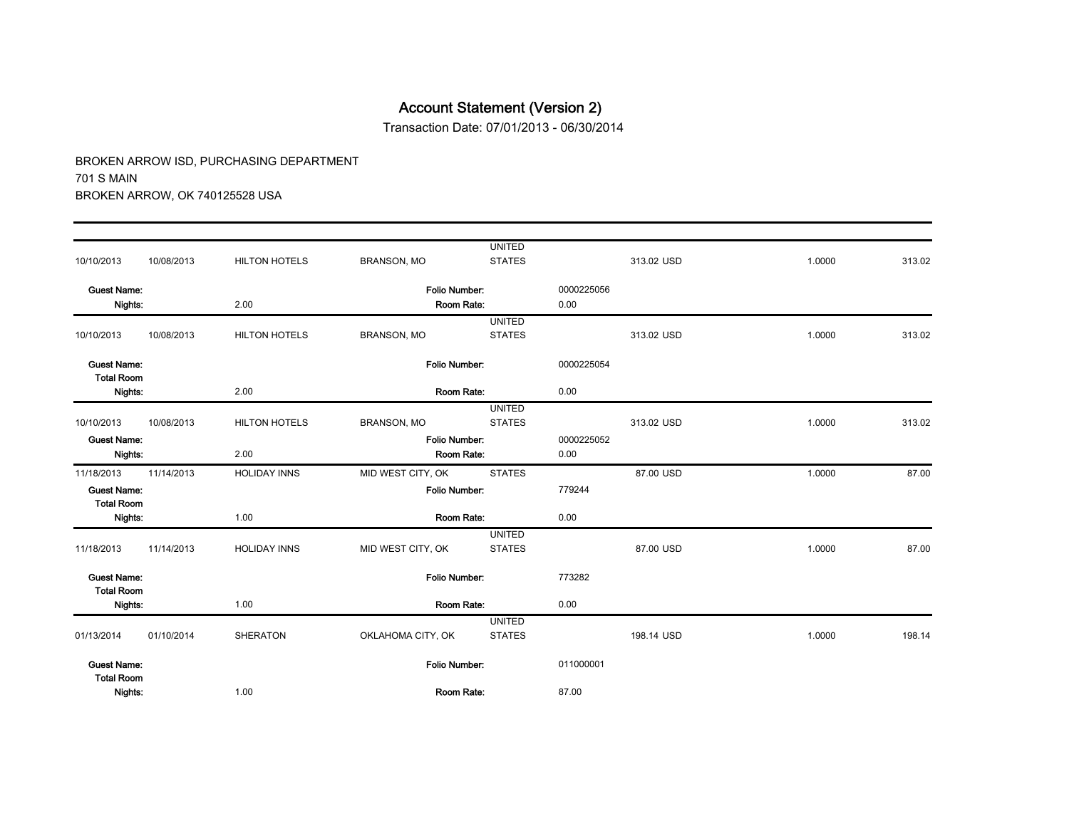# Account Statement (Version 2)

Transaction Date: 07/01/2013 - 06/30/2014

BROKEN ARROW ISD, PURCHASING DEPARTMENT
701 S MAIN
BROKEN ARROW, OK 740125528 USA

| | | | | | | | |
|---|---|---|---|---|---|---|---|
| 10/10/2013 | 10/08/2013 | HILTON HOTELS | BRANSON, MO | UNITED STATES | 313.02 USD | 1.0000 | 313.02 |
| **Guest Name:** | | | **Folio Number:** | | 0000225056 | | |
| **Nights:** | | 2.00 | **Room Rate:** | | 0.00 | | |
| 10/10/2013 | 10/08/2013 | HILTON HOTELS | BRANSON, MO | UNITED STATES | 313.02 USD | 1.0000 | 313.02 |
| **Guest Name:** | | | **Folio Number:** | | 0000225054 | | |
| **Total Room Nights:** | | 2.00 | **Room Rate:** | | 0.00 | | |
| 10/10/2013 | 10/08/2013 | HILTON HOTELS | BRANSON, MO | UNITED STATES | 313.02 USD | 1.0000 | 313.02 |
| **Guest Name:** | | | **Folio Number:** | | 0000225052 | | |
| **Nights:** | | 2.00 | **Room Rate:** | | 0.00 | | |
| 11/18/2013 | 11/14/2013 | HOLIDAY INNS | MID WEST CITY, OK | STATES | 87.00 USD | 1.0000 | 87.00 |
| **Guest Name:** | | | **Folio Number:** | | 779244 | | |
| **Total Room Nights:** | | 1.00 | **Room Rate:** | | 0.00 | | |
| 11/18/2013 | 11/14/2013 | HOLIDAY INNS | MID WEST CITY, OK | UNITED STATES | 87.00 USD | 1.0000 | 87.00 |
| **Guest Name:** | | | **Folio Number:** | | 773282 | | |
| **Total Room Nights:** | | 1.00 | **Room Rate:** | | 0.00 | | |
| 01/13/2014 | 01/10/2014 | SHERATON | OKLAHOMA CITY, OK | UNITED STATES | 198.14 USD | 1.0000 | 198.14 |
| **Guest Name:** | | | **Folio Number:** | | 011000001 | | |
| **Total Room Nights:** | | 1.00 | **Room Rate:** | | 87.00 | | |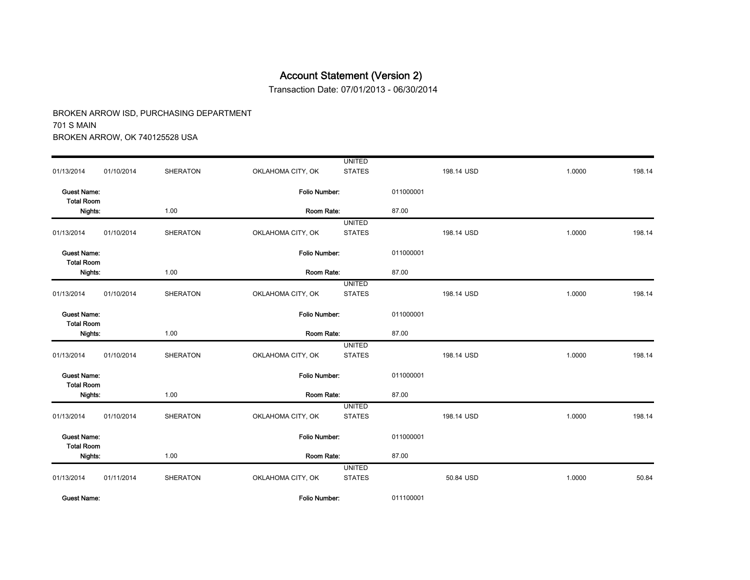# Account Statement (Version 2)

Transaction Date: 07/01/2013 - 06/30/2014

BROKEN ARROW ISD, PURCHASING DEPARTMENT
701 S MAIN
BROKEN ARROW, OK 740125528 USA

| | | | | | | | | |
|---|---|---|---|---|---|---|---|---|
| 01/13/2014 | 01/10/2014 | SHERATON | OKLAHOMA CITY, OK | UNITED STATES | | 198.14 USD | 1.0000 | 198.14 |
| **Guest Name:** | | | **Folio Number:** | | 011000001 | | | |
| **Total Room Nights:** | | 1.00 | **Room Rate:** | | 87.00 | | | |
| 01/13/2014 | 01/10/2014 | SHERATON | OKLAHOMA CITY, OK | UNITED STATES | | 198.14 USD | 1.0000 | 198.14 |
| **Guest Name:** | | | **Folio Number:** | | 011000001 | | | |
| **Total Room Nights:** | | 1.00 | **Room Rate:** | | 87.00 | | | |
| 01/13/2014 | 01/10/2014 | SHERATON | OKLAHOMA CITY, OK | UNITED STATES | | 198.14 USD | 1.0000 | 198.14 |
| **Guest Name:** | | | **Folio Number:** | | 011000001 | | | |
| **Total Room Nights:** | | 1.00 | **Room Rate:** | | 87.00 | | | |
| 01/13/2014 | 01/10/2014 | SHERATON | OKLAHOMA CITY, OK | UNITED STATES | | 198.14 USD | 1.0000 | 198.14 |
| **Guest Name:** | | | **Folio Number:** | | 011000001 | | | |
| **Total Room Nights:** | | 1.00 | **Room Rate:** | | 87.00 | | | |
| 01/13/2014 | 01/10/2014 | SHERATON | OKLAHOMA CITY, OK | UNITED STATES | | 198.14 USD | 1.0000 | 198.14 |
| **Guest Name:** | | | **Folio Number:** | | 011000001 | | | |
| **Total Room Nights:** | | 1.00 | **Room Rate:** | | 87.00 | | | |
| 01/13/2014 | 01/11/2014 | SHERATON | OKLAHOMA CITY, OK | UNITED STATES | | 50.84 USD | 1.0000 | 50.84 |
| **Guest Name:** | | | **Folio Number:** | | 011100001 | | | |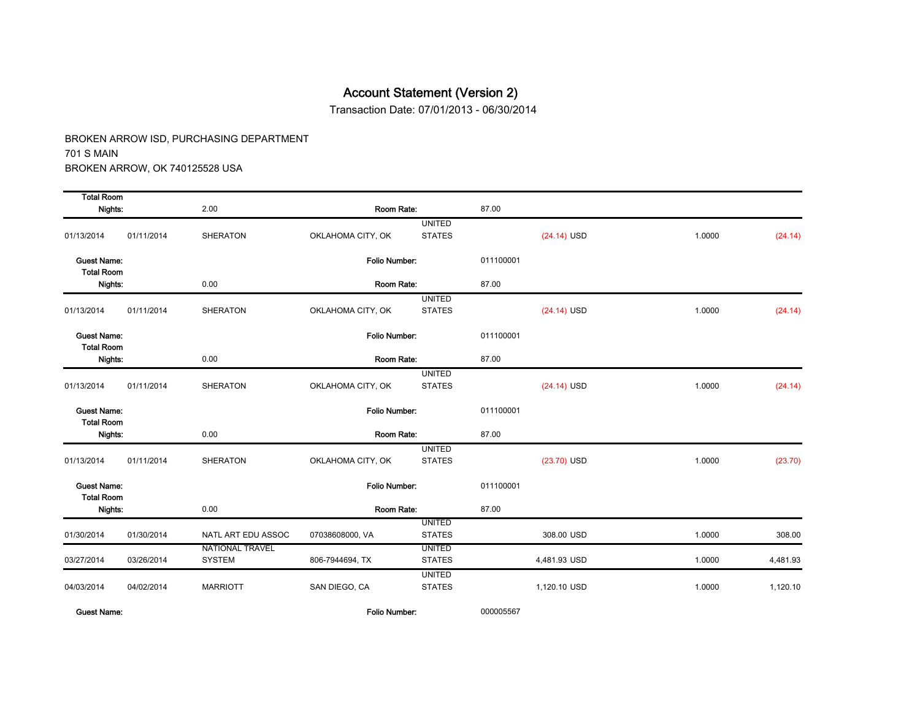# Account Statement (Version 2)

Transaction Date: 07/01/2013 - 06/30/2014

BROKEN ARROW ISD, PURCHASING DEPARTMENT
701 S MAIN
BROKEN ARROW, OK 740125528 USA

| | | | | | | | |
|---|---|---|---|---|---|---|---|
| **Total Room Nights:** | | 2.00 | **Room Rate:** | | 87.00 | | |
| 01/13/2014 | 01/11/2014 | SHERATON | OKLAHOMA CITY, OK | UNITED STATES | (24.14) USD | 1.0000 | (24.14) |
| **Guest Name:** | | | **Folio Number:** | | 011100001 | | |
| **Total Room Nights:** | | 0.00 | **Room Rate:** | | 87.00 | | |
| 01/13/2014 | 01/11/2014 | SHERATON | OKLAHOMA CITY, OK | UNITED STATES | (24.14) USD | 1.0000 | (24.14) |
| **Guest Name:** | | | **Folio Number:** | | 011100001 | | |
| **Total Room Nights:** | | 0.00 | **Room Rate:** | | 87.00 | | |
| 01/13/2014 | 01/11/2014 | SHERATON | OKLAHOMA CITY, OK | UNITED STATES | (24.14) USD | 1.0000 | (24.14) |
| **Guest Name:** | | | **Folio Number:** | | 011100001 | | |
| **Total Room Nights:** | | 0.00 | **Room Rate:** | | 87.00 | | |
| 01/13/2014 | 01/11/2014 | SHERATON | OKLAHOMA CITY, OK | UNITED STATES | (23.70) USD | 1.0000 | (23.70) |
| **Guest Name:** | | | **Folio Number:** | | 011100001 | | |
| **Total Room Nights:** | | 0.00 | **Room Rate:** | | 87.00 | | |
| 01/30/2014 | 01/30/2014 | NATL ART EDU ASSOC | 07038608000, VA | UNITED STATES | 308.00 USD | 1.0000 | 308.00 |
| 03/27/2014 | 03/26/2014 | NATIONAL TRAVEL SYSTEM | 806-7944694, TX | UNITED STATES | 4,481.93 USD | 1.0000 | 4,481.93 |
| 04/03/2014 | 04/02/2014 | MARRIOTT | SAN DIEGO, CA | UNITED STATES | 1,120.10 USD | 1.0000 | 1,120.10 |
| **Guest Name:** | | | **Folio Number:** | | 000005567 | | |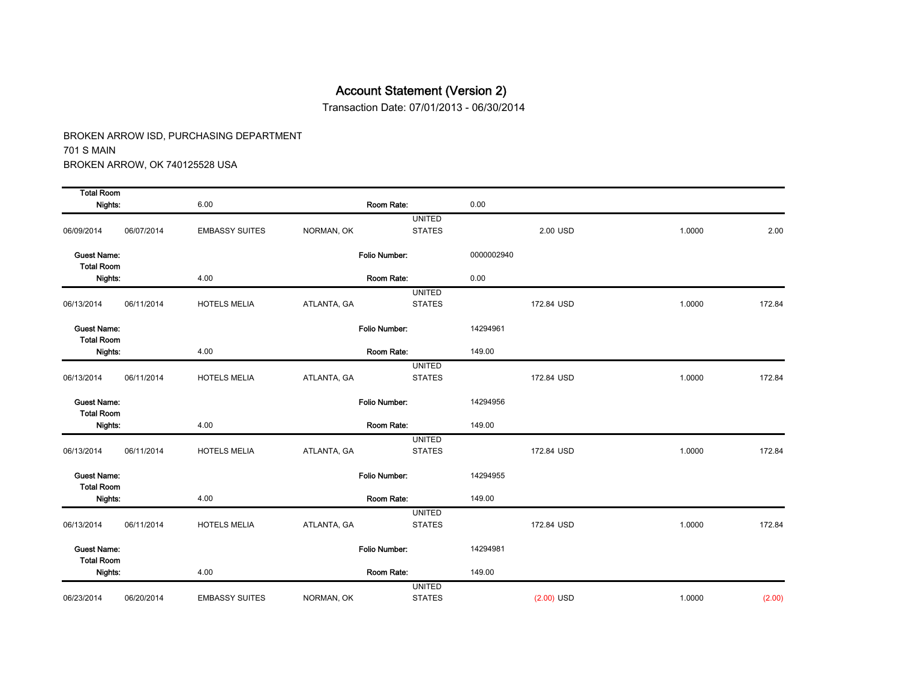# Account Statement (Version 2)

Transaction Date: 07/01/2013 - 06/30/2014

BROKEN ARROW ISD, PURCHASING DEPARTMENT
701 S MAIN
BROKEN ARROW, OK 740125528 USA

**Total Room Nights:** 6.00 **Room Rate:** 0.00

| | | | | | | | |
|---|---|---|---|---|---|---|---|
| 06/09/2014 | 06/07/2014 | EMBASSY SUITES | NORMAN, OK | UNITED STATES | 2.00 USD | 1.0000 | 2.00 |
| **Guest Name:** | | | | **Folio Number:** | 0000002940 | | |
| **Total Room Nights:** | | 4.00 | | **Room Rate:** | 0.00 | | |
| 06/13/2014 | 06/11/2014 | HOTELS MELIA | ATLANTA, GA | UNITED STATES | 172.84 USD | 1.0000 | 172.84 |
| **Guest Name:** | | | | **Folio Number:** | 14294961 | | |
| **Total Room Nights:** | | 4.00 | | **Room Rate:** | 149.00 | | |
| 06/13/2014 | 06/11/2014 | HOTELS MELIA | ATLANTA, GA | UNITED STATES | 172.84 USD | 1.0000 | 172.84 |
| **Guest Name:** | | | | **Folio Number:** | 14294956 | | |
| **Total Room Nights:** | | 4.00 | | **Room Rate:** | 149.00 | | |
| 06/13/2014 | 06/11/2014 | HOTELS MELIA | ATLANTA, GA | UNITED STATES | 172.84 USD | 1.0000 | 172.84 |
| **Guest Name:** | | | | **Folio Number:** | 14294955 | | |
| **Total Room Nights:** | | 4.00 | | **Room Rate:** | 149.00 | | |
| 06/13/2014 | 06/11/2014 | HOTELS MELIA | ATLANTA, GA | UNITED STATES | 172.84 USD | 1.0000 | 172.84 |
| **Guest Name:** | | | | **Folio Number:** | 14294981 | | |
| **Total Room Nights:** | | 4.00 | | **Room Rate:** | 149.00 | | |
| 06/23/2014 | 06/20/2014 | EMBASSY SUITES | NORMAN, OK | UNITED STATES | (2.00) USD | 1.0000 | (2.00) |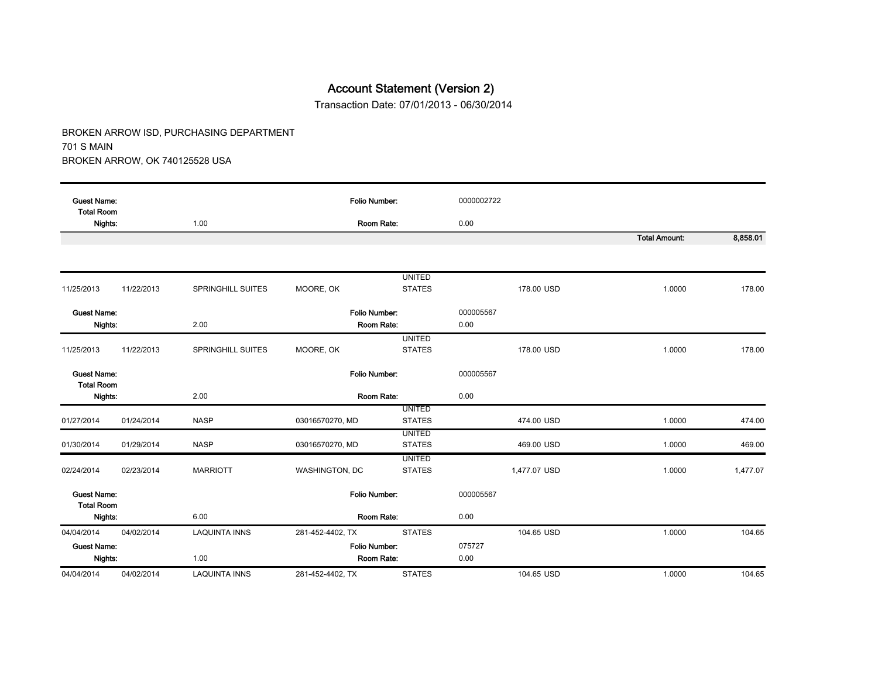# Account Statement (Version 2)

Transaction Date: 07/01/2013 - 06/30/2014

BROKEN ARROW ISD, PURCHASING DEPARTMENT
701 S MAIN
BROKEN ARROW, OK 740125528 USA

| | | | | | | | |
|---|---|---|---|---|---|---|---|
| **Guest Name:** | | | **Folio Number:** | | 0000002722 | | |
| **Total Room Nights:** | | 1.00 | **Room Rate:** | | 0.00 | | |
| | | | | | | **Total Amount:** | **8,858.01** |
| 11/25/2013 | 11/22/2013 | SPRINGHILL SUITES | MOORE, OK | UNITED STATES | 178.00 USD | 1.0000 | 178.00 |
| **Guest Name:** | | | **Folio Number:** | | 000005567 | | |
| **Nights:** | | 2.00 | **Room Rate:** | | 0.00 | | |
| 11/25/2013 | 11/22/2013 | SPRINGHILL SUITES | MOORE, OK | UNITED STATES | 178.00 USD | 1.0000 | 178.00 |
| **Guest Name:** | | | **Folio Number:** | | 000005567 | | |
| **Total Room Nights:** | | 2.00 | **Room Rate:** | | 0.00 | | |
| 01/27/2014 | 01/24/2014 | NASP | 03016570270, MD | UNITED STATES | 474.00 USD | 1.0000 | 474.00 |
| 01/30/2014 | 01/29/2014 | NASP | 03016570270, MD | UNITED STATES | 469.00 USD | 1.0000 | 469.00 |
| 02/24/2014 | 02/23/2014 | MARRIOTT | WASHINGTON, DC | UNITED STATES | 1,477.07 USD | 1.0000 | 1,477.07 |
| **Guest Name:** | | | **Folio Number:** | | 000005567 | | |
| **Total Room Nights:** | | 6.00 | **Room Rate:** | | 0.00 | | |
| 04/04/2014 | 04/02/2014 | LAQUINTA INNS | 281-452-4402, TX | STATES | 104.65 USD | 1.0000 | 104.65 |
| **Guest Name:** | | | **Folio Number:** | | 075727 | | |
| **Nights:** | | 1.00 | **Room Rate:** | | 0.00 | | |
| 04/04/2014 | 04/02/2014 | LAQUINTA INNS | 281-452-4402, TX | STATES | 104.65 USD | 1.0000 | 104.65 |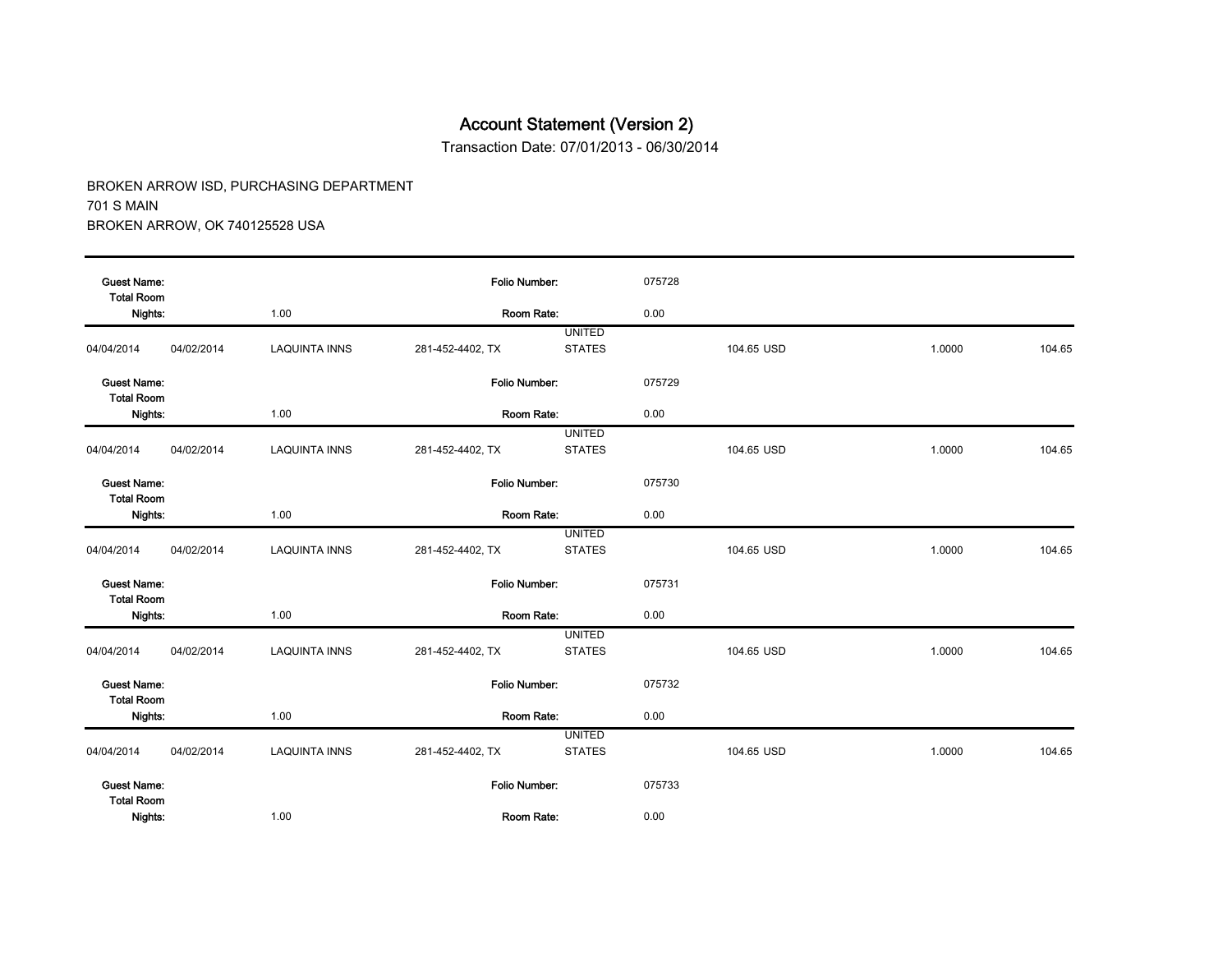# Account Statement (Version 2)

Transaction Date: 07/01/2013 - 06/30/2014

BROKEN ARROW ISD, PURCHASING DEPARTMENT
701 S MAIN
BROKEN ARROW, OK 740125528 USA

| | | | | | | | | |
|---|---|---|---|---|---|---|---|---|
| **Guest Name:** | | | **Folio Number:** | | 075728 | | | |
| **Total Room Nights:** | | 1.00 | **Room Rate:** | | 0.00 | | | |
| 04/04/2014 | 04/02/2014 | LAQUINTA INNS | 281-452-4402, TX | UNITED STATES | | 104.65 USD | 1.0000 | 104.65 |
| **Guest Name:** | | | **Folio Number:** | | 075729 | | | |
| **Total Room Nights:** | | 1.00 | **Room Rate:** | | 0.00 | | | |
| 04/04/2014 | 04/02/2014 | LAQUINTA INNS | 281-452-4402, TX | UNITED STATES | | 104.65 USD | 1.0000 | 104.65 |
| **Guest Name:** | | | **Folio Number:** | | 075730 | | | |
| **Total Room Nights:** | | 1.00 | **Room Rate:** | | 0.00 | | | |
| 04/04/2014 | 04/02/2014 | LAQUINTA INNS | 281-452-4402, TX | UNITED STATES | | 104.65 USD | 1.0000 | 104.65 |
| **Guest Name:** | | | **Folio Number:** | | 075731 | | | |
| **Total Room Nights:** | | 1.00 | **Room Rate:** | | 0.00 | | | |
| 04/04/2014 | 04/02/2014 | LAQUINTA INNS | 281-452-4402, TX | UNITED STATES | | 104.65 USD | 1.0000 | 104.65 |
| **Guest Name:** | | | **Folio Number:** | | 075732 | | | |
| **Total Room Nights:** | | 1.00 | **Room Rate:** | | 0.00 | | | |
| 04/04/2014 | 04/02/2014 | LAQUINTA INNS | 281-452-4402, TX | UNITED STATES | | 104.65 USD | 1.0000 | 104.65 |
| **Guest Name:** | | | **Folio Number:** | | 075733 | | | |
| **Total Room Nights:** | | 1.00 | **Room Rate:** | | 0.00 | | | |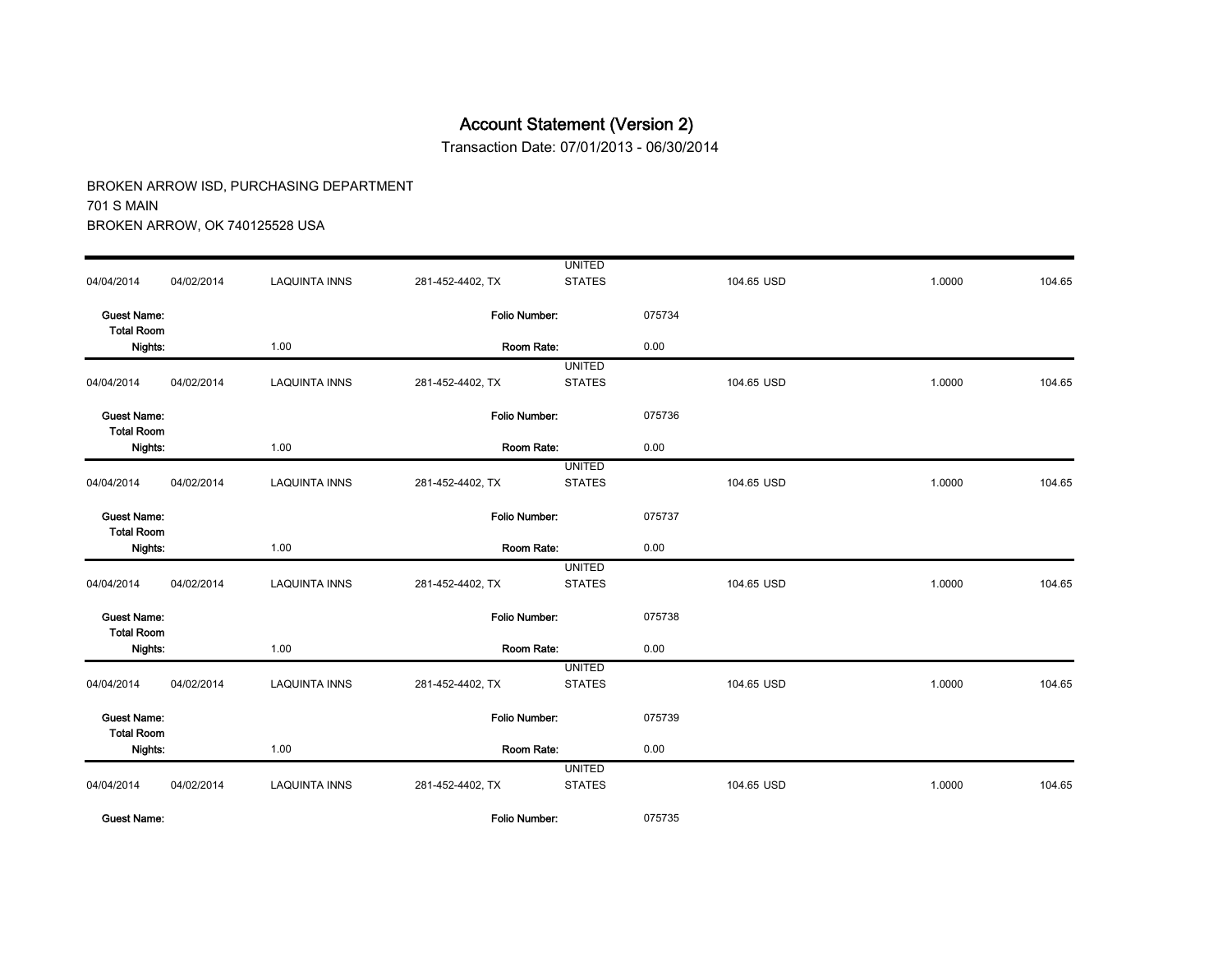# Account Statement (Version 2)

Transaction Date: 07/01/2013 - 06/30/2014

BROKEN ARROW ISD, PURCHASING DEPARTMENT
701 S MAIN
BROKEN ARROW, OK 740125528 USA

| | | | | | | | | |
|---|---|---|---|---|---|---|---|---|
| 04/04/2014 | 04/02/2014 | LAQUINTA INNS | 281-452-4402, TX | UNITED STATES | | 104.65 USD | 1.0000 | 104.65 |
| **Guest Name:** | | | **Folio Number:** | | 075734 | | | |
| **Total Room Nights:** | | 1.00 | **Room Rate:** | | 0.00 | | | |
| 04/04/2014 | 04/02/2014 | LAQUINTA INNS | 281-452-4402, TX | UNITED STATES | | 104.65 USD | 1.0000 | 104.65 |
| **Guest Name:** | | | **Folio Number:** | | 075736 | | | |
| **Total Room Nights:** | | 1.00 | **Room Rate:** | | 0.00 | | | |
| 04/04/2014 | 04/02/2014 | LAQUINTA INNS | 281-452-4402, TX | UNITED STATES | | 104.65 USD | 1.0000 | 104.65 |
| **Guest Name:** | | | **Folio Number:** | | 075737 | | | |
| **Total Room Nights:** | | 1.00 | **Room Rate:** | | 0.00 | | | |
| 04/04/2014 | 04/02/2014 | LAQUINTA INNS | 281-452-4402, TX | UNITED STATES | | 104.65 USD | 1.0000 | 104.65 |
| **Guest Name:** | | | **Folio Number:** | | 075738 | | | |
| **Total Room Nights:** | | 1.00 | **Room Rate:** | | 0.00 | | | |
| 04/04/2014 | 04/02/2014 | LAQUINTA INNS | 281-452-4402, TX | UNITED STATES | | 104.65 USD | 1.0000 | 104.65 |
| **Guest Name:** | | | **Folio Number:** | | 075739 | | | |
| **Total Room Nights:** | | 1.00 | **Room Rate:** | | 0.00 | | | |
| 04/04/2014 | 04/02/2014 | LAQUINTA INNS | 281-452-4402, TX | UNITED STATES | | 104.65 USD | 1.0000 | 104.65 |
| **Guest Name:** | | | **Folio Number:** | | 075735 | | | |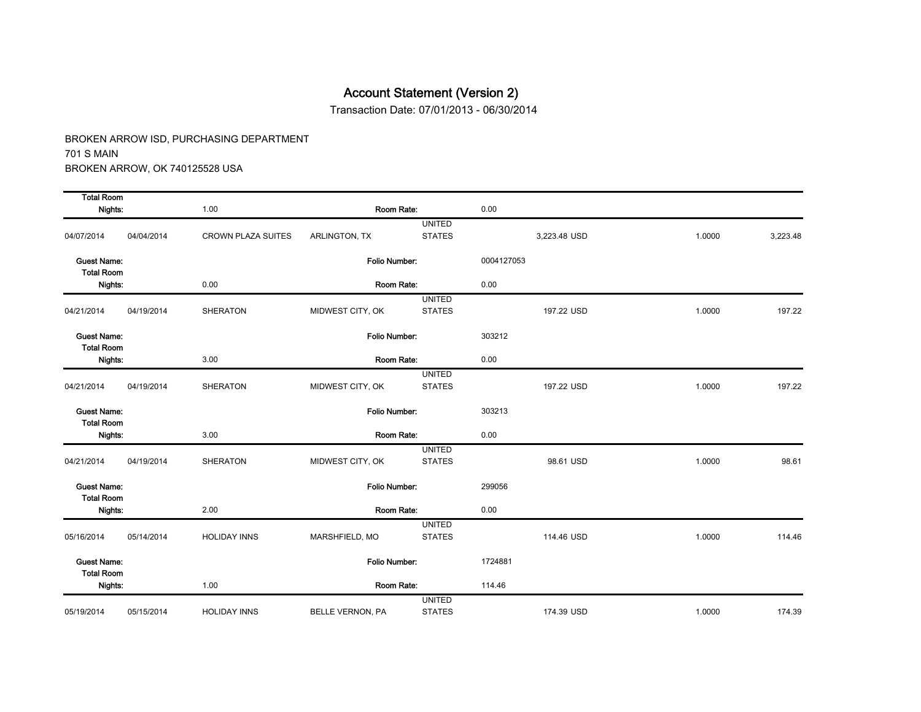# Account Statement (Version 2)

Transaction Date: 07/01/2013 - 06/30/2014

BROKEN ARROW ISD, PURCHASING DEPARTMENT
701 S MAIN
BROKEN ARROW, OK 740125528 USA

| | | | | | | | |
|---|---|---|---|---|---|---|---|
| **Total Room Nights:** | | 1.00 | **Room Rate:** | | 0.00 | | |
| 04/07/2014 | 04/04/2014 | CROWN PLAZA SUITES | ARLINGTON, TX | UNITED STATES | 3,223.48 USD | 1.0000 | 3,223.48 |
| **Guest Name:** | | | **Folio Number:** | | 0004127053 | | |
| **Total Room Nights:** | | 0.00 | **Room Rate:** | | 0.00 | | |
| 04/21/2014 | 04/19/2014 | SHERATON | MIDWEST CITY, OK | UNITED STATES | 197.22 USD | 1.0000 | 197.22 |
| **Guest Name:** | | | **Folio Number:** | | 303212 | | |
| **Total Room Nights:** | | 3.00 | **Room Rate:** | | 0.00 | | |
| 04/21/2014 | 04/19/2014 | SHERATON | MIDWEST CITY, OK | UNITED STATES | 197.22 USD | 1.0000 | 197.22 |
| **Guest Name:** | | | **Folio Number:** | | 303213 | | |
| **Total Room Nights:** | | 3.00 | **Room Rate:** | | 0.00 | | |
| 04/21/2014 | 04/19/2014 | SHERATON | MIDWEST CITY, OK | UNITED STATES | 98.61 USD | 1.0000 | 98.61 |
| **Guest Name:** | | | **Folio Number:** | | 299056 | | |
| **Total Room Nights:** | | 2.00 | **Room Rate:** | | 0.00 | | |
| 05/16/2014 | 05/14/2014 | HOLIDAY INNS | MARSHFIELD, MO | UNITED STATES | 114.46 USD | 1.0000 | 114.46 |
| **Guest Name:** | | | **Folio Number:** | | 1724881 | | |
| **Total Room Nights:** | | 1.00 | **Room Rate:** | | 114.46 | | |
| 05/19/2014 | 05/15/2014 | HOLIDAY INNS | BELLE VERNON, PA | UNITED STATES | 174.39 USD | 1.0000 | 174.39 |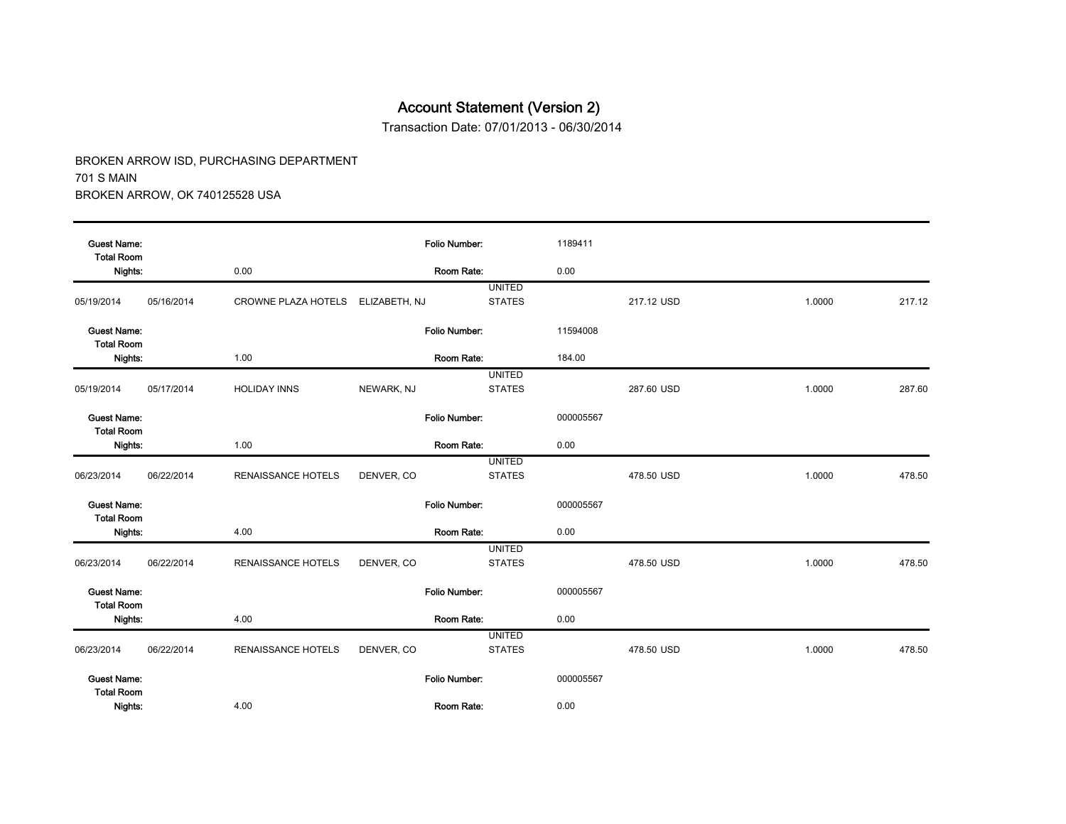# Account Statement (Version 2)

Transaction Date: 07/01/2013 - 06/30/2014

BROKEN ARROW ISD, PURCHASING DEPARTMENT
701 S MAIN
BROKEN ARROW, OK 740125528 USA

| | | | | | | | | |
|---|---|---|---|---|---|---|---|---|
| **Guest Name:** | | | | **Folio Number:** | 1189411 | | | |
| **Total Room Nights:** | | 0.00 | | **Room Rate:** | 0.00 | | | |
| 05/19/2014 | 05/16/2014 | CROWNE PLAZA HOTELS | ELIZABETH, NJ | UNITED STATES | | 217.12 USD | 1.0000 | 217.12 |
| **Guest Name:** | | | | **Folio Number:** | 11594008 | | | |
| **Total Room Nights:** | | 1.00 | | **Room Rate:** | 184.00 | | | |
| 05/19/2014 | 05/17/2014 | HOLIDAY INNS | NEWARK, NJ | UNITED STATES | | 287.60 USD | 1.0000 | 287.60 |
| **Guest Name:** | | | | **Folio Number:** | 000005567 | | | |
| **Total Room Nights:** | | 1.00 | | **Room Rate:** | 0.00 | | | |
| 06/23/2014 | 06/22/2014 | RENAISSANCE HOTELS | DENVER, CO | UNITED STATES | | 478.50 USD | 1.0000 | 478.50 |
| **Guest Name:** | | | | **Folio Number:** | 000005567 | | | |
| **Total Room Nights:** | | 4.00 | | **Room Rate:** | 0.00 | | | |
| 06/23/2014 | 06/22/2014 | RENAISSANCE HOTELS | DENVER, CO | UNITED STATES | | 478.50 USD | 1.0000 | 478.50 |
| **Guest Name:** | | | | **Folio Number:** | 000005567 | | | |
| **Total Room Nights:** | | 4.00 | | **Room Rate:** | 0.00 | | | |
| 06/23/2014 | 06/22/2014 | RENAISSANCE HOTELS | DENVER, CO | UNITED STATES | | 478.50 USD | 1.0000 | 478.50 |
| **Guest Name:** | | | | **Folio Number:** | 000005567 | | | |
| **Total Room Nights:** | | 4.00 | | **Room Rate:** | 0.00 | | | |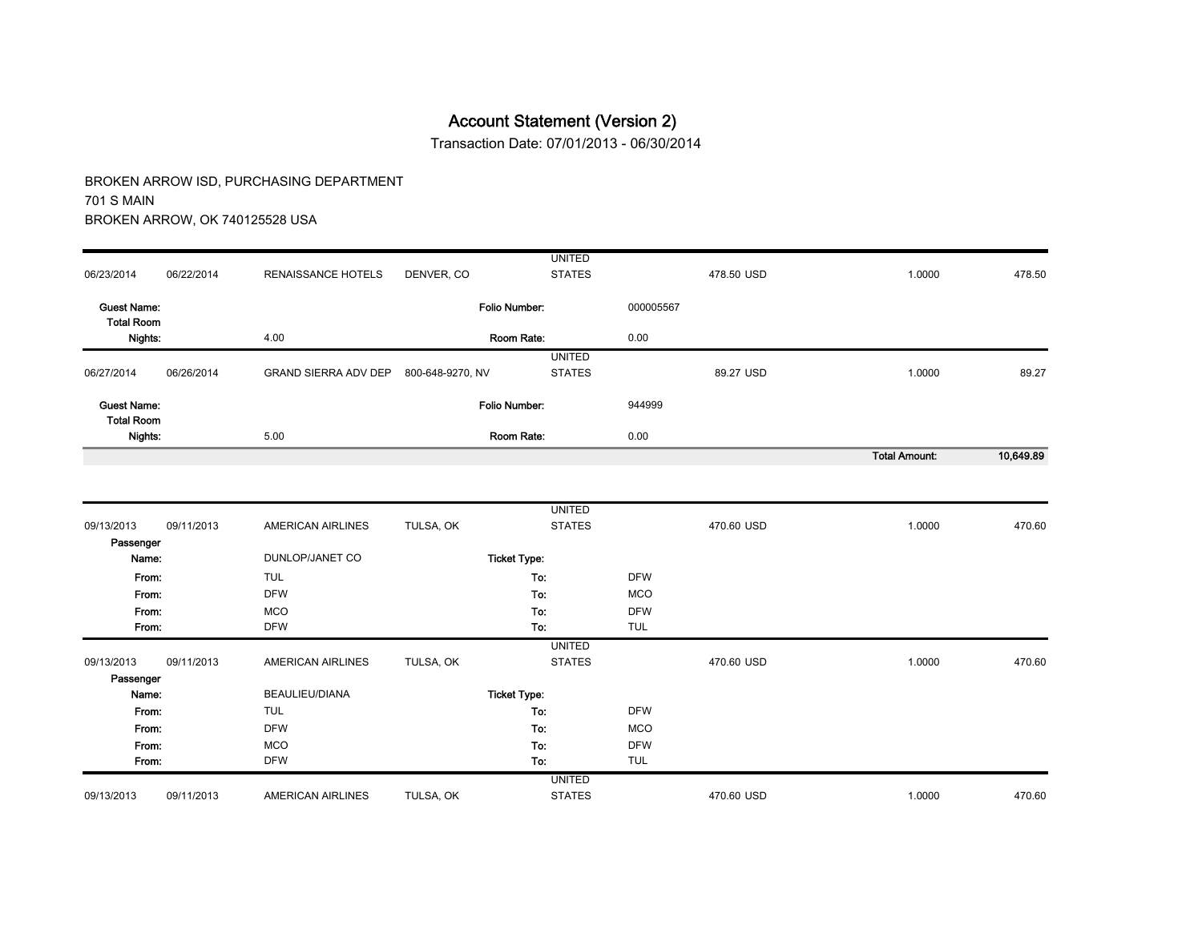# Account Statement (Version 2)

Transaction Date: 07/01/2013 - 06/30/2014

BROKEN ARROW ISD, PURCHASING DEPARTMENT
701 S MAIN
BROKEN ARROW, OK 740125528 USA

| | | | | | | | |
|---|---|---|---|---|---|---|---|
| 06/23/2014 | 06/22/2014 | RENAISSANCE HOTELS | DENVER, CO | UNITED STATES | 478.50 USD | 1.0000 | 478.50 |
| **Guest Name:** | | | **Folio Number:** | 000005567 | | | |
| **Total Room Nights:** | 4.00 | | **Room Rate:** | 0.00 | | | |
| 06/27/2014 | 06/26/2014 | GRAND SIERRA ADV DEP | 800-648-9270, NV | UNITED STATES | 89.27 USD | 1.0000 | 89.27 |
| **Guest Name:** | | | **Folio Number:** | 944999 | | | |
| **Total Room Nights:** | 5.00 | | **Room Rate:** | 0.00 | | | |
| | | | | | | **Total Amount:** | **10,649.89** |

| | | | | | | | |
|---|---|---|---|---|---|---|---|
| 09/13/2013 | 09/11/2013 | AMERICAN AIRLINES | TULSA, OK | UNITED STATES | 470.60 USD | 1.0000 | 470.60 |
| **Passenger Name:** | DUNLOP/JANET CO | | **Ticket Type:** | | | | |
| **From:** | TUL | | **To:** | DFW | | | |
| **From:** | DFW | | **To:** | MCO | | | |
| **From:** | MCO | | **To:** | DFW | | | |
| **From:** | DFW | | **To:** | TUL | | | |
| 09/13/2013 | 09/11/2013 | AMERICAN AIRLINES | TULSA, OK | UNITED STATES | 470.60 USD | 1.0000 | 470.60 |
| **Passenger Name:** | BEAULIEU/DIANA | | **Ticket Type:** | | | | |
| **From:** | TUL | | **To:** | DFW | | | |
| **From:** | DFW | | **To:** | MCO | | | |
| **From:** | MCO | | **To:** | DFW | | | |
| **From:** | DFW | | **To:** | TUL | | | |
| 09/13/2013 | 09/11/2013 | AMERICAN AIRLINES | TULSA, OK | UNITED STATES | 470.60 USD | 1.0000 | 470.60 |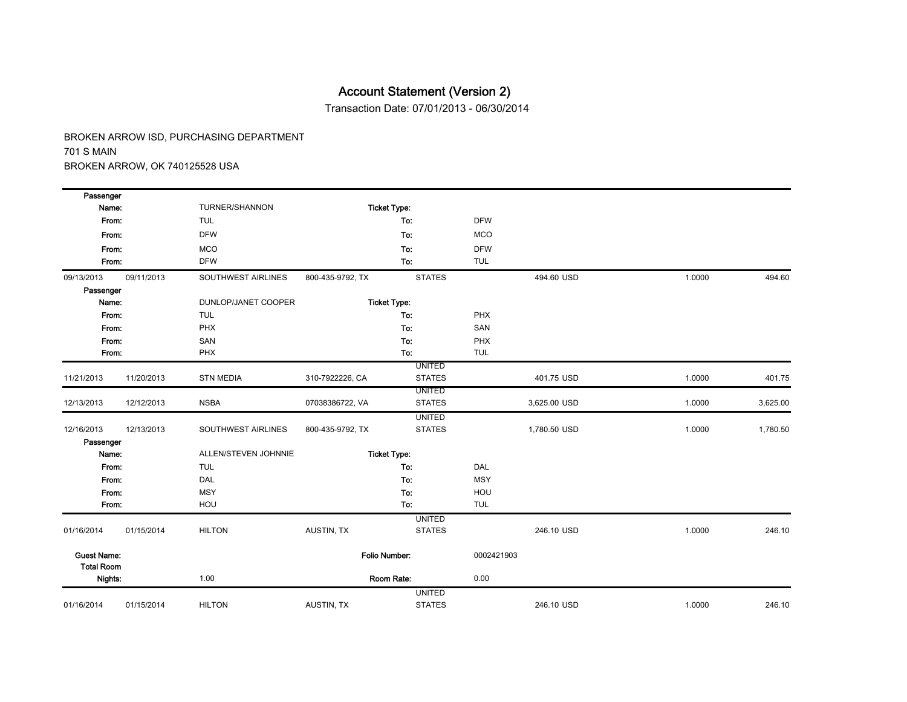# Account Statement (Version 2)

Transaction Date: 07/01/2013 - 06/30/2014

BROKEN ARROW ISD, PURCHASING DEPARTMENT
701 S MAIN
BROKEN ARROW, OK 740125528 USA

| | | | | | | | | |
|---|---|---|---|---|---|---|---|---|
| **Passenger Name:** | | TURNER/SHANNON | | **Ticket Type:** | | | | |
| **From:** | | TUL | | **To:** | DFW | | | |
| **From:** | | DFW | | **To:** | MCO | | | |
| **From:** | | MCO | | **To:** | DFW | | | |
| **From:** | | DFW | | **To:** | TUL | | | |
| 09/13/2013 | 09/11/2013 | SOUTHWEST AIRLINES | 800-435-9792, TX | STATES | | 494.60 USD | 1.0000 | 494.60 |
| **Passenger Name:** | | DUNLOP/JANET COOPER | | **Ticket Type:** | | | | |
| **From:** | | TUL | | **To:** | PHX | | | |
| **From:** | | PHX | | **To:** | SAN | | | |
| **From:** | | SAN | | **To:** | PHX | | | |
| **From:** | | PHX | | **To:** | TUL | | | |
| 11/21/2013 | 11/20/2013 | STN MEDIA | 310-7922226, CA | UNITED STATES | | 401.75 USD | 1.0000 | 401.75 |
| 12/13/2013 | 12/12/2013 | NSBA | 07038386722, VA | UNITED STATES | | 3,625.00 USD | 1.0000 | 3,625.00 |
| 12/16/2013 | 12/13/2013 | SOUTHWEST AIRLINES | 800-435-9792, TX | UNITED STATES | | 1,780.50 USD | 1.0000 | 1,780.50 |
| **Passenger Name:** | | ALLEN/STEVEN JOHNNIE | | **Ticket Type:** | | | | |
| **From:** | | TUL | | **To:** | DAL | | | |
| **From:** | | DAL | | **To:** | MSY | | | |
| **From:** | | MSY | | **To:** | HOU | | | |
| **From:** | | HOU | | **To:** | TUL | | | |
| 01/16/2014 | 01/15/2014 | HILTON | AUSTIN, TX | UNITED STATES | | 246.10 USD | 1.0000 | 246.10 |
| **Guest Name:** | | | | **Folio Number:** | 0002421903 | | | |
| **Total Room Nights:** | | 1.00 | | **Room Rate:** | 0.00 | | | |
| 01/16/2014 | 01/15/2014 | HILTON | AUSTIN, TX | UNITED STATES | | 246.10 USD | 1.0000 | 246.10 |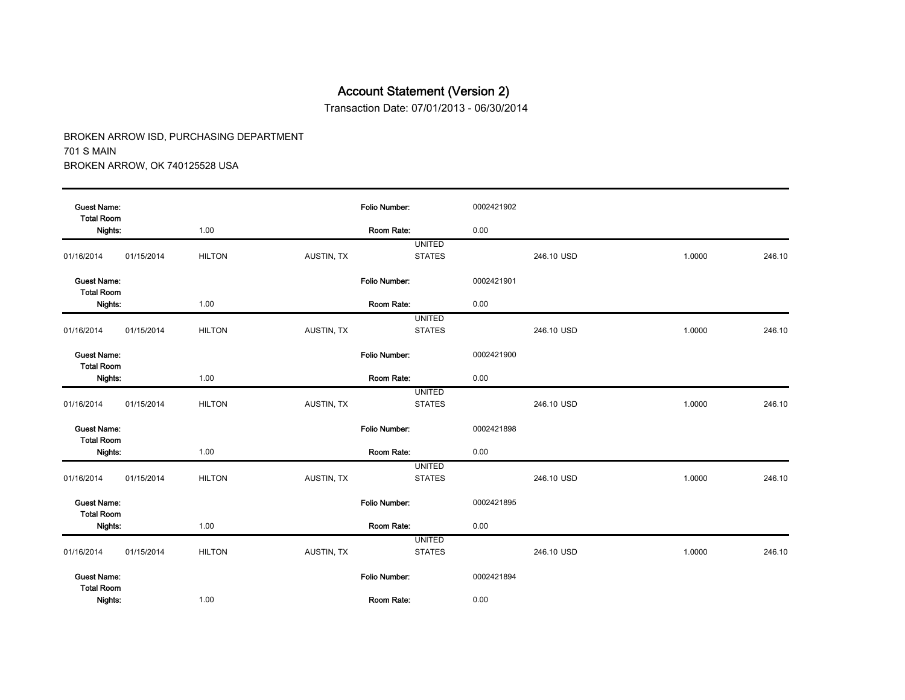# Account Statement (Version 2)

Transaction Date: 07/01/2013 - 06/30/2014

BROKEN ARROW ISD, PURCHASING DEPARTMENT
701 S MAIN
BROKEN ARROW, OK 740125528 USA

| Guest Name: | | | | Folio Number: | 0002421902 | | |
|---|---|---|---|---|---|---|---|
| Total Room Nights: | | 1.00 | | Room Rate: | 0.00 | | |
| 01/16/2014 | 01/15/2014 | HILTON | AUSTIN, TX | UNITED STATES | 246.10 USD | 1.0000 | 246.10 |
| Guest Name: | | | | Folio Number: | 0002421901 | | |
| Total Room Nights: | | 1.00 | | Room Rate: | 0.00 | | |
| 01/16/2014 | 01/15/2014 | HILTON | AUSTIN, TX | UNITED STATES | 246.10 USD | 1.0000 | 246.10 |
| Guest Name: | | | | Folio Number: | 0002421900 | | |
| Total Room Nights: | | 1.00 | | Room Rate: | 0.00 | | |
| 01/16/2014 | 01/15/2014 | HILTON | AUSTIN, TX | UNITED STATES | 246.10 USD | 1.0000 | 246.10 |
| Guest Name: | | | | Folio Number: | 0002421898 | | |
| Total Room Nights: | | 1.00 | | Room Rate: | 0.00 | | |
| 01/16/2014 | 01/15/2014 | HILTON | AUSTIN, TX | UNITED STATES | 246.10 USD | 1.0000 | 246.10 |
| Guest Name: | | | | Folio Number: | 0002421895 | | |
| Total Room Nights: | | 1.00 | | Room Rate: | 0.00 | | |
| 01/16/2014 | 01/15/2014 | HILTON | AUSTIN, TX | UNITED STATES | 246.10 USD | 1.0000 | 246.10 |
| Guest Name: | | | | Folio Number: | 0002421894 | | |
| Total Room Nights: | | 1.00 | | Room Rate: | 0.00 | | |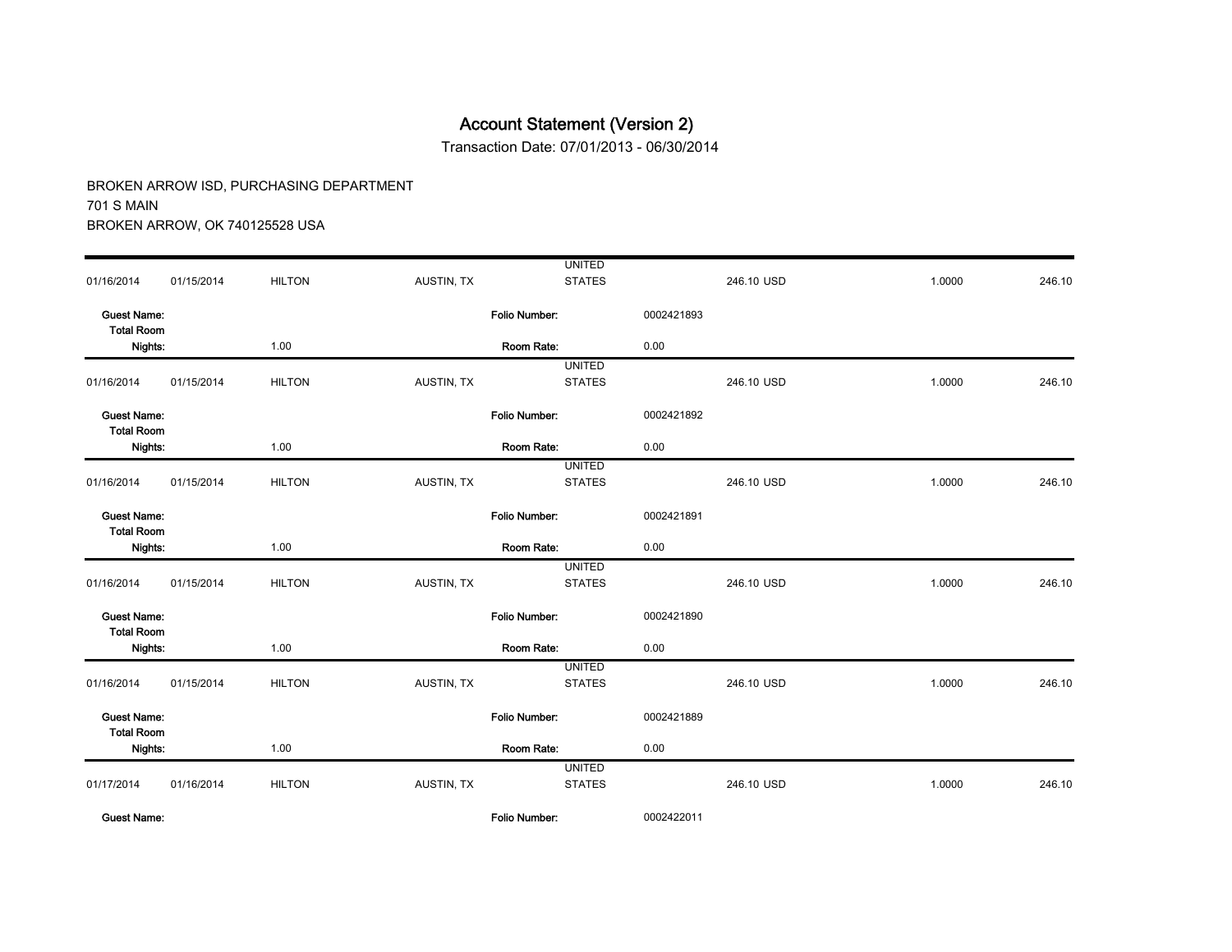# Account Statement (Version 2)

Transaction Date: 07/01/2013 - 06/30/2014

BROKEN ARROW ISD, PURCHASING DEPARTMENT
701 S MAIN
BROKEN ARROW, OK 740125528 USA

| | | | | | | | |
|---|---|---|---|---|---|---|---|
| 01/16/2014 | 01/15/2014 | HILTON | AUSTIN, TX | UNITED STATES | 246.10 USD | 1.0000 | 246.10 |
| **Guest Name:** | | | **Folio Number:** | 0002421893 | | | |
| **Total Room Nights:** | | 1.00 | **Room Rate:** | 0.00 | | | |
| 01/16/2014 | 01/15/2014 | HILTON | AUSTIN, TX | UNITED STATES | 246.10 USD | 1.0000 | 246.10 |
| **Guest Name:** | | | **Folio Number:** | 0002421892 | | | |
| **Total Room Nights:** | | 1.00 | **Room Rate:** | 0.00 | | | |
| 01/16/2014 | 01/15/2014 | HILTON | AUSTIN, TX | UNITED STATES | 246.10 USD | 1.0000 | 246.10 |
| **Guest Name:** | | | **Folio Number:** | 0002421891 | | | |
| **Total Room Nights:** | | 1.00 | **Room Rate:** | 0.00 | | | |
| 01/16/2014 | 01/15/2014 | HILTON | AUSTIN, TX | UNITED STATES | 246.10 USD | 1.0000 | 246.10 |
| **Guest Name:** | | | **Folio Number:** | 0002421890 | | | |
| **Total Room Nights:** | | 1.00 | **Room Rate:** | 0.00 | | | |
| 01/16/2014 | 01/15/2014 | HILTON | AUSTIN, TX | UNITED STATES | 246.10 USD | 1.0000 | 246.10 |
| **Guest Name:** | | | **Folio Number:** | 0002421889 | | | |
| **Total Room Nights:** | | 1.00 | **Room Rate:** | 0.00 | | | |
| 01/17/2014 | 01/16/2014 | HILTON | AUSTIN, TX | UNITED STATES | 246.10 USD | 1.0000 | 246.10 |
| **Guest Name:** | | | **Folio Number:** | 0002422011 | | | |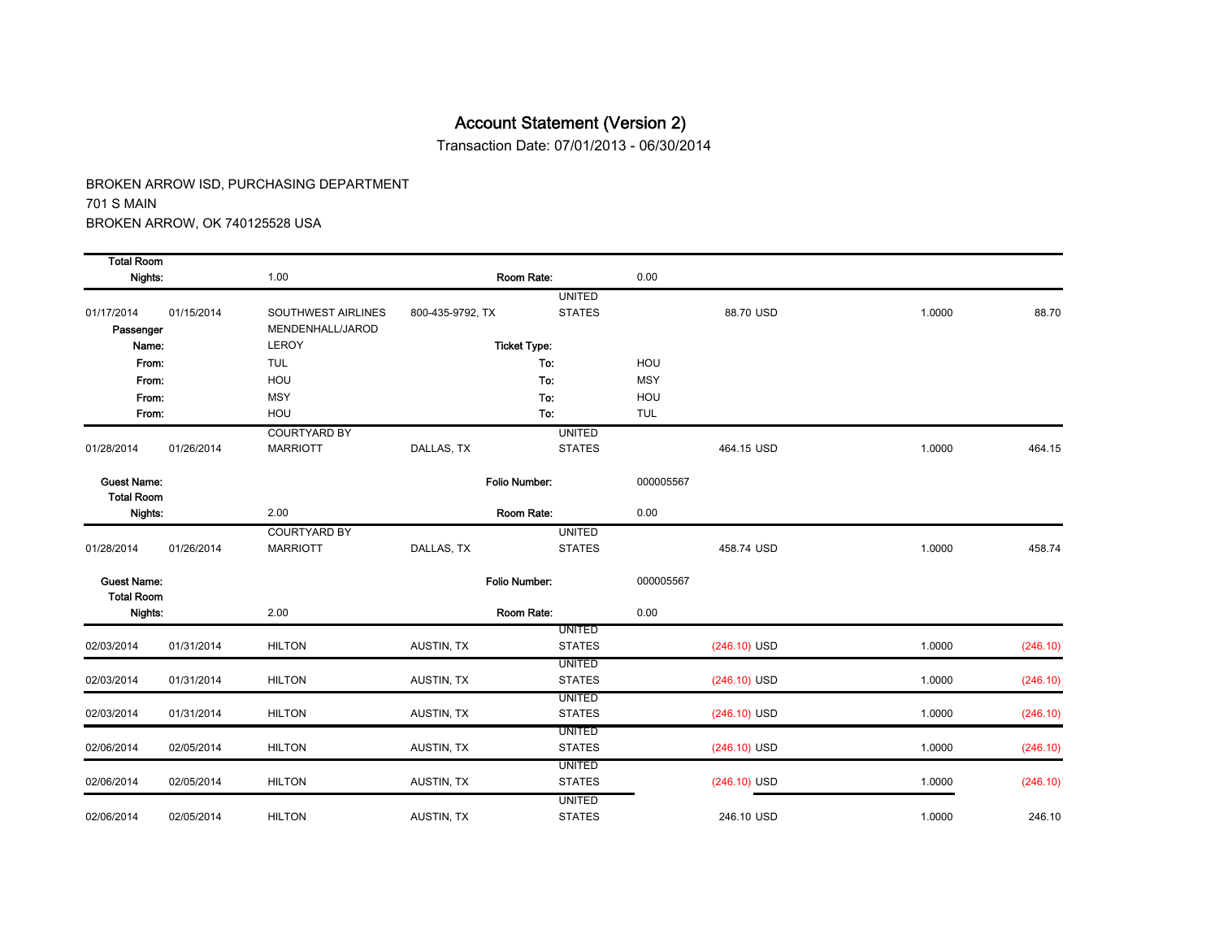# Account Statement (Version 2)

Transaction Date: 07/01/2013 - 06/30/2014

BROKEN ARROW ISD, PURCHASING DEPARTMENT
701 S MAIN
BROKEN ARROW, OK 740125528 USA

| | | | | | | | |
|---|---|---|---|---|---|---|---|
| **Total Room Nights:** | | 1.00 | **Room Rate:** | | 0.00 | | |
| 01/17/2014 | 01/15/2014 | SOUTHWEST AIRLINES | 800-435-9792, TX | UNITED STATES | 88.70 USD | 1.0000 | 88.70 |
| **Passenger Name:** | | MENDENHALL/JAROD LEROY | **Ticket Type:** | | | | |
| **From:** | | TUL | **To:** | | HOU | | |
| **From:** | | HOU | **To:** | | MSY | | |
| **From:** | | MSY | **To:** | | HOU | | |
| **From:** | | HOU | **To:** | | TUL | | |
| 01/28/2014 | 01/26/2014 | COURTYARD BY MARRIOTT | DALLAS, TX | UNITED STATES | 464.15 USD | 1.0000 | 464.15 |
| **Guest Name:** | | | **Folio Number:** | | 000005567 | | |
| **Total Room Nights:** | | 2.00 | **Room Rate:** | | 0.00 | | |
| 01/28/2014 | 01/26/2014 | COURTYARD BY MARRIOTT | DALLAS, TX | UNITED STATES | 458.74 USD | 1.0000 | 458.74 |
| **Guest Name:** | | | **Folio Number:** | | 000005567 | | |
| **Total Room Nights:** | | 2.00 | **Room Rate:** | | 0.00 | | |
| 02/03/2014 | 01/31/2014 | HILTON | AUSTIN, TX | UNITED STATES | (246.10) USD | 1.0000 | (246.10) |
| 02/03/2014 | 01/31/2014 | HILTON | AUSTIN, TX | UNITED STATES | (246.10) USD | 1.0000 | (246.10) |
| 02/03/2014 | 01/31/2014 | HILTON | AUSTIN, TX | UNITED STATES | (246.10) USD | 1.0000 | (246.10) |
| 02/06/2014 | 02/05/2014 | HILTON | AUSTIN, TX | UNITED STATES | (246.10) USD | 1.0000 | (246.10) |
| 02/06/2014 | 02/05/2014 | HILTON | AUSTIN, TX | UNITED STATES | (246.10) USD | 1.0000 | (246.10) |
| 02/06/2014 | 02/05/2014 | HILTON | AUSTIN, TX | UNITED STATES | 246.10 USD | 1.0000 | 246.10 |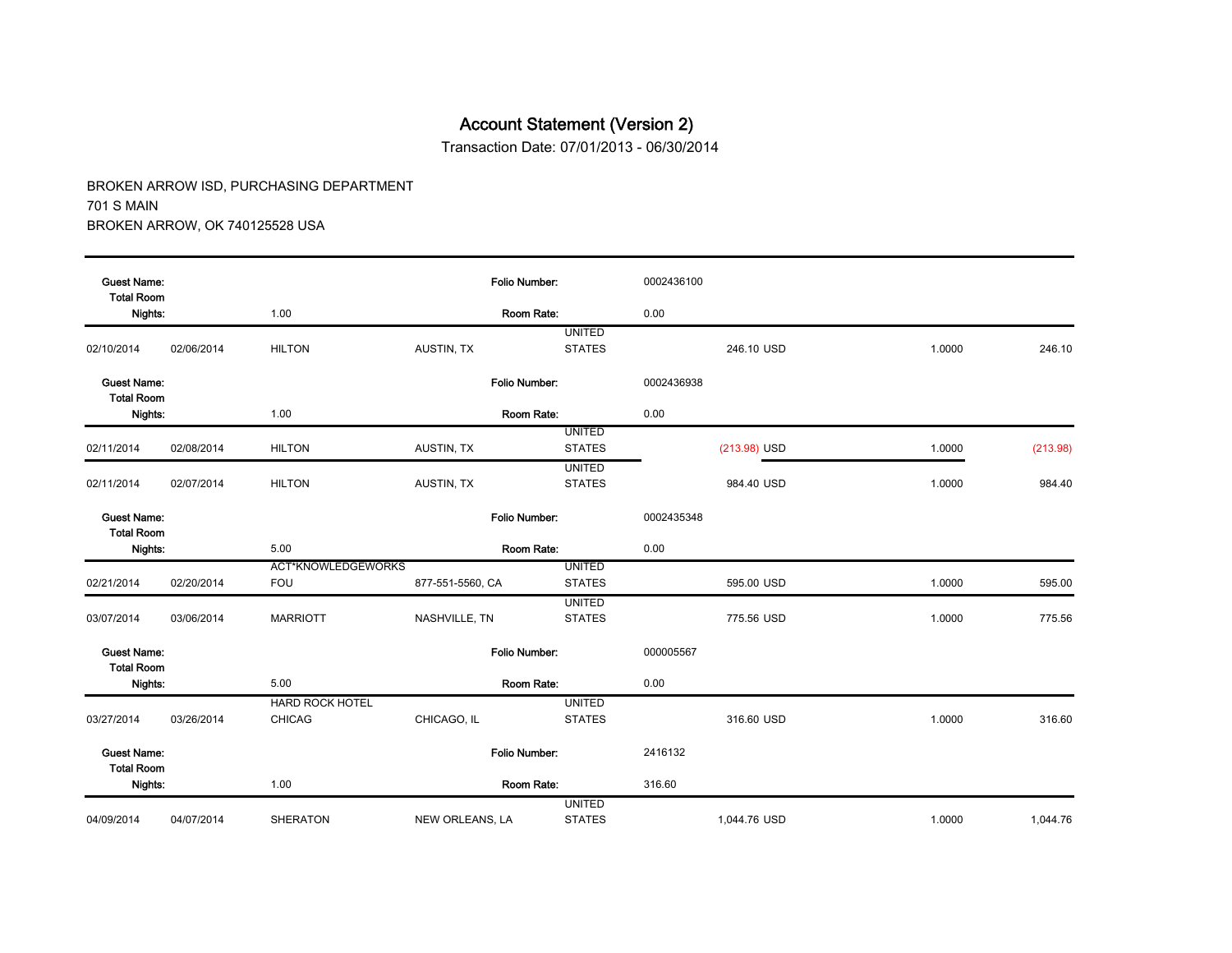# Account Statement (Version 2)

Transaction Date: 07/01/2013 - 06/30/2014

BROKEN ARROW ISD, PURCHASING DEPARTMENT
701 S MAIN
BROKEN ARROW, OK 740125528 USA

**Guest Name:** | **Folio Number:** 0002436100
**Total Room Nights:** 1.00 | **Room Rate:** 0.00

| | | | | | | | |
|---|---|---|---|---|---|---|---|
| 02/10/2014 | 02/06/2014 | HILTON | AUSTIN, TX | UNITED STATES | 246.10 USD | 1.0000 | 246.10 |

**Guest Name:** | **Folio Number:** 0002436938
**Total Room Nights:** 1.00 | **Room Rate:** 0.00

| | | | | | | | |
|---|---|---|---|---|---|---|---|
| 02/11/2014 | 02/08/2014 | HILTON | AUSTIN, TX | UNITED STATES | (213.98) USD | 1.0000 | (213.98) |
| 02/11/2014 | 02/07/2014 | HILTON | AUSTIN, TX | UNITED STATES | 984.40 USD | 1.0000 | 984.40 |

**Guest Name:** | **Folio Number:** 0002435348
**Total Room Nights:** 5.00 | **Room Rate:** 0.00

| | | | | | | | |
|---|---|---|---|---|---|---|---|
| 02/21/2014 | 02/20/2014 | ACT*KNOWLEDGEWORKS FOU | 877-551-5560, CA | UNITED STATES | 595.00 USD | 1.0000 | 595.00 |
| 03/07/2014 | 03/06/2014 | MARRIOTT | NASHVILLE, TN | UNITED STATES | 775.56 USD | 1.0000 | 775.56 |

**Guest Name:** | **Folio Number:** 000005567
**Total Room Nights:** 5.00 | **Room Rate:** 0.00

| | | | | | | | |
|---|---|---|---|---|---|---|---|
| 03/27/2014 | 03/26/2014 | HARD ROCK HOTEL CHICAG | CHICAGO, IL | UNITED STATES | 316.60 USD | 1.0000 | 316.60 |

**Guest Name:** | **Folio Number:** 2416132
**Total Room Nights:** 1.00 | **Room Rate:** 316.60

| | | | | | | | |
|---|---|---|---|---|---|---|---|
| 04/09/2014 | 04/07/2014 | SHERATON | NEW ORLEANS, LA | UNITED STATES | 1,044.76 USD | 1.0000 | 1,044.76 |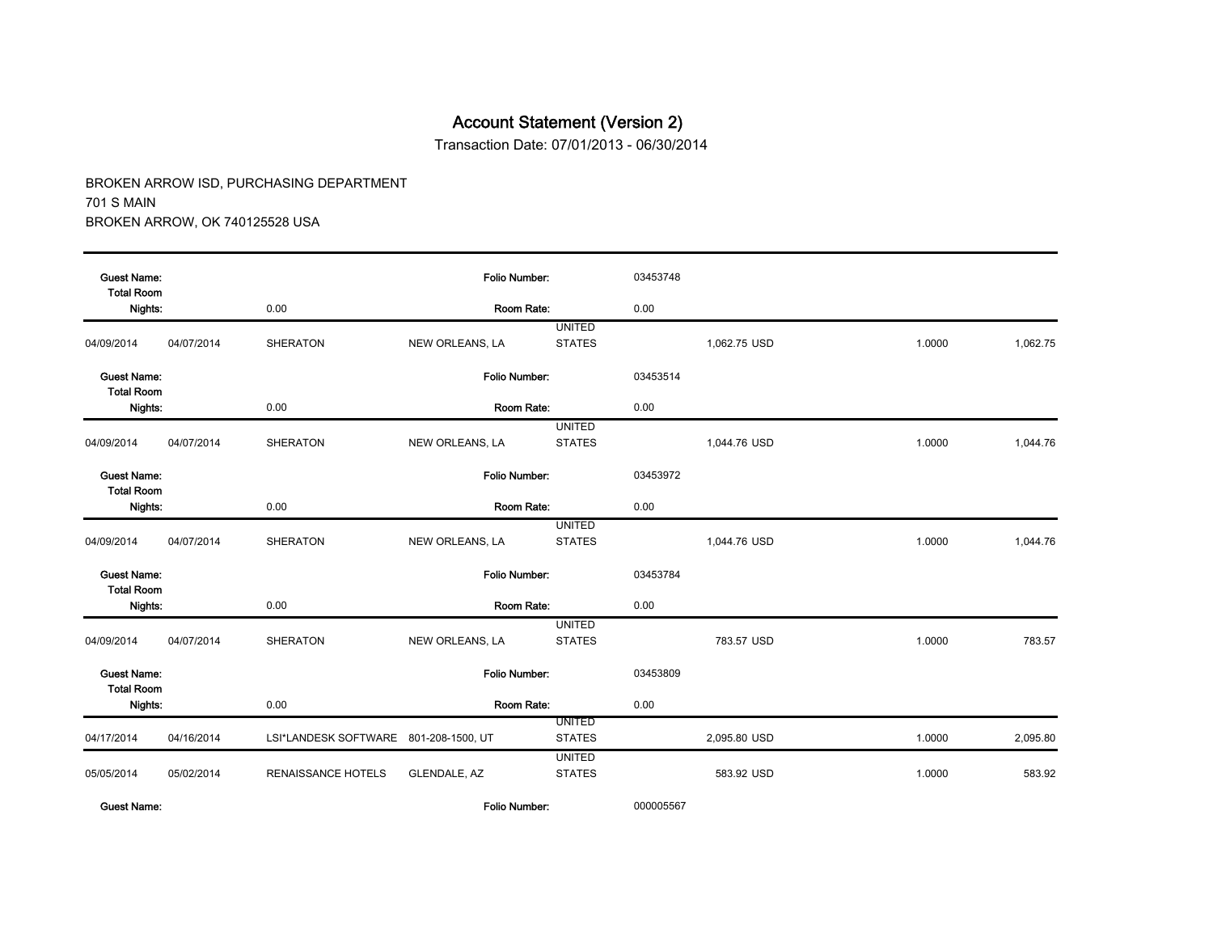# Account Statement (Version 2)

Transaction Date: 07/01/2013 - 06/30/2014

BROKEN ARROW ISD, PURCHASING DEPARTMENT
701 S MAIN
BROKEN ARROW, OK 740125528 USA

| | | | | | | | |
|---|---|---|---|---|---|---|---|
| **Guest Name:** | | | **Folio Number:** | | 03453748 | | |
| **Total Room Nights:** | | 0.00 | **Room Rate:** | | 0.00 | | |
| 04/09/2014 | 04/07/2014 | SHERATON | NEW ORLEANS, LA | UNITED STATES | 1,062.75 USD | 1.0000 | 1,062.75 |
| **Guest Name:** | | | **Folio Number:** | | 03453514 | | |
| **Total Room Nights:** | | 0.00 | **Room Rate:** | | 0.00 | | |
| 04/09/2014 | 04/07/2014 | SHERATON | NEW ORLEANS, LA | UNITED STATES | 1,044.76 USD | 1.0000 | 1,044.76 |
| **Guest Name:** | | | **Folio Number:** | | 03453972 | | |
| **Total Room Nights:** | | 0.00 | **Room Rate:** | | 0.00 | | |
| 04/09/2014 | 04/07/2014 | SHERATON | NEW ORLEANS, LA | UNITED STATES | 1,044.76 USD | 1.0000 | 1,044.76 |
| **Guest Name:** | | | **Folio Number:** | | 03453784 | | |
| **Total Room Nights:** | | 0.00 | **Room Rate:** | | 0.00 | | |
| 04/09/2014 | 04/07/2014 | SHERATON | NEW ORLEANS, LA | UNITED STATES | 783.57 USD | 1.0000 | 783.57 |
| **Guest Name:** | | | **Folio Number:** | | 03453809 | | |
| **Total Room Nights:** | | 0.00 | **Room Rate:** | | 0.00 | | |
| 04/17/2014 | 04/16/2014 | LSI*LANDESK SOFTWARE | 801-208-1500, UT | UNITED STATES | 2,095.80 USD | 1.0000 | 2,095.80 |
| 05/05/2014 | 05/02/2014 | RENAISSANCE HOTELS | GLENDALE, AZ | UNITED STATES | 583.92 USD | 1.0000 | 583.92 |
| **Guest Name:** | | | **Folio Number:** | | 000005567 | | |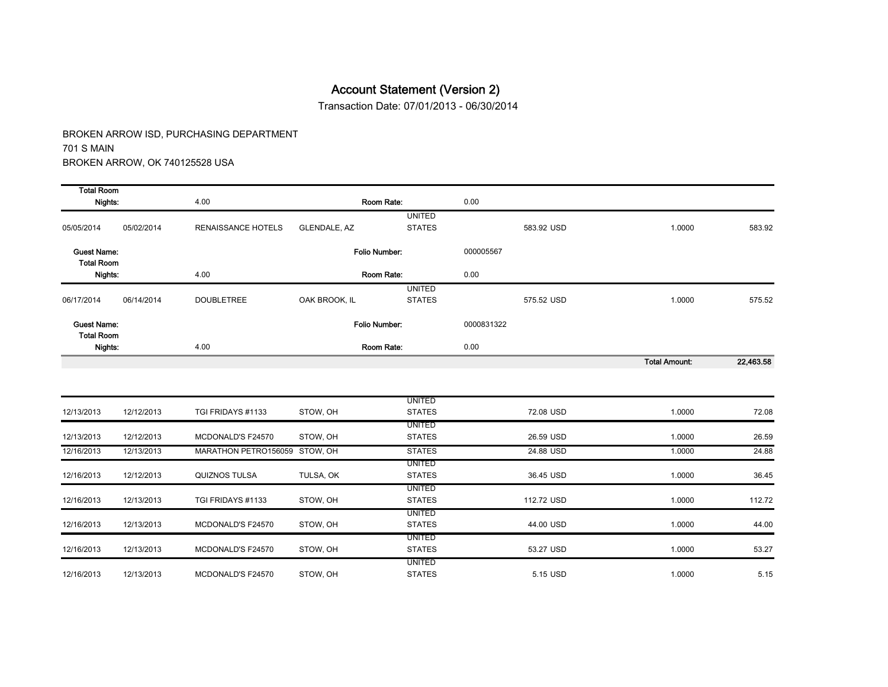# Account Statement (Version 2)

Transaction Date: 07/01/2013 - 06/30/2014

BROKEN ARROW ISD, PURCHASING DEPARTMENT
701 S MAIN
BROKEN ARROW, OK 740125528 USA

| | | | | | | | |
|---|---|---|---|---|---|---|---|
| **Total Room Nights:** | | 4.00 | **Room Rate:** | | 0.00 | | |
| 05/05/2014 | 05/02/2014 | RENAISSANCE HOTELS | GLENDALE, AZ | UNITED STATES | 583.92 USD | 1.0000 | 583.92 |
| **Guest Name:** | | | **Folio Number:** | | 000005567 | | |
| **Total Room Nights:** | | 4.00 | **Room Rate:** | | 0.00 | | |
| 06/17/2014 | 06/14/2014 | DOUBLETREE | OAK BROOK, IL | UNITED STATES | 575.52 USD | 1.0000 | 575.52 |
| **Guest Name:** | | | **Folio Number:** | | 0000831322 | | |
| **Total Room Nights:** | | 4.00 | **Room Rate:** | | 0.00 | | |
| | | | | | | **Total Amount:** | **22,463.58** |

| | | | | | | | |
|---|---|---|---|---|---|---|---|
| 12/13/2013 | 12/12/2013 | TGI FRIDAYS #1133 | STOW, OH | UNITED STATES | 72.08 USD | 1.0000 | 72.08 |
| 12/13/2013 | 12/12/2013 | MCDONALD'S F24570 | STOW, OH | UNITED STATES | 26.59 USD | 1.0000 | 26.59 |
| 12/16/2013 | 12/13/2013 | MARATHON PETRO156059 | STOW, OH | STATES | 24.88 USD | 1.0000 | 24.88 |
| 12/16/2013 | 12/12/2013 | QUIZNOS TULSA | TULSA, OK | UNITED STATES | 36.45 USD | 1.0000 | 36.45 |
| 12/16/2013 | 12/13/2013 | TGI FRIDAYS #1133 | STOW, OH | UNITED STATES | 112.72 USD | 1.0000 | 112.72 |
| 12/16/2013 | 12/13/2013 | MCDONALD'S F24570 | STOW, OH | UNITED STATES | 44.00 USD | 1.0000 | 44.00 |
| 12/16/2013 | 12/13/2013 | MCDONALD'S F24570 | STOW, OH | UNITED STATES | 53.27 USD | 1.0000 | 53.27 |
| 12/16/2013 | 12/13/2013 | MCDONALD'S F24570 | STOW, OH | UNITED STATES | 5.15 USD | 1.0000 | 5.15 |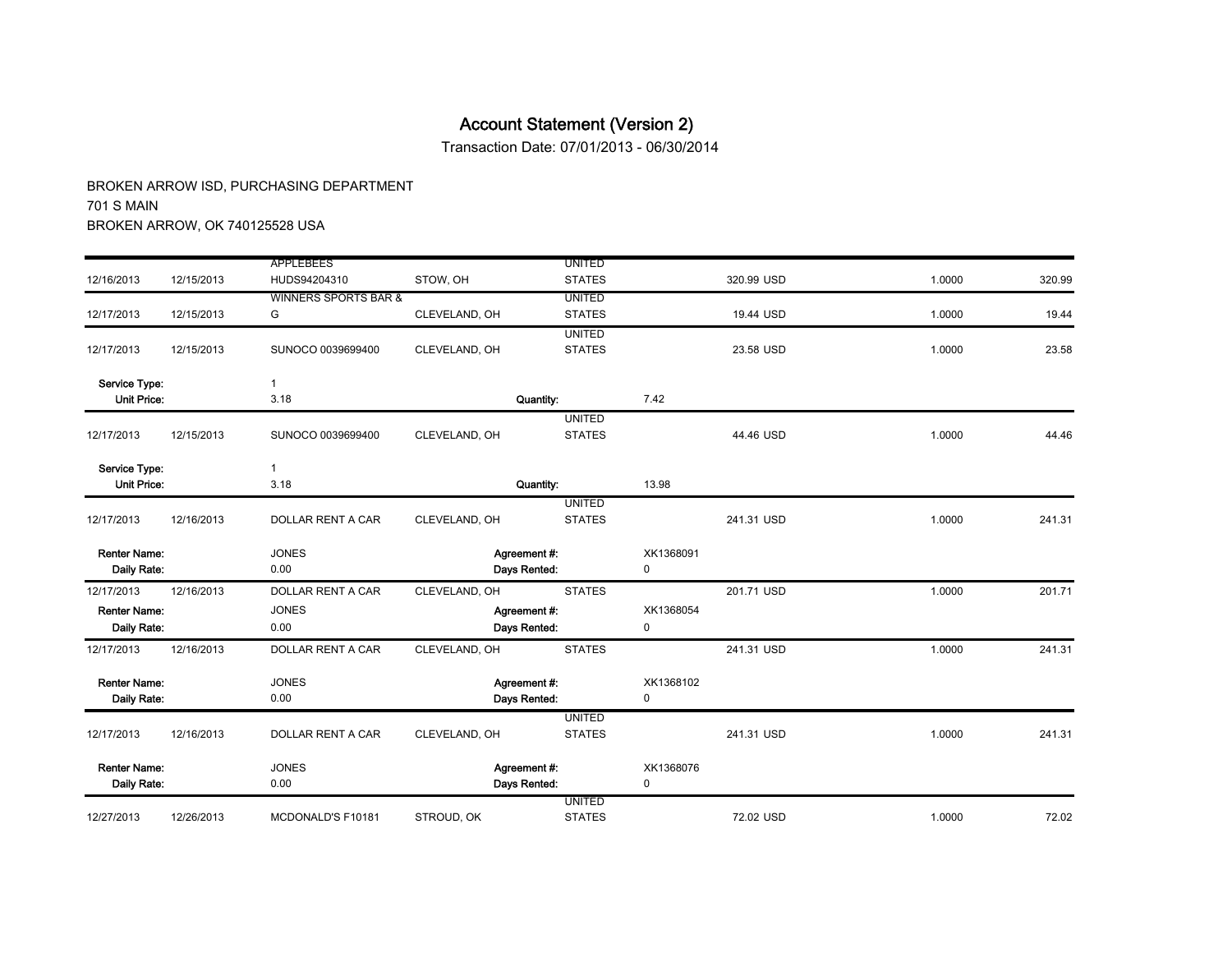# Account Statement (Version 2)

Transaction Date: 07/01/2013 - 06/30/2014

BROKEN ARROW ISD, PURCHASING DEPARTMENT
701 S MAIN
BROKEN ARROW, OK 740125528 USA

| | | | | | | | |
|---|---|---|---|---|---|---|---|
| 12/16/2013 | 12/15/2013 | APPLEBEES HUDS94204310 | STOW, OH | UNITED STATES | 320.99 USD | 1.0000 | 320.99 |
| 12/17/2013 | 12/15/2013 | WINNERS SPORTS BAR & G | CLEVELAND, OH | UNITED STATES | 19.44 USD | 1.0000 | 19.44 |
| 12/17/2013 | 12/15/2013 | SUNOCO 0039699400 | CLEVELAND, OH | UNITED STATES | 23.58 USD | 1.0000 | 23.58 |
| **Service Type:** | | 1 | | | | | |
| **Unit Price:** | | 3.18 | **Quantity:** | | 7.42 | | |
| 12/17/2013 | 12/15/2013 | SUNOCO 0039699400 | CLEVELAND, OH | UNITED STATES | 44.46 USD | 1.0000 | 44.46 |
| **Service Type:** | | 1 | | | | | |
| **Unit Price:** | | 3.18 | **Quantity:** | | 13.98 | | |
| 12/17/2013 | 12/16/2013 | DOLLAR RENT A CAR | CLEVELAND, OH | UNITED STATES | 241.31 USD | 1.0000 | 241.31 |
| **Renter Name:** | | JONES | **Agreement #:** | | XK1368091 | | |
| **Daily Rate:** | | 0.00 | **Days Rented:** | | 0 | | |
| 12/17/2013 | 12/16/2013 | DOLLAR RENT A CAR | CLEVELAND, OH | STATES | 201.71 USD | 1.0000 | 201.71 |
| **Renter Name:** | | JONES | **Agreement #:** | | XK1368054 | | |
| **Daily Rate:** | | 0.00 | **Days Rented:** | | 0 | | |
| 12/17/2013 | 12/16/2013 | DOLLAR RENT A CAR | CLEVELAND, OH | STATES | 241.31 USD | 1.0000 | 241.31 |
| **Renter Name:** | | JONES | **Agreement #:** | | XK1368102 | | |
| **Daily Rate:** | | 0.00 | **Days Rented:** | | 0 | | |
| 12/17/2013 | 12/16/2013 | DOLLAR RENT A CAR | CLEVELAND, OH | UNITED STATES | 241.31 USD | 1.0000 | 241.31 |
| **Renter Name:** | | JONES | **Agreement #:** | | XK1368076 | | |
| **Daily Rate:** | | 0.00 | **Days Rented:** | | 0 | | |
| 12/27/2013 | 12/26/2013 | MCDONALD'S F10181 | STROUD, OK | UNITED STATES | 72.02 USD | 1.0000 | 72.02 |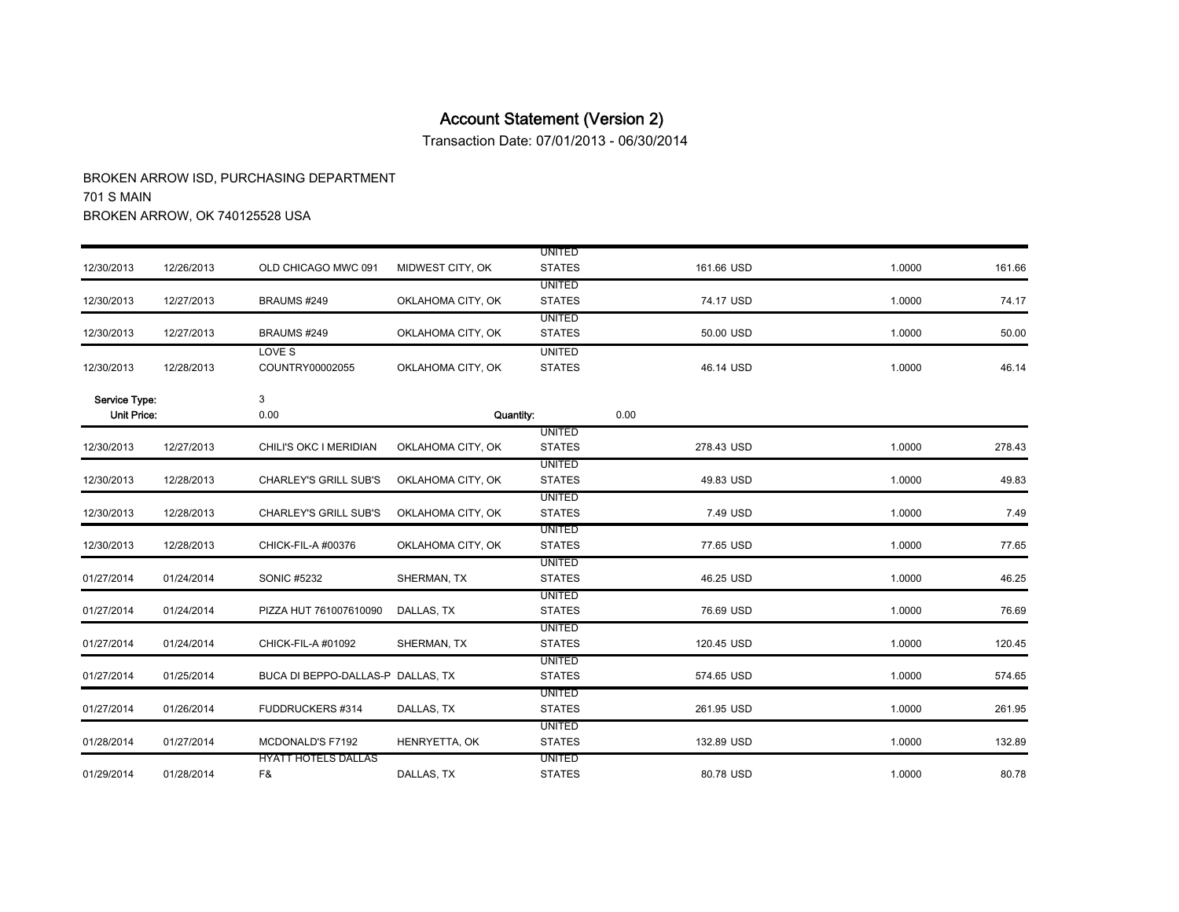# Account Statement (Version 2)

Transaction Date: 07/01/2013 - 06/30/2014

BROKEN ARROW ISD, PURCHASING DEPARTMENT
701 S MAIN
BROKEN ARROW, OK 740125528 USA

| | | | | | | | |
|---|---|---|---|---|---|---|---|
| 12/30/2013 | 12/26/2013 | OLD CHICAGO MWC 091 | MIDWEST CITY, OK | UNITED STATES | 161.66 USD | 1.0000 | 161.66 |
| 12/30/2013 | 12/27/2013 | BRAUMS #249 | OKLAHOMA CITY, OK | UNITED STATES | 74.17 USD | 1.0000 | 74.17 |
| 12/30/2013 | 12/27/2013 | BRAUMS #249 | OKLAHOMA CITY, OK | UNITED STATES | 50.00 USD | 1.0000 | 50.00 |
| 12/30/2013 | 12/28/2013 | LOVE S COUNTRY00002055 | OKLAHOMA CITY, OK | UNITED STATES | 46.14 USD | 1.0000 | 46.14 |
| **Service Type:** | | 3 | | | | | |
| **Unit Price:** | | 0.00 | **Quantity:** | | 0.00 | | |
| 12/30/2013 | 12/27/2013 | CHILI'S OKC I MERIDIAN | OKLAHOMA CITY, OK | UNITED STATES | 278.43 USD | 1.0000 | 278.43 |
| 12/30/2013 | 12/28/2013 | CHARLEY'S GRILL SUB'S | OKLAHOMA CITY, OK | UNITED STATES | 49.83 USD | 1.0000 | 49.83 |
| 12/30/2013 | 12/28/2013 | CHARLEY'S GRILL SUB'S | OKLAHOMA CITY, OK | UNITED STATES | 7.49 USD | 1.0000 | 7.49 |
| 12/30/2013 | 12/28/2013 | CHICK-FIL-A #00376 | OKLAHOMA CITY, OK | UNITED STATES | 77.65 USD | 1.0000 | 77.65 |
| 01/27/2014 | 01/24/2014 | SONIC #5232 | SHERMAN, TX | UNITED STATES | 46.25 USD | 1.0000 | 46.25 |
| 01/27/2014 | 01/24/2014 | PIZZA HUT 761007610090 | DALLAS, TX | UNITED STATES | 76.69 USD | 1.0000 | 76.69 |
| 01/27/2014 | 01/24/2014 | CHICK-FIL-A #01092 | SHERMAN, TX | UNITED STATES | 120.45 USD | 1.0000 | 120.45 |
| 01/27/2014 | 01/25/2014 | BUCA DI BEPPO-DALLAS-P | DALLAS, TX | UNITED STATES | 574.65 USD | 1.0000 | 574.65 |
| 01/27/2014 | 01/26/2014 | FUDDRUCKERS #314 | DALLAS, TX | UNITED STATES | 261.95 USD | 1.0000 | 261.95 |
| 01/28/2014 | 01/27/2014 | MCDONALD'S F7192 | HENRYETTA, OK | UNITED STATES | 132.89 USD | 1.0000 | 132.89 |
| 01/29/2014 | 01/28/2014 | HYATT HOTELS DALLAS F& | DALLAS, TX | UNITED STATES | 80.78 USD | 1.0000 | 80.78 |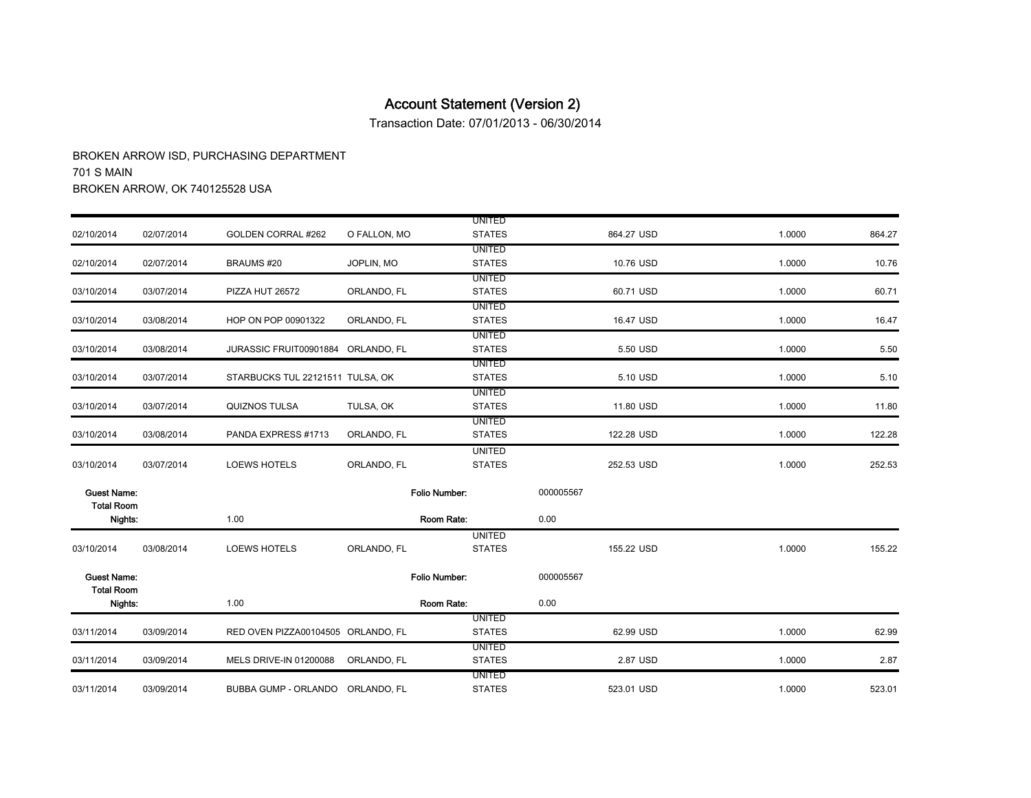# Account Statement (Version 2)

Transaction Date: 07/01/2013 - 06/30/2014

BROKEN ARROW ISD, PURCHASING DEPARTMENT
701 S MAIN
BROKEN ARROW, OK 740125528 USA

| | | | | | | | |
|---|---|---|---|---|---|---|---|
| 02/10/2014 | 02/07/2014 | GOLDEN CORRAL #262 | O FALLON, MO | UNITED STATES | 864.27 USD | 1.0000 | 864.27 |
| 02/10/2014 | 02/07/2014 | BRAUMS #20 | JOPLIN, MO | UNITED STATES | 10.76 USD | 1.0000 | 10.76 |
| 03/10/2014 | 03/07/2014 | PIZZA HUT 26572 | ORLANDO, FL | UNITED STATES | 60.71 USD | 1.0000 | 60.71 |
| 03/10/2014 | 03/08/2014 | HOP ON POP 00901322 | ORLANDO, FL | UNITED STATES | 16.47 USD | 1.0000 | 16.47 |
| 03/10/2014 | 03/08/2014 | JURASSIC FRUIT00901884 | ORLANDO, FL | UNITED STATES | 5.50 USD | 1.0000 | 5.50 |
| 03/10/2014 | 03/07/2014 | STARBUCKS TUL 22121511 | TULSA, OK | UNITED STATES | 5.10 USD | 1.0000 | 5.10 |
| 03/10/2014 | 03/07/2014 | QUIZNOS TULSA | TULSA, OK | UNITED STATES | 11.80 USD | 1.0000 | 11.80 |
| 03/10/2014 | 03/08/2014 | PANDA EXPRESS #1713 | ORLANDO, FL | UNITED STATES | 122.28 USD | 1.0000 | 122.28 |
| 03/10/2014 | 03/07/2014 | LOEWS HOTELS | ORLANDO, FL | UNITED STATES | 252.53 USD | 1.0000 | 252.53 |
| **Guest Name:** | | | **Folio Number:** | | 000005567 | | |
| **Total Room Nights:** | | 1.00 | **Room Rate:** | | 0.00 | | |
| 03/10/2014 | 03/08/2014 | LOEWS HOTELS | ORLANDO, FL | UNITED STATES | 155.22 USD | 1.0000 | 155.22 |
| **Guest Name:** | | | **Folio Number:** | | 000005567 | | |
| **Total Room Nights:** | | 1.00 | **Room Rate:** | | 0.00 | | |
| 03/11/2014 | 03/09/2014 | RED OVEN PIZZA00104505 | ORLANDO, FL | UNITED STATES | 62.99 USD | 1.0000 | 62.99 |
| 03/11/2014 | 03/09/2014 | MELS DRIVE-IN 01200088 | ORLANDO, FL | UNITED STATES | 2.87 USD | 1.0000 | 2.87 |
| 03/11/2014 | 03/09/2014 | BUBBA GUMP - ORLANDO | ORLANDO, FL | UNITED STATES | 523.01 USD | 1.0000 | 523.01 |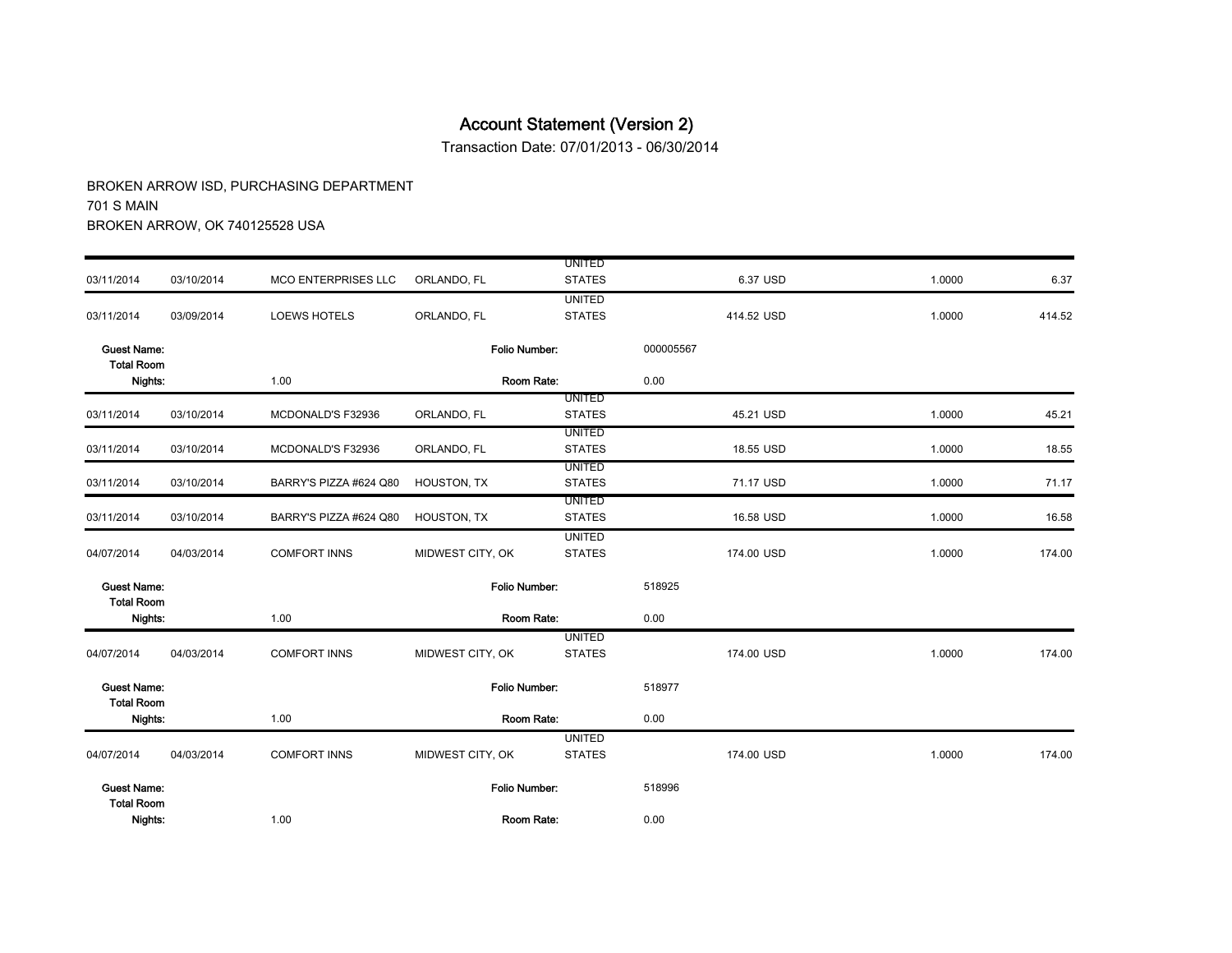# Account Statement (Version 2)

Transaction Date: 07/01/2013 - 06/30/2014

BROKEN ARROW ISD, PURCHASING DEPARTMENT
701 S MAIN
BROKEN ARROW, OK 740125528 USA

| | | | | | | | |
|---|---|---|---|---|---|---|---|
| 03/11/2014 | 03/10/2014 | MCO ENTERPRISES LLC | ORLANDO, FL | UNITED STATES | 6.37 USD | 1.0000 | 6.37 |
| 03/11/2014 | 03/09/2014 | LOEWS HOTELS | ORLANDO, FL | UNITED STATES | 414.52 USD | 1.0000 | 414.52 |
| **Guest Name:** | | | **Folio Number:** | | 000005567 | | |
| **Total Room Nights:** | | 1.00 | **Room Rate:** | | 0.00 | | |
| 03/11/2014 | 03/10/2014 | MCDONALD'S F32936 | ORLANDO, FL | UNITED STATES | 45.21 USD | 1.0000 | 45.21 |
| 03/11/2014 | 03/10/2014 | MCDONALD'S F32936 | ORLANDO, FL | UNITED STATES | 18.55 USD | 1.0000 | 18.55 |
| 03/11/2014 | 03/10/2014 | BARRY'S PIZZA #624 Q80 | HOUSTON, TX | UNITED STATES | 71.17 USD | 1.0000 | 71.17 |
| 03/11/2014 | 03/10/2014 | BARRY'S PIZZA #624 Q80 | HOUSTON, TX | UNITED STATES | 16.58 USD | 1.0000 | 16.58 |
| 04/07/2014 | 04/03/2014 | COMFORT INNS | MIDWEST CITY, OK | UNITED STATES | 174.00 USD | 1.0000 | 174.00 |
| **Guest Name:** | | | **Folio Number:** | | 518925 | | |
| **Total Room Nights:** | | 1.00 | **Room Rate:** | | 0.00 | | |
| 04/07/2014 | 04/03/2014 | COMFORT INNS | MIDWEST CITY, OK | UNITED STATES | 174.00 USD | 1.0000 | 174.00 |
| **Guest Name:** | | | **Folio Number:** | | 518977 | | |
| **Total Room Nights:** | | 1.00 | **Room Rate:** | | 0.00 | | |
| 04/07/2014 | 04/03/2014 | COMFORT INNS | MIDWEST CITY, OK | UNITED STATES | 174.00 USD | 1.0000 | 174.00 |
| **Guest Name:** | | | **Folio Number:** | | 518996 | | |
| **Total Room Nights:** | | 1.00 | **Room Rate:** | | 0.00 | | |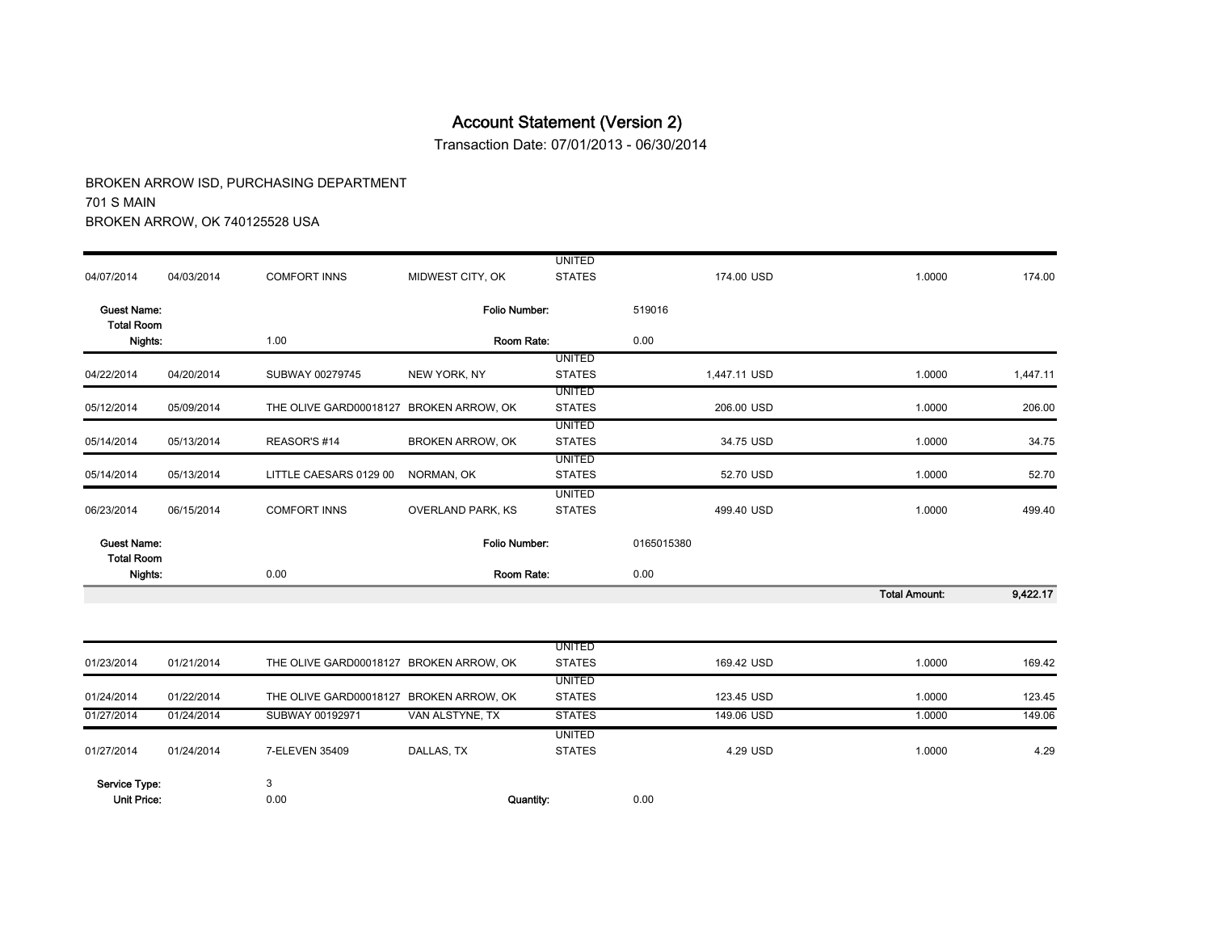# Account Statement (Version 2)

Transaction Date: 07/01/2013 - 06/30/2014

BROKEN ARROW ISD, PURCHASING DEPARTMENT
701 S MAIN
BROKEN ARROW, OK 740125528 USA

| | | | | | | | |
|---|---|---|---|---|---|---|---|
| 04/07/2014 | 04/03/2014 | COMFORT INNS | MIDWEST CITY, OK | UNITED STATES | 174.00 USD | 1.0000 | 174.00 |
| **Guest Name:** | | | **Folio Number:** | | 519016 | | |
| **Total Room Nights:** | | 1.00 | **Room Rate:** | | 0.00 | | |
| 04/22/2014 | 04/20/2014 | SUBWAY 00279745 | NEW YORK, NY | UNITED STATES | 1,447.11 USD | 1.0000 | 1,447.11 |
| 05/12/2014 | 05/09/2014 | THE OLIVE GARD00018127 | BROKEN ARROW, OK | UNITED STATES | 206.00 USD | 1.0000 | 206.00 |
| 05/14/2014 | 05/13/2014 | REASOR'S #14 | BROKEN ARROW, OK | UNITED STATES | 34.75 USD | 1.0000 | 34.75 |
| 05/14/2014 | 05/13/2014 | LITTLE CAESARS 0129 00 | NORMAN, OK | UNITED STATES | 52.70 USD | 1.0000 | 52.70 |
| 06/23/2014 | 06/15/2014 | COMFORT INNS | OVERLAND PARK, KS | UNITED STATES | 499.40 USD | 1.0000 | 499.40 |
| **Guest Name:** | | | **Folio Number:** | | 0165015380 | | |
| **Total Room Nights:** | | 0.00 | **Room Rate:** | | 0.00 | | |
| | | | | | | **Total Amount:** | **9,422.17** |

| | | | | | | | |
|---|---|---|---|---|---|---|---|
| 01/23/2014 | 01/21/2014 | THE OLIVE GARD00018127 | BROKEN ARROW, OK | UNITED STATES | 169.42 USD | 1.0000 | 169.42 |
| 01/24/2014 | 01/22/2014 | THE OLIVE GARD00018127 | BROKEN ARROW, OK | UNITED STATES | 123.45 USD | 1.0000 | 123.45 |
| 01/27/2014 | 01/24/2014 | SUBWAY 00192971 | VAN ALSTYNE, TX | STATES | 149.06 USD | 1.0000 | 149.06 |
| 01/27/2014 | 01/24/2014 | 7-ELEVEN 35409 | DALLAS, TX | UNITED STATES | 4.29 USD | 1.0000 | 4.29 |
| **Service Type:** | | 3 | | | | | |
| **Unit Price:** | | 0.00 | **Quantity:** | | 0.00 | | |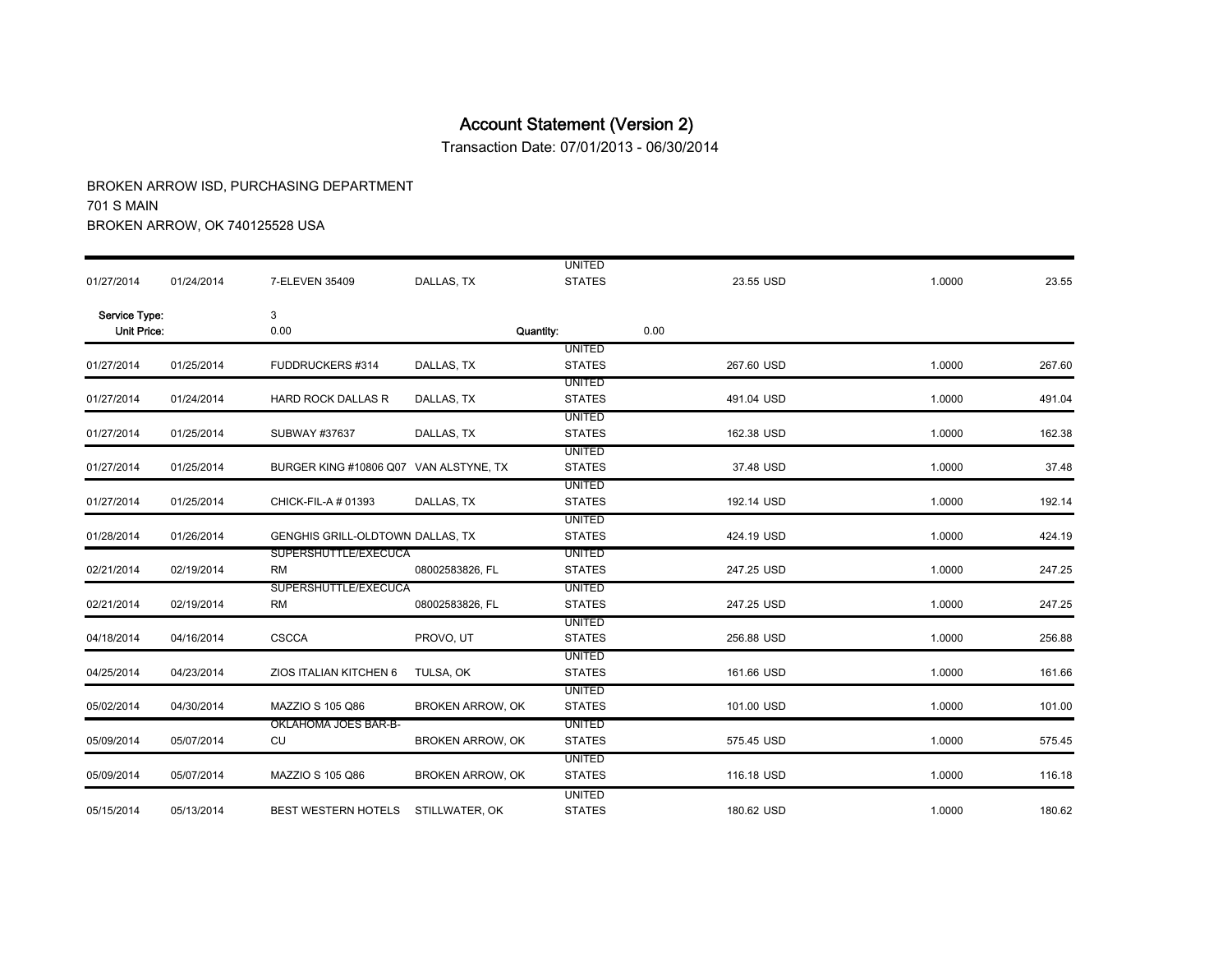# Account Statement (Version 2)

Transaction Date: 07/01/2013 - 06/30/2014

BROKEN ARROW ISD, PURCHASING DEPARTMENT
701 S MAIN
BROKEN ARROW, OK 740125528 USA

| | | | | | | | |
|---|---|---|---|---|---|---|---|
| 01/27/2014 | 01/24/2014 | 7-ELEVEN 35409 | DALLAS, TX | UNITED STATES | 23.55 USD | 1.0000 | 23.55 |
| **Service Type:** | | 3 | | | | | |
| **Unit Price:** | | 0.00 | **Quantity:** | | 0.00 | | |
| 01/27/2014 | 01/25/2014 | FUDDRUCKERS #314 | DALLAS, TX | UNITED STATES | 267.60 USD | 1.0000 | 267.60 |
| 01/27/2014 | 01/24/2014 | HARD ROCK DALLAS R | DALLAS, TX | UNITED STATES | 491.04 USD | 1.0000 | 491.04 |
| 01/27/2014 | 01/25/2014 | SUBWAY #37637 | DALLAS, TX | UNITED STATES | 162.38 USD | 1.0000 | 162.38 |
| 01/27/2014 | 01/25/2014 | BURGER KING #10806 Q07 | VAN ALSTYNE, TX | UNITED STATES | 37.48 USD | 1.0000 | 37.48 |
| 01/27/2014 | 01/25/2014 | CHICK-FIL-A # 01393 | DALLAS, TX | UNITED STATES | 192.14 USD | 1.0000 | 192.14 |
| 01/28/2014 | 01/26/2014 | GENGHIS GRILL-OLDTOWN | DALLAS, TX | UNITED STATES | 424.19 USD | 1.0000 | 424.19 |
| 02/21/2014 | 02/19/2014 | SUPERSHUTTLE/EXECUCA RM | 08002583826, FL | UNITED STATES | 247.25 USD | 1.0000 | 247.25 |
| 02/21/2014 | 02/19/2014 | SUPERSHUTTLE/EXECUCA RM | 08002583826, FL | UNITED STATES | 247.25 USD | 1.0000 | 247.25 |
| 04/18/2014 | 04/16/2014 | CSCCA | PROVO, UT | UNITED STATES | 256.88 USD | 1.0000 | 256.88 |
| 04/25/2014 | 04/23/2014 | ZIOS ITALIAN KITCHEN 6 | TULSA, OK | UNITED STATES | 161.66 USD | 1.0000 | 161.66 |
| 05/02/2014 | 04/30/2014 | MAZZIO S 105 Q86 | BROKEN ARROW, OK | UNITED STATES | 101.00 USD | 1.0000 | 101.00 |
| 05/09/2014 | 05/07/2014 | OKLAHOMA JOES BAR-B-CU | BROKEN ARROW, OK | UNITED STATES | 575.45 USD | 1.0000 | 575.45 |
| 05/09/2014 | 05/07/2014 | MAZZIO S 105 Q86 | BROKEN ARROW, OK | UNITED STATES | 116.18 USD | 1.0000 | 116.18 |
| 05/15/2014 | 05/13/2014 | BEST WESTERN HOTELS | STILLWATER, OK | UNITED STATES | 180.62 USD | 1.0000 | 180.62 |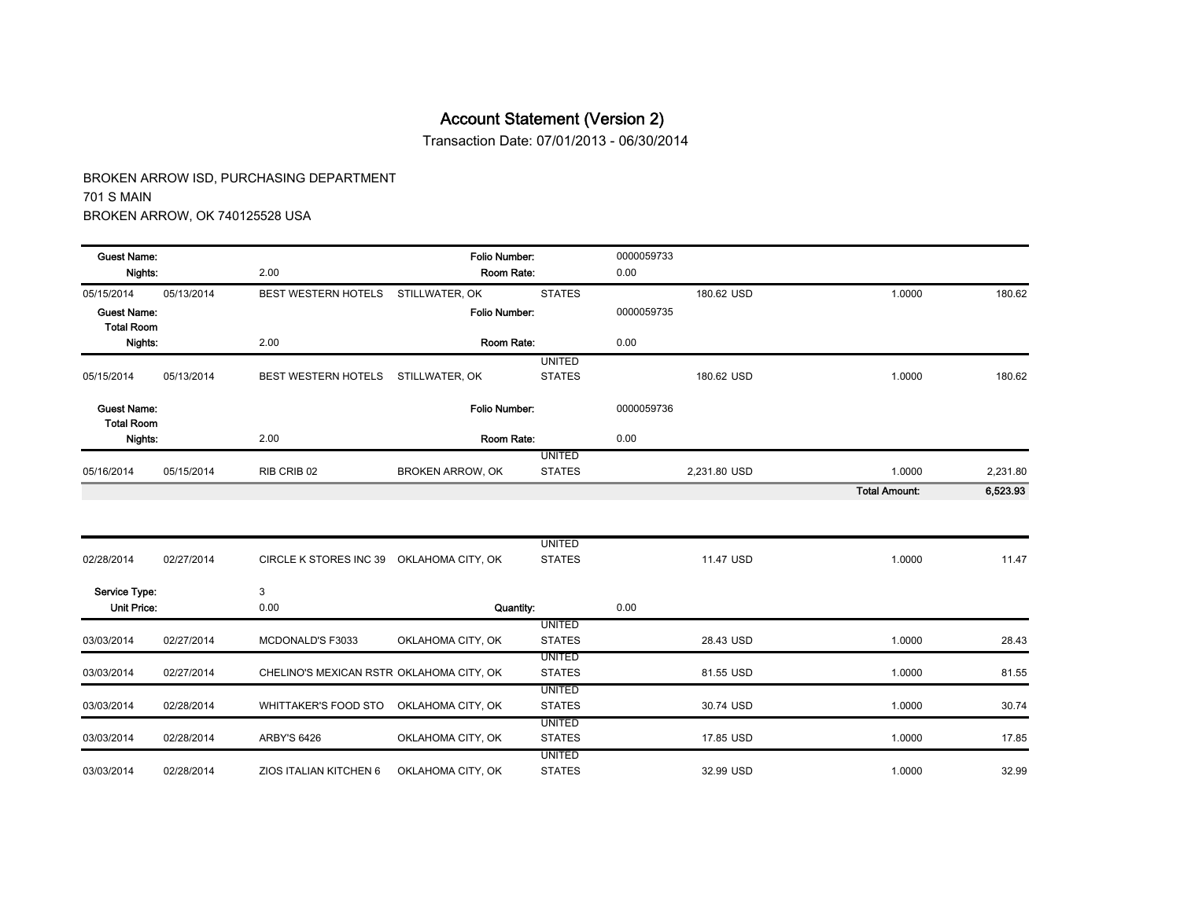# Account Statement (Version 2)

Transaction Date: 07/01/2013 - 06/30/2014

BROKEN ARROW ISD, PURCHASING DEPARTMENT
701 S MAIN
BROKEN ARROW, OK 740125528 USA

| | | | | | | | |
|---|---|---|---|---|---|---|---|
| **Guest Name:** | | | **Folio Number:** | | 0000059733 | | |
| **Nights:** | | 2.00 | **Room Rate:** | | 0.00 | | |
| 05/15/2014 | 05/13/2014 | BEST WESTERN HOTELS | STILLWATER, OK | STATES | 180.62 USD | 1.0000 | 180.62 |
| **Guest Name:** | | | **Folio Number:** | | 0000059735 | | |
| **Total Room Nights:** | | 2.00 | **Room Rate:** | | 0.00 | | |
| 05/15/2014 | 05/13/2014 | BEST WESTERN HOTELS | STILLWATER, OK | UNITED STATES | 180.62 USD | 1.0000 | 180.62 |
| **Guest Name:** | | | **Folio Number:** | | 0000059736 | | |
| **Total Room Nights:** | | 2.00 | **Room Rate:** | | 0.00 | | |
| 05/16/2014 | 05/15/2014 | RIB CRIB 02 | BROKEN ARROW, OK | UNITED STATES | 2,231.80 USD | 1.0000 | 2,231.80 |
| | | | | | | **Total Amount:** | **6,523.93** |

| | | | | | | | |
|---|---|---|---|---|---|---|---|
| 02/28/2014 | 02/27/2014 | CIRCLE K STORES INC 39 | OKLAHOMA CITY, OK | UNITED STATES | 11.47 USD | 1.0000 | 11.47 |
| **Service Type:** | | 3 | | | | | |
| **Unit Price:** | | 0.00 | **Quantity:** | | 0.00 | | |
| 03/03/2014 | 02/27/2014 | MCDONALD'S F3033 | OKLAHOMA CITY, OK | UNITED STATES | 28.43 USD | 1.0000 | 28.43 |
| 03/03/2014 | 02/27/2014 | CHELINO'S MEXICAN RSTR | OKLAHOMA CITY, OK | UNITED STATES | 81.55 USD | 1.0000 | 81.55 |
| 03/03/2014 | 02/28/2014 | WHITTAKER'S FOOD STO | OKLAHOMA CITY, OK | UNITED STATES | 30.74 USD | 1.0000 | 30.74 |
| 03/03/2014 | 02/28/2014 | ARBY'S 6426 | OKLAHOMA CITY, OK | UNITED STATES | 17.85 USD | 1.0000 | 17.85 |
| 03/03/2014 | 02/28/2014 | ZIOS ITALIAN KITCHEN 6 | OKLAHOMA CITY, OK | UNITED STATES | 32.99 USD | 1.0000 | 32.99 |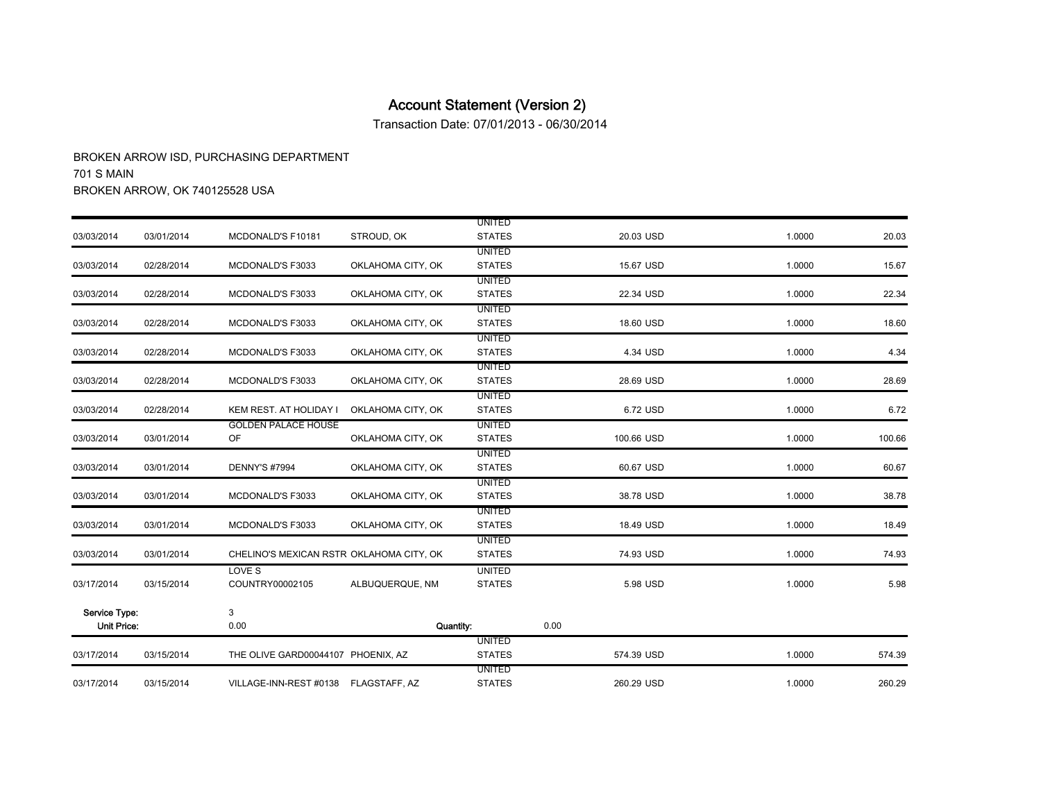# Account Statement (Version 2)

Transaction Date: 07/01/2013 - 06/30/2014

BROKEN ARROW ISD, PURCHASING DEPARTMENT
701 S MAIN
BROKEN ARROW, OK 740125528 USA

| | | | | | | | |
|---|---|---|---|---|---|---|---|
| 03/03/2014 | 03/01/2014 | MCDONALD'S F10181 | STROUD, OK | UNITED STATES | 20.03 USD | 1.0000 | 20.03 |
| 03/03/2014 | 02/28/2014 | MCDONALD'S F3033 | OKLAHOMA CITY, OK | UNITED STATES | 15.67 USD | 1.0000 | 15.67 |
| 03/03/2014 | 02/28/2014 | MCDONALD'S F3033 | OKLAHOMA CITY, OK | UNITED STATES | 22.34 USD | 1.0000 | 22.34 |
| 03/03/2014 | 02/28/2014 | MCDONALD'S F3033 | OKLAHOMA CITY, OK | UNITED STATES | 18.60 USD | 1.0000 | 18.60 |
| 03/03/2014 | 02/28/2014 | MCDONALD'S F3033 | OKLAHOMA CITY, OK | UNITED STATES | 4.34 USD | 1.0000 | 4.34 |
| 03/03/2014 | 02/28/2014 | MCDONALD'S F3033 | OKLAHOMA CITY, OK | UNITED STATES | 28.69 USD | 1.0000 | 28.69 |
| 03/03/2014 | 02/28/2014 | KEM REST. AT HOLIDAY I | OKLAHOMA CITY, OK | UNITED STATES | 6.72 USD | 1.0000 | 6.72 |
| 03/03/2014 | 03/01/2014 | GOLDEN PALACE HOUSE OF | OKLAHOMA CITY, OK | UNITED STATES | 100.66 USD | 1.0000 | 100.66 |
| 03/03/2014 | 03/01/2014 | DENNY'S #7994 | OKLAHOMA CITY, OK | UNITED STATES | 60.67 USD | 1.0000 | 60.67 |
| 03/03/2014 | 03/01/2014 | MCDONALD'S F3033 | OKLAHOMA CITY, OK | UNITED STATES | 38.78 USD | 1.0000 | 38.78 |
| 03/03/2014 | 03/01/2014 | MCDONALD'S F3033 | OKLAHOMA CITY, OK | UNITED STATES | 18.49 USD | 1.0000 | 18.49 |
| 03/03/2014 | 03/01/2014 | CHELINO'S MEXICAN RSTR | OKLAHOMA CITY, OK | UNITED STATES | 74.93 USD | 1.0000 | 74.93 |
| 03/17/2014 | 03/15/2014 | LOVE S COUNTRY00002105 | ALBUQUERQUE, NM | UNITED STATES | 5.98 USD | 1.0000 | 5.98 |
| **Service Type:** | | 3 | | | | | |
| **Unit Price:** | | 0.00 | **Quantity:** | 0.00 | | | |
| 03/17/2014 | 03/15/2014 | THE OLIVE GARD00044107 | PHOENIX, AZ | UNITED STATES | 574.39 USD | 1.0000 | 574.39 |
| 03/17/2014 | 03/15/2014 | VILLAGE-INN-REST #0138 | FLAGSTAFF, AZ | UNITED STATES | 260.29 USD | 1.0000 | 260.29 |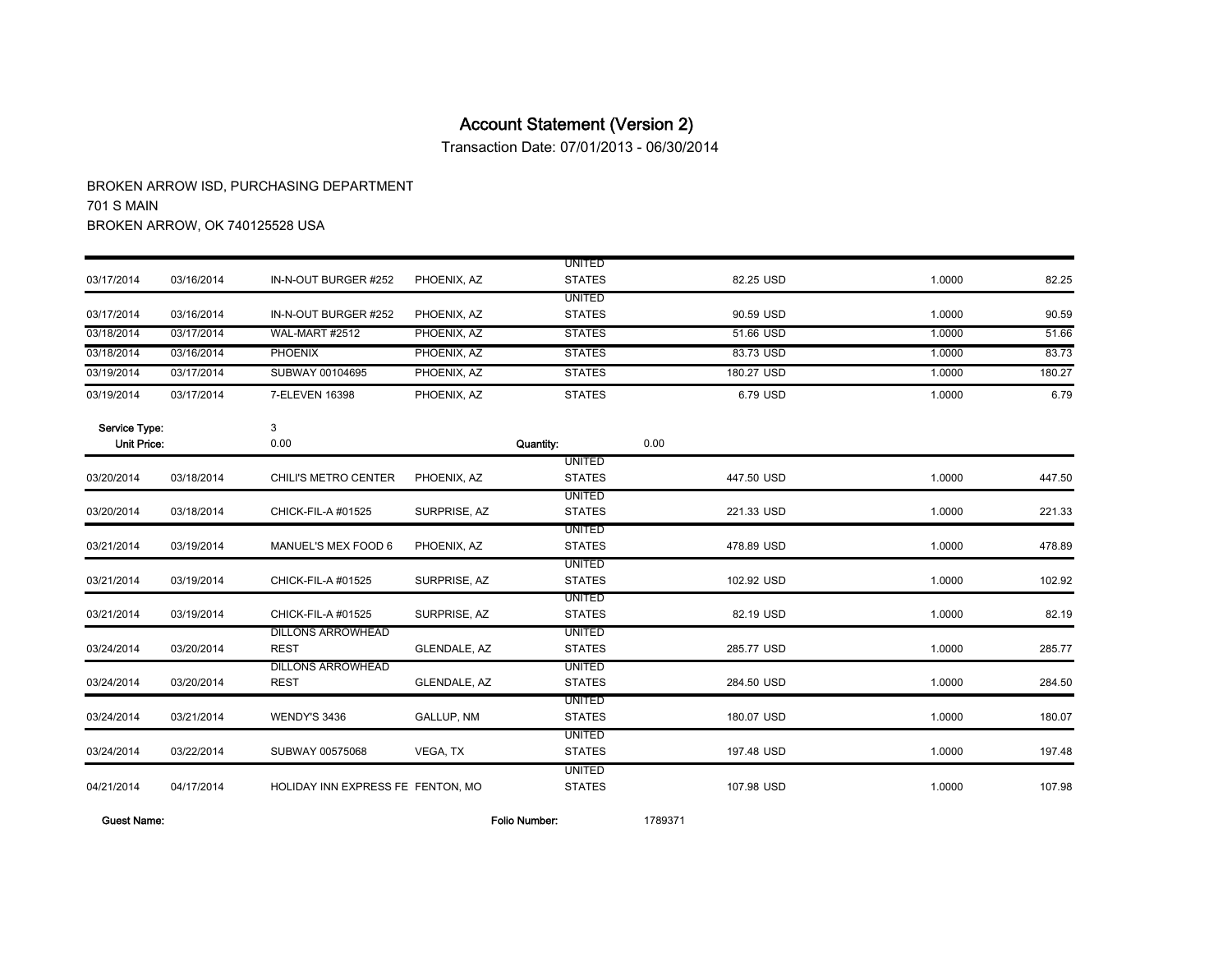# Account Statement (Version 2)

Transaction Date: 07/01/2013 - 06/30/2014

BROKEN ARROW ISD, PURCHASING DEPARTMENT
701 S MAIN
BROKEN ARROW, OK 740125528 USA

| | | | | | | | |
|---|---|---|---|---|---|---|---|
| 03/17/2014 | 03/16/2014 | IN-N-OUT BURGER #252 | PHOENIX, AZ | UNITED STATES | 82.25 USD | 1.0000 | 82.25 |
| 03/17/2014 | 03/16/2014 | IN-N-OUT BURGER #252 | PHOENIX, AZ | UNITED STATES | 90.59 USD | 1.0000 | 90.59 |
| 03/18/2014 | 03/17/2014 | WAL-MART #2512 | PHOENIX, AZ | STATES | 51.66 USD | 1.0000 | 51.66 |
| 03/18/2014 | 03/16/2014 | PHOENIX | PHOENIX, AZ | STATES | 83.73 USD | 1.0000 | 83.73 |
| 03/19/2014 | 03/17/2014 | SUBWAY 00104695 | PHOENIX, AZ | STATES | 180.27 USD | 1.0000 | 180.27 |
| 03/19/2014 | 03/17/2014 | 7-ELEVEN 16398 | PHOENIX, AZ | STATES | 6.79 USD | 1.0000 | 6.79 |

**Service Type:** 3
**Unit Price:** 0.00 **Quantity:** 0.00

| | | | | | | | |
|---|---|---|---|---|---|---|---|
| 03/20/2014 | 03/18/2014 | CHILI'S METRO CENTER | PHOENIX, AZ | UNITED STATES | 447.50 USD | 1.0000 | 447.50 |
| 03/20/2014 | 03/18/2014 | CHICK-FIL-A #01525 | SURPRISE, AZ | UNITED STATES | 221.33 USD | 1.0000 | 221.33 |
| 03/21/2014 | 03/19/2014 | MANUEL'S MEX FOOD 6 | PHOENIX, AZ | UNITED STATES | 478.89 USD | 1.0000 | 478.89 |
| 03/21/2014 | 03/19/2014 | CHICK-FIL-A #01525 | SURPRISE, AZ | UNITED STATES | 102.92 USD | 1.0000 | 102.92 |
| 03/21/2014 | 03/19/2014 | CHICK-FIL-A #01525 | SURPRISE, AZ | UNITED STATES | 82.19 USD | 1.0000 | 82.19 |
| 03/24/2014 | 03/20/2014 | DILLONS ARROWHEAD REST | GLENDALE, AZ | UNITED STATES | 285.77 USD | 1.0000 | 285.77 |
| 03/24/2014 | 03/20/2014 | DILLONS ARROWHEAD REST | GLENDALE, AZ | UNITED STATES | 284.50 USD | 1.0000 | 284.50 |
| 03/24/2014 | 03/21/2014 | WENDY'S 3436 | GALLUP, NM | UNITED STATES | 180.07 USD | 1.0000 | 180.07 |
| 03/24/2014 | 03/22/2014 | SUBWAY 00575068 | VEGA, TX | UNITED STATES | 197.48 USD | 1.0000 | 197.48 |
| 04/21/2014 | 04/17/2014 | HOLIDAY INN EXPRESS FE | FENTON, MO | UNITED STATES | 107.98 USD | 1.0000 | 107.98 |

**Guest Name:** **Folio Number:** 1789371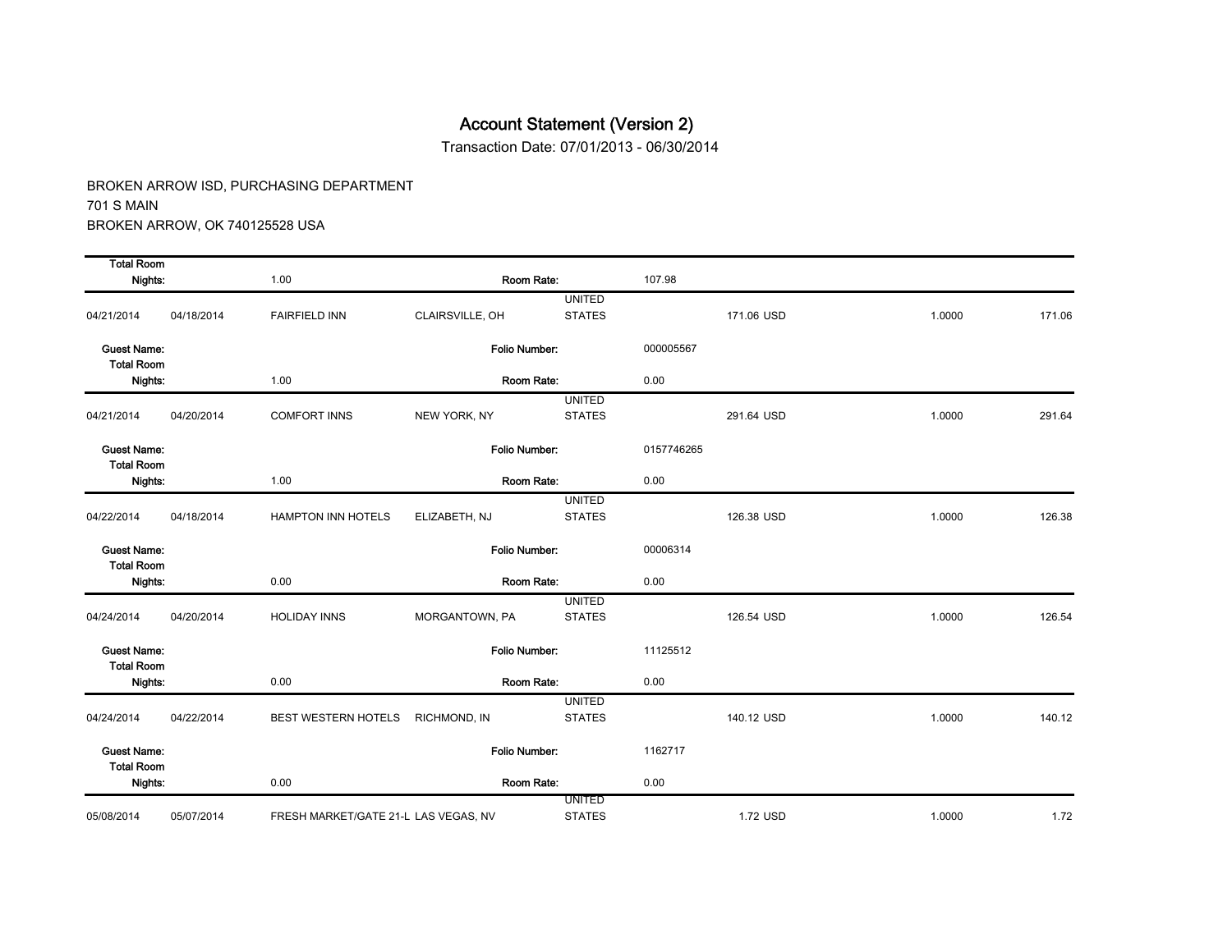# Account Statement (Version 2)

Transaction Date: 07/01/2013 - 06/30/2014

BROKEN ARROW ISD, PURCHASING DEPARTMENT
701 S MAIN
BROKEN ARROW, OK 740125528 USA

| | | | | | | | |
|---|---|---|---|---|---|---|---|
| Total Room Nights: | | 1.00 | Room Rate: | | 107.98 | | |
| 04/21/2014 | 04/18/2014 | FAIRFIELD INN | CLAIRSVILLE, OH | UNITED STATES | 171.06 USD | 1.0000 | 171.06 |
| Guest Name: | | | Folio Number: | | 000005567 | | |
| Total Room Nights: | | 1.00 | Room Rate: | | 0.00 | | |
| 04/21/2014 | 04/20/2014 | COMFORT INNS | NEW YORK, NY | UNITED STATES | 291.64 USD | 1.0000 | 291.64 |
| Guest Name: | | | Folio Number: | | 0157746265 | | |
| Total Room Nights: | | 1.00 | Room Rate: | | 0.00 | | |
| 04/22/2014 | 04/18/2014 | HAMPTON INN HOTELS | ELIZABETH, NJ | UNITED STATES | 126.38 USD | 1.0000 | 126.38 |
| Guest Name: | | | Folio Number: | | 00006314 | | |
| Total Room Nights: | | 0.00 | Room Rate: | | 0.00 | | |
| 04/24/2014 | 04/20/2014 | HOLIDAY INNS | MORGANTOWN, PA | UNITED STATES | 126.54 USD | 1.0000 | 126.54 |
| Guest Name: | | | Folio Number: | | 11125512 | | |
| Total Room Nights: | | 0.00 | Room Rate: | | 0.00 | | |
| 04/24/2014 | 04/22/2014 | BEST WESTERN HOTELS | RICHMOND, IN | UNITED STATES | 140.12 USD | 1.0000 | 140.12 |
| Guest Name: | | | Folio Number: | | 1162717 | | |
| Total Room Nights: | | 0.00 | Room Rate: | | 0.00 | | |
| 05/08/2014 | 05/07/2014 | FRESH MARKET/GATE 21-L | LAS VEGAS, NV | UNITED STATES | 1.72 USD | 1.0000 | 1.72 |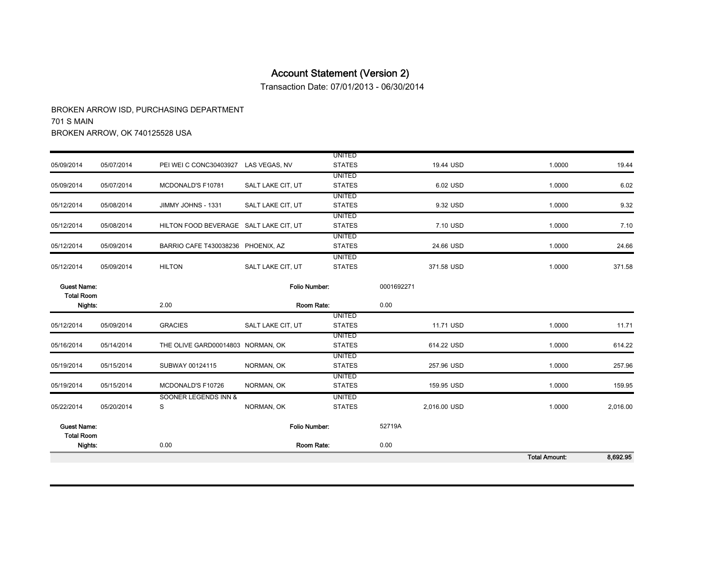# Account Statement (Version 2)

Transaction Date: 07/01/2013 - 06/30/2014

BROKEN ARROW ISD, PURCHASING DEPARTMENT
701 S MAIN
BROKEN ARROW, OK 740125528 USA

| | | | | | | | |
|---|---|---|---|---|---|---|---|
| 05/09/2014 | 05/07/2014 | PEI WEI C CONC30403927 | LAS VEGAS, NV | UNITED STATES | 19.44 USD | 1.0000 | 19.44 |
| 05/09/2014 | 05/07/2014 | MCDONALD'S F10781 | SALT LAKE CIT, UT | UNITED STATES | 6.02 USD | 1.0000 | 6.02 |
| 05/12/2014 | 05/08/2014 | JIMMY JOHNS - 1331 | SALT LAKE CIT, UT | UNITED STATES | 9.32 USD | 1.0000 | 9.32 |
| 05/12/2014 | 05/08/2014 | HILTON FOOD BEVERAGE | SALT LAKE CIT, UT | UNITED STATES | 7.10 USD | 1.0000 | 7.10 |
| 05/12/2014 | 05/09/2014 | BARRIO CAFE T430038236 | PHOENIX, AZ | UNITED STATES | 24.66 USD | 1.0000 | 24.66 |
| 05/12/2014 | 05/09/2014 | HILTON | SALT LAKE CIT, UT | UNITED STATES | 371.58 USD | 1.0000 | 371.58 |
| **Guest Name:** | | | **Folio Number:** | | 0001692271 | | |
| **Total Room Nights:** | | 2.00 | **Room Rate:** | | 0.00 | | |
| 05/12/2014 | 05/09/2014 | GRACIES | SALT LAKE CIT, UT | UNITED STATES | 11.71 USD | 1.0000 | 11.71 |
| 05/16/2014 | 05/14/2014 | THE OLIVE GARD00014803 | NORMAN, OK | UNITED STATES | 614.22 USD | 1.0000 | 614.22 |
| 05/19/2014 | 05/15/2014 | SUBWAY 00124115 | NORMAN, OK | UNITED STATES | 257.96 USD | 1.0000 | 257.96 |
| 05/19/2014 | 05/15/2014 | MCDONALD'S F10726 | NORMAN, OK | UNITED STATES | 159.95 USD | 1.0000 | 159.95 |
| 05/22/2014 | 05/20/2014 | SOONER LEGENDS INN & S | NORMAN, OK | UNITED STATES | 2,016.00 USD | 1.0000 | 2,016.00 |
| **Guest Name:** | | | **Folio Number:** | | 52719A | | |
| **Total Room Nights:** | | 0.00 | **Room Rate:** | | 0.00 | | |
| | | | | | | **Total Amount:** | **8,692.95** |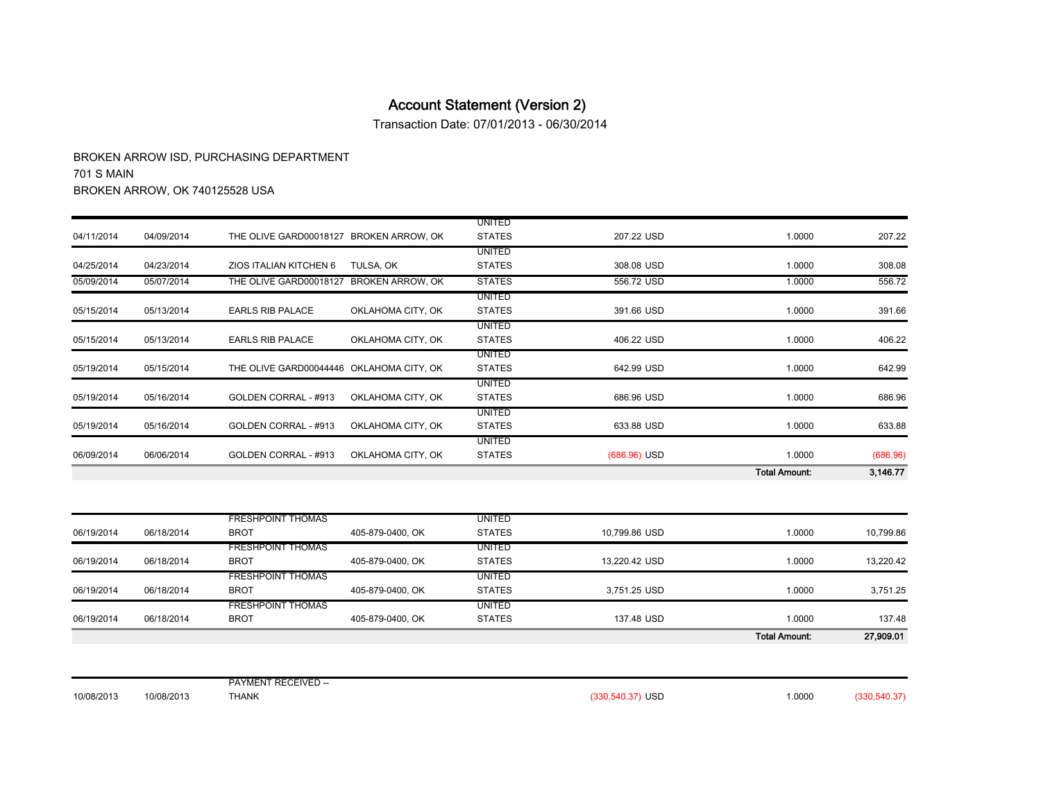# Account Statement (Version 2)

Transaction Date: 07/01/2013 - 06/30/2014

BROKEN ARROW ISD, PURCHASING DEPARTMENT

701 S MAIN

BROKEN ARROW, OK 740125528 USA

| | | | | | | | |
|---|---|---|---|---|---|---|---|
| 04/11/2014 | 04/09/2014 | THE OLIVE GARD00018127 | BROKEN ARROW, OK | UNITED STATES | 207.22 USD | 1.0000 | 207.22 |
| 04/25/2014 | 04/23/2014 | ZIOS ITALIAN KITCHEN 6 | TULSA, OK | UNITED STATES | 308.08 USD | 1.0000 | 308.08 |
| 05/09/2014 | 05/07/2014 | THE OLIVE GARD00018127 | BROKEN ARROW, OK | STATES | 556.72 USD | 1.0000 | 556.72 |
| 05/15/2014 | 05/13/2014 | EARLS RIB PALACE | OKLAHOMA CITY, OK | UNITED STATES | 391.66 USD | 1.0000 | 391.66 |
| 05/15/2014 | 05/13/2014 | EARLS RIB PALACE | OKLAHOMA CITY, OK | UNITED STATES | 406.22 USD | 1.0000 | 406.22 |
| 05/19/2014 | 05/15/2014 | THE OLIVE GARD00044446 | OKLAHOMA CITY, OK | UNITED STATES | 642.99 USD | 1.0000 | 642.99 |
| 05/19/2014 | 05/16/2014 | GOLDEN CORRAL - #913 | OKLAHOMA CITY, OK | UNITED STATES | 686.96 USD | 1.0000 | 686.96 |
| 05/19/2014 | 05/16/2014 | GOLDEN CORRAL - #913 | OKLAHOMA CITY, OK | UNITED STATES | 633.88 USD | 1.0000 | 633.88 |
| 06/09/2014 | 06/06/2014 | GOLDEN CORRAL - #913 | OKLAHOMA CITY, OK | UNITED STATES | (686.96) USD | 1.0000 | (686.96) |
| | | | | | | **Total Amount:** | **3,146.77** |

| | | | | | | | |
|---|---|---|---|---|---|---|---|
| 06/19/2014 | 06/18/2014 | FRESHPOINT THOMAS BROT | 405-879-0400, OK | UNITED STATES | 10,799.86 USD | 1.0000 | 10,799.86 |
| 06/19/2014 | 06/18/2014 | FRESHPOINT THOMAS BROT | 405-879-0400, OK | UNITED STATES | 13,220.42 USD | 1.0000 | 13,220.42 |
| 06/19/2014 | 06/18/2014 | FRESHPOINT THOMAS BROT | 405-879-0400, OK | UNITED STATES | 3,751.25 USD | 1.0000 | 3,751.25 |
| 06/19/2014 | 06/18/2014 | FRESHPOINT THOMAS BROT | 405-879-0400, OK | UNITED STATES | 137.48 USD | 1.0000 | 137.48 |
| | | | | | | **Total Amount:** | **27,909.01** |

| | | | | | | | |
|---|---|---|---|---|---|---|---|
| 10/08/2013 | 10/08/2013 | PAYMENT RECEIVED -- THANK | | | (330,540.37) USD | 1.0000 | (330,540.37) |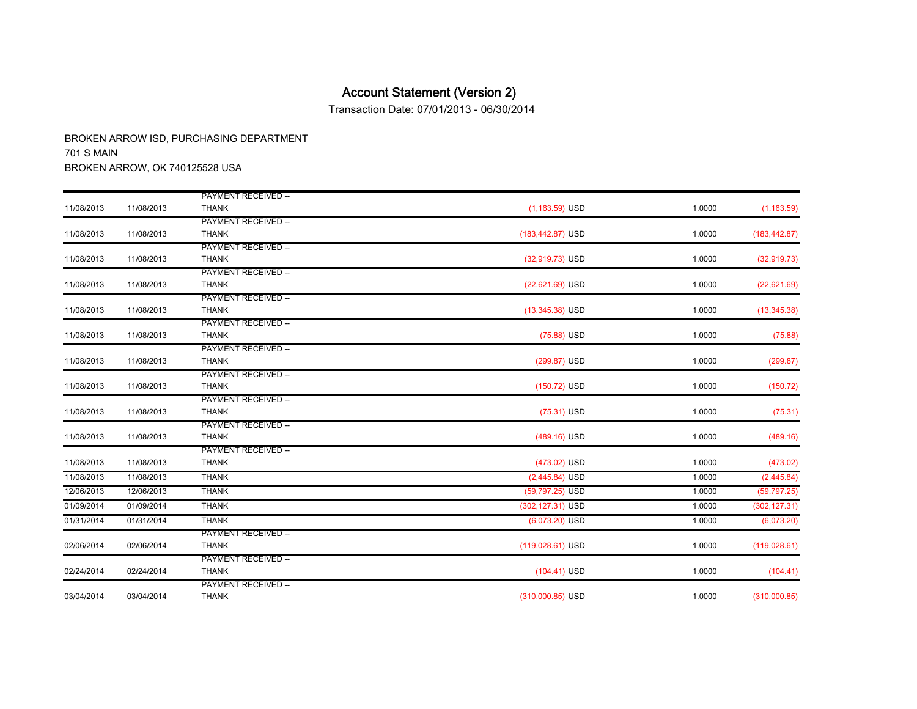# Account Statement (Version 2)

Transaction Date: 07/01/2013 - 06/30/2014

BROKEN ARROW ISD, PURCHASING DEPARTMENT
701 S MAIN
BROKEN ARROW, OK 740125528 USA

| | | | | | |
|---|---|---|---|---|---|
| 11/08/2013 | 11/08/2013 | PAYMENT RECEIVED -- THANK | (1,163.59) USD | 1.0000 | (1,163.59) |
| 11/08/2013 | 11/08/2013 | PAYMENT RECEIVED -- THANK | (183,442.87) USD | 1.0000 | (183,442.87) |
| 11/08/2013 | 11/08/2013 | PAYMENT RECEIVED -- THANK | (32,919.73) USD | 1.0000 | (32,919.73) |
| 11/08/2013 | 11/08/2013 | PAYMENT RECEIVED -- THANK | (22,621.69) USD | 1.0000 | (22,621.69) |
| 11/08/2013 | 11/08/2013 | PAYMENT RECEIVED -- THANK | (13,345.38) USD | 1.0000 | (13,345.38) |
| 11/08/2013 | 11/08/2013 | PAYMENT RECEIVED -- THANK | (75.88) USD | 1.0000 | (75.88) |
| 11/08/2013 | 11/08/2013 | PAYMENT RECEIVED -- THANK | (299.87) USD | 1.0000 | (299.87) |
| 11/08/2013 | 11/08/2013 | PAYMENT RECEIVED -- THANK | (150.72) USD | 1.0000 | (150.72) |
| 11/08/2013 | 11/08/2013 | PAYMENT RECEIVED -- THANK | (75.31) USD | 1.0000 | (75.31) |
| 11/08/2013 | 11/08/2013 | PAYMENT RECEIVED -- THANK | (489.16) USD | 1.0000 | (489.16) |
| 11/08/2013 | 11/08/2013 | PAYMENT RECEIVED -- THANK | (473.02) USD | 1.0000 | (473.02) |
| 11/08/2013 | 11/08/2013 | THANK | (2,445.84) USD | 1.0000 | (2,445.84) |
| 12/06/2013 | 12/06/2013 | THANK | (59,797.25) USD | 1.0000 | (59,797.25) |
| 01/09/2014 | 01/09/2014 | THANK | (302,127.31) USD | 1.0000 | (302,127.31) |
| 01/31/2014 | 01/31/2014 | THANK | (6,073.20) USD | 1.0000 | (6,073.20) |
| 02/06/2014 | 02/06/2014 | PAYMENT RECEIVED -- THANK | (119,028.61) USD | 1.0000 | (119,028.61) |
| 02/24/2014 | 02/24/2014 | PAYMENT RECEIVED -- THANK | (104.41) USD | 1.0000 | (104.41) |
| 03/04/2014 | 03/04/2014 | PAYMENT RECEIVED -- THANK | (310,000.85) USD | 1.0000 | (310,000.85) |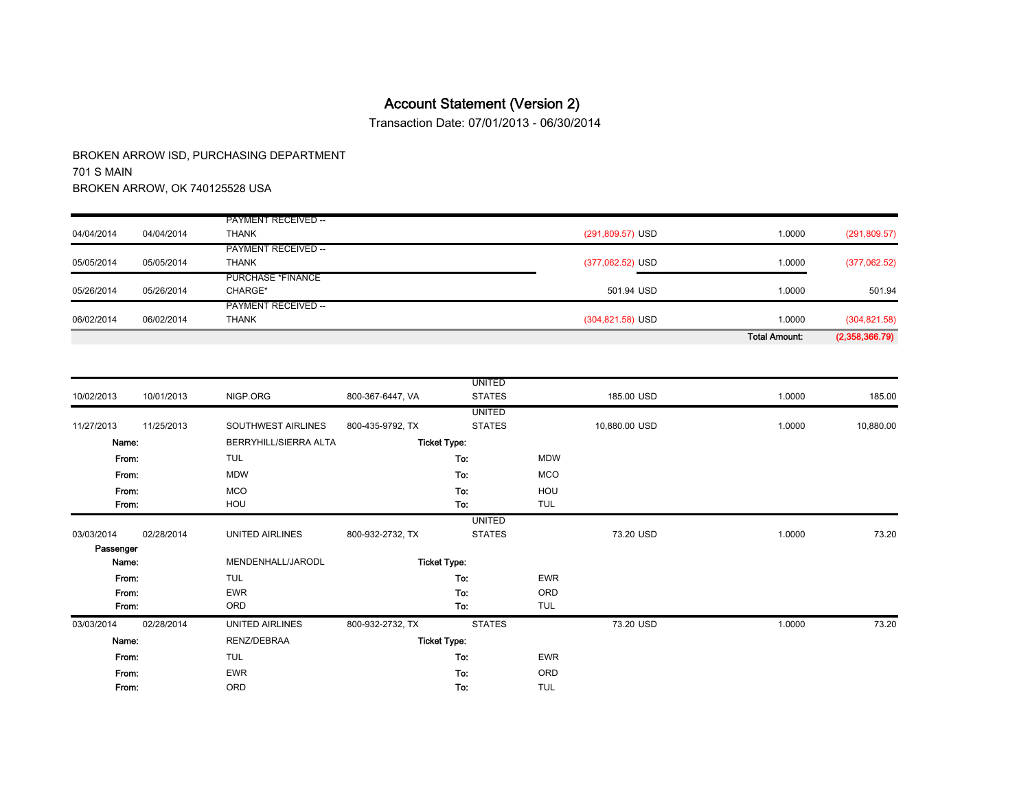# Account Statement (Version 2)

Transaction Date: 07/01/2013 - 06/30/2014

BROKEN ARROW ISD, PURCHASING DEPARTMENT
701 S MAIN
BROKEN ARROW, OK 740125528 USA

| | | | | | | | |
|---|---|---|---|---|---|---|---|
| 04/04/2014 | 04/04/2014 | PAYMENT RECEIVED -- THANK | | | (291,809.57) USD | 1.0000 | (291,809.57) |
| 05/05/2014 | 05/05/2014 | PAYMENT RECEIVED -- THANK | | | (377,062.52) USD | 1.0000 | (377,062.52) |
| 05/26/2014 | 05/26/2014 | PURCHASE *FINANCE CHARGE* | | | 501.94 USD | 1.0000 | 501.94 |
| 06/02/2014 | 06/02/2014 | PAYMENT RECEIVED -- THANK | | | (304,821.58) USD | 1.0000 | (304,821.58) |
| | | | | | | **Total Amount:** | **(2,358,366.79)** |

| | | | | | | | |
|---|---|---|---|---|---|---|---|
| 10/02/2013 | 10/01/2013 | NIGP.ORG | 800-367-6447, VA | UNITED STATES | 185.00 USD | 1.0000 | 185.00 |
| 11/27/2013 | 11/25/2013 | SOUTHWEST AIRLINES | 800-435-9792, TX | UNITED STATES | 10,880.00 USD | 1.0000 | 10,880.00 |
| **Name:** | | BERRYHILL/SIERRA ALTA | **Ticket Type:** | | | | |
| **From:** | | TUL | **To:** | MDW | | | |
| **From:** | | MDW | **To:** | MCO | | | |
| **From:** | | MCO | **To:** | HOU | | | |
| **From:** | | HOU | **To:** | TUL | | | |
| 03/03/2014 | 02/28/2014 | UNITED AIRLINES | 800-932-2732, TX | UNITED STATES | 73.20 USD | 1.0000 | 73.20 |
| **Passenger Name:** | | MENDENHALL/JARODL | **Ticket Type:** | | | | |
| **From:** | | TUL | **To:** | EWR | | | |
| **From:** | | EWR | **To:** | ORD | | | |
| **From:** | | ORD | **To:** | TUL | | | |
| 03/03/2014 | 02/28/2014 | UNITED AIRLINES | 800-932-2732, TX | STATES | 73.20 USD | 1.0000 | 73.20 |
| **Name:** | | RENZ/DEBRAA | **Ticket Type:** | | | | |
| **From:** | | TUL | **To:** | EWR | | | |
| **From:** | | EWR | **To:** | ORD | | | |
| **From:** | | ORD | **To:** | TUL | | | |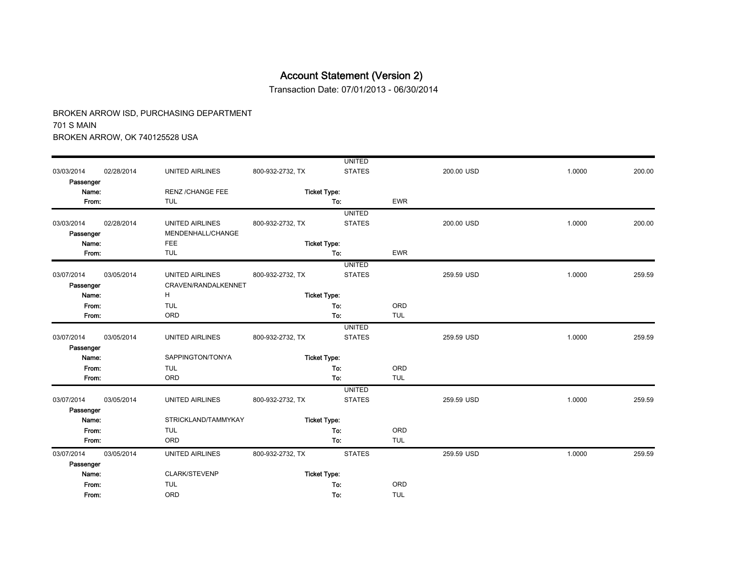# Account Statement (Version 2)

Transaction Date: 07/01/2013 - 06/30/2014

BROKEN ARROW ISD, PURCHASING DEPARTMENT
701 S MAIN
BROKEN ARROW, OK 740125528 USA

| | | | | | | | | |
|---|---|---|---|---|---|---|---|---|
| 03/03/2014 | 02/28/2014 | UNITED AIRLINES | 800-932-2732, TX | UNITED STATES | | 200.00 USD | 1.0000 | 200.00 |
| Passenger Name: | | RENZ /CHANGE FEE | Ticket Type: | | | | | |
| From: | | TUL | To: | | EWR | | | |
| 03/03/2014 | 02/28/2014 | UNITED AIRLINES | 800-932-2732, TX | UNITED STATES | | 200.00 USD | 1.0000 | 200.00 |
| Passenger Name: | | MENDENHALL/CHANGE FEE | Ticket Type: | | | | | |
| From: | | TUL | To: | | EWR | | | |
| 03/07/2014 | 03/05/2014 | UNITED AIRLINES | 800-932-2732, TX | UNITED STATES | | 259.59 USD | 1.0000 | 259.59 |
| Passenger Name: | | CRAVEN/RANDALKENNETH | Ticket Type: | | | | | |
| From: | | TUL | To: | | ORD | | | |
| From: | | ORD | To: | | TUL | | | |
| 03/07/2014 | 03/05/2014 | UNITED AIRLINES | 800-932-2732, TX | UNITED STATES | | 259.59 USD | 1.0000 | 259.59 |
| Passenger Name: | | SAPPINGTON/TONYA | Ticket Type: | | | | | |
| From: | | TUL | To: | | ORD | | | |
| From: | | ORD | To: | | TUL | | | |
| 03/07/2014 | 03/05/2014 | UNITED AIRLINES | 800-932-2732, TX | UNITED STATES | | 259.59 USD | 1.0000 | 259.59 |
| Passenger Name: | | STRICKLAND/TAMMYKAY | Ticket Type: | | | | | |
| From: | | TUL | To: | | ORD | | | |
| From: | | ORD | To: | | TUL | | | |
| 03/07/2014 | 03/05/2014 | UNITED AIRLINES | 800-932-2732, TX | STATES | | 259.59 USD | 1.0000 | 259.59 |
| Passenger Name: | | CLARK/STEVENP | Ticket Type: | | | | | |
| From: | | TUL | To: | | ORD | | | |
| From: | | ORD | To: | | TUL | | | |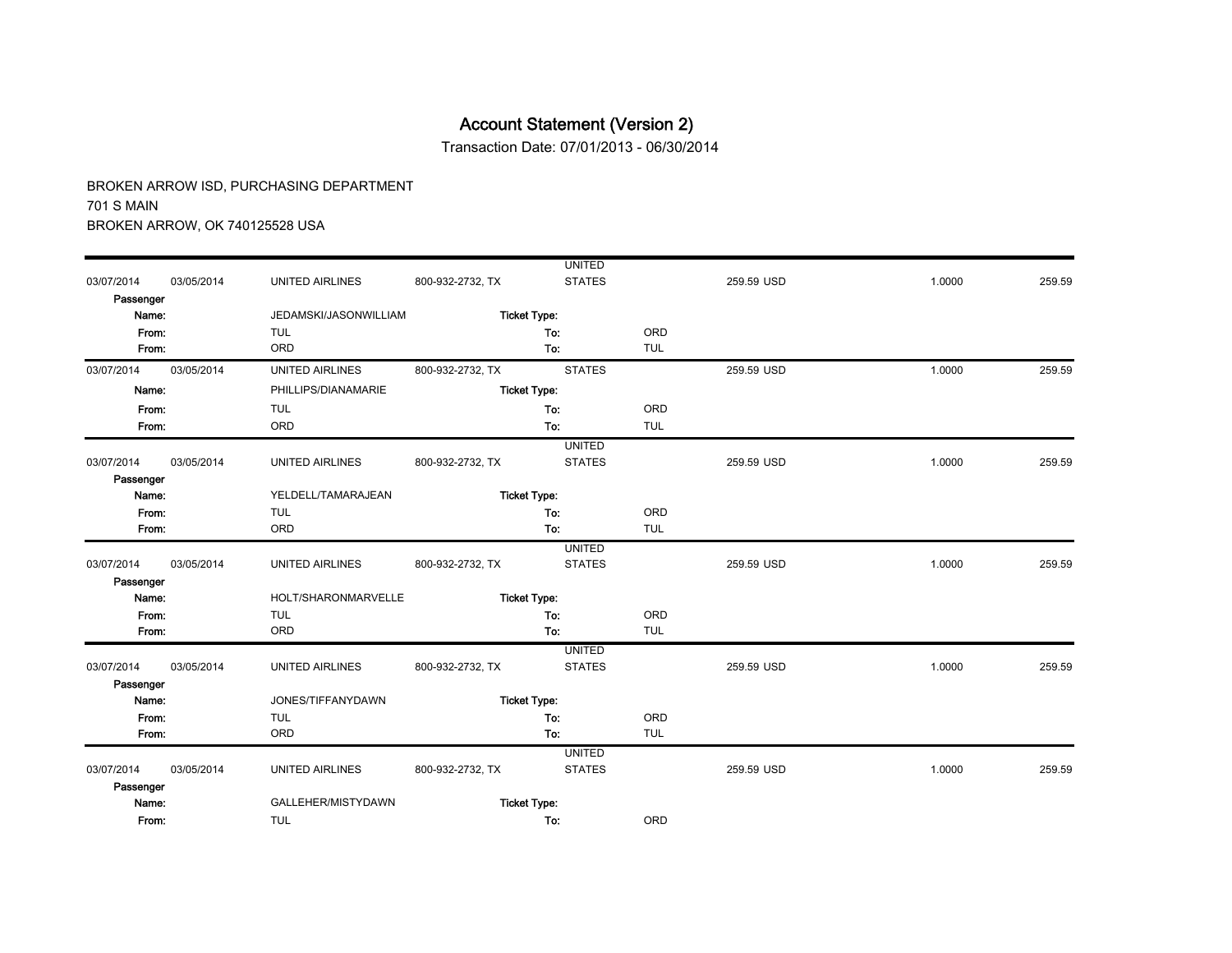# Account Statement (Version 2)

Transaction Date: 07/01/2013 - 06/30/2014

BROKEN ARROW ISD, PURCHASING DEPARTMENT
701 S MAIN
BROKEN ARROW, OK 740125528 USA

| | | | | | | | | |
|---|---|---|---|---|---|---|---|---|
| 03/07/2014 | 03/05/2014 | UNITED AIRLINES | 800-932-2732, TX | UNITED STATES | | 259.59 USD | 1.0000 | 259.59 |
| Passenger Name: | | JEDAMSKI/JASONWILLIAM | Ticket Type: | | | | | |
| From: | | TUL | To: | | ORD | | | |
| From: | | ORD | To: | | TUL | | | |
| 03/07/2014 | 03/05/2014 | UNITED AIRLINES | 800-932-2732, TX | STATES | | 259.59 USD | 1.0000 | 259.59 |
| Name: | | PHILLIPS/DIANAMARIE | Ticket Type: | | | | | |
| From: | | TUL | To: | | ORD | | | |
| From: | | ORD | To: | | TUL | | | |
| 03/07/2014 | 03/05/2014 | UNITED AIRLINES | 800-932-2732, TX | UNITED STATES | | 259.59 USD | 1.0000 | 259.59 |
| Passenger Name: | | YELDELL/TAMARAJEAN | Ticket Type: | | | | | |
| From: | | TUL | To: | | ORD | | | |
| From: | | ORD | To: | | TUL | | | |
| 03/07/2014 | 03/05/2014 | UNITED AIRLINES | 800-932-2732, TX | UNITED STATES | | 259.59 USD | 1.0000 | 259.59 |
| Passenger Name: | | HOLT/SHARONMARVELLE | Ticket Type: | | | | | |
| From: | | TUL | To: | | ORD | | | |
| From: | | ORD | To: | | TUL | | | |
| 03/07/2014 | 03/05/2014 | UNITED AIRLINES | 800-932-2732, TX | UNITED STATES | | 259.59 USD | 1.0000 | 259.59 |
| Passenger Name: | | JONES/TIFFANYDAWN | Ticket Type: | | | | | |
| From: | | TUL | To: | | ORD | | | |
| From: | | ORD | To: | | TUL | | | |
| 03/07/2014 | 03/05/2014 | UNITED AIRLINES | 800-932-2732, TX | UNITED STATES | | 259.59 USD | 1.0000 | 259.59 |
| Passenger Name: | | GALLEHER/MISTYDAWN | Ticket Type: | | | | | |
| From: | | TUL | To: | | ORD | | | |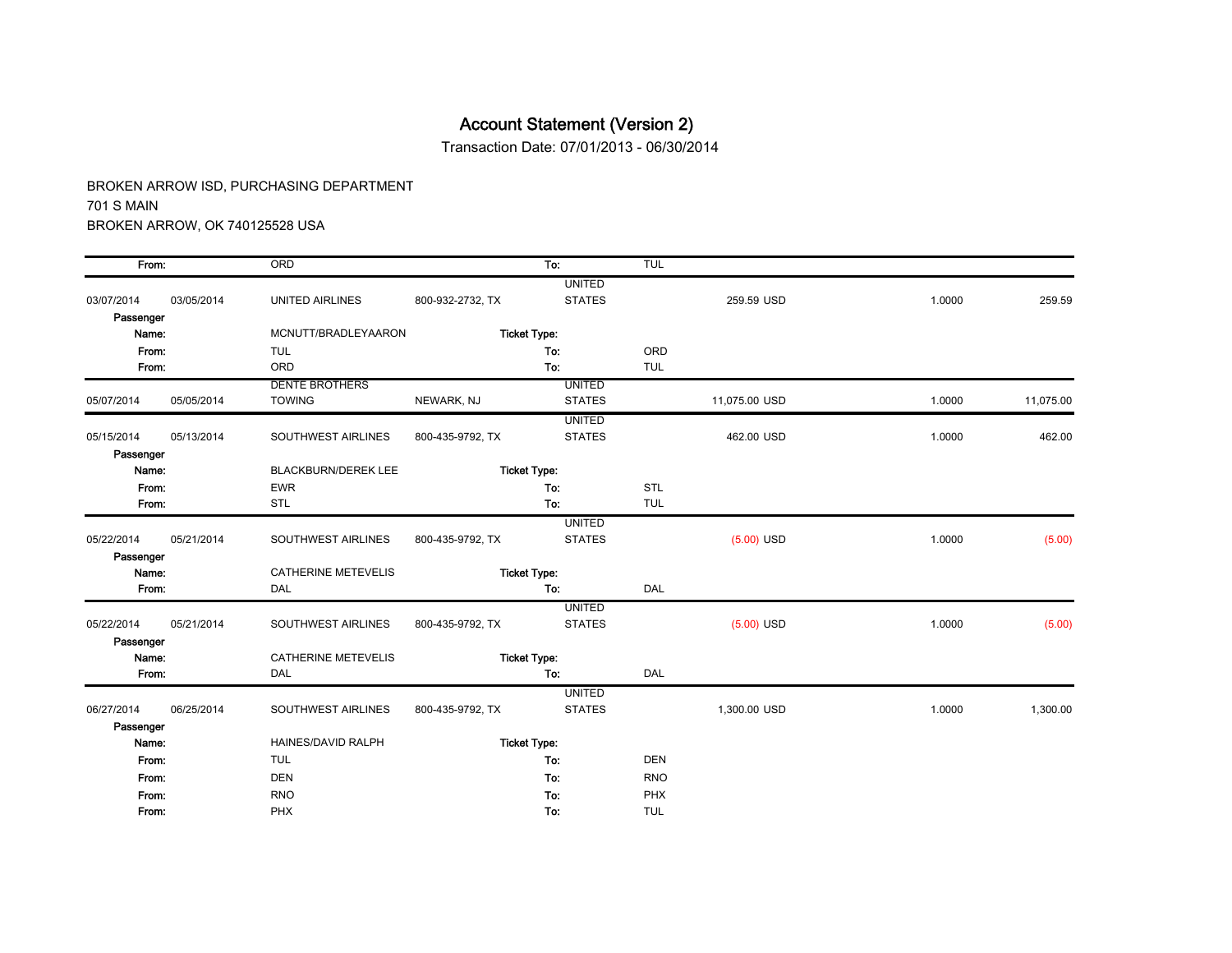# Account Statement (Version 2)

Transaction Date: 07/01/2013 - 06/30/2014

BROKEN ARROW ISD, PURCHASING DEPARTMENT
701 S MAIN
BROKEN ARROW, OK 740125528 USA

| | | | | | | | | |
|---|---|---|---|---|---|---|---|---|
| **From:** | | ORD | | **To:** | TUL | | | |
| 03/07/2014 | 03/05/2014 | UNITED AIRLINES | 800-932-2732, TX | UNITED STATES | | 259.59 USD | 1.0000 | 259.59 |
| **Passenger Name:** | | MCNUTT/BRADLEYAARON | **Ticket Type:** | | | | | |
| **From:** | | TUL | | **To:** | ORD | | | |
| **From:** | | ORD | | **To:** | TUL | | | |
| 05/07/2014 | 05/05/2014 | DENTE BROTHERS TOWING | NEWARK, NJ | UNITED STATES | | 11,075.00 USD | 1.0000 | 11,075.00 |
| 05/15/2014 | 05/13/2014 | SOUTHWEST AIRLINES | 800-435-9792, TX | UNITED STATES | | 462.00 USD | 1.0000 | 462.00 |
| **Passenger Name:** | | BLACKBURN/DEREK LEE | **Ticket Type:** | | | | | |
| **From:** | | EWR | | **To:** | STL | | | |
| **From:** | | STL | | **To:** | TUL | | | |
| 05/22/2014 | 05/21/2014 | SOUTHWEST AIRLINES | 800-435-9792, TX | UNITED STATES | | (5.00) USD | 1.0000 | (5.00) |
| **Passenger Name:** | | CATHERINE METEVELIS | **Ticket Type:** | | | | | |
| **From:** | | DAL | | **To:** | DAL | | | |
| 05/22/2014 | 05/21/2014 | SOUTHWEST AIRLINES | 800-435-9792, TX | UNITED STATES | | (5.00) USD | 1.0000 | (5.00) |
| **Passenger Name:** | | CATHERINE METEVELIS | **Ticket Type:** | | | | | |
| **From:** | | DAL | | **To:** | DAL | | | |
| 06/27/2014 | 06/25/2014 | SOUTHWEST AIRLINES | 800-435-9792, TX | UNITED STATES | | 1,300.00 USD | 1.0000 | 1,300.00 |
| **Passenger Name:** | | HAINES/DAVID RALPH | **Ticket Type:** | | | | | |
| **From:** | | TUL | | **To:** | DEN | | | |
| **From:** | | DEN | | **To:** | RNO | | | |
| **From:** | | RNO | | **To:** | PHX | | | |
| **From:** | | PHX | | **To:** | TUL | | | |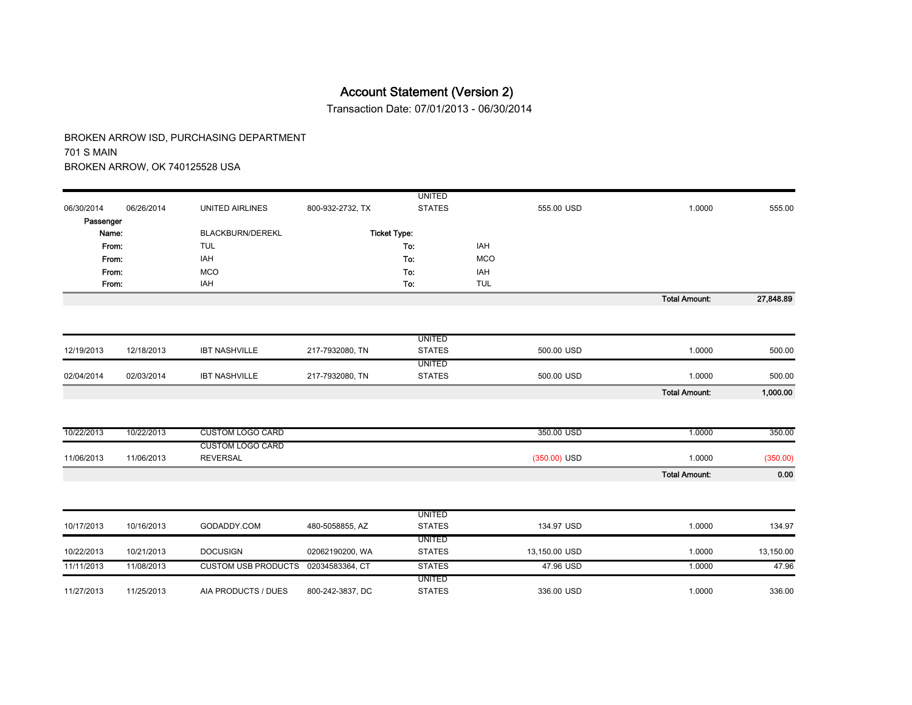# Account Statement (Version 2)

Transaction Date: 07/01/2013 - 06/30/2014

BROKEN ARROW ISD, PURCHASING DEPARTMENT
701 S MAIN
BROKEN ARROW, OK 740125528 USA

| | | | | | | | |
|---|---|---|---|---|---|---|---|
| 06/30/2014 | 06/26/2014 | UNITED AIRLINES | 800-932-2732, TX | UNITED STATES | 555.00 USD | 1.0000 | 555.00 |

| | | | |
|---|---|---|---|
| Passenger Name: | BLACKBURN/DEREKL | Ticket Type: | |
| From: | TUL | To: | IAH |
| From: | IAH | To: | MCO |
| From: | MCO | To: | IAH |
| From: | IAH | To: | TUL |

**Total Amount: 27,848.89**

| | | | | | | | |
|---|---|---|---|---|---|---|---|
| 12/19/2013 | 12/18/2013 | IBT NASHVILLE | 217-7932080, TN | UNITED STATES | 500.00 USD | 1.0000 | 500.00 |
| 02/04/2014 | 02/03/2014 | IBT NASHVILLE | 217-7932080, TN | UNITED STATES | 500.00 USD | 1.0000 | 500.00 |

**Total Amount: 1,000.00**

| | | | | | | | |
|---|---|---|---|---|---|---|---|
| 10/22/2013 | 10/22/2013 | CUSTOM LOGO CARD | | | 350.00 USD | 1.0000 | 350.00 |
| 11/06/2013 | 11/06/2013 | CUSTOM LOGO CARD REVERSAL | | | (350.00) USD | 1.0000 | (350.00) |

**Total Amount: 0.00**

| | | | | | | | |
|---|---|---|---|---|---|---|---|
| 10/17/2013 | 10/16/2013 | GODADDY.COM | 480-5058855, AZ | UNITED STATES | 134.97 USD | 1.0000 | 134.97 |
| 10/22/2013 | 10/21/2013 | DOCUSIGN | 02062190200, WA | UNITED STATES | 13,150.00 USD | 1.0000 | 13,150.00 |
| 11/11/2013 | 11/08/2013 | CUSTOM USB PRODUCTS | 02034583364, CT | STATES | 47.96 USD | 1.0000 | 47.96 |
| 11/27/2013 | 11/25/2013 | AIA PRODUCTS / DUES | 800-242-3837, DC | UNITED STATES | 336.00 USD | 1.0000 | 336.00 |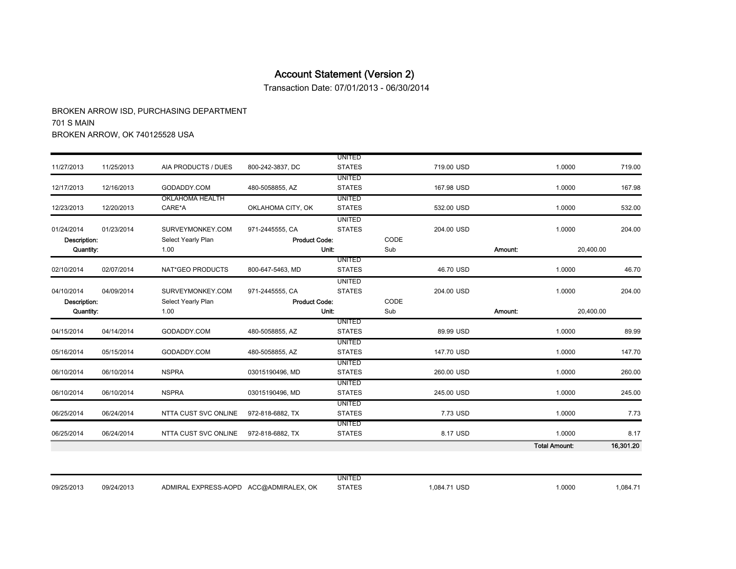# Account Statement (Version 2)

Transaction Date: 07/01/2013 - 06/30/2014

BROKEN ARROW ISD, PURCHASING DEPARTMENT
701 S MAIN
BROKEN ARROW, OK 740125528 USA

| | | | | | | | | | |
|---|---|---|---|---|---|---|---|---|---|
| 11/27/2013 | 11/25/2013 | AIA PRODUCTS / DUES | 800-242-3837, DC | UNITED STATES | | 719.00 USD | | 1.0000 | 719.00 |
| 12/17/2013 | 12/16/2013 | GODADDY.COM | 480-5058855, AZ | UNITED STATES | | 167.98 USD | | 1.0000 | 167.98 |
| 12/23/2013 | 12/20/2013 | OKLAHOMA HEALTH CARE*A | OKLAHOMA CITY, OK | UNITED STATES | | 532.00 USD | | 1.0000 | 532.00 |
| 01/24/2014 | 01/23/2014 | SURVEYMONKEY.COM | 971-2445555, CA | UNITED STATES | | 204.00 USD | | 1.0000 | 204.00 |
| Description: | | Select Yearly Plan | Product Code: | | CODE | | | | |
| Quantity: | | 1.00 | Unit: | | Sub | | Amount: | 20,400.00 | |
| 02/10/2014 | 02/07/2014 | NAT*GEO PRODUCTS | 800-647-5463, MD | UNITED STATES | | 46.70 USD | | 1.0000 | 46.70 |
| 04/10/2014 | 04/09/2014 | SURVEYMONKEY.COM | 971-2445555, CA | UNITED STATES | | 204.00 USD | | 1.0000 | 204.00 |
| Description: | | Select Yearly Plan | Product Code: | | CODE | | | | |
| Quantity: | | 1.00 | Unit: | | Sub | | Amount: | 20,400.00 | |
| 04/15/2014 | 04/14/2014 | GODADDY.COM | 480-5058855, AZ | UNITED STATES | | 89.99 USD | | 1.0000 | 89.99 |
| 05/16/2014 | 05/15/2014 | GODADDY.COM | 480-5058855, AZ | UNITED STATES | | 147.70 USD | | 1.0000 | 147.70 |
| 06/10/2014 | 06/10/2014 | NSPRA | 03015190496, MD | UNITED STATES | | 260.00 USD | | 1.0000 | 260.00 |
| 06/10/2014 | 06/10/2014 | NSPRA | 03015190496, MD | UNITED STATES | | 245.00 USD | | 1.0000 | 245.00 |
| 06/25/2014 | 06/24/2014 | NTTA CUST SVC ONLINE | 972-818-6882, TX | UNITED STATES | | 7.73 USD | | 1.0000 | 7.73 |
| 06/25/2014 | 06/24/2014 | NTTA CUST SVC ONLINE | 972-818-6882, TX | UNITED STATES | | 8.17 USD | | 1.0000 | 8.17 |
| | | | | | | | | **Total Amount:** | **16,301.20** |

| | | | | | | | | | |
|---|---|---|---|---|---|---|---|---|---|
| 09/25/2013 | 09/24/2013 | ADMIRAL EXPRESS-AOPD | ACC@ADMIRALEX, OK | UNITED STATES | | 1,084.71 USD | | 1.0000 | 1,084.71 |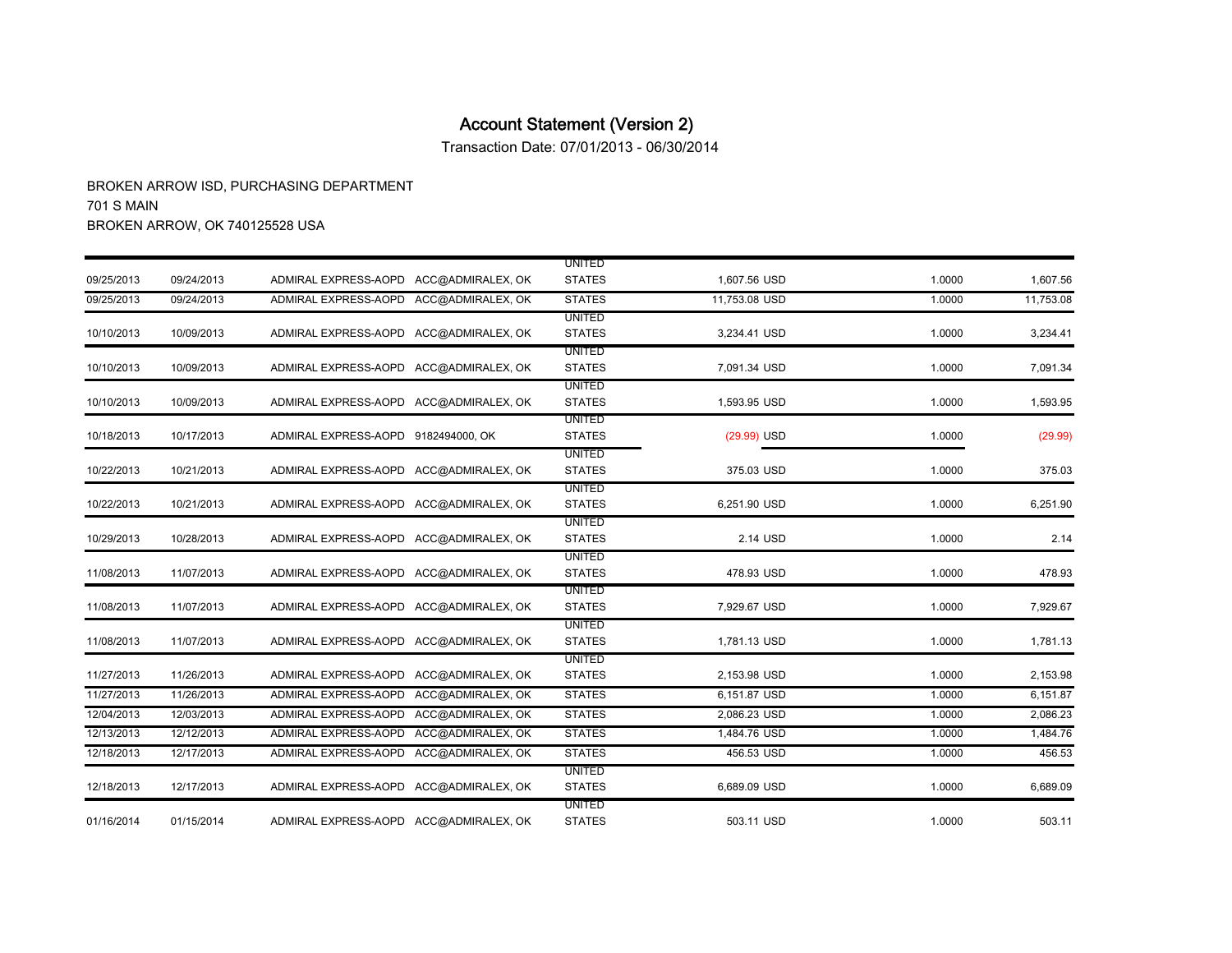# Account Statement (Version 2)

Transaction Date: 07/01/2013 - 06/30/2014

BROKEN ARROW ISD, PURCHASING DEPARTMENT
701 S MAIN
BROKEN ARROW, OK 740125528 USA

| | | | | | | | |
|---|---|---|---|---|---|---|---|
| 09/25/2013 | 09/24/2013 | ADMIRAL EXPRESS-AOPD | ACC@ADMIRALEX, OK | UNITED STATES | 1,607.56 USD | 1.0000 | 1,607.56 |
| 09/25/2013 | 09/24/2013 | ADMIRAL EXPRESS-AOPD | ACC@ADMIRALEX, OK | STATES | 11,753.08 USD | 1.0000 | 11,753.08 |
| 10/10/2013 | 10/09/2013 | ADMIRAL EXPRESS-AOPD | ACC@ADMIRALEX, OK | UNITED STATES | 3,234.41 USD | 1.0000 | 3,234.41 |
| 10/10/2013 | 10/09/2013 | ADMIRAL EXPRESS-AOPD | ACC@ADMIRALEX, OK | UNITED STATES | 7,091.34 USD | 1.0000 | 7,091.34 |
| 10/10/2013 | 10/09/2013 | ADMIRAL EXPRESS-AOPD | ACC@ADMIRALEX, OK | UNITED STATES | 1,593.95 USD | 1.0000 | 1,593.95 |
| 10/18/2013 | 10/17/2013 | ADMIRAL EXPRESS-AOPD | 9182494000, OK | UNITED STATES | (29.99) USD | 1.0000 | (29.99) |
| 10/22/2013 | 10/21/2013 | ADMIRAL EXPRESS-AOPD | ACC@ADMIRALEX, OK | UNITED STATES | 375.03 USD | 1.0000 | 375.03 |
| 10/22/2013 | 10/21/2013 | ADMIRAL EXPRESS-AOPD | ACC@ADMIRALEX, OK | UNITED STATES | 6,251.90 USD | 1.0000 | 6,251.90 |
| 10/29/2013 | 10/28/2013 | ADMIRAL EXPRESS-AOPD | ACC@ADMIRALEX, OK | UNITED STATES | 2.14 USD | 1.0000 | 2.14 |
| 11/08/2013 | 11/07/2013 | ADMIRAL EXPRESS-AOPD | ACC@ADMIRALEX, OK | UNITED STATES | 478.93 USD | 1.0000 | 478.93 |
| 11/08/2013 | 11/07/2013 | ADMIRAL EXPRESS-AOPD | ACC@ADMIRALEX, OK | UNITED STATES | 7,929.67 USD | 1.0000 | 7,929.67 |
| 11/08/2013 | 11/07/2013 | ADMIRAL EXPRESS-AOPD | ACC@ADMIRALEX, OK | UNITED STATES | 1,781.13 USD | 1.0000 | 1,781.13 |
| 11/27/2013 | 11/26/2013 | ADMIRAL EXPRESS-AOPD | ACC@ADMIRALEX, OK | UNITED STATES | 2,153.98 USD | 1.0000 | 2,153.98 |
| 11/27/2013 | 11/26/2013 | ADMIRAL EXPRESS-AOPD | ACC@ADMIRALEX, OK | STATES | 6,151.87 USD | 1.0000 | 6,151.87 |
| 12/04/2013 | 12/03/2013 | ADMIRAL EXPRESS-AOPD | ACC@ADMIRALEX, OK | STATES | 2,086.23 USD | 1.0000 | 2,086.23 |
| 12/13/2013 | 12/12/2013 | ADMIRAL EXPRESS-AOPD | ACC@ADMIRALEX, OK | STATES | 1,484.76 USD | 1.0000 | 1,484.76 |
| 12/18/2013 | 12/17/2013 | ADMIRAL EXPRESS-AOPD | ACC@ADMIRALEX, OK | STATES | 456.53 USD | 1.0000 | 456.53 |
| 12/18/2013 | 12/17/2013 | ADMIRAL EXPRESS-AOPD | ACC@ADMIRALEX, OK | UNITED STATES | 6,689.09 USD | 1.0000 | 6,689.09 |
| 01/16/2014 | 01/15/2014 | ADMIRAL EXPRESS-AOPD | ACC@ADMIRALEX, OK | UNITED STATES | 503.11 USD | 1.0000 | 503.11 |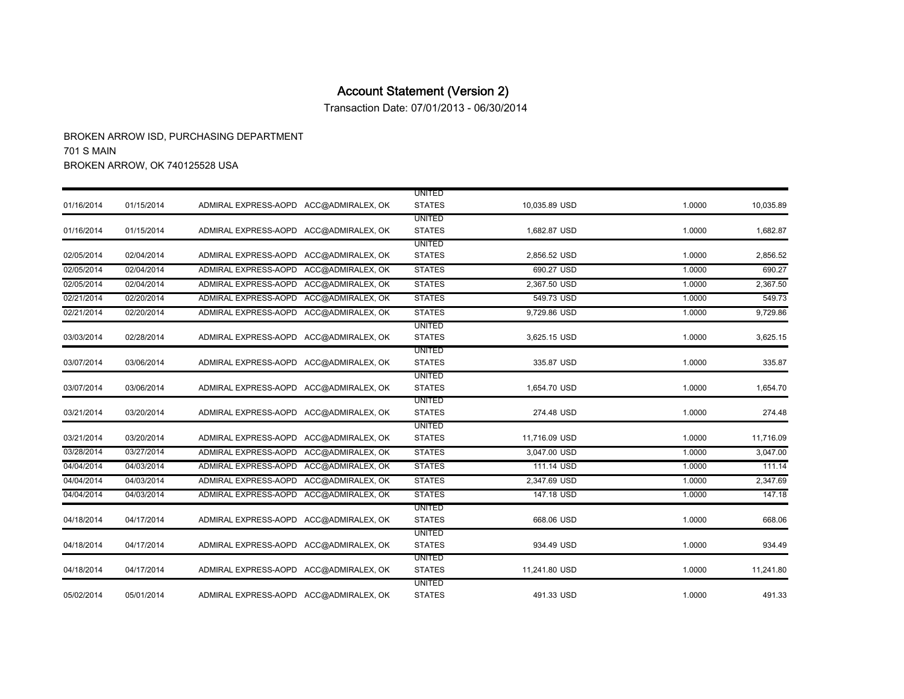# Account Statement (Version 2)

Transaction Date: 07/01/2013 - 06/30/2014

BROKEN ARROW ISD, PURCHASING DEPARTMENT
701 S MAIN
BROKEN ARROW, OK 740125528 USA

| | | | | | | | |
|---|---|---|---|---|---|---|---|
| 01/16/2014 | 01/15/2014 | ADMIRAL EXPRESS-AOPD | ACC@ADMIRALEX, OK | UNITED STATES | 10,035.89 USD | 1.0000 | 10,035.89 |
| 01/16/2014 | 01/15/2014 | ADMIRAL EXPRESS-AOPD | ACC@ADMIRALEX, OK | UNITED STATES | 1,682.87 USD | 1.0000 | 1,682.87 |
| 02/05/2014 | 02/04/2014 | ADMIRAL EXPRESS-AOPD | ACC@ADMIRALEX, OK | UNITED STATES | 2,856.52 USD | 1.0000 | 2,856.52 |
| 02/05/2014 | 02/04/2014 | ADMIRAL EXPRESS-AOPD | ACC@ADMIRALEX, OK | STATES | 690.27 USD | 1.0000 | 690.27 |
| 02/05/2014 | 02/04/2014 | ADMIRAL EXPRESS-AOPD | ACC@ADMIRALEX, OK | STATES | 2,367.50 USD | 1.0000 | 2,367.50 |
| 02/21/2014 | 02/20/2014 | ADMIRAL EXPRESS-AOPD | ACC@ADMIRALEX, OK | STATES | 549.73 USD | 1.0000 | 549.73 |
| 02/21/2014 | 02/20/2014 | ADMIRAL EXPRESS-AOPD | ACC@ADMIRALEX, OK | STATES | 9,729.86 USD | 1.0000 | 9,729.86 |
| 03/03/2014 | 02/28/2014 | ADMIRAL EXPRESS-AOPD | ACC@ADMIRALEX, OK | UNITED STATES | 3,625.15 USD | 1.0000 | 3,625.15 |
| 03/07/2014 | 03/06/2014 | ADMIRAL EXPRESS-AOPD | ACC@ADMIRALEX, OK | UNITED STATES | 335.87 USD | 1.0000 | 335.87 |
| 03/07/2014 | 03/06/2014 | ADMIRAL EXPRESS-AOPD | ACC@ADMIRALEX, OK | UNITED STATES | 1,654.70 USD | 1.0000 | 1,654.70 |
| 03/21/2014 | 03/20/2014 | ADMIRAL EXPRESS-AOPD | ACC@ADMIRALEX, OK | UNITED STATES | 274.48 USD | 1.0000 | 274.48 |
| 03/21/2014 | 03/20/2014 | ADMIRAL EXPRESS-AOPD | ACC@ADMIRALEX, OK | UNITED STATES | 11,716.09 USD | 1.0000 | 11,716.09 |
| 03/28/2014 | 03/27/2014 | ADMIRAL EXPRESS-AOPD | ACC@ADMIRALEX, OK | STATES | 3,047.00 USD | 1.0000 | 3,047.00 |
| 04/04/2014 | 04/03/2014 | ADMIRAL EXPRESS-AOPD | ACC@ADMIRALEX, OK | STATES | 111.14 USD | 1.0000 | 111.14 |
| 04/04/2014 | 04/03/2014 | ADMIRAL EXPRESS-AOPD | ACC@ADMIRALEX, OK | STATES | 2,347.69 USD | 1.0000 | 2,347.69 |
| 04/04/2014 | 04/03/2014 | ADMIRAL EXPRESS-AOPD | ACC@ADMIRALEX, OK | STATES | 147.18 USD | 1.0000 | 147.18 |
| 04/18/2014 | 04/17/2014 | ADMIRAL EXPRESS-AOPD | ACC@ADMIRALEX, OK | UNITED STATES | 668.06 USD | 1.0000 | 668.06 |
| 04/18/2014 | 04/17/2014 | ADMIRAL EXPRESS-AOPD | ACC@ADMIRALEX, OK | UNITED STATES | 934.49 USD | 1.0000 | 934.49 |
| 04/18/2014 | 04/17/2014 | ADMIRAL EXPRESS-AOPD | ACC@ADMIRALEX, OK | UNITED STATES | 11,241.80 USD | 1.0000 | 11,241.80 |
| 05/02/2014 | 05/01/2014 | ADMIRAL EXPRESS-AOPD | ACC@ADMIRALEX, OK | UNITED STATES | 491.33 USD | 1.0000 | 491.33 |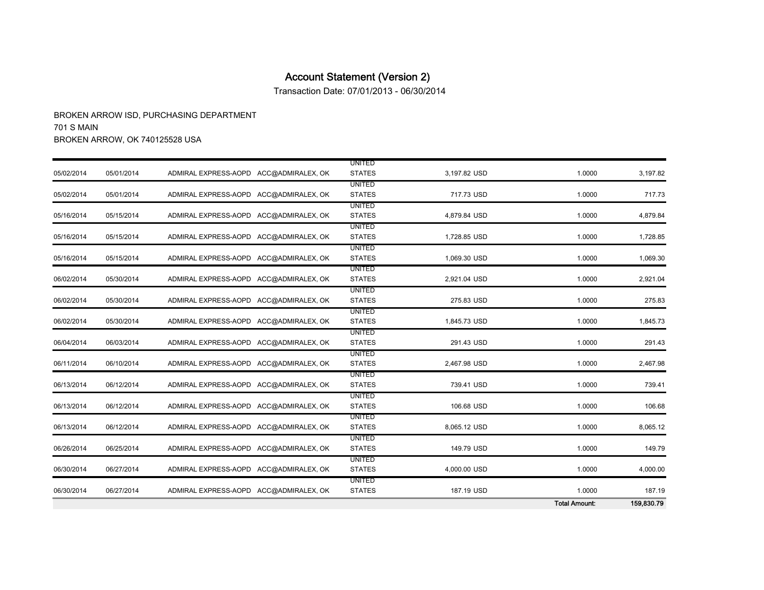# Account Statement (Version 2)

Transaction Date: 07/01/2013 - 06/30/2014

BROKEN ARROW ISD, PURCHASING DEPARTMENT
701 S MAIN
BROKEN ARROW, OK 740125528 USA

| | | | | | | | |
|---|---|---|---|---|---|---|---|
| 05/02/2014 | 05/01/2014 | ADMIRAL EXPRESS-AOPD | ACC@ADMIRALEX, OK | UNITED STATES | 3,197.82 USD | 1.0000 | 3,197.82 |
| 05/02/2014 | 05/01/2014 | ADMIRAL EXPRESS-AOPD | ACC@ADMIRALEX, OK | UNITED STATES | 717.73 USD | 1.0000 | 717.73 |
| 05/16/2014 | 05/15/2014 | ADMIRAL EXPRESS-AOPD | ACC@ADMIRALEX, OK | UNITED STATES | 4,879.84 USD | 1.0000 | 4,879.84 |
| 05/16/2014 | 05/15/2014 | ADMIRAL EXPRESS-AOPD | ACC@ADMIRALEX, OK | UNITED STATES | 1,728.85 USD | 1.0000 | 1,728.85 |
| 05/16/2014 | 05/15/2014 | ADMIRAL EXPRESS-AOPD | ACC@ADMIRALEX, OK | UNITED STATES | 1,069.30 USD | 1.0000 | 1,069.30 |
| 06/02/2014 | 05/30/2014 | ADMIRAL EXPRESS-AOPD | ACC@ADMIRALEX, OK | UNITED STATES | 2,921.04 USD | 1.0000 | 2,921.04 |
| 06/02/2014 | 05/30/2014 | ADMIRAL EXPRESS-AOPD | ACC@ADMIRALEX, OK | UNITED STATES | 275.83 USD | 1.0000 | 275.83 |
| 06/02/2014 | 05/30/2014 | ADMIRAL EXPRESS-AOPD | ACC@ADMIRALEX, OK | UNITED STATES | 1,845.73 USD | 1.0000 | 1,845.73 |
| 06/04/2014 | 06/03/2014 | ADMIRAL EXPRESS-AOPD | ACC@ADMIRALEX, OK | UNITED STATES | 291.43 USD | 1.0000 | 291.43 |
| 06/11/2014 | 06/10/2014 | ADMIRAL EXPRESS-AOPD | ACC@ADMIRALEX, OK | UNITED STATES | 2,467.98 USD | 1.0000 | 2,467.98 |
| 06/13/2014 | 06/12/2014 | ADMIRAL EXPRESS-AOPD | ACC@ADMIRALEX, OK | UNITED STATES | 739.41 USD | 1.0000 | 739.41 |
| 06/13/2014 | 06/12/2014 | ADMIRAL EXPRESS-AOPD | ACC@ADMIRALEX, OK | UNITED STATES | 106.68 USD | 1.0000 | 106.68 |
| 06/13/2014 | 06/12/2014 | ADMIRAL EXPRESS-AOPD | ACC@ADMIRALEX, OK | UNITED STATES | 8,065.12 USD | 1.0000 | 8,065.12 |
| 06/26/2014 | 06/25/2014 | ADMIRAL EXPRESS-AOPD | ACC@ADMIRALEX, OK | UNITED STATES | 149.79 USD | 1.0000 | 149.79 |
| 06/30/2014 | 06/27/2014 | ADMIRAL EXPRESS-AOPD | ACC@ADMIRALEX, OK | UNITED STATES | 4,000.00 USD | 1.0000 | 4,000.00 |
| 06/30/2014 | 06/27/2014 | ADMIRAL EXPRESS-AOPD | ACC@ADMIRALEX, OK | UNITED STATES | 187.19 USD | 1.0000 | 187.19 |
| | | | | | | **Total Amount:** | **159,830.79** |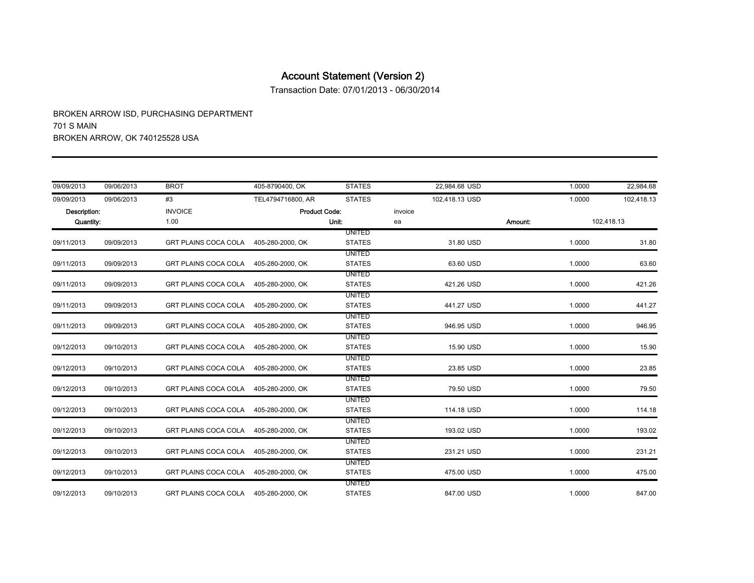# Account Statement (Version 2)

Transaction Date: 07/01/2013 - 06/30/2014

BROKEN ARROW ISD, PURCHASING DEPARTMENT
701 S MAIN
BROKEN ARROW, OK 740125528 USA

| | | | | | | | |
|---|---|---|---|---|---|---|---|
| 09/09/2013 | 09/06/2013 | BROT | 405-8790400, OK | STATES | 22,984.68 USD | 1.0000 | 22,984.68 |
| 09/09/2013 | 09/06/2013 | #3 | TEL4794716800, AR | STATES | 102,418.13 USD | 1.0000 | 102,418.13 |
| Description: | | INVOICE | Product Code: | | invoice | | |
| Quantity: | | 1.00 | Unit: | | ea | Amount: | 102,418.13 |
| 09/11/2013 | 09/09/2013 | GRT PLAINS COCA COLA | 405-280-2000, OK | UNITED STATES | 31.80 USD | 1.0000 | 31.80 |
| 09/11/2013 | 09/09/2013 | GRT PLAINS COCA COLA | 405-280-2000, OK | UNITED STATES | 63.60 USD | 1.0000 | 63.60 |
| 09/11/2013 | 09/09/2013 | GRT PLAINS COCA COLA | 405-280-2000, OK | UNITED STATES | 421.26 USD | 1.0000 | 421.26 |
| 09/11/2013 | 09/09/2013 | GRT PLAINS COCA COLA | 405-280-2000, OK | UNITED STATES | 441.27 USD | 1.0000 | 441.27 |
| 09/11/2013 | 09/09/2013 | GRT PLAINS COCA COLA | 405-280-2000, OK | UNITED STATES | 946.95 USD | 1.0000 | 946.95 |
| 09/12/2013 | 09/10/2013 | GRT PLAINS COCA COLA | 405-280-2000, OK | UNITED STATES | 15.90 USD | 1.0000 | 15.90 |
| 09/12/2013 | 09/10/2013 | GRT PLAINS COCA COLA | 405-280-2000, OK | UNITED STATES | 23.85 USD | 1.0000 | 23.85 |
| 09/12/2013 | 09/10/2013 | GRT PLAINS COCA COLA | 405-280-2000, OK | UNITED STATES | 79.50 USD | 1.0000 | 79.50 |
| 09/12/2013 | 09/10/2013 | GRT PLAINS COCA COLA | 405-280-2000, OK | UNITED STATES | 114.18 USD | 1.0000 | 114.18 |
| 09/12/2013 | 09/10/2013 | GRT PLAINS COCA COLA | 405-280-2000, OK | UNITED STATES | 193.02 USD | 1.0000 | 193.02 |
| 09/12/2013 | 09/10/2013 | GRT PLAINS COCA COLA | 405-280-2000, OK | UNITED STATES | 231.21 USD | 1.0000 | 231.21 |
| 09/12/2013 | 09/10/2013 | GRT PLAINS COCA COLA | 405-280-2000, OK | UNITED STATES | 475.00 USD | 1.0000 | 475.00 |
| 09/12/2013 | 09/10/2013 | GRT PLAINS COCA COLA | 405-280-2000, OK | UNITED STATES | 847.00 USD | 1.0000 | 847.00 |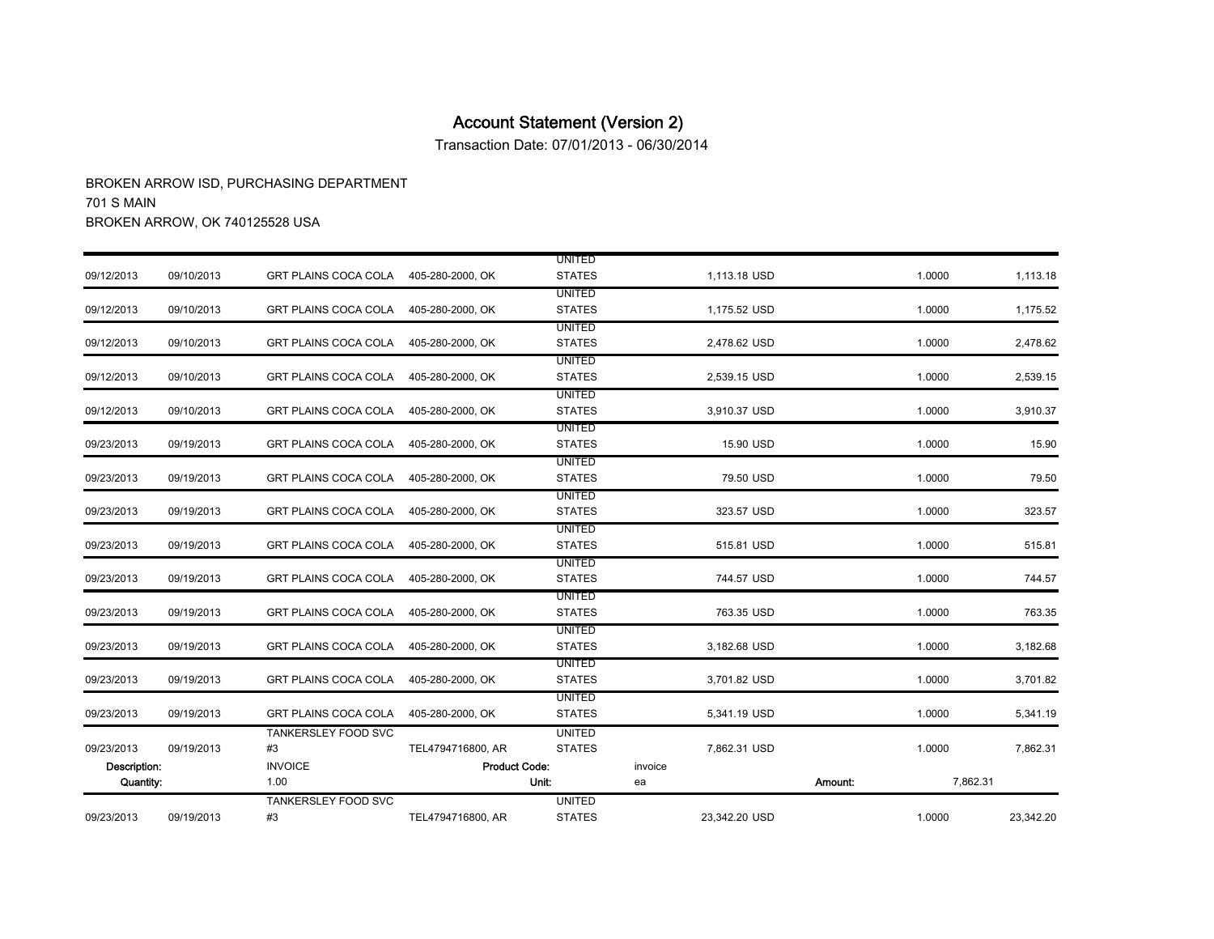# Account Statement (Version 2)

Transaction Date: 07/01/2013 - 06/30/2014

BROKEN ARROW ISD, PURCHASING DEPARTMENT
701 S MAIN
BROKEN ARROW, OK 740125528 USA

| | | | | | | | |
|---|---|---|---|---|---|---|---|
| 09/12/2013 | 09/10/2013 | GRT PLAINS COCA COLA | 405-280-2000, OK | UNITED STATES | 1,113.18 USD | 1.0000 | 1,113.18 |
| 09/12/2013 | 09/10/2013 | GRT PLAINS COCA COLA | 405-280-2000, OK | UNITED STATES | 1,175.52 USD | 1.0000 | 1,175.52 |
| 09/12/2013 | 09/10/2013 | GRT PLAINS COCA COLA | 405-280-2000, OK | UNITED STATES | 2,478.62 USD | 1.0000 | 2,478.62 |
| 09/12/2013 | 09/10/2013 | GRT PLAINS COCA COLA | 405-280-2000, OK | UNITED STATES | 2,539.15 USD | 1.0000 | 2,539.15 |
| 09/12/2013 | 09/10/2013 | GRT PLAINS COCA COLA | 405-280-2000, OK | UNITED STATES | 3,910.37 USD | 1.0000 | 3,910.37 |
| 09/23/2013 | 09/19/2013 | GRT PLAINS COCA COLA | 405-280-2000, OK | UNITED STATES | 15.90 USD | 1.0000 | 15.90 |
| 09/23/2013 | 09/19/2013 | GRT PLAINS COCA COLA | 405-280-2000, OK | UNITED STATES | 79.50 USD | 1.0000 | 79.50 |
| 09/23/2013 | 09/19/2013 | GRT PLAINS COCA COLA | 405-280-2000, OK | UNITED STATES | 323.57 USD | 1.0000 | 323.57 |
| 09/23/2013 | 09/19/2013 | GRT PLAINS COCA COLA | 405-280-2000, OK | UNITED STATES | 515.81 USD | 1.0000 | 515.81 |
| 09/23/2013 | 09/19/2013 | GRT PLAINS COCA COLA | 405-280-2000, OK | UNITED STATES | 744.57 USD | 1.0000 | 744.57 |
| 09/23/2013 | 09/19/2013 | GRT PLAINS COCA COLA | 405-280-2000, OK | UNITED STATES | 763.35 USD | 1.0000 | 763.35 |
| 09/23/2013 | 09/19/2013 | GRT PLAINS COCA COLA | 405-280-2000, OK | UNITED STATES | 3,182.68 USD | 1.0000 | 3,182.68 |
| 09/23/2013 | 09/19/2013 | GRT PLAINS COCA COLA | 405-280-2000, OK | UNITED STATES | 3,701.82 USD | 1.0000 | 3,701.82 |
| 09/23/2013 | 09/19/2013 | GRT PLAINS COCA COLA | 405-280-2000, OK | UNITED STATES | 5,341.19 USD | 1.0000 | 5,341.19 |
| 09/23/2013 | 09/19/2013 | TANKERSLEY FOOD SVC #3 | TEL4794716800, AR | UNITED STATES | 7,862.31 USD | 1.0000 | 7,862.31 |
| **Description:** | | INVOICE | **Product Code:** | | invoice | | |
| **Quantity:** | | 1.00 | **Unit:** | | ea | **Amount:** | 7,862.31 |
| 09/23/2013 | 09/19/2013 | TANKERSLEY FOOD SVC #3 | TEL4794716800, AR | UNITED STATES | 23,342.20 USD | 1.0000 | 23,342.20 |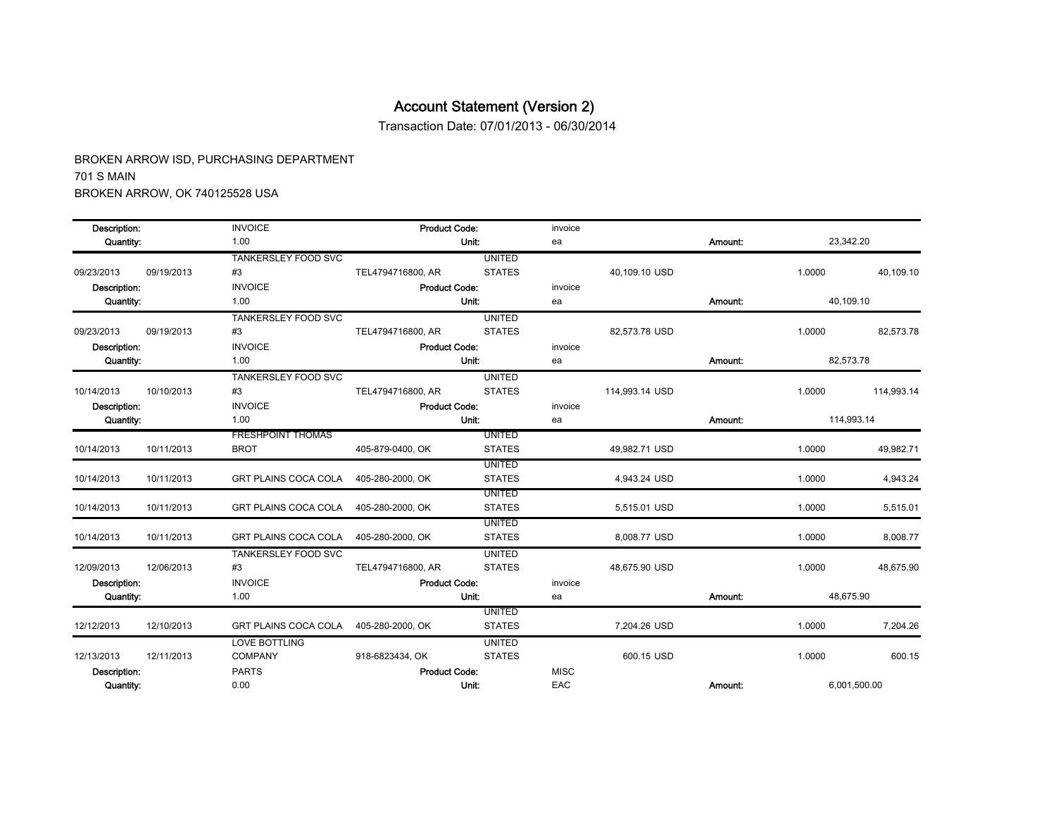# Account Statement (Version 2)

Transaction Date: 07/01/2013 - 06/30/2014

BROKEN ARROW ISD, PURCHASING DEPARTMENT
701 S MAIN
BROKEN ARROW, OK 740125528 USA

| | | | | | | | | |
|---|---|---|---|---|---|---|---|---|
| Description: | | INVOICE | Product Code: | | invoice | | | |
| Quantity: | | 1.00 | Unit: | | ea | Amount: | 23,342.20 | |
| 09/23/2013 | 09/19/2013 | TANKERSLEY FOOD SVC #3 | TEL4794716800, AR | UNITED STATES | 40,109.10 USD | | 1.0000 | 40,109.10 |
| Description: | | INVOICE | Product Code: | | invoice | | | |
| Quantity: | | 1.00 | Unit: | | ea | Amount: | 40,109.10 | |
| 09/23/2013 | 09/19/2013 | TANKERSLEY FOOD SVC #3 | TEL4794716800, AR | UNITED STATES | 82,573.78 USD | | 1.0000 | 82,573.78 |
| Description: | | INVOICE | Product Code: | | invoice | | | |
| Quantity: | | 1.00 | Unit: | | ea | Amount: | 82,573.78 | |
| 10/14/2013 | 10/10/2013 | TANKERSLEY FOOD SVC #3 | TEL4794716800, AR | UNITED STATES | 114,993.14 USD | | 1.0000 | 114,993.14 |
| Description: | | INVOICE | Product Code: | | invoice | | | |
| Quantity: | | 1.00 | Unit: | | ea | Amount: | 114,993.14 | |
| 10/14/2013 | 10/11/2013 | FRESHPOINT THOMAS BROT | 405-879-0400, OK | UNITED STATES | 49,982.71 USD | | 1.0000 | 49,982.71 |
| 10/14/2013 | 10/11/2013 | GRT PLAINS COCA COLA | 405-280-2000, OK | UNITED STATES | 4,943.24 USD | | 1.0000 | 4,943.24 |
| 10/14/2013 | 10/11/2013 | GRT PLAINS COCA COLA | 405-280-2000, OK | UNITED STATES | 5,515.01 USD | | 1.0000 | 5,515.01 |
| 10/14/2013 | 10/11/2013 | GRT PLAINS COCA COLA | 405-280-2000, OK | UNITED STATES | 8,008.77 USD | | 1.0000 | 8,008.77 |
| 12/09/2013 | 12/06/2013 | TANKERSLEY FOOD SVC #3 | TEL4794716800, AR | UNITED STATES | 48,675.90 USD | | 1.0000 | 48,675.90 |
| Description: | | INVOICE | Product Code: | | invoice | | | |
| Quantity: | | 1.00 | Unit: | | ea | Amount: | 48,675.90 | |
| 12/12/2013 | 12/10/2013 | GRT PLAINS COCA COLA | 405-280-2000, OK | UNITED STATES | 7,204.26 USD | | 1.0000 | 7,204.26 |
| 12/13/2013 | 12/11/2013 | LOVE BOTTLING COMPANY | 918-6823434, OK | UNITED STATES | 600.15 USD | | 1.0000 | 600.15 |
| Description: | | PARTS | Product Code: | | MISC | | | |
| Quantity: | | 0.00 | Unit: | | EAC | Amount: | 6,001,500.00 | |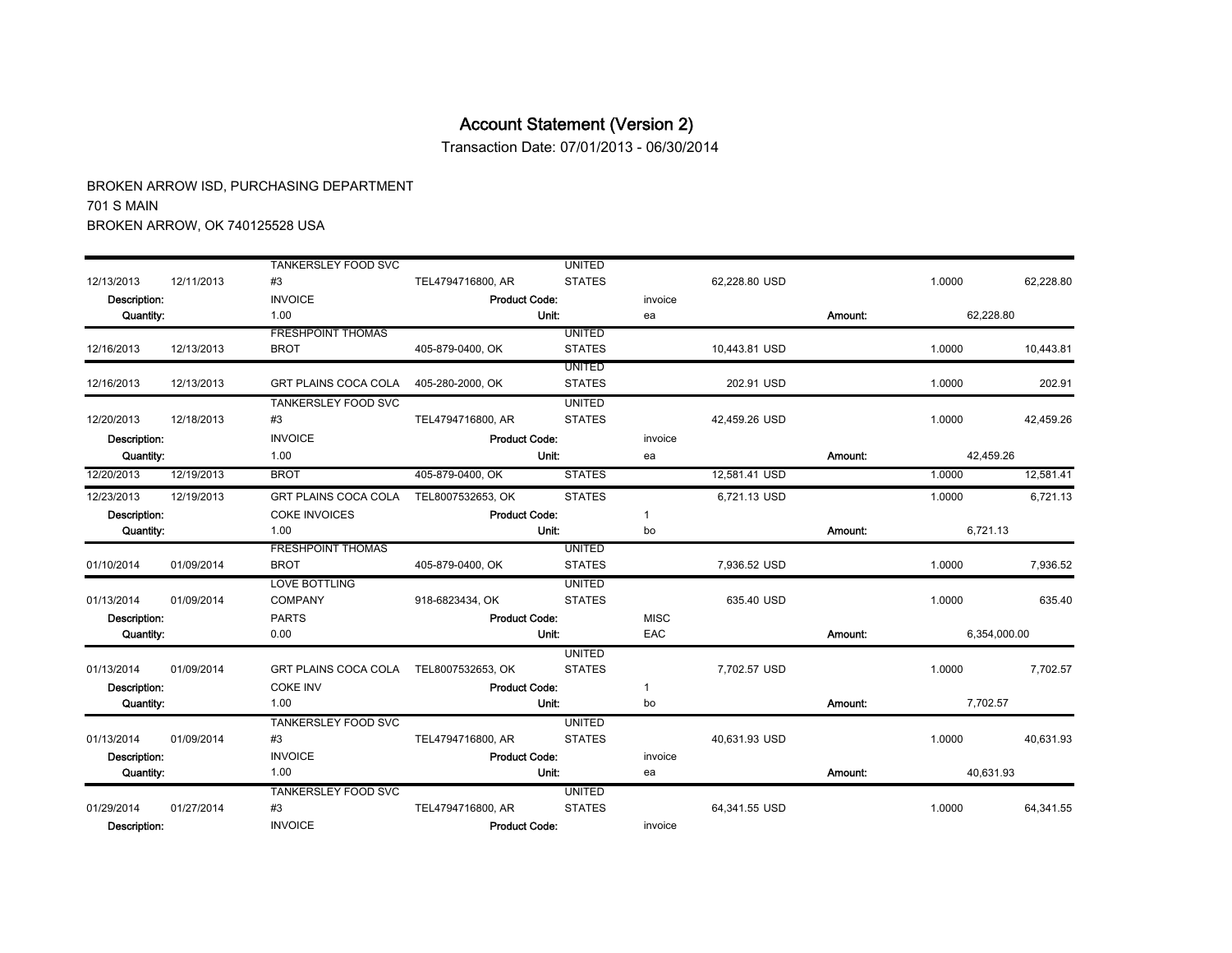# Account Statement (Version 2)

Transaction Date: 07/01/2013 - 06/30/2014

BROKEN ARROW ISD, PURCHASING DEPARTMENT
701 S MAIN
BROKEN ARROW, OK 740125528 USA

| | | | | | | | | | |
|---|---|---|---|---|---|---|---|---|---|
| 12/13/2013 | 12/11/2013 | TANKERSLEY FOOD SVC #3 | TEL4794716800, AR | UNITED STATES | | 62,228.80 USD | | 1.0000 | 62,228.80 |
| Description: | | INVOICE | Product Code: | | invoice | | | | |
| Quantity: | | 1.00 | Unit: | | ea | | Amount: | 62,228.80 | |
| 12/16/2013 | 12/13/2013 | FRESHPOINT THOMAS BROT | 405-879-0400, OK | UNITED STATES | | 10,443.81 USD | | 1.0000 | 10,443.81 |
| 12/16/2013 | 12/13/2013 | GRT PLAINS COCA COLA | 405-280-2000, OK | UNITED STATES | | 202.91 USD | | 1.0000 | 202.91 |
| 12/20/2013 | 12/18/2013 | TANKERSLEY FOOD SVC #3 | TEL4794716800, AR | UNITED STATES | | 42,459.26 USD | | 1.0000 | 42,459.26 |
| Description: | | INVOICE | Product Code: | | invoice | | | | |
| Quantity: | | 1.00 | Unit: | | ea | | Amount: | 42,459.26 | |
| 12/20/2013 | 12/19/2013 | BROT | 405-879-0400, OK | STATES | | 12,581.41 USD | | 1.0000 | 12,581.41 |
| 12/23/2013 | 12/19/2013 | GRT PLAINS COCA COLA | TEL8007532653, OK | STATES | | 6,721.13 USD | | 1.0000 | 6,721.13 |
| Description: | | COKE INVOICES | Product Code: | | 1 | | | | |
| Quantity: | | 1.00 | Unit: | | bo | | Amount: | 6,721.13 | |
| 01/10/2014 | 01/09/2014 | FRESHPOINT THOMAS BROT | 405-879-0400, OK | UNITED STATES | | 7,936.52 USD | | 1.0000 | 7,936.52 |
| 01/13/2014 | 01/09/2014 | LOVE BOTTLING COMPANY | 918-6823434, OK | UNITED STATES | | 635.40 USD | | 1.0000 | 635.40 |
| Description: | | PARTS | Product Code: | | MISC | | | | |
| Quantity: | | 0.00 | Unit: | | EAC | | Amount: | 6,354,000.00 | |
| 01/13/2014 | 01/09/2014 | GRT PLAINS COCA COLA | TEL8007532653, OK | UNITED STATES | | 7,702.57 USD | | 1.0000 | 7,702.57 |
| Description: | | COKE INV | Product Code: | | 1 | | | | |
| Quantity: | | 1.00 | Unit: | | bo | | Amount: | 7,702.57 | |
| 01/13/2014 | 01/09/2014 | TANKERSLEY FOOD SVC #3 | TEL4794716800, AR | UNITED STATES | | 40,631.93 USD | | 1.0000 | 40,631.93 |
| Description: | | INVOICE | Product Code: | | invoice | | | | |
| Quantity: | | 1.00 | Unit: | | ea | | Amount: | 40,631.93 | |
| 01/29/2014 | 01/27/2014 | TANKERSLEY FOOD SVC #3 | TEL4794716800, AR | UNITED STATES | | 64,341.55 USD | | 1.0000 | 64,341.55 |
| Description: | | INVOICE | Product Code: | | invoice | | | | |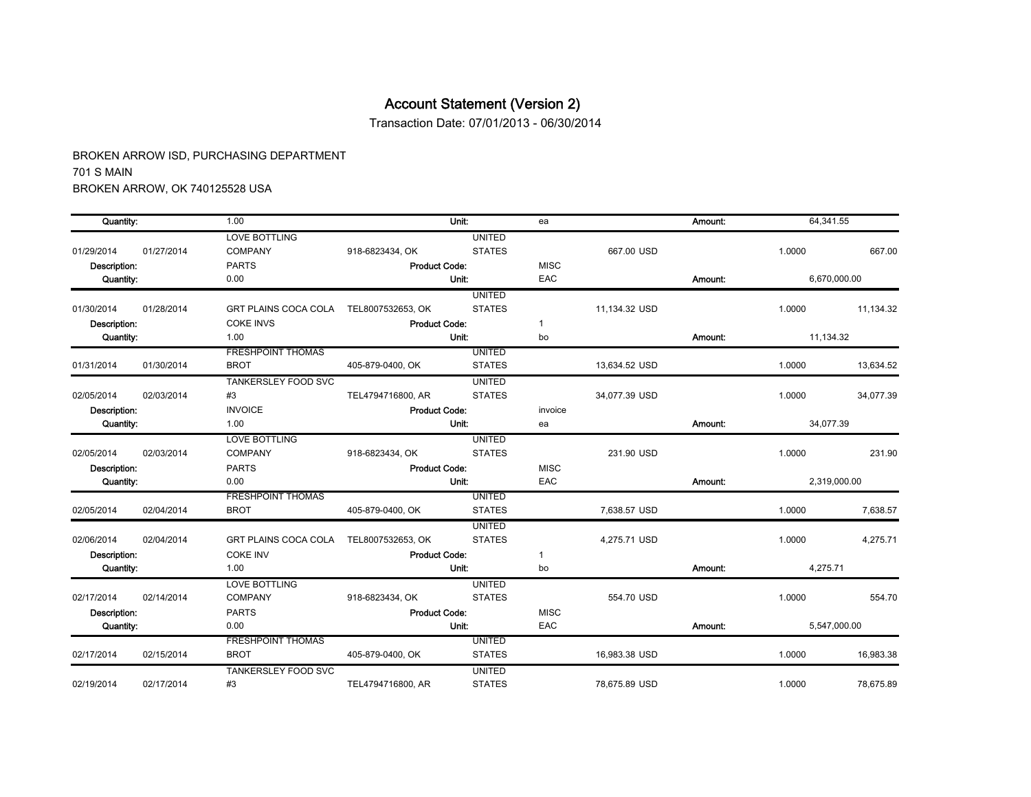# Account Statement (Version 2)

Transaction Date: 07/01/2013 - 06/30/2014

BROKEN ARROW ISD, PURCHASING DEPARTMENT
701 S MAIN
BROKEN ARROW, OK 740125528 USA

| | | | | | | | | | |
|---|---|---|---|---|---|---|---|---|---|
| Quantity: | | 1.00 | Unit: | ea | | Amount: | 64,341.55 | | |
| 01/29/2014 | 01/27/2014 | LOVE BOTTLING COMPANY | 918-6823434, OK | UNITED STATES | 667.00 USD | | 1.0000 | | 667.00 |
| Description: | | PARTS | Product Code: | MISC | | | | | |
| Quantity: | | 0.00 | Unit: | EAC | | Amount: | 6,670,000.00 | | |
| 01/30/2014 | 01/28/2014 | GRT PLAINS COCA COLA | TEL8007532653, OK | UNITED STATES | 11,134.32 USD | | 1.0000 | | 11,134.32 |
| Description: | | COKE INVS | Product Code: | 1 | | | | | |
| Quantity: | | 1.00 | Unit: | bo | | Amount: | 11,134.32 | | |
| 01/31/2014 | 01/30/2014 | FRESHPOINT THOMAS BROT | 405-879-0400, OK | UNITED STATES | 13,634.52 USD | | 1.0000 | | 13,634.52 |
| 02/05/2014 | 02/03/2014 | TANKERSLEY FOOD SVC #3 | TEL4794716800, AR | UNITED STATES | 34,077.39 USD | | 1.0000 | | 34,077.39 |
| Description: | | INVOICE | Product Code: | invoice | | | | | |
| Quantity: | | 1.00 | Unit: | ea | | Amount: | 34,077.39 | | |
| 02/05/2014 | 02/03/2014 | LOVE BOTTLING COMPANY | 918-6823434, OK | UNITED STATES | 231.90 USD | | 1.0000 | | 231.90 |
| Description: | | PARTS | Product Code: | MISC | | | | | |
| Quantity: | | 0.00 | Unit: | EAC | | Amount: | 2,319,000.00 | | |
| 02/05/2014 | 02/04/2014 | FRESHPOINT THOMAS BROT | 405-879-0400, OK | UNITED STATES | 7,638.57 USD | | 1.0000 | | 7,638.57 |
| 02/06/2014 | 02/04/2014 | GRT PLAINS COCA COLA | TEL8007532653, OK | UNITED STATES | 4,275.71 USD | | 1.0000 | | 4,275.71 |
| Description: | | COKE INV | Product Code: | 1 | | | | | |
| Quantity: | | 1.00 | Unit: | bo | | Amount: | 4,275.71 | | |
| 02/17/2014 | 02/14/2014 | LOVE BOTTLING COMPANY | 918-6823434, OK | UNITED STATES | 554.70 USD | | 1.0000 | | 554.70 |
| Description: | | PARTS | Product Code: | MISC | | | | | |
| Quantity: | | 0.00 | Unit: | EAC | | Amount: | 5,547,000.00 | | |
| 02/17/2014 | 02/15/2014 | FRESHPOINT THOMAS BROT | 405-879-0400, OK | UNITED STATES | 16,983.38 USD | | 1.0000 | | 16,983.38 |
| 02/19/2014 | 02/17/2014 | TANKERSLEY FOOD SVC #3 | TEL4794716800, AR | UNITED STATES | 78,675.89 USD | | 1.0000 | | 78,675.89 |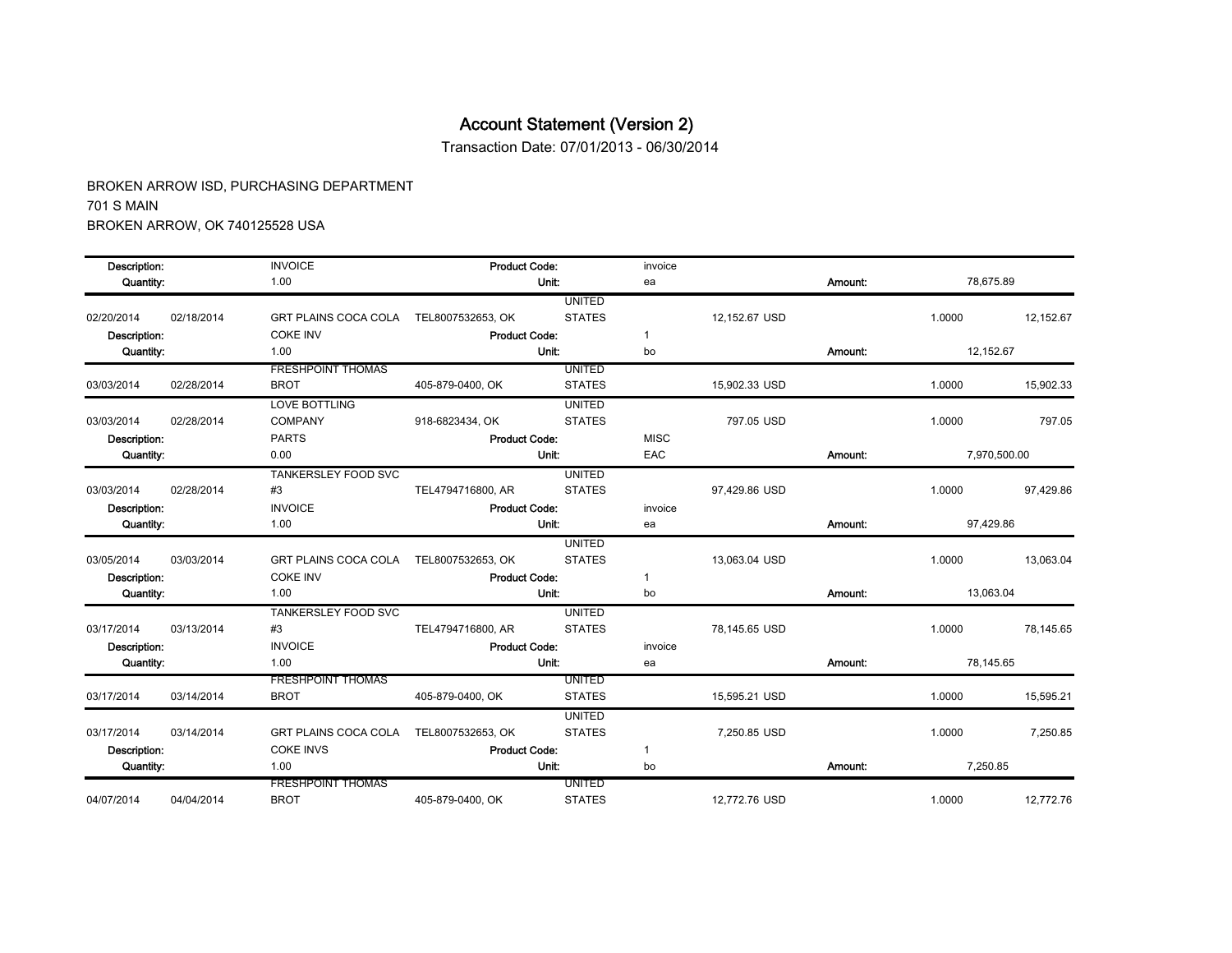# Account Statement (Version 2)

Transaction Date: 07/01/2013 - 06/30/2014

BROKEN ARROW ISD, PURCHASING DEPARTMENT
701 S MAIN
BROKEN ARROW, OK 740125528 USA

| | | | | | | | | | |
|---|---|---|---|---|---|---|---|---|---|
| Description: | | INVOICE | Product Code: | | invoice | | | | |
| Quantity: | | 1.00 | Unit: | | ea | | Amount: | 78,675.89 | |
| 02/20/2014 | 02/18/2014 | GRT PLAINS COCA COLA | TEL8007532653, OK | UNITED STATES | | 12,152.67 USD | | 1.0000 | 12,152.67 |
| Description: | | COKE INV | Product Code: | | 1 | | | | |
| Quantity: | | 1.00 | Unit: | | bo | | Amount: | 12,152.67 | |
| 03/03/2014 | 02/28/2014 | FRESHPOINT THOMAS BROT | 405-879-0400, OK | UNITED STATES | | 15,902.33 USD | | 1.0000 | 15,902.33 |
| 03/03/2014 | 02/28/2014 | LOVE BOTTLING COMPANY | 918-6823434, OK | UNITED STATES | | 797.05 USD | | 1.0000 | 797.05 |
| Description: | | PARTS | Product Code: | | MISC | | | | |
| Quantity: | | 0.00 | Unit: | | EAC | | Amount: | 7,970,500.00 | |
| 03/03/2014 | 02/28/2014 | TANKERSLEY FOOD SVC #3 | TEL4794716800, AR | UNITED STATES | | 97,429.86 USD | | 1.0000 | 97,429.86 |
| Description: | | INVOICE | Product Code: | | invoice | | | | |
| Quantity: | | 1.00 | Unit: | | ea | | Amount: | 97,429.86 | |
| 03/05/2014 | 03/03/2014 | GRT PLAINS COCA COLA | TEL8007532653, OK | UNITED STATES | | 13,063.04 USD | | 1.0000 | 13,063.04 |
| Description: | | COKE INV | Product Code: | | 1 | | | | |
| Quantity: | | 1.00 | Unit: | | bo | | Amount: | 13,063.04 | |
| 03/17/2014 | 03/13/2014 | TANKERSLEY FOOD SVC #3 | TEL4794716800, AR | UNITED STATES | | 78,145.65 USD | | 1.0000 | 78,145.65 |
| Description: | | INVOICE | Product Code: | | invoice | | | | |
| Quantity: | | 1.00 | Unit: | | ea | | Amount: | 78,145.65 | |
| 03/17/2014 | 03/14/2014 | FRESHPOINT THOMAS BROT | 405-879-0400, OK | UNITED STATES | | 15,595.21 USD | | 1.0000 | 15,595.21 |
| 03/17/2014 | 03/14/2014 | GRT PLAINS COCA COLA | TEL8007532653, OK | UNITED STATES | | 7,250.85 USD | | 1.0000 | 7,250.85 |
| Description: | | COKE INVS | Product Code: | | 1 | | | | |
| Quantity: | | 1.00 | Unit: | | bo | | Amount: | 7,250.85 | |
| 04/07/2014 | 04/04/2014 | FRESHPOINT THOMAS BROT | 405-879-0400, OK | UNITED STATES | | 12,772.76 USD | | 1.0000 | 12,772.76 |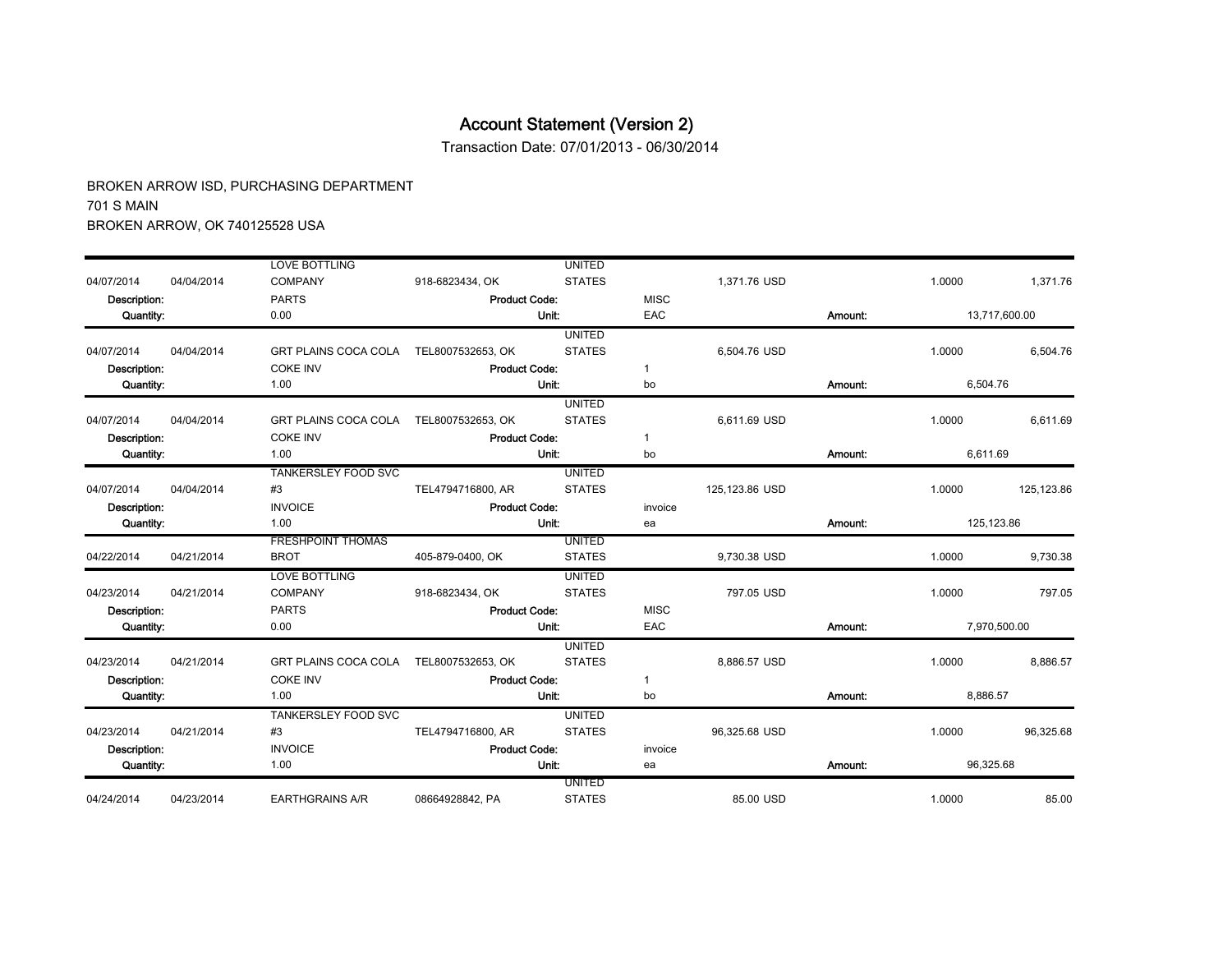# Account Statement (Version 2)

Transaction Date: 07/01/2013 - 06/30/2014

BROKEN ARROW ISD, PURCHASING DEPARTMENT
701 S MAIN
BROKEN ARROW, OK 740125528 USA

| | | | | | | | | | |
|---|---|---|---|---|---|---|---|---|---|
| 04/07/2014 | 04/04/2014 | LOVE BOTTLING COMPANY | 918-6823434, OK | UNITED STATES | | 1,371.76 USD | | 1.0000 | 1,371.76 |
| Description: | | PARTS | Product Code: | | MISC | | | | |
| Quantity: | | 0.00 | Unit: | | EAC | | Amount: | 13,717,600.00 | |
| 04/07/2014 | 04/04/2014 | GRT PLAINS COCA COLA | TEL8007532653, OK | UNITED STATES | | 6,504.76 USD | | 1.0000 | 6,504.76 |
| Description: | | COKE INV | Product Code: | | 1 | | | | |
| Quantity: | | 1.00 | Unit: | | bo | | Amount: | 6,504.76 | |
| 04/07/2014 | 04/04/2014 | GRT PLAINS COCA COLA | TEL8007532653, OK | UNITED STATES | | 6,611.69 USD | | 1.0000 | 6,611.69 |
| Description: | | COKE INV | Product Code: | | 1 | | | | |
| Quantity: | | 1.00 | Unit: | | bo | | Amount: | 6,611.69 | |
| 04/07/2014 | 04/04/2014 | TANKERSLEY FOOD SVC #3 | TEL4794716800, AR | UNITED STATES | | 125,123.86 USD | | 1.0000 | 125,123.86 |
| Description: | | INVOICE | Product Code: | | invoice | | | | |
| Quantity: | | 1.00 | Unit: | | ea | | Amount: | 125,123.86 | |
| 04/22/2014 | 04/21/2014 | FRESHPOINT THOMAS BROT | 405-879-0400, OK | UNITED STATES | | 9,730.38 USD | | 1.0000 | 9,730.38 |
| 04/23/2014 | 04/21/2014 | LOVE BOTTLING COMPANY | 918-6823434, OK | UNITED STATES | | 797.05 USD | | 1.0000 | 797.05 |
| Description: | | PARTS | Product Code: | | MISC | | | | |
| Quantity: | | 0.00 | Unit: | | EAC | | Amount: | 7,970,500.00 | |
| 04/23/2014 | 04/21/2014 | GRT PLAINS COCA COLA | TEL8007532653, OK | UNITED STATES | | 8,886.57 USD | | 1.0000 | 8,886.57 |
| Description: | | COKE INV | Product Code: | | 1 | | | | |
| Quantity: | | 1.00 | Unit: | | bo | | Amount: | 8,886.57 | |
| 04/23/2014 | 04/21/2014 | TANKERSLEY FOOD SVC #3 | TEL4794716800, AR | UNITED STATES | | 96,325.68 USD | | 1.0000 | 96,325.68 |
| Description: | | INVOICE | Product Code: | | invoice | | | | |
| Quantity: | | 1.00 | Unit: | | ea | | Amount: | 96,325.68 | |
| 04/24/2014 | 04/23/2014 | EARTHGRAINS A/R | 08664928842, PA | UNITED STATES | | 85.00 USD | | 1.0000 | 85.00 |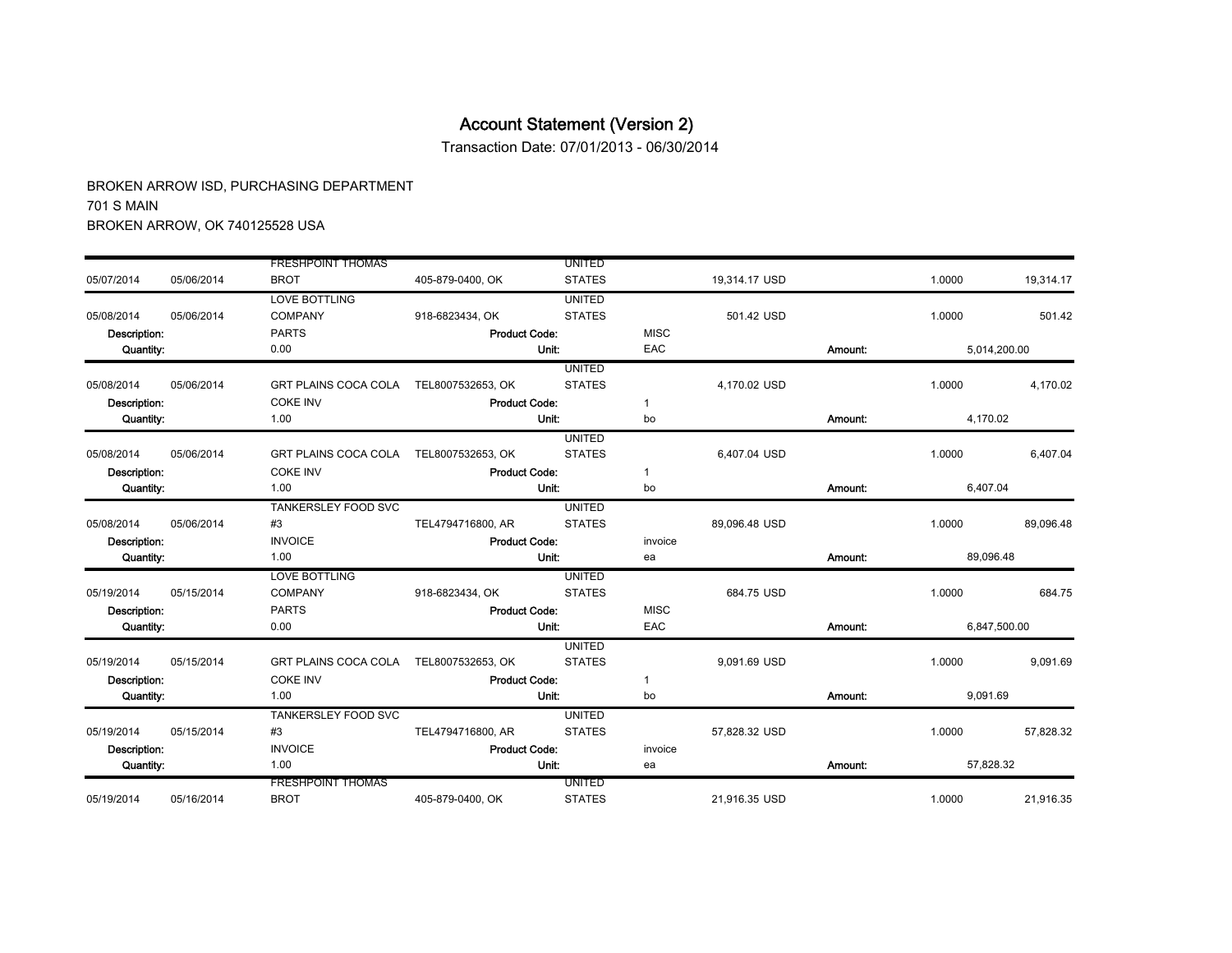# Account Statement (Version 2)

Transaction Date: 07/01/2013 - 06/30/2014

BROKEN ARROW ISD, PURCHASING DEPARTMENT
701 S MAIN
BROKEN ARROW, OK 740125528 USA

| | | | | | | | | | |
|---|---|---|---|---|---|---|---|---|---|
| 05/07/2014 | 05/06/2014 | FRESHPOINT THOMAS BROT | 405-879-0400, OK | UNITED STATES | | 19,314.17 USD | | 1.0000 | 19,314.17 |
| 05/08/2014 | 05/06/2014 | LOVE BOTTLING COMPANY | 918-6823434, OK | UNITED STATES | | 501.42 USD | | 1.0000 | 501.42 |
| Description: | | PARTS | Product Code: | | MISC | | | | |
| Quantity: | | 0.00 | Unit: | | EAC | | Amount: | 5,014,200.00 | |
| 05/08/2014 | 05/06/2014 | GRT PLAINS COCA COLA | TEL8007532653, OK | UNITED STATES | | 4,170.02 USD | | 1.0000 | 4,170.02 |
| Description: | | COKE INV | Product Code: | | 1 | | | | |
| Quantity: | | 1.00 | Unit: | | bo | | Amount: | 4,170.02 | |
| 05/08/2014 | 05/06/2014 | GRT PLAINS COCA COLA | TEL8007532653, OK | UNITED STATES | | 6,407.04 USD | | 1.0000 | 6,407.04 |
| Description: | | COKE INV | Product Code: | | 1 | | | | |
| Quantity: | | 1.00 | Unit: | | bo | | Amount: | 6,407.04 | |
| 05/08/2014 | 05/06/2014 | TANKERSLEY FOOD SVC #3 | TEL4794716800, AR | UNITED STATES | | 89,096.48 USD | | 1.0000 | 89,096.48 |
| Description: | | INVOICE | Product Code: | | invoice | | | | |
| Quantity: | | 1.00 | Unit: | | ea | | Amount: | 89,096.48 | |
| 05/19/2014 | 05/15/2014 | LOVE BOTTLING COMPANY | 918-6823434, OK | UNITED STATES | | 684.75 USD | | 1.0000 | 684.75 |
| Description: | | PARTS | Product Code: | | MISC | | | | |
| Quantity: | | 0.00 | Unit: | | EAC | | Amount: | 6,847,500.00 | |
| 05/19/2014 | 05/15/2014 | GRT PLAINS COCA COLA | TEL8007532653, OK | UNITED STATES | | 9,091.69 USD | | 1.0000 | 9,091.69 |
| Description: | | COKE INV | Product Code: | | 1 | | | | |
| Quantity: | | 1.00 | Unit: | | bo | | Amount: | 9,091.69 | |
| 05/19/2014 | 05/15/2014 | TANKERSLEY FOOD SVC #3 | TEL4794716800, AR | UNITED STATES | | 57,828.32 USD | | 1.0000 | 57,828.32 |
| Description: | | INVOICE | Product Code: | | invoice | | | | |
| Quantity: | | 1.00 | Unit: | | ea | | Amount: | 57,828.32 | |
| 05/19/2014 | 05/16/2014 | FRESHPOINT THOMAS BROT | 405-879-0400, OK | UNITED STATES | | 21,916.35 USD | | 1.0000 | 21,916.35 |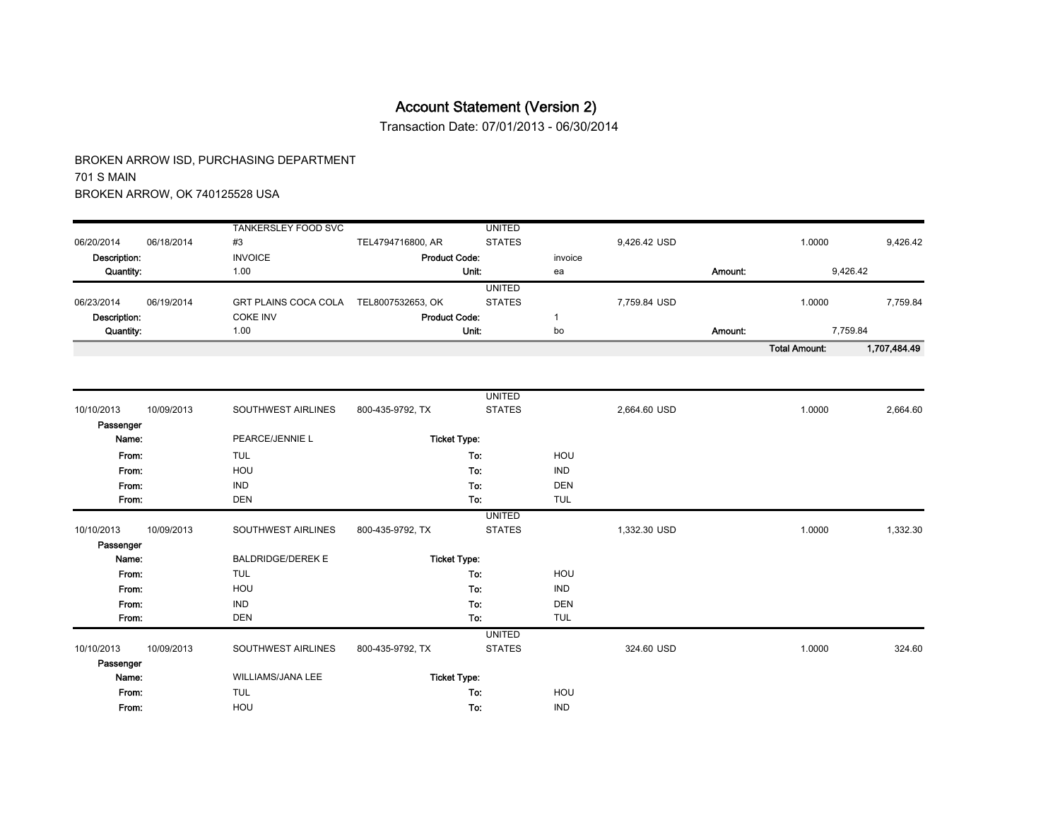# Account Statement (Version 2)

Transaction Date: 07/01/2013 - 06/30/2014

BROKEN ARROW ISD, PURCHASING DEPARTMENT
701 S MAIN
BROKEN ARROW, OK 740125528 USA

| | | | | | | | | | |
|---|---|---|---|---|---|---|---|---|---|
| 06/20/2014 | 06/18/2014 | TANKERSLEY FOOD SVC #3 | TEL4794716800, AR | UNITED STATES | | 9,426.42 USD | | 1.0000 | 9,426.42 |
| **Description:** | | INVOICE | **Product Code:** | | invoice | | | | |
| **Quantity:** | | 1.00 | **Unit:** | | ea | | **Amount:** | 9,426.42 | |
| 06/23/2014 | 06/19/2014 | GRT PLAINS COCA COLA | TEL8007532653, OK | UNITED STATES | | 7,759.84 USD | | 1.0000 | 7,759.84 |
| **Description:** | | COKE INV | **Product Code:** | | 1 | | | | |
| **Quantity:** | | 1.00 | **Unit:** | | bo | | **Amount:** | 7,759.84 | |
| | | | | | | | | **Total Amount:** | **1,707,484.49** |

| | | | | | | | | |
|---|---|---|---|---|---|---|---|---|
| 10/10/2013 | 10/09/2013 | SOUTHWEST AIRLINES | 800-435-9792, TX | UNITED STATES | | 2,664.60 USD | 1.0000 | 2,664.60 |
| **Passenger Name:** | | PEARCE/JENNIE L | **Ticket Type:** | | | | | |
| **From:** | | TUL | **To:** | | HOU | | | |
| **From:** | | HOU | **To:** | | IND | | | |
| **From:** | | IND | **To:** | | DEN | | | |
| **From:** | | DEN | **To:** | | TUL | | | |
| 10/10/2013 | 10/09/2013 | SOUTHWEST AIRLINES | 800-435-9792, TX | UNITED STATES | | 1,332.30 USD | 1.0000 | 1,332.30 |
| **Passenger Name:** | | BALDRIDGE/DEREK E | **Ticket Type:** | | | | | |
| **From:** | | TUL | **To:** | | HOU | | | |
| **From:** | | HOU | **To:** | | IND | | | |
| **From:** | | IND | **To:** | | DEN | | | |
| **From:** | | DEN | **To:** | | TUL | | | |
| 10/10/2013 | 10/09/2013 | SOUTHWEST AIRLINES | 800-435-9792, TX | UNITED STATES | | 324.60 USD | 1.0000 | 324.60 |
| **Passenger Name:** | | WILLIAMS/JANA LEE | **Ticket Type:** | | | | | |
| **From:** | | TUL | **To:** | | HOU | | | |
| **From:** | | HOU | **To:** | | IND | | | |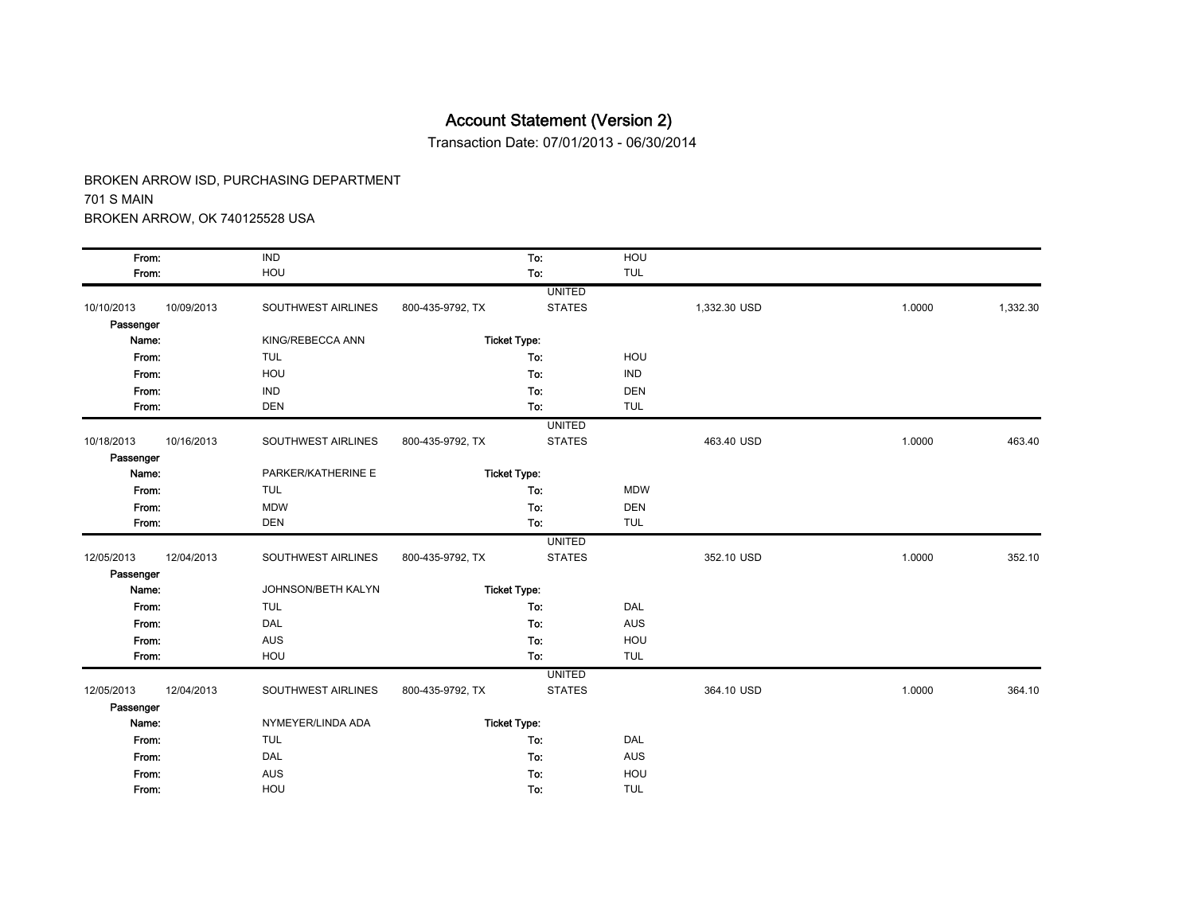# Account Statement (Version 2)

Transaction Date: 07/01/2013 - 06/30/2014

BROKEN ARROW ISD, PURCHASING DEPARTMENT
701 S MAIN
BROKEN ARROW, OK 740125528 USA

| | | | | | | | | |
|---|---|---|---|---|---|---|---|---|
| From: | | IND | | To: | HOU | | | |
| From: | | HOU | | To: | TUL | | | |
| 10/10/2013 | 10/09/2013 | SOUTHWEST AIRLINES | 800-435-9792, TX | UNITED STATES | | 1,332.30 USD | 1.0000 | 1,332.30 |
| Passenger Name: | | KING/REBECCA ANN | | Ticket Type: | | | | |
| From: | | TUL | | To: | HOU | | | |
| From: | | HOU | | To: | IND | | | |
| From: | | IND | | To: | DEN | | | |
| From: | | DEN | | To: | TUL | | | |
| 10/18/2013 | 10/16/2013 | SOUTHWEST AIRLINES | 800-435-9792, TX | UNITED STATES | | 463.40 USD | 1.0000 | 463.40 |
| Passenger Name: | | PARKER/KATHERINE E | | Ticket Type: | | | | |
| From: | | TUL | | To: | MDW | | | |
| From: | | MDW | | To: | DEN | | | |
| From: | | DEN | | To: | TUL | | | |
| 12/05/2013 | 12/04/2013 | SOUTHWEST AIRLINES | 800-435-9792, TX | UNITED STATES | | 352.10 USD | 1.0000 | 352.10 |
| Passenger Name: | | JOHNSON/BETH KALYN | | Ticket Type: | | | | |
| From: | | TUL | | To: | DAL | | | |
| From: | | DAL | | To: | AUS | | | |
| From: | | AUS | | To: | HOU | | | |
| From: | | HOU | | To: | TUL | | | |
| 12/05/2013 | 12/04/2013 | SOUTHWEST AIRLINES | 800-435-9792, TX | UNITED STATES | | 364.10 USD | 1.0000 | 364.10 |
| Passenger Name: | | NYMEYER/LINDA ADA | | Ticket Type: | | | | |
| From: | | TUL | | To: | DAL | | | |
| From: | | DAL | | To: | AUS | | | |
| From: | | AUS | | To: | HOU | | | |
| From: | | HOU | | To: | TUL | | | |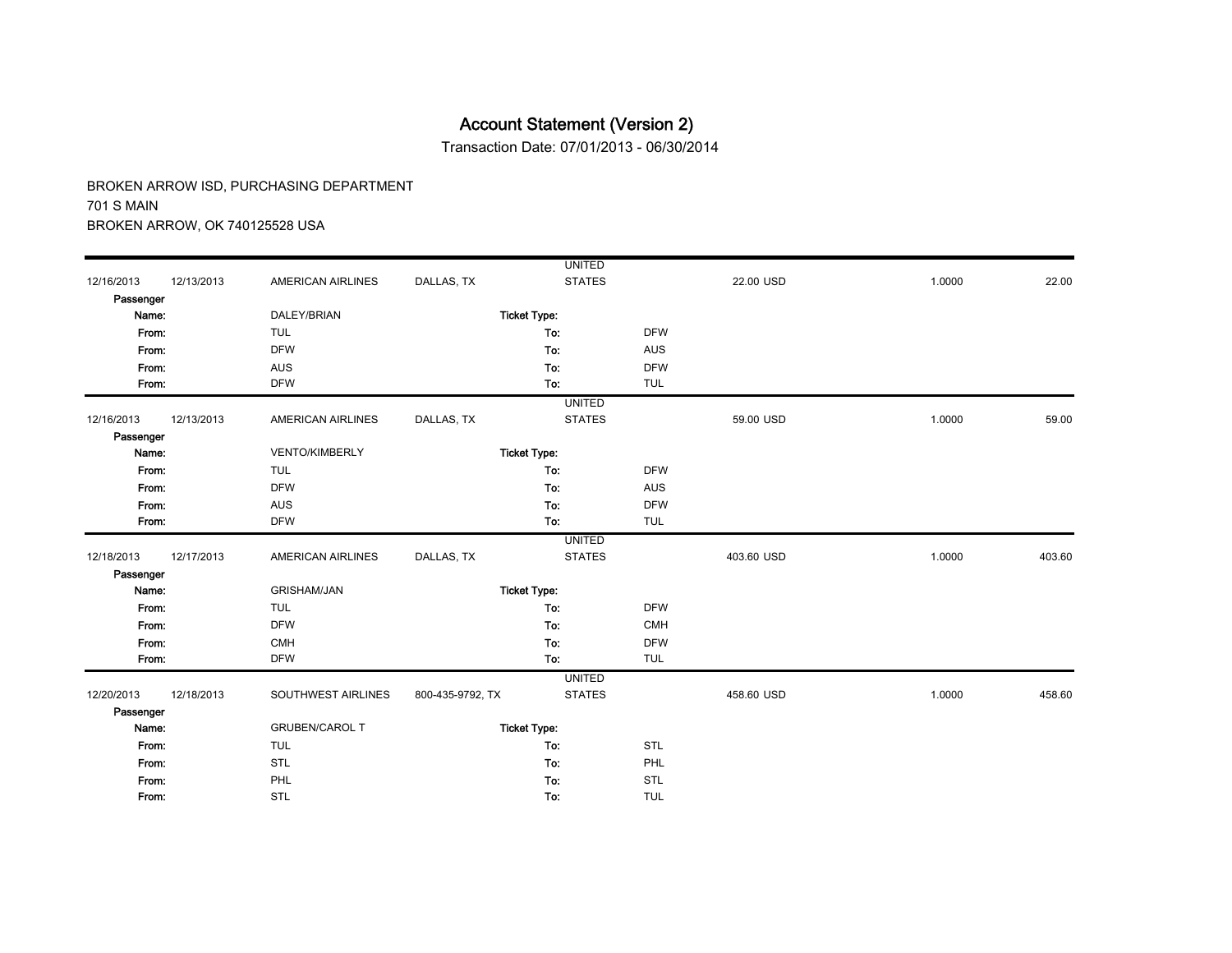# Account Statement (Version 2)

Transaction Date: 07/01/2013 - 06/30/2014

BROKEN ARROW ISD, PURCHASING DEPARTMENT
701 S MAIN
BROKEN ARROW, OK 740125528 USA

| | | | | | | | | |
|---|---|---|---|---|---|---|---|---|
| 12/16/2013 | 12/13/2013 | AMERICAN AIRLINES | DALLAS, TX | UNITED STATES | | 22.00 USD | 1.0000 | 22.00 |
| Passenger Name: | | DALEY/BRIAN | | Ticket Type: | | | | |
| From: | | TUL | | To: | DFW | | | |
| From: | | DFW | | To: | AUS | | | |
| From: | | AUS | | To: | DFW | | | |
| From: | | DFW | | To: | TUL | | | |
| 12/16/2013 | 12/13/2013 | AMERICAN AIRLINES | DALLAS, TX | UNITED STATES | | 59.00 USD | 1.0000 | 59.00 |
| Passenger Name: | | VENTO/KIMBERLY | | Ticket Type: | | | | |
| From: | | TUL | | To: | DFW | | | |
| From: | | DFW | | To: | AUS | | | |
| From: | | AUS | | To: | DFW | | | |
| From: | | DFW | | To: | TUL | | | |
| 12/18/2013 | 12/17/2013 | AMERICAN AIRLINES | DALLAS, TX | UNITED STATES | | 403.60 USD | 1.0000 | 403.60 |
| Passenger Name: | | GRISHAM/JAN | | Ticket Type: | | | | |
| From: | | TUL | | To: | DFW | | | |
| From: | | DFW | | To: | CMH | | | |
| From: | | CMH | | To: | DFW | | | |
| From: | | DFW | | To: | TUL | | | |
| 12/20/2013 | 12/18/2013 | SOUTHWEST AIRLINES | 800-435-9792, TX | UNITED STATES | | 458.60 USD | 1.0000 | 458.60 |
| Passenger Name: | | GRUBEN/CAROL T | | Ticket Type: | | | | |
| From: | | TUL | | To: | STL | | | |
| From: | | STL | | To: | PHL | | | |
| From: | | PHL | | To: | STL | | | |
| From: | | STL | | To: | TUL | | | |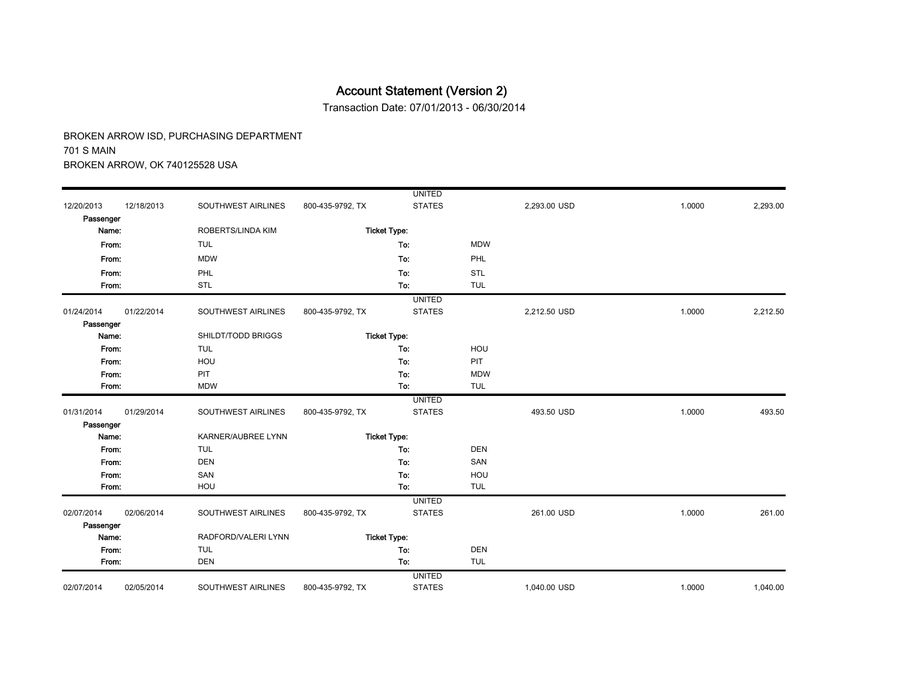# Account Statement (Version 2)

Transaction Date: 07/01/2013 - 06/30/2014

BROKEN ARROW ISD, PURCHASING DEPARTMENT
701 S MAIN
BROKEN ARROW, OK 740125528 USA

| | | | | | | | | |
|---|---|---|---|---|---|---|---|---|
| 12/20/2013 | 12/18/2013 | SOUTHWEST AIRLINES | 800-435-9792, TX | UNITED STATES | | 2,293.00 USD | 1.0000 | 2,293.00 |
| Passenger Name: | | ROBERTS/LINDA KIM | Ticket Type: | | | | | |
| From: | | TUL | To: | | MDW | | | |
| From: | | MDW | To: | | PHL | | | |
| From: | | PHL | To: | | STL | | | |
| From: | | STL | To: | | TUL | | | |
| 01/24/2014 | 01/22/2014 | SOUTHWEST AIRLINES | 800-435-9792, TX | UNITED STATES | | 2,212.50 USD | 1.0000 | 2,212.50 |
| Passenger Name: | | SHILDT/TODD BRIGGS | Ticket Type: | | | | | |
| From: | | TUL | To: | | HOU | | | |
| From: | | HOU | To: | | PIT | | | |
| From: | | PIT | To: | | MDW | | | |
| From: | | MDW | To: | | TUL | | | |
| 01/31/2014 | 01/29/2014 | SOUTHWEST AIRLINES | 800-435-9792, TX | UNITED STATES | | 493.50 USD | 1.0000 | 493.50 |
| Passenger Name: | | KARNER/AUBREE LYNN | Ticket Type: | | | | | |
| From: | | TUL | To: | | DEN | | | |
| From: | | DEN | To: | | SAN | | | |
| From: | | SAN | To: | | HOU | | | |
| From: | | HOU | To: | | TUL | | | |
| 02/07/2014 | 02/06/2014 | SOUTHWEST AIRLINES | 800-435-9792, TX | UNITED STATES | | 261.00 USD | 1.0000 | 261.00 |
| Passenger Name: | | RADFORD/VALERI LYNN | Ticket Type: | | | | | |
| From: | | TUL | To: | | DEN | | | |
| From: | | DEN | To: | | TUL | | | |
| 02/07/2014 | 02/05/2014 | SOUTHWEST AIRLINES | 800-435-9792, TX | UNITED STATES | | 1,040.00 USD | 1.0000 | 1,040.00 |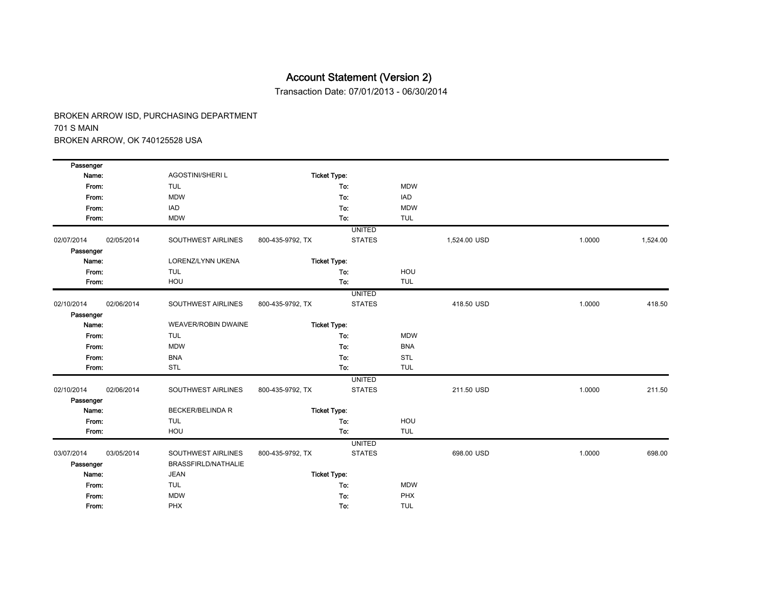# Account Statement (Version 2)

Transaction Date: 07/01/2013 - 06/30/2014

BROKEN ARROW ISD, PURCHASING DEPARTMENT
701 S MAIN
BROKEN ARROW, OK 740125528 USA

| | | | | | | | | |
|---|---|---|---|---|---|---|---|---|
| Passenger Name: | | AGOSTINI/SHERI L | Ticket Type: | | | | | |
| From: | | TUL | To: | | MDW | | | |
| From: | | MDW | To: | | IAD | | | |
| From: | | IAD | To: | | MDW | | | |
| From: | | MDW | To: | | TUL | | | |
| 02/07/2014 | 02/05/2014 | SOUTHWEST AIRLINES | 800-435-9792, TX | UNITED STATES | | 1,524.00 USD | 1.0000 | 1,524.00 |
| Passenger Name: | | LORENZ/LYNN UKENA | Ticket Type: | | | | | |
| From: | | TUL | To: | | HOU | | | |
| From: | | HOU | To: | | TUL | | | |
| 02/10/2014 | 02/06/2014 | SOUTHWEST AIRLINES | 800-435-9792, TX | UNITED STATES | | 418.50 USD | 1.0000 | 418.50 |
| Passenger Name: | | WEAVER/ROBIN DWAINE | Ticket Type: | | | | | |
| From: | | TUL | To: | | MDW | | | |
| From: | | MDW | To: | | BNA | | | |
| From: | | BNA | To: | | STL | | | |
| From: | | STL | To: | | TUL | | | |
| 02/10/2014 | 02/06/2014 | SOUTHWEST AIRLINES | 800-435-9792, TX | UNITED STATES | | 211.50 USD | 1.0000 | 211.50 |
| Passenger Name: | | BECKER/BELINDA R | Ticket Type: | | | | | |
| From: | | TUL | To: | | HOU | | | |
| From: | | HOU | To: | | TUL | | | |
| 03/07/2014 | 03/05/2014 | SOUTHWEST AIRLINES | 800-435-9792, TX | UNITED STATES | | 698.00 USD | 1.0000 | 698.00 |
| Passenger Name: | | BRASSFIRLD/NATHALIE JEAN | Ticket Type: | | | | | |
| From: | | TUL | To: | | MDW | | | |
| From: | | MDW | To: | | PHX | | | |
| From: | | PHX | To: | | TUL | | | |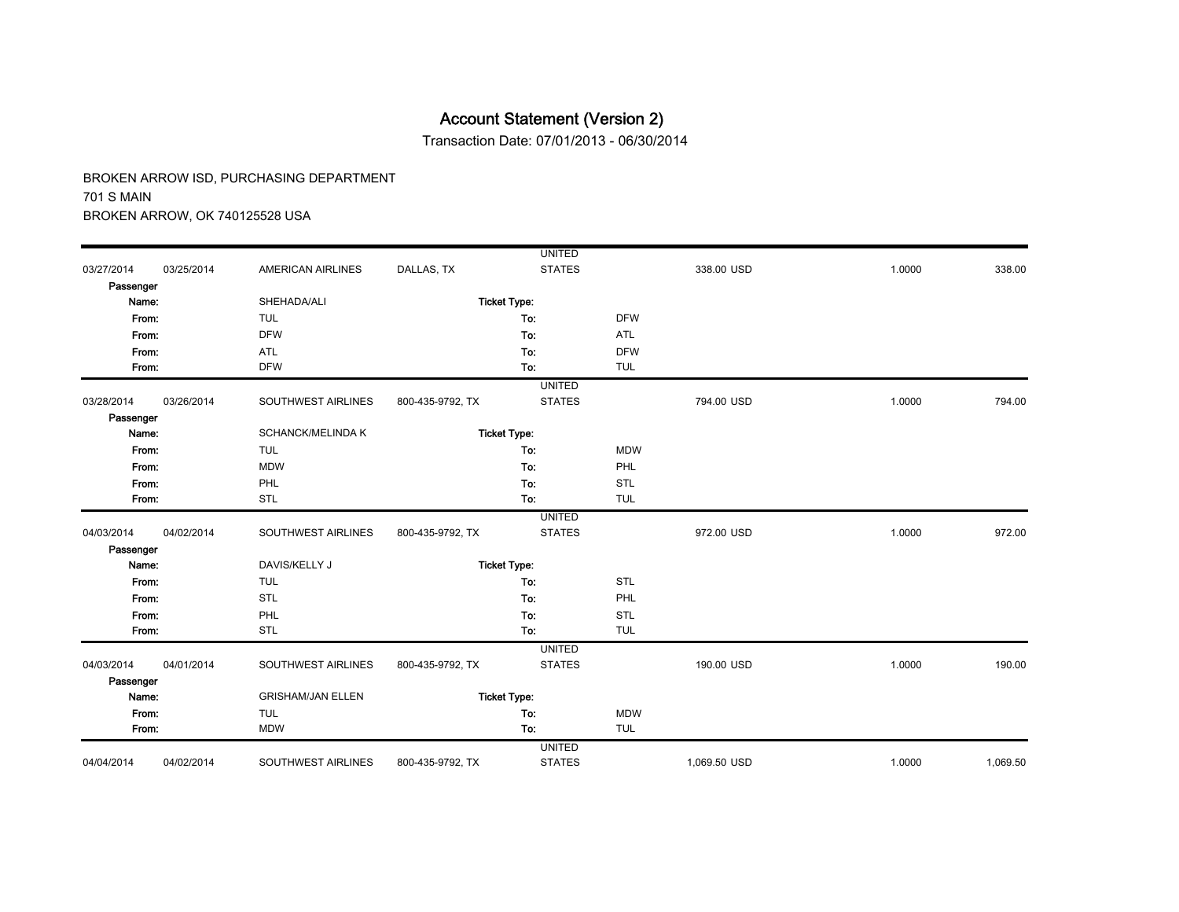# Account Statement (Version 2)

Transaction Date: 07/01/2013 - 06/30/2014

BROKEN ARROW ISD, PURCHASING DEPARTMENT
701 S MAIN
BROKEN ARROW, OK 740125528 USA

| | | | | | | | | |
|---|---|---|---|---|---|---|---|---|
| 03/27/2014 | 03/25/2014 | AMERICAN AIRLINES | DALLAS, TX | UNITED STATES | | 338.00 USD | 1.0000 | 338.00 |
| Passenger Name: | | SHEHADA/ALI | Ticket Type: | | | | | |
| From: | | TUL | To: | | DFW | | | |
| From: | | DFW | To: | | ATL | | | |
| From: | | ATL | To: | | DFW | | | |
| From: | | DFW | To: | | TUL | | | |
| 03/28/2014 | 03/26/2014 | SOUTHWEST AIRLINES | 800-435-9792, TX | UNITED STATES | | 794.00 USD | 1.0000 | 794.00 |
| Passenger Name: | | SCHANCK/MELINDA K | Ticket Type: | | | | | |
| From: | | TUL | To: | | MDW | | | |
| From: | | MDW | To: | | PHL | | | |
| From: | | PHL | To: | | STL | | | |
| From: | | STL | To: | | TUL | | | |
| 04/03/2014 | 04/02/2014 | SOUTHWEST AIRLINES | 800-435-9792, TX | UNITED STATES | | 972.00 USD | 1.0000 | 972.00 |
| Passenger Name: | | DAVIS/KELLY J | Ticket Type: | | | | | |
| From: | | TUL | To: | | STL | | | |
| From: | | STL | To: | | PHL | | | |
| From: | | PHL | To: | | STL | | | |
| From: | | STL | To: | | TUL | | | |
| 04/03/2014 | 04/01/2014 | SOUTHWEST AIRLINES | 800-435-9792, TX | UNITED STATES | | 190.00 USD | 1.0000 | 190.00 |
| Passenger Name: | | GRISHAM/JAN ELLEN | Ticket Type: | | | | | |
| From: | | TUL | To: | | MDW | | | |
| From: | | MDW | To: | | TUL | | | |
| 04/04/2014 | 04/02/2014 | SOUTHWEST AIRLINES | 800-435-9792, TX | UNITED STATES | | 1,069.50 USD | 1.0000 | 1,069.50 |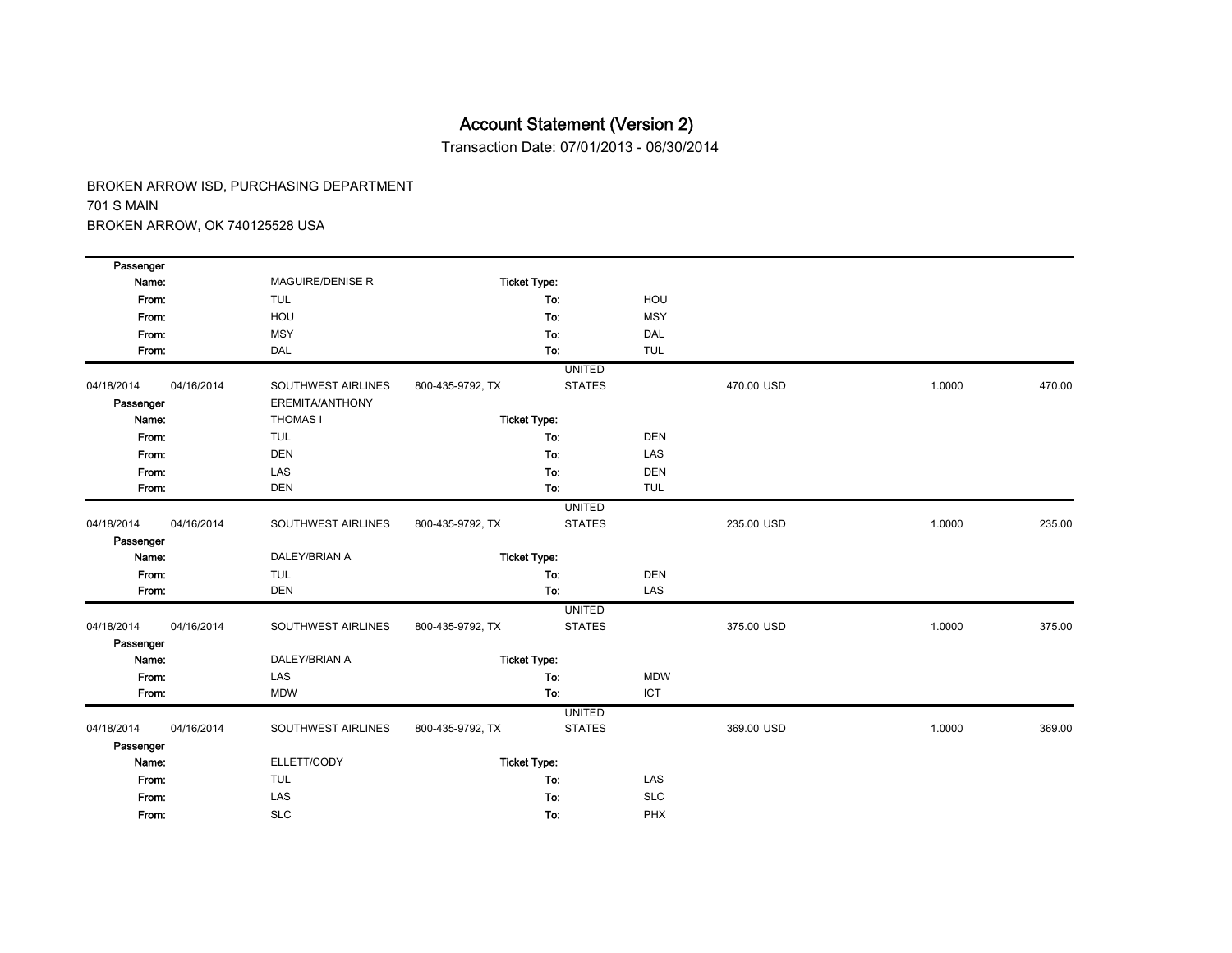# Account Statement (Version 2)

Transaction Date: 07/01/2013 - 06/30/2014

BROKEN ARROW ISD, PURCHASING DEPARTMENT
701 S MAIN
BROKEN ARROW, OK 740125528 USA

| | | | | | | | | |
|---|---|---|---|---|---|---|---|---|
| Passenger | | | | | | | | |
| Name: | | MAGUIRE/DENISE R | Ticket Type: | | | | | |
| From: | | TUL | To: | | HOU | | | |
| From: | | HOU | To: | | MSY | | | |
| From: | | MSY | To: | | DAL | | | |
| From: | | DAL | To: | | TUL | | | |
| 04/18/2014 | 04/16/2014 | SOUTHWEST AIRLINES | 800-435-9792, TX | UNITED STATES | | 470.00 USD | 1.0000 | 470.00 |
| Passenger | | EREMITA/ANTHONY | | | | | | |
| Name: | | THOMAS I | Ticket Type: | | | | | |
| From: | | TUL | To: | | DEN | | | |
| From: | | DEN | To: | | LAS | | | |
| From: | | LAS | To: | | DEN | | | |
| From: | | DEN | To: | | TUL | | | |
| 04/18/2014 | 04/16/2014 | SOUTHWEST AIRLINES | 800-435-9792, TX | UNITED STATES | | 235.00 USD | 1.0000 | 235.00 |
| Passenger | | | | | | | | |
| Name: | | DALEY/BRIAN A | Ticket Type: | | | | | |
| From: | | TUL | To: | | DEN | | | |
| From: | | DEN | To: | | LAS | | | |
| 04/18/2014 | 04/16/2014 | SOUTHWEST AIRLINES | 800-435-9792, TX | UNITED STATES | | 375.00 USD | 1.0000 | 375.00 |
| Passenger | | | | | | | | |
| Name: | | DALEY/BRIAN A | Ticket Type: | | | | | |
| From: | | LAS | To: | | MDW | | | |
| From: | | MDW | To: | | ICT | | | |
| 04/18/2014 | 04/16/2014 | SOUTHWEST AIRLINES | 800-435-9792, TX | UNITED STATES | | 369.00 USD | 1.0000 | 369.00 |
| Passenger | | | | | | | | |
| Name: | | ELLETT/CODY | Ticket Type: | | | | | |
| From: | | TUL | To: | | LAS | | | |
| From: | | LAS | To: | | SLC | | | |
| From: | | SLC | To: | | PHX | | | |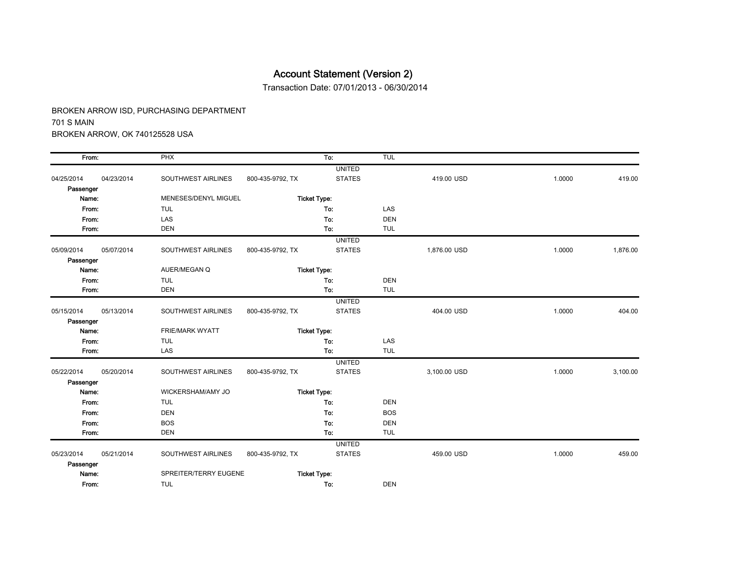# Account Statement (Version 2)

Transaction Date: 07/01/2013 - 06/30/2014

BROKEN ARROW ISD, PURCHASING DEPARTMENT
701 S MAIN
BROKEN ARROW, OK 740125528 USA

| | | | | | | | | |
|---|---|---|---|---|---|---|---|---|
| From: | | PHX | | To: | TUL | | | |
| 04/25/2014 | 04/23/2014 | SOUTHWEST AIRLINES | 800-435-9792, TX | UNITED STATES | | 419.00 USD | 1.0000 | 419.00 |
| Passenger Name: | | MENESES/DENYL MIGUEL | | Ticket Type: | | | | |
| From: | | TUL | | To: | LAS | | | |
| From: | | LAS | | To: | DEN | | | |
| From: | | DEN | | To: | TUL | | | |
| 05/09/2014 | 05/07/2014 | SOUTHWEST AIRLINES | 800-435-9792, TX | UNITED STATES | | 1,876.00 USD | 1.0000 | 1,876.00 |
| Passenger Name: | | AUER/MEGAN Q | | Ticket Type: | | | | |
| From: | | TUL | | To: | DEN | | | |
| From: | | DEN | | To: | TUL | | | |
| 05/15/2014 | 05/13/2014 | SOUTHWEST AIRLINES | 800-435-9792, TX | UNITED STATES | | 404.00 USD | 1.0000 | 404.00 |
| Passenger Name: | | FRIE/MARK WYATT | | Ticket Type: | | | | |
| From: | | TUL | | To: | LAS | | | |
| From: | | LAS | | To: | TUL | | | |
| 05/22/2014 | 05/20/2014 | SOUTHWEST AIRLINES | 800-435-9792, TX | UNITED STATES | | 3,100.00 USD | 1.0000 | 3,100.00 |
| Passenger Name: | | WICKERSHAM/AMY JO | | Ticket Type: | | | | |
| From: | | TUL | | To: | DEN | | | |
| From: | | DEN | | To: | BOS | | | |
| From: | | BOS | | To: | DEN | | | |
| From: | | DEN | | To: | TUL | | | |
| 05/23/2014 | 05/21/2014 | SOUTHWEST AIRLINES | 800-435-9792, TX | UNITED STATES | | 459.00 USD | 1.0000 | 459.00 |
| Passenger Name: | | SPREITER/TERRY EUGENE | | Ticket Type: | | | | |
| From: | | TUL | | To: | DEN | | | |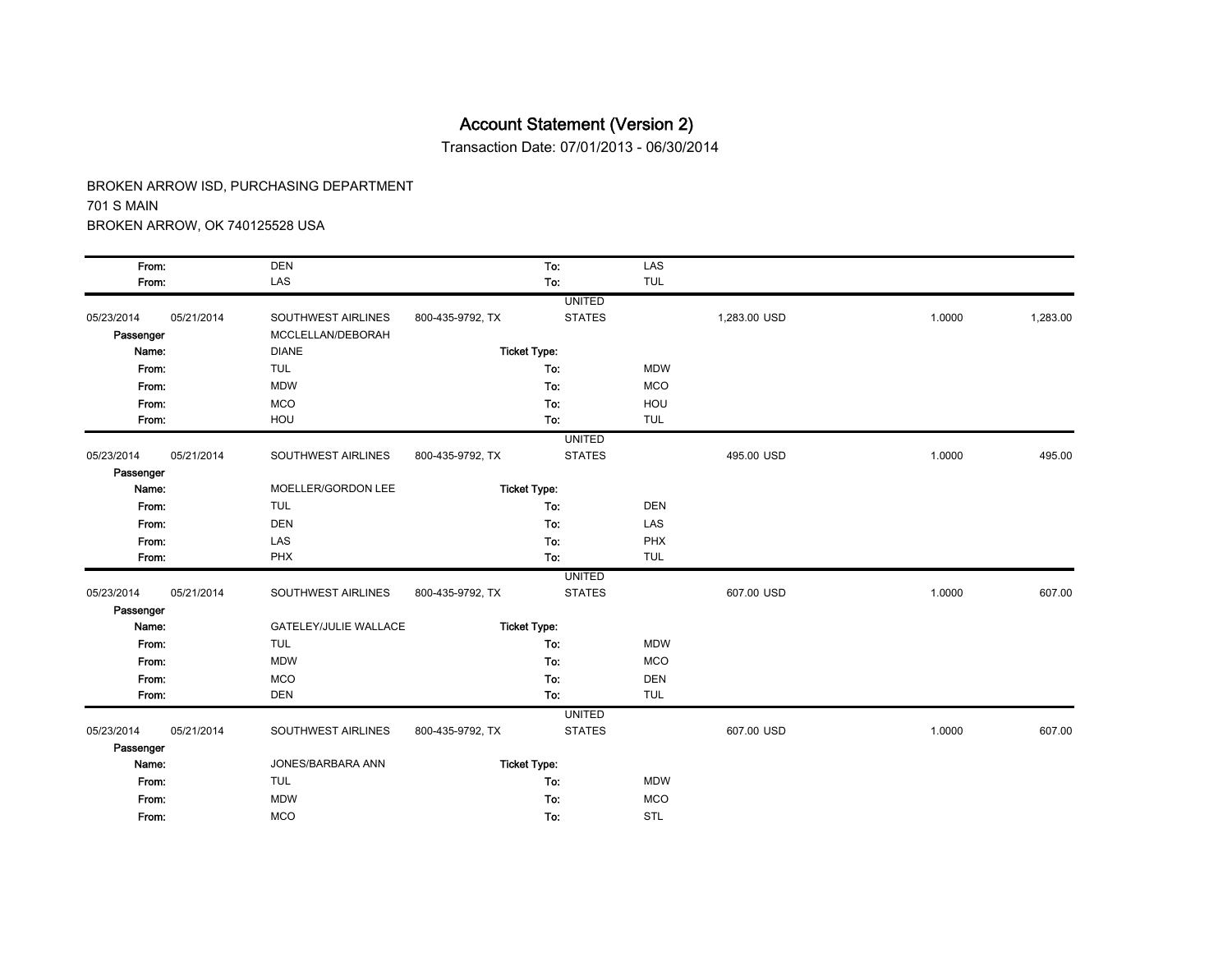# Account Statement (Version 2)

Transaction Date: 07/01/2013 - 06/30/2014

BROKEN ARROW ISD, PURCHASING DEPARTMENT
701 S MAIN
BROKEN ARROW, OK 740125528 USA

| | | | | | | | | |
|---|---|---|---|---|---|---|---|---|
| From: | | DEN | | To: | LAS | | | |
| From: | | LAS | | To: | TUL | | | |
| 05/23/2014 | 05/21/2014 | SOUTHWEST AIRLINES | 800-435-9792, TX | UNITED STATES | | 1,283.00 USD | 1.0000 | 1,283.00 |
| Passenger Name: | | MCCLELLAN/DEBORAH DIANE | | Ticket Type: | | | | |
| From: | | TUL | | To: | MDW | | | |
| From: | | MDW | | To: | MCO | | | |
| From: | | MCO | | To: | HOU | | | |
| From: | | HOU | | To: | TUL | | | |
| 05/23/2014 | 05/21/2014 | SOUTHWEST AIRLINES | 800-435-9792, TX | UNITED STATES | | 495.00 USD | 1.0000 | 495.00 |
| Passenger Name: | | MOELLER/GORDON LEE | | Ticket Type: | | | | |
| From: | | TUL | | To: | DEN | | | |
| From: | | DEN | | To: | LAS | | | |
| From: | | LAS | | To: | PHX | | | |
| From: | | PHX | | To: | TUL | | | |
| 05/23/2014 | 05/21/2014 | SOUTHWEST AIRLINES | 800-435-9792, TX | UNITED STATES | | 607.00 USD | 1.0000 | 607.00 |
| Passenger Name: | | GATELEY/JULIE WALLACE | | Ticket Type: | | | | |
| From: | | TUL | | To: | MDW | | | |
| From: | | MDW | | To: | MCO | | | |
| From: | | MCO | | To: | DEN | | | |
| From: | | DEN | | To: | TUL | | | |
| 05/23/2014 | 05/21/2014 | SOUTHWEST AIRLINES | 800-435-9792, TX | UNITED STATES | | 607.00 USD | 1.0000 | 607.00 |
| Passenger Name: | | JONES/BARBARA ANN | | Ticket Type: | | | | |
| From: | | TUL | | To: | MDW | | | |
| From: | | MDW | | To: | MCO | | | |
| From: | | MCO | | To: | STL | | | |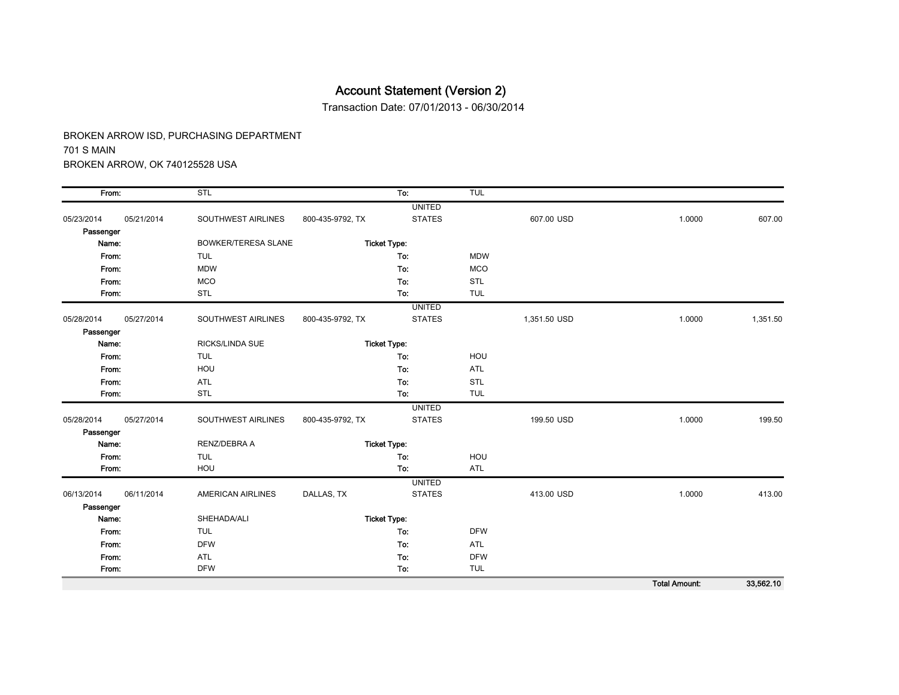# Account Statement (Version 2)

Transaction Date: 07/01/2013 - 06/30/2014

BROKEN ARROW ISD, PURCHASING DEPARTMENT
701 S MAIN
BROKEN ARROW, OK 740125528 USA

| | | | | | | | | |
|---|---|---|---|---|---|---|---|---|
| From: | | STL | | To: | TUL | | | |
| 05/23/2014 | 05/21/2014 | SOUTHWEST AIRLINES | 800-435-9792, TX | UNITED STATES | | 607.00 USD | 1.0000 | 607.00 |
| Passenger Name: | | BOWKER/TERESA SLANE | | Ticket Type: | | | | |
| From: | | TUL | | To: | MDW | | | |
| From: | | MDW | | To: | MCO | | | |
| From: | | MCO | | To: | STL | | | |
| From: | | STL | | To: | TUL | | | |
| 05/28/2014 | 05/27/2014 | SOUTHWEST AIRLINES | 800-435-9792, TX | UNITED STATES | | 1,351.50 USD | 1.0000 | 1,351.50 |
| Passenger Name: | | RICKS/LINDA SUE | | Ticket Type: | | | | |
| From: | | TUL | | To: | HOU | | | |
| From: | | HOU | | To: | ATL | | | |
| From: | | ATL | | To: | STL | | | |
| From: | | STL | | To: | TUL | | | |
| 05/28/2014 | 05/27/2014 | SOUTHWEST AIRLINES | 800-435-9792, TX | UNITED STATES | | 199.50 USD | 1.0000 | 199.50 |
| Passenger Name: | | RENZ/DEBRA A | | Ticket Type: | | | | |
| From: | | TUL | | To: | HOU | | | |
| From: | | HOU | | To: | ATL | | | |
| 06/13/2014 | 06/11/2014 | AMERICAN AIRLINES | DALLAS, TX | UNITED STATES | | 413.00 USD | 1.0000 | 413.00 |
| Passenger Name: | | SHEHADA/ALI | | Ticket Type: | | | | |
| From: | | TUL | | To: | DFW | | | |
| From: | | DFW | | To: | ATL | | | |
| From: | | ATL | | To: | DFW | | | |
| From: | | DFW | | To: | TUL | | | |
| | | | | | | | **Total Amount:** | **33,562.10** |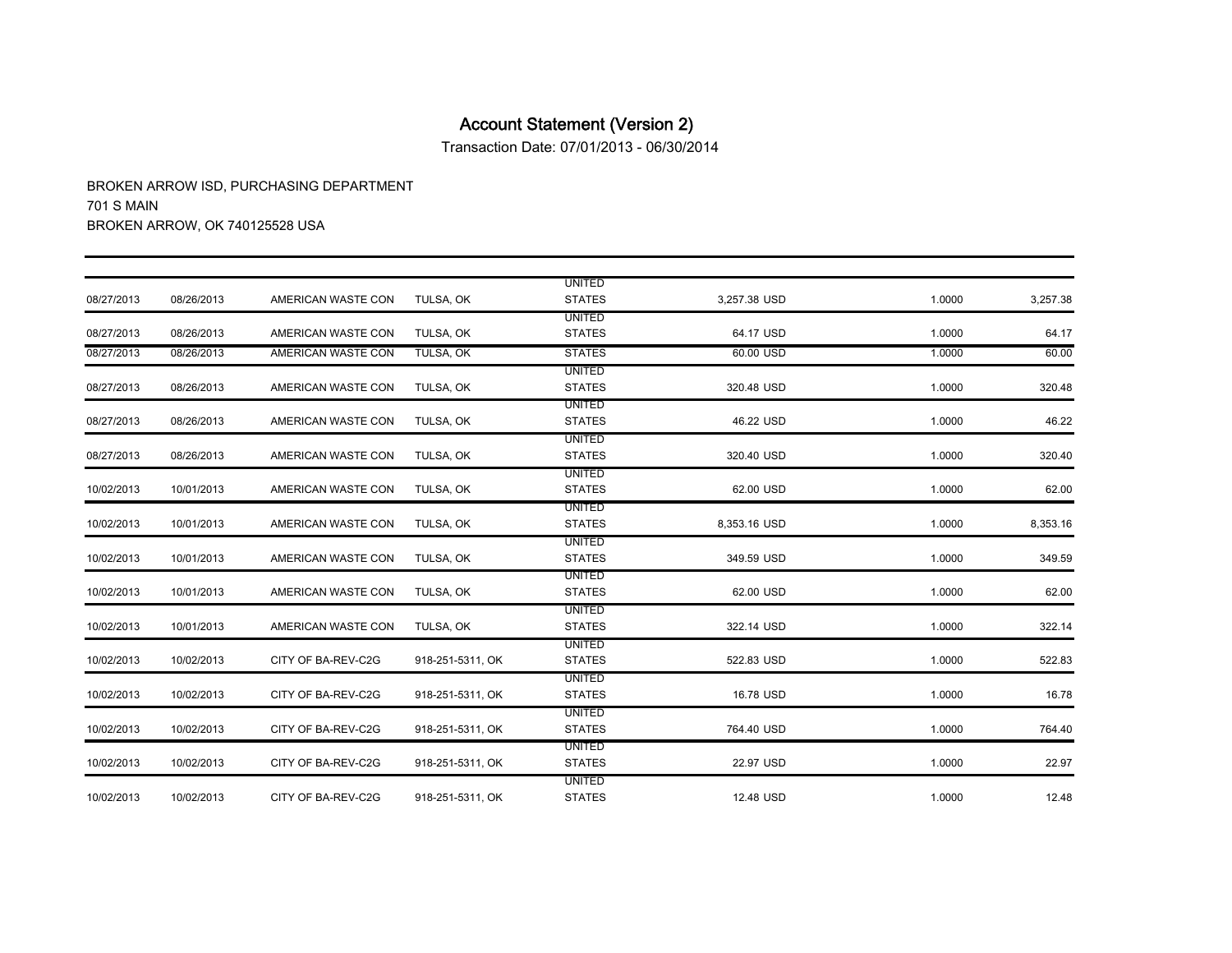# Account Statement (Version 2)

Transaction Date: 07/01/2013 - 06/30/2014

BROKEN ARROW ISD, PURCHASING DEPARTMENT
701 S MAIN
BROKEN ARROW, OK 740125528 USA

| | | | | | | | |
|---|---|---|---|---|---|---|---|
| 08/27/2013 | 08/26/2013 | AMERICAN WASTE CON | TULSA, OK | UNITED STATES | 3,257.38 USD | 1.0000 | 3,257.38 |
| 08/27/2013 | 08/26/2013 | AMERICAN WASTE CON | TULSA, OK | UNITED STATES | 64.17 USD | 1.0000 | 64.17 |
| 08/27/2013 | 08/26/2013 | AMERICAN WASTE CON | TULSA, OK | STATES | 60.00 USD | 1.0000 | 60.00 |
| 08/27/2013 | 08/26/2013 | AMERICAN WASTE CON | TULSA, OK | UNITED STATES | 320.48 USD | 1.0000 | 320.48 |
| 08/27/2013 | 08/26/2013 | AMERICAN WASTE CON | TULSA, OK | UNITED STATES | 46.22 USD | 1.0000 | 46.22 |
| 08/27/2013 | 08/26/2013 | AMERICAN WASTE CON | TULSA, OK | UNITED STATES | 320.40 USD | 1.0000 | 320.40 |
| 10/02/2013 | 10/01/2013 | AMERICAN WASTE CON | TULSA, OK | UNITED STATES | 62.00 USD | 1.0000 | 62.00 |
| 10/02/2013 | 10/01/2013 | AMERICAN WASTE CON | TULSA, OK | UNITED STATES | 8,353.16 USD | 1.0000 | 8,353.16 |
| 10/02/2013 | 10/01/2013 | AMERICAN WASTE CON | TULSA, OK | UNITED STATES | 349.59 USD | 1.0000 | 349.59 |
| 10/02/2013 | 10/01/2013 | AMERICAN WASTE CON | TULSA, OK | UNITED STATES | 62.00 USD | 1.0000 | 62.00 |
| 10/02/2013 | 10/01/2013 | AMERICAN WASTE CON | TULSA, OK | UNITED STATES | 322.14 USD | 1.0000 | 322.14 |
| 10/02/2013 | 10/02/2013 | CITY OF BA-REV-C2G | 918-251-5311, OK | UNITED STATES | 522.83 USD | 1.0000 | 522.83 |
| 10/02/2013 | 10/02/2013 | CITY OF BA-REV-C2G | 918-251-5311, OK | UNITED STATES | 16.78 USD | 1.0000 | 16.78 |
| 10/02/2013 | 10/02/2013 | CITY OF BA-REV-C2G | 918-251-5311, OK | UNITED STATES | 764.40 USD | 1.0000 | 764.40 |
| 10/02/2013 | 10/02/2013 | CITY OF BA-REV-C2G | 918-251-5311, OK | UNITED STATES | 22.97 USD | 1.0000 | 22.97 |
| 10/02/2013 | 10/02/2013 | CITY OF BA-REV-C2G | 918-251-5311, OK | UNITED STATES | 12.48 USD | 1.0000 | 12.48 |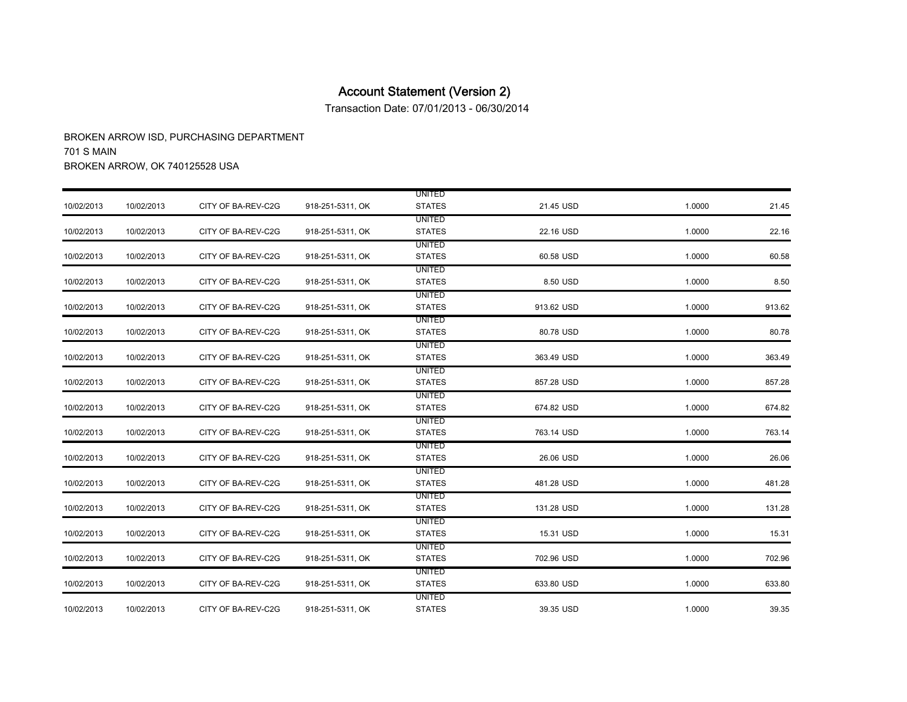# Account Statement (Version 2)

Transaction Date: 07/01/2013 - 06/30/2014

BROKEN ARROW ISD, PURCHASING DEPARTMENT
701 S MAIN
BROKEN ARROW, OK 740125528 USA

| | | | | | | | |
|---|---|---|---|---|---|---|---|
| 10/02/2013 | 10/02/2013 | CITY OF BA-REV-C2G | 918-251-5311, OK | UNITED STATES | 21.45 USD | 1.0000 | 21.45 |
| 10/02/2013 | 10/02/2013 | CITY OF BA-REV-C2G | 918-251-5311, OK | UNITED STATES | 22.16 USD | 1.0000 | 22.16 |
| 10/02/2013 | 10/02/2013 | CITY OF BA-REV-C2G | 918-251-5311, OK | UNITED STATES | 60.58 USD | 1.0000 | 60.58 |
| 10/02/2013 | 10/02/2013 | CITY OF BA-REV-C2G | 918-251-5311, OK | UNITED STATES | 8.50 USD | 1.0000 | 8.50 |
| 10/02/2013 | 10/02/2013 | CITY OF BA-REV-C2G | 918-251-5311, OK | UNITED STATES | 913.62 USD | 1.0000 | 913.62 |
| 10/02/2013 | 10/02/2013 | CITY OF BA-REV-C2G | 918-251-5311, OK | UNITED STATES | 80.78 USD | 1.0000 | 80.78 |
| 10/02/2013 | 10/02/2013 | CITY OF BA-REV-C2G | 918-251-5311, OK | UNITED STATES | 363.49 USD | 1.0000 | 363.49 |
| 10/02/2013 | 10/02/2013 | CITY OF BA-REV-C2G | 918-251-5311, OK | UNITED STATES | 857.28 USD | 1.0000 | 857.28 |
| 10/02/2013 | 10/02/2013 | CITY OF BA-REV-C2G | 918-251-5311, OK | UNITED STATES | 674.82 USD | 1.0000 | 674.82 |
| 10/02/2013 | 10/02/2013 | CITY OF BA-REV-C2G | 918-251-5311, OK | UNITED STATES | 763.14 USD | 1.0000 | 763.14 |
| 10/02/2013 | 10/02/2013 | CITY OF BA-REV-C2G | 918-251-5311, OK | UNITED STATES | 26.06 USD | 1.0000 | 26.06 |
| 10/02/2013 | 10/02/2013 | CITY OF BA-REV-C2G | 918-251-5311, OK | UNITED STATES | 481.28 USD | 1.0000 | 481.28 |
| 10/02/2013 | 10/02/2013 | CITY OF BA-REV-C2G | 918-251-5311, OK | UNITED STATES | 131.28 USD | 1.0000 | 131.28 |
| 10/02/2013 | 10/02/2013 | CITY OF BA-REV-C2G | 918-251-5311, OK | UNITED STATES | 15.31 USD | 1.0000 | 15.31 |
| 10/02/2013 | 10/02/2013 | CITY OF BA-REV-C2G | 918-251-5311, OK | UNITED STATES | 702.96 USD | 1.0000 | 702.96 |
| 10/02/2013 | 10/02/2013 | CITY OF BA-REV-C2G | 918-251-5311, OK | UNITED STATES | 633.80 USD | 1.0000 | 633.80 |
| 10/02/2013 | 10/02/2013 | CITY OF BA-REV-C2G | 918-251-5311, OK | UNITED STATES | 39.35 USD | 1.0000 | 39.35 |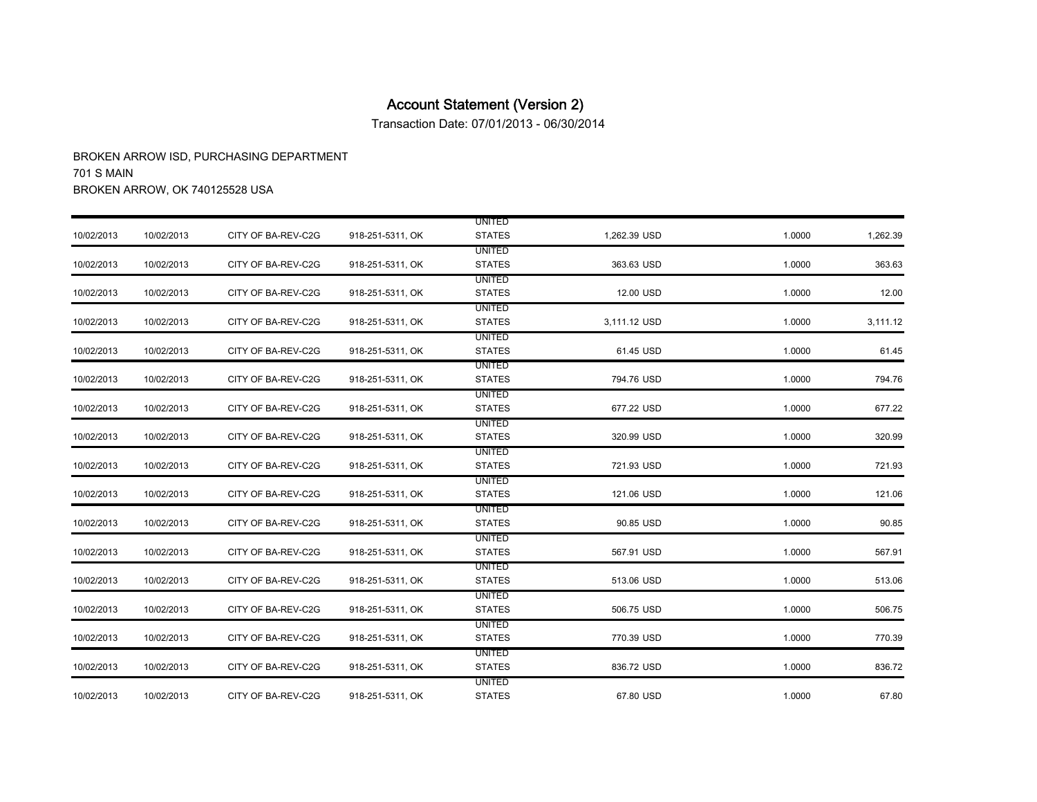# Account Statement (Version 2)

Transaction Date: 07/01/2013 - 06/30/2014

BROKEN ARROW ISD, PURCHASING DEPARTMENT
701 S MAIN
BROKEN ARROW, OK 740125528 USA

| | | | | | | | |
|---|---|---|---|---|---|---|---|
| 10/02/2013 | 10/02/2013 | CITY OF BA-REV-C2G | 918-251-5311, OK | UNITED STATES | 1,262.39 USD | 1.0000 | 1,262.39 |
| 10/02/2013 | 10/02/2013 | CITY OF BA-REV-C2G | 918-251-5311, OK | UNITED STATES | 363.63 USD | 1.0000 | 363.63 |
| 10/02/2013 | 10/02/2013 | CITY OF BA-REV-C2G | 918-251-5311, OK | UNITED STATES | 12.00 USD | 1.0000 | 12.00 |
| 10/02/2013 | 10/02/2013 | CITY OF BA-REV-C2G | 918-251-5311, OK | UNITED STATES | 3,111.12 USD | 1.0000 | 3,111.12 |
| 10/02/2013 | 10/02/2013 | CITY OF BA-REV-C2G | 918-251-5311, OK | UNITED STATES | 61.45 USD | 1.0000 | 61.45 |
| 10/02/2013 | 10/02/2013 | CITY OF BA-REV-C2G | 918-251-5311, OK | UNITED STATES | 794.76 USD | 1.0000 | 794.76 |
| 10/02/2013 | 10/02/2013 | CITY OF BA-REV-C2G | 918-251-5311, OK | UNITED STATES | 677.22 USD | 1.0000 | 677.22 |
| 10/02/2013 | 10/02/2013 | CITY OF BA-REV-C2G | 918-251-5311, OK | UNITED STATES | 320.99 USD | 1.0000 | 320.99 |
| 10/02/2013 | 10/02/2013 | CITY OF BA-REV-C2G | 918-251-5311, OK | UNITED STATES | 721.93 USD | 1.0000 | 721.93 |
| 10/02/2013 | 10/02/2013 | CITY OF BA-REV-C2G | 918-251-5311, OK | UNITED STATES | 121.06 USD | 1.0000 | 121.06 |
| 10/02/2013 | 10/02/2013 | CITY OF BA-REV-C2G | 918-251-5311, OK | UNITED STATES | 90.85 USD | 1.0000 | 90.85 |
| 10/02/2013 | 10/02/2013 | CITY OF BA-REV-C2G | 918-251-5311, OK | UNITED STATES | 567.91 USD | 1.0000 | 567.91 |
| 10/02/2013 | 10/02/2013 | CITY OF BA-REV-C2G | 918-251-5311, OK | UNITED STATES | 513.06 USD | 1.0000 | 513.06 |
| 10/02/2013 | 10/02/2013 | CITY OF BA-REV-C2G | 918-251-5311, OK | UNITED STATES | 506.75 USD | 1.0000 | 506.75 |
| 10/02/2013 | 10/02/2013 | CITY OF BA-REV-C2G | 918-251-5311, OK | UNITED STATES | 770.39 USD | 1.0000 | 770.39 |
| 10/02/2013 | 10/02/2013 | CITY OF BA-REV-C2G | 918-251-5311, OK | UNITED STATES | 836.72 USD | 1.0000 | 836.72 |
| 10/02/2013 | 10/02/2013 | CITY OF BA-REV-C2G | 918-251-5311, OK | UNITED STATES | 67.80 USD | 1.0000 | 67.80 |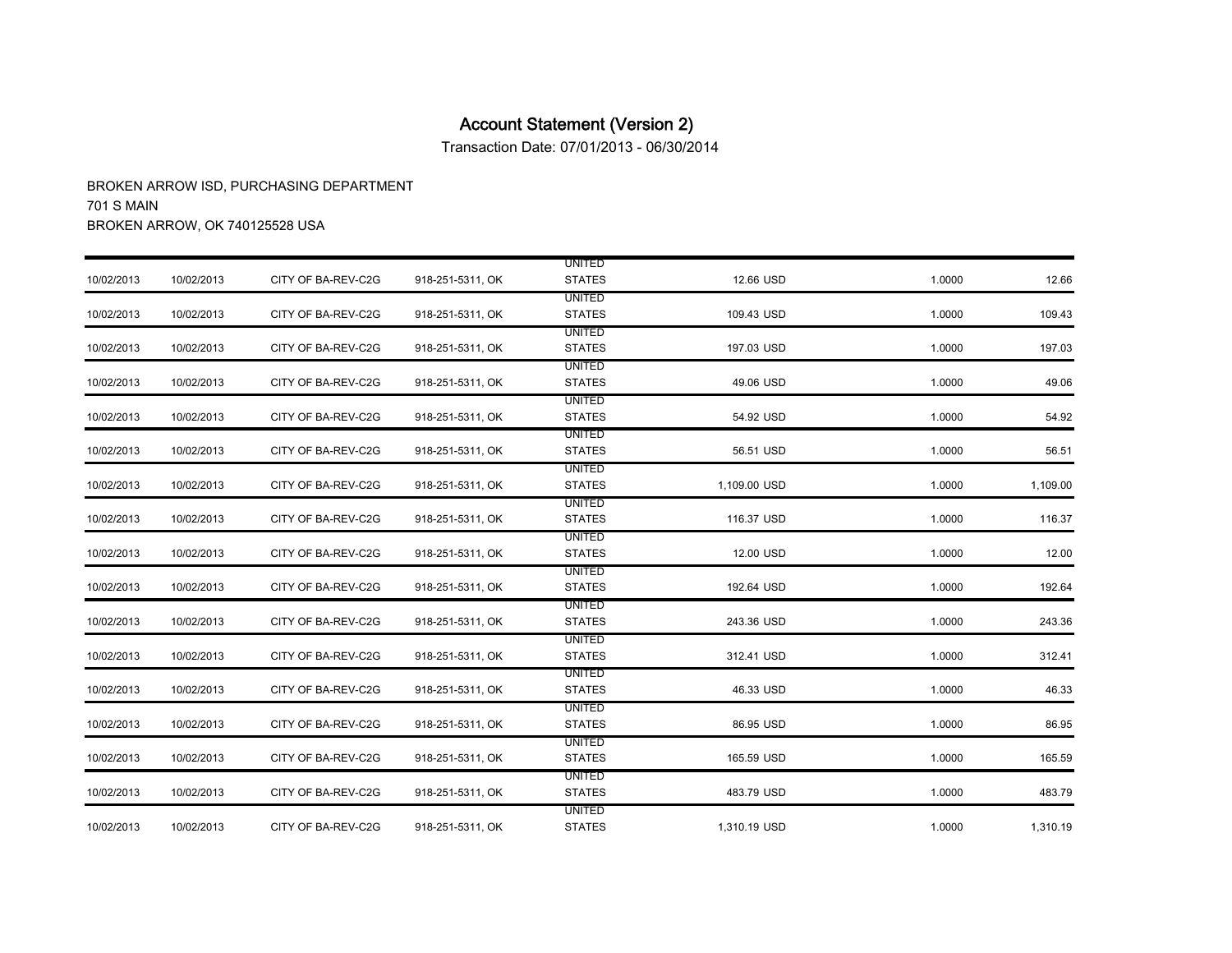# Account Statement (Version 2)

Transaction Date: 07/01/2013 - 06/30/2014

BROKEN ARROW ISD, PURCHASING DEPARTMENT
701 S MAIN
BROKEN ARROW, OK 740125528 USA

| | | | | | | | |
|---|---|---|---|---|---|---|---|
| 10/02/2013 | 10/02/2013 | CITY OF BA-REV-C2G | 918-251-5311, OK | UNITED STATES | 12.66 USD | 1.0000 | 12.66 |
| 10/02/2013 | 10/02/2013 | CITY OF BA-REV-C2G | 918-251-5311, OK | UNITED STATES | 109.43 USD | 1.0000 | 109.43 |
| 10/02/2013 | 10/02/2013 | CITY OF BA-REV-C2G | 918-251-5311, OK | UNITED STATES | 197.03 USD | 1.0000 | 197.03 |
| 10/02/2013 | 10/02/2013 | CITY OF BA-REV-C2G | 918-251-5311, OK | UNITED STATES | 49.06 USD | 1.0000 | 49.06 |
| 10/02/2013 | 10/02/2013 | CITY OF BA-REV-C2G | 918-251-5311, OK | UNITED STATES | 54.92 USD | 1.0000 | 54.92 |
| 10/02/2013 | 10/02/2013 | CITY OF BA-REV-C2G | 918-251-5311, OK | UNITED STATES | 56.51 USD | 1.0000 | 56.51 |
| 10/02/2013 | 10/02/2013 | CITY OF BA-REV-C2G | 918-251-5311, OK | UNITED STATES | 1,109.00 USD | 1.0000 | 1,109.00 |
| 10/02/2013 | 10/02/2013 | CITY OF BA-REV-C2G | 918-251-5311, OK | UNITED STATES | 116.37 USD | 1.0000 | 116.37 |
| 10/02/2013 | 10/02/2013 | CITY OF BA-REV-C2G | 918-251-5311, OK | UNITED STATES | 12.00 USD | 1.0000 | 12.00 |
| 10/02/2013 | 10/02/2013 | CITY OF BA-REV-C2G | 918-251-5311, OK | UNITED STATES | 192.64 USD | 1.0000 | 192.64 |
| 10/02/2013 | 10/02/2013 | CITY OF BA-REV-C2G | 918-251-5311, OK | UNITED STATES | 243.36 USD | 1.0000 | 243.36 |
| 10/02/2013 | 10/02/2013 | CITY OF BA-REV-C2G | 918-251-5311, OK | UNITED STATES | 312.41 USD | 1.0000 | 312.41 |
| 10/02/2013 | 10/02/2013 | CITY OF BA-REV-C2G | 918-251-5311, OK | UNITED STATES | 46.33 USD | 1.0000 | 46.33 |
| 10/02/2013 | 10/02/2013 | CITY OF BA-REV-C2G | 918-251-5311, OK | UNITED STATES | 86.95 USD | 1.0000 | 86.95 |
| 10/02/2013 | 10/02/2013 | CITY OF BA-REV-C2G | 918-251-5311, OK | UNITED STATES | 165.59 USD | 1.0000 | 165.59 |
| 10/02/2013 | 10/02/2013 | CITY OF BA-REV-C2G | 918-251-5311, OK | UNITED STATES | 483.79 USD | 1.0000 | 483.79 |
| 10/02/2013 | 10/02/2013 | CITY OF BA-REV-C2G | 918-251-5311, OK | UNITED STATES | 1,310.19 USD | 1.0000 | 1,310.19 |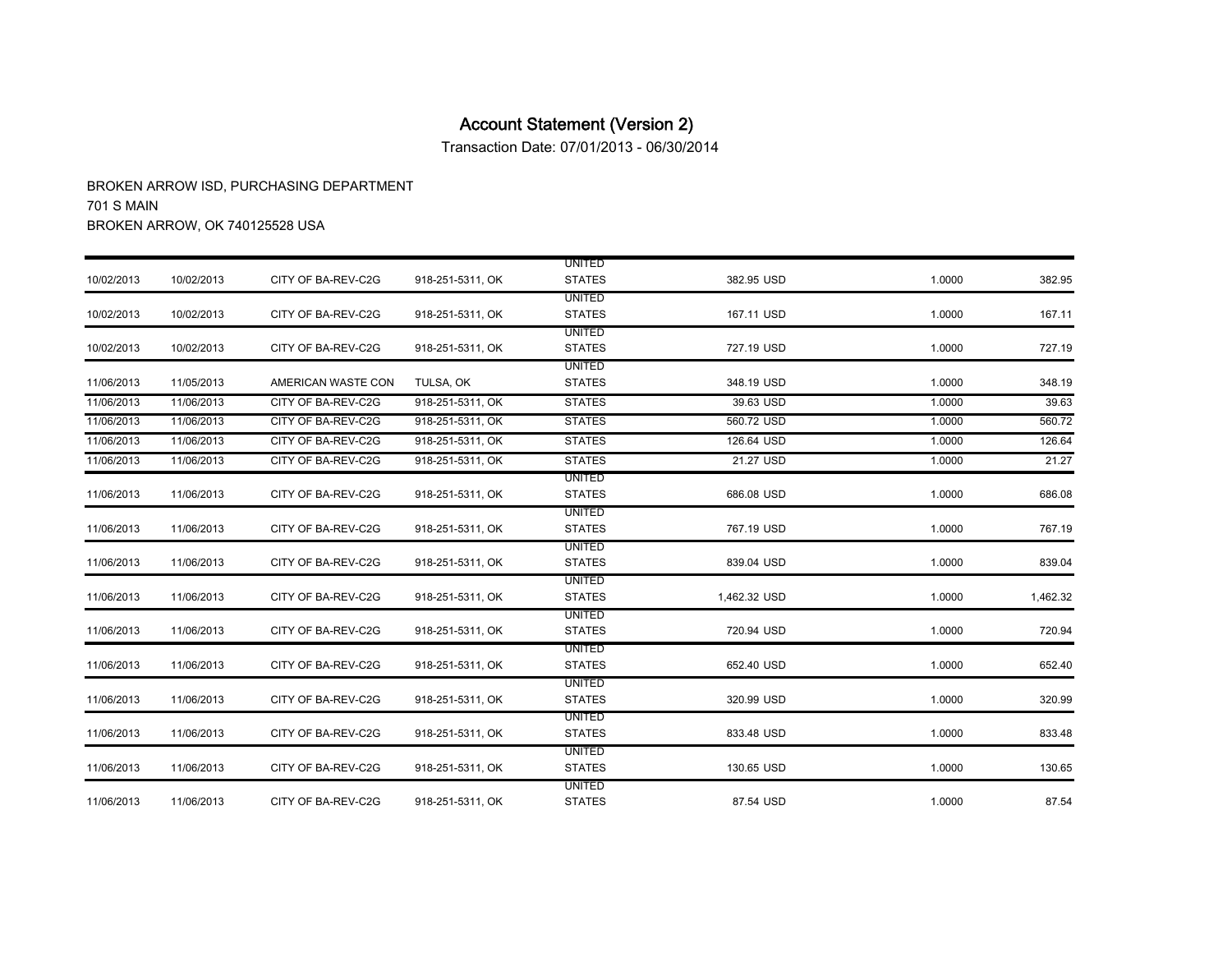# Account Statement (Version 2)

Transaction Date: 07/01/2013 - 06/30/2014

BROKEN ARROW ISD, PURCHASING DEPARTMENT
701 S MAIN
BROKEN ARROW, OK 740125528 USA

| | | | | | | | |
|---|---|---|---|---|---|---|---|
| 10/02/2013 | 10/02/2013 | CITY OF BA-REV-C2G | 918-251-5311, OK | UNITED STATES | 382.95 USD | 1.0000 | 382.95 |
| 10/02/2013 | 10/02/2013 | CITY OF BA-REV-C2G | 918-251-5311, OK | UNITED STATES | 167.11 USD | 1.0000 | 167.11 |
| 10/02/2013 | 10/02/2013 | CITY OF BA-REV-C2G | 918-251-5311, OK | UNITED STATES | 727.19 USD | 1.0000 | 727.19 |
| 11/06/2013 | 11/05/2013 | AMERICAN WASTE CON | TULSA, OK | UNITED STATES | 348.19 USD | 1.0000 | 348.19 |
| 11/06/2013 | 11/06/2013 | CITY OF BA-REV-C2G | 918-251-5311, OK | STATES | 39.63 USD | 1.0000 | 39.63 |
| 11/06/2013 | 11/06/2013 | CITY OF BA-REV-C2G | 918-251-5311, OK | STATES | 560.72 USD | 1.0000 | 560.72 |
| 11/06/2013 | 11/06/2013 | CITY OF BA-REV-C2G | 918-251-5311, OK | STATES | 126.64 USD | 1.0000 | 126.64 |
| 11/06/2013 | 11/06/2013 | CITY OF BA-REV-C2G | 918-251-5311, OK | STATES | 21.27 USD | 1.0000 | 21.27 |
| 11/06/2013 | 11/06/2013 | CITY OF BA-REV-C2G | 918-251-5311, OK | UNITED STATES | 686.08 USD | 1.0000 | 686.08 |
| 11/06/2013 | 11/06/2013 | CITY OF BA-REV-C2G | 918-251-5311, OK | UNITED STATES | 767.19 USD | 1.0000 | 767.19 |
| 11/06/2013 | 11/06/2013 | CITY OF BA-REV-C2G | 918-251-5311, OK | UNITED STATES | 839.04 USD | 1.0000 | 839.04 |
| 11/06/2013 | 11/06/2013 | CITY OF BA-REV-C2G | 918-251-5311, OK | UNITED STATES | 1,462.32 USD | 1.0000 | 1,462.32 |
| 11/06/2013 | 11/06/2013 | CITY OF BA-REV-C2G | 918-251-5311, OK | UNITED STATES | 720.94 USD | 1.0000 | 720.94 |
| 11/06/2013 | 11/06/2013 | CITY OF BA-REV-C2G | 918-251-5311, OK | UNITED STATES | 652.40 USD | 1.0000 | 652.40 |
| 11/06/2013 | 11/06/2013 | CITY OF BA-REV-C2G | 918-251-5311, OK | UNITED STATES | 320.99 USD | 1.0000 | 320.99 |
| 11/06/2013 | 11/06/2013 | CITY OF BA-REV-C2G | 918-251-5311, OK | UNITED STATES | 833.48 USD | 1.0000 | 833.48 |
| 11/06/2013 | 11/06/2013 | CITY OF BA-REV-C2G | 918-251-5311, OK | UNITED STATES | 130.65 USD | 1.0000 | 130.65 |
| 11/06/2013 | 11/06/2013 | CITY OF BA-REV-C2G | 918-251-5311, OK | UNITED STATES | 87.54 USD | 1.0000 | 87.54 |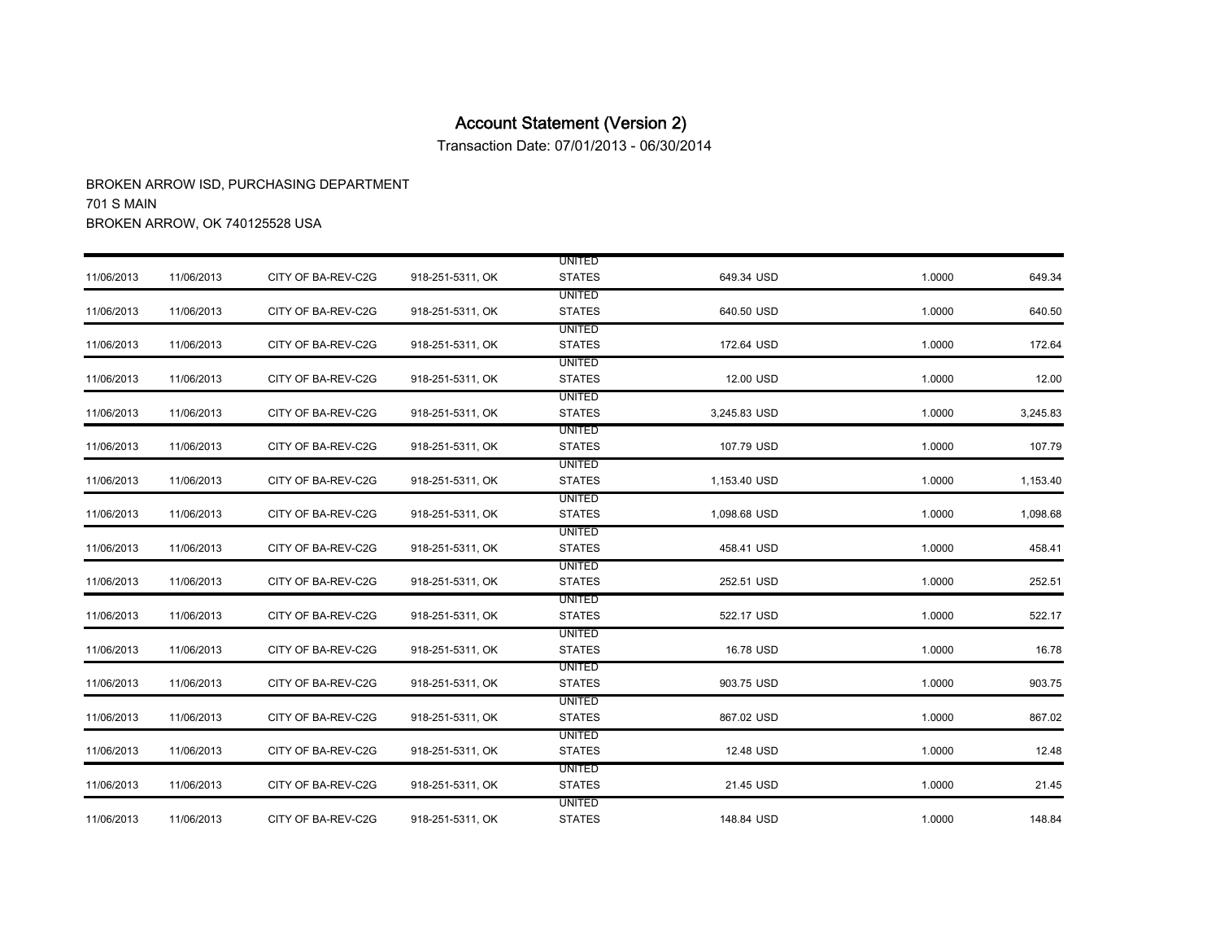# Account Statement (Version 2)

Transaction Date: 07/01/2013 - 06/30/2014

BROKEN ARROW ISD, PURCHASING DEPARTMENT
701 S MAIN
BROKEN ARROW, OK 740125528 USA

| | | | | | | | |
|---|---|---|---|---|---|---|---|
| 11/06/2013 | 11/06/2013 | CITY OF BA-REV-C2G | 918-251-5311, OK | UNITED STATES | 649.34 USD | 1.0000 | 649.34 |
| 11/06/2013 | 11/06/2013 | CITY OF BA-REV-C2G | 918-251-5311, OK | UNITED STATES | 640.50 USD | 1.0000 | 640.50 |
| 11/06/2013 | 11/06/2013 | CITY OF BA-REV-C2G | 918-251-5311, OK | UNITED STATES | 172.64 USD | 1.0000 | 172.64 |
| 11/06/2013 | 11/06/2013 | CITY OF BA-REV-C2G | 918-251-5311, OK | UNITED STATES | 12.00 USD | 1.0000 | 12.00 |
| 11/06/2013 | 11/06/2013 | CITY OF BA-REV-C2G | 918-251-5311, OK | UNITED STATES | 3,245.83 USD | 1.0000 | 3,245.83 |
| 11/06/2013 | 11/06/2013 | CITY OF BA-REV-C2G | 918-251-5311, OK | UNITED STATES | 107.79 USD | 1.0000 | 107.79 |
| 11/06/2013 | 11/06/2013 | CITY OF BA-REV-C2G | 918-251-5311, OK | UNITED STATES | 1,153.40 USD | 1.0000 | 1,153.40 |
| 11/06/2013 | 11/06/2013 | CITY OF BA-REV-C2G | 918-251-5311, OK | UNITED STATES | 1,098.68 USD | 1.0000 | 1,098.68 |
| 11/06/2013 | 11/06/2013 | CITY OF BA-REV-C2G | 918-251-5311, OK | UNITED STATES | 458.41 USD | 1.0000 | 458.41 |
| 11/06/2013 | 11/06/2013 | CITY OF BA-REV-C2G | 918-251-5311, OK | UNITED STATES | 252.51 USD | 1.0000 | 252.51 |
| 11/06/2013 | 11/06/2013 | CITY OF BA-REV-C2G | 918-251-5311, OK | UNITED STATES | 522.17 USD | 1.0000 | 522.17 |
| 11/06/2013 | 11/06/2013 | CITY OF BA-REV-C2G | 918-251-5311, OK | UNITED STATES | 16.78 USD | 1.0000 | 16.78 |
| 11/06/2013 | 11/06/2013 | CITY OF BA-REV-C2G | 918-251-5311, OK | UNITED STATES | 903.75 USD | 1.0000 | 903.75 |
| 11/06/2013 | 11/06/2013 | CITY OF BA-REV-C2G | 918-251-5311, OK | UNITED STATES | 867.02 USD | 1.0000 | 867.02 |
| 11/06/2013 | 11/06/2013 | CITY OF BA-REV-C2G | 918-251-5311, OK | UNITED STATES | 12.48 USD | 1.0000 | 12.48 |
| 11/06/2013 | 11/06/2013 | CITY OF BA-REV-C2G | 918-251-5311, OK | UNITED STATES | 21.45 USD | 1.0000 | 21.45 |
| 11/06/2013 | 11/06/2013 | CITY OF BA-REV-C2G | 918-251-5311, OK | UNITED STATES | 148.84 USD | 1.0000 | 148.84 |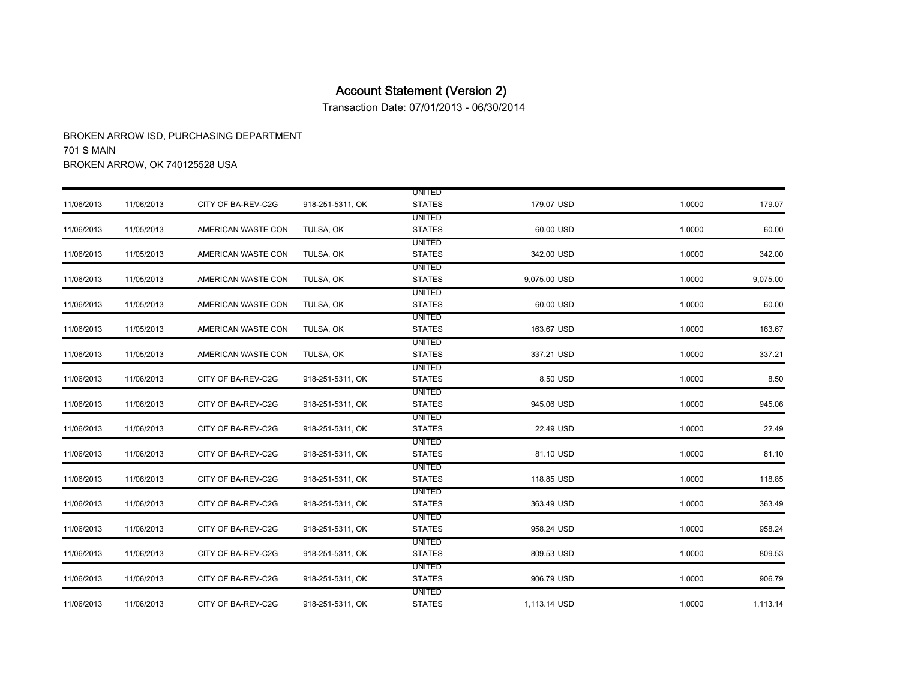# Account Statement (Version 2)

Transaction Date: 07/01/2013 - 06/30/2014

BROKEN ARROW ISD, PURCHASING DEPARTMENT
701 S MAIN
BROKEN ARROW, OK 740125528 USA

| | | | | | | | |
|---|---|---|---|---|---|---|---|
| 11/06/2013 | 11/06/2013 | CITY OF BA-REV-C2G | 918-251-5311, OK | UNITED STATES | 179.07 USD | 1.0000 | 179.07 |
| 11/06/2013 | 11/05/2013 | AMERICAN WASTE CON | TULSA, OK | UNITED STATES | 60.00 USD | 1.0000 | 60.00 |
| 11/06/2013 | 11/05/2013 | AMERICAN WASTE CON | TULSA, OK | UNITED STATES | 342.00 USD | 1.0000 | 342.00 |
| 11/06/2013 | 11/05/2013 | AMERICAN WASTE CON | TULSA, OK | UNITED STATES | 9,075.00 USD | 1.0000 | 9,075.00 |
| 11/06/2013 | 11/05/2013 | AMERICAN WASTE CON | TULSA, OK | UNITED STATES | 60.00 USD | 1.0000 | 60.00 |
| 11/06/2013 | 11/05/2013 | AMERICAN WASTE CON | TULSA, OK | UNITED STATES | 163.67 USD | 1.0000 | 163.67 |
| 11/06/2013 | 11/05/2013 | AMERICAN WASTE CON | TULSA, OK | UNITED STATES | 337.21 USD | 1.0000 | 337.21 |
| 11/06/2013 | 11/06/2013 | CITY OF BA-REV-C2G | 918-251-5311, OK | UNITED STATES | 8.50 USD | 1.0000 | 8.50 |
| 11/06/2013 | 11/06/2013 | CITY OF BA-REV-C2G | 918-251-5311, OK | UNITED STATES | 945.06 USD | 1.0000 | 945.06 |
| 11/06/2013 | 11/06/2013 | CITY OF BA-REV-C2G | 918-251-5311, OK | UNITED STATES | 22.49 USD | 1.0000 | 22.49 |
| 11/06/2013 | 11/06/2013 | CITY OF BA-REV-C2G | 918-251-5311, OK | UNITED STATES | 81.10 USD | 1.0000 | 81.10 |
| 11/06/2013 | 11/06/2013 | CITY OF BA-REV-C2G | 918-251-5311, OK | UNITED STATES | 118.85 USD | 1.0000 | 118.85 |
| 11/06/2013 | 11/06/2013 | CITY OF BA-REV-C2G | 918-251-5311, OK | UNITED STATES | 363.49 USD | 1.0000 | 363.49 |
| 11/06/2013 | 11/06/2013 | CITY OF BA-REV-C2G | 918-251-5311, OK | UNITED STATES | 958.24 USD | 1.0000 | 958.24 |
| 11/06/2013 | 11/06/2013 | CITY OF BA-REV-C2G | 918-251-5311, OK | UNITED STATES | 809.53 USD | 1.0000 | 809.53 |
| 11/06/2013 | 11/06/2013 | CITY OF BA-REV-C2G | 918-251-5311, OK | UNITED STATES | 906.79 USD | 1.0000 | 906.79 |
| 11/06/2013 | 11/06/2013 | CITY OF BA-REV-C2G | 918-251-5311, OK | UNITED STATES | 1,113.14 USD | 1.0000 | 1,113.14 |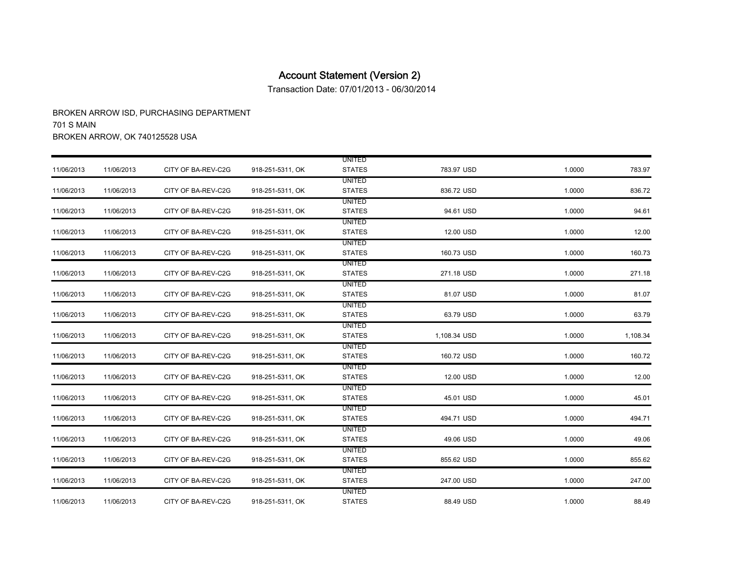# Account Statement (Version 2)

Transaction Date: 07/01/2013 - 06/30/2014

BROKEN ARROW ISD, PURCHASING DEPARTMENT
701 S MAIN
BROKEN ARROW, OK 740125528 USA

| | | | | | | | |
|---|---|---|---|---|---|---|---|
| 11/06/2013 | 11/06/2013 | CITY OF BA-REV-C2G | 918-251-5311, OK | UNITED STATES | 783.97 USD | 1.0000 | 783.97 |
| 11/06/2013 | 11/06/2013 | CITY OF BA-REV-C2G | 918-251-5311, OK | UNITED STATES | 836.72 USD | 1.0000 | 836.72 |
| 11/06/2013 | 11/06/2013 | CITY OF BA-REV-C2G | 918-251-5311, OK | UNITED STATES | 94.61 USD | 1.0000 | 94.61 |
| 11/06/2013 | 11/06/2013 | CITY OF BA-REV-C2G | 918-251-5311, OK | UNITED STATES | 12.00 USD | 1.0000 | 12.00 |
| 11/06/2013 | 11/06/2013 | CITY OF BA-REV-C2G | 918-251-5311, OK | UNITED STATES | 160.73 USD | 1.0000 | 160.73 |
| 11/06/2013 | 11/06/2013 | CITY OF BA-REV-C2G | 918-251-5311, OK | UNITED STATES | 271.18 USD | 1.0000 | 271.18 |
| 11/06/2013 | 11/06/2013 | CITY OF BA-REV-C2G | 918-251-5311, OK | UNITED STATES | 81.07 USD | 1.0000 | 81.07 |
| 11/06/2013 | 11/06/2013 | CITY OF BA-REV-C2G | 918-251-5311, OK | UNITED STATES | 63.79 USD | 1.0000 | 63.79 |
| 11/06/2013 | 11/06/2013 | CITY OF BA-REV-C2G | 918-251-5311, OK | UNITED STATES | 1,108.34 USD | 1.0000 | 1,108.34 |
| 11/06/2013 | 11/06/2013 | CITY OF BA-REV-C2G | 918-251-5311, OK | UNITED STATES | 160.72 USD | 1.0000 | 160.72 |
| 11/06/2013 | 11/06/2013 | CITY OF BA-REV-C2G | 918-251-5311, OK | UNITED STATES | 12.00 USD | 1.0000 | 12.00 |
| 11/06/2013 | 11/06/2013 | CITY OF BA-REV-C2G | 918-251-5311, OK | UNITED STATES | 45.01 USD | 1.0000 | 45.01 |
| 11/06/2013 | 11/06/2013 | CITY OF BA-REV-C2G | 918-251-5311, OK | UNITED STATES | 494.71 USD | 1.0000 | 494.71 |
| 11/06/2013 | 11/06/2013 | CITY OF BA-REV-C2G | 918-251-5311, OK | UNITED STATES | 49.06 USD | 1.0000 | 49.06 |
| 11/06/2013 | 11/06/2013 | CITY OF BA-REV-C2G | 918-251-5311, OK | UNITED STATES | 855.62 USD | 1.0000 | 855.62 |
| 11/06/2013 | 11/06/2013 | CITY OF BA-REV-C2G | 918-251-5311, OK | UNITED STATES | 247.00 USD | 1.0000 | 247.00 |
| 11/06/2013 | 11/06/2013 | CITY OF BA-REV-C2G | 918-251-5311, OK | UNITED STATES | 88.49 USD | 1.0000 | 88.49 |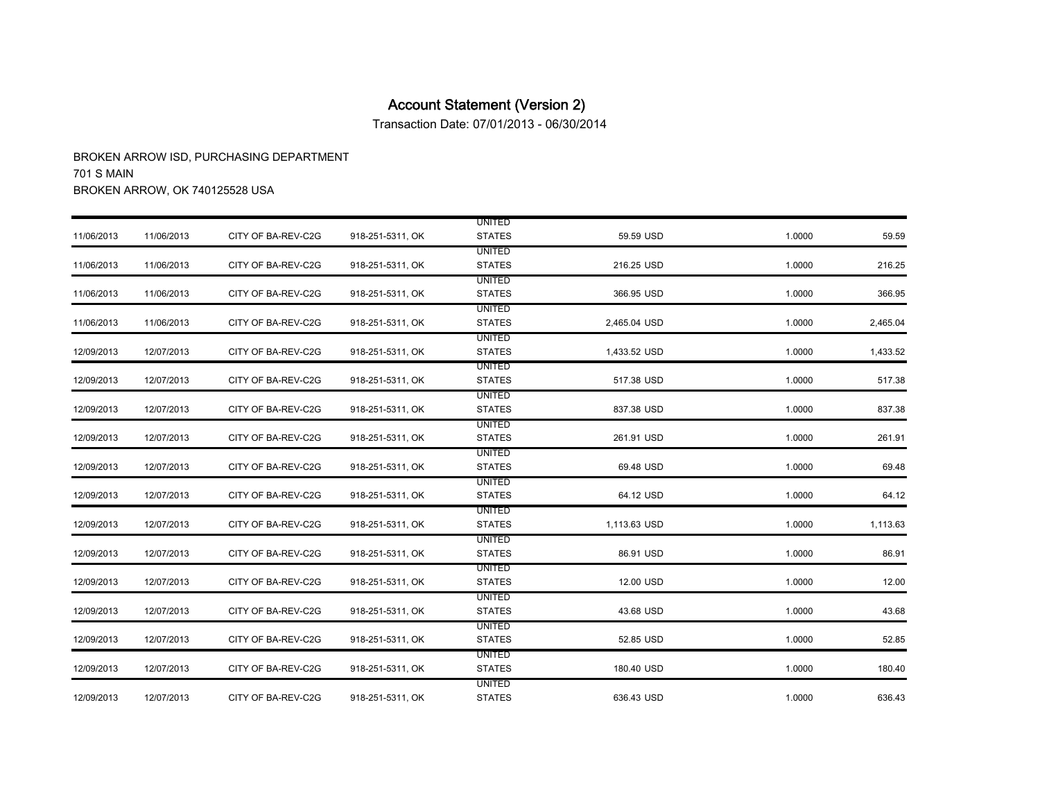# Account Statement (Version 2)

Transaction Date: 07/01/2013 - 06/30/2014

BROKEN ARROW ISD, PURCHASING DEPARTMENT
701 S MAIN
BROKEN ARROW, OK 740125528 USA

| | | | | | | | |
|---|---|---|---|---|---|---|---|
| 11/06/2013 | 11/06/2013 | CITY OF BA-REV-C2G | 918-251-5311, OK | UNITED STATES | 59.59 USD | 1.0000 | 59.59 |
| 11/06/2013 | 11/06/2013 | CITY OF BA-REV-C2G | 918-251-5311, OK | UNITED STATES | 216.25 USD | 1.0000 | 216.25 |
| 11/06/2013 | 11/06/2013 | CITY OF BA-REV-C2G | 918-251-5311, OK | UNITED STATES | 366.95 USD | 1.0000 | 366.95 |
| 11/06/2013 | 11/06/2013 | CITY OF BA-REV-C2G | 918-251-5311, OK | UNITED STATES | 2,465.04 USD | 1.0000 | 2,465.04 |
| 12/09/2013 | 12/07/2013 | CITY OF BA-REV-C2G | 918-251-5311, OK | UNITED STATES | 1,433.52 USD | 1.0000 | 1,433.52 |
| 12/09/2013 | 12/07/2013 | CITY OF BA-REV-C2G | 918-251-5311, OK | UNITED STATES | 517.38 USD | 1.0000 | 517.38 |
| 12/09/2013 | 12/07/2013 | CITY OF BA-REV-C2G | 918-251-5311, OK | UNITED STATES | 837.38 USD | 1.0000 | 837.38 |
| 12/09/2013 | 12/07/2013 | CITY OF BA-REV-C2G | 918-251-5311, OK | UNITED STATES | 261.91 USD | 1.0000 | 261.91 |
| 12/09/2013 | 12/07/2013 | CITY OF BA-REV-C2G | 918-251-5311, OK | UNITED STATES | 69.48 USD | 1.0000 | 69.48 |
| 12/09/2013 | 12/07/2013 | CITY OF BA-REV-C2G | 918-251-5311, OK | UNITED STATES | 64.12 USD | 1.0000 | 64.12 |
| 12/09/2013 | 12/07/2013 | CITY OF BA-REV-C2G | 918-251-5311, OK | UNITED STATES | 1,113.63 USD | 1.0000 | 1,113.63 |
| 12/09/2013 | 12/07/2013 | CITY OF BA-REV-C2G | 918-251-5311, OK | UNITED STATES | 86.91 USD | 1.0000 | 86.91 |
| 12/09/2013 | 12/07/2013 | CITY OF BA-REV-C2G | 918-251-5311, OK | UNITED STATES | 12.00 USD | 1.0000 | 12.00 |
| 12/09/2013 | 12/07/2013 | CITY OF BA-REV-C2G | 918-251-5311, OK | UNITED STATES | 43.68 USD | 1.0000 | 43.68 |
| 12/09/2013 | 12/07/2013 | CITY OF BA-REV-C2G | 918-251-5311, OK | UNITED STATES | 52.85 USD | 1.0000 | 52.85 |
| 12/09/2013 | 12/07/2013 | CITY OF BA-REV-C2G | 918-251-5311, OK | UNITED STATES | 180.40 USD | 1.0000 | 180.40 |
| 12/09/2013 | 12/07/2013 | CITY OF BA-REV-C2G | 918-251-5311, OK | UNITED STATES | 636.43 USD | 1.0000 | 636.43 |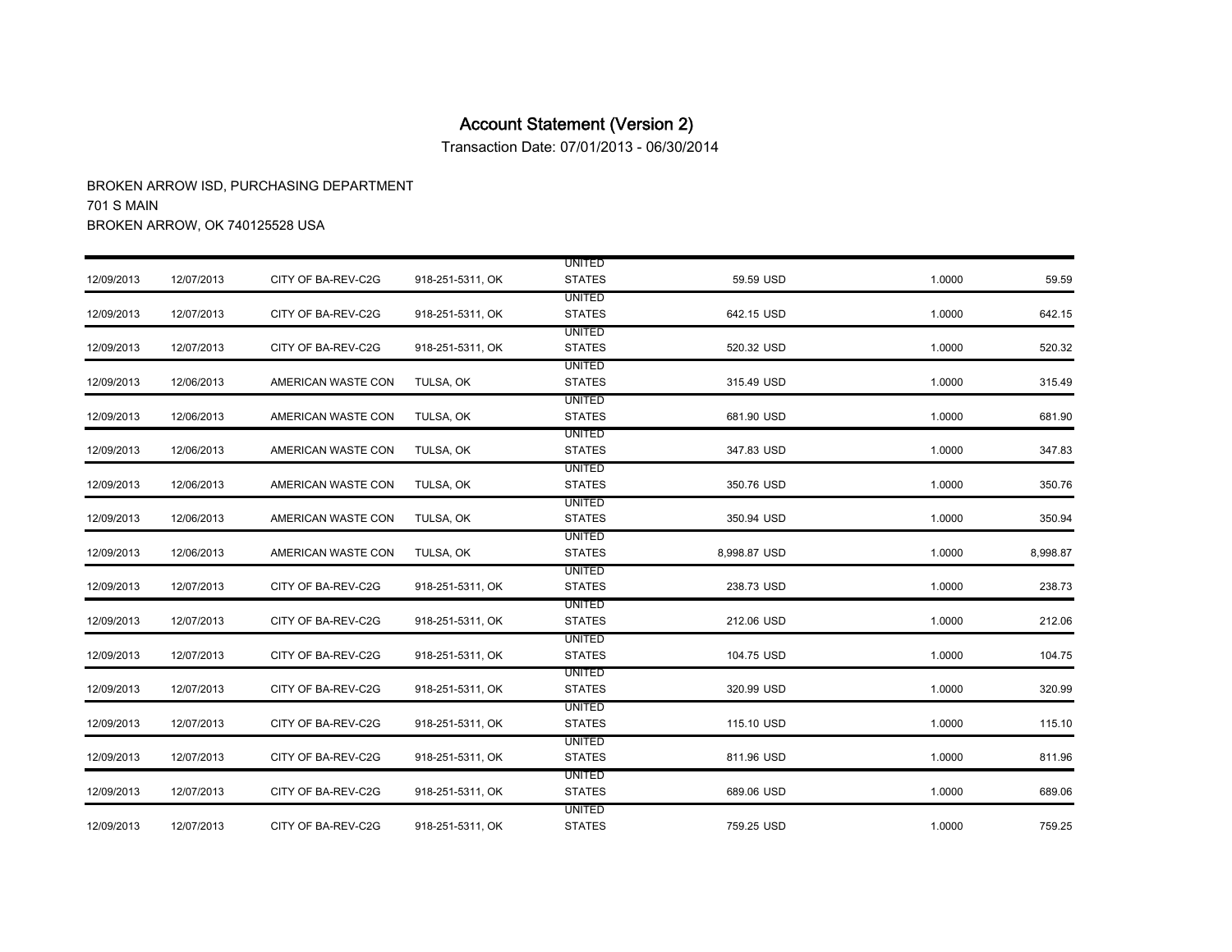# Account Statement (Version 2)

Transaction Date: 07/01/2013 - 06/30/2014

BROKEN ARROW ISD, PURCHASING DEPARTMENT
701 S MAIN
BROKEN ARROW, OK 740125528 USA

| | | | | | | | |
|---|---|---|---|---|---|---|---|
| 12/09/2013 | 12/07/2013 | CITY OF BA-REV-C2G | 918-251-5311, OK | UNITED STATES | 59.59 USD | 1.0000 | 59.59 |
| 12/09/2013 | 12/07/2013 | CITY OF BA-REV-C2G | 918-251-5311, OK | UNITED STATES | 642.15 USD | 1.0000 | 642.15 |
| 12/09/2013 | 12/07/2013 | CITY OF BA-REV-C2G | 918-251-5311, OK | UNITED STATES | 520.32 USD | 1.0000 | 520.32 |
| 12/09/2013 | 12/06/2013 | AMERICAN WASTE CON | TULSA, OK | UNITED STATES | 315.49 USD | 1.0000 | 315.49 |
| 12/09/2013 | 12/06/2013 | AMERICAN WASTE CON | TULSA, OK | UNITED STATES | 681.90 USD | 1.0000 | 681.90 |
| 12/09/2013 | 12/06/2013 | AMERICAN WASTE CON | TULSA, OK | UNITED STATES | 347.83 USD | 1.0000 | 347.83 |
| 12/09/2013 | 12/06/2013 | AMERICAN WASTE CON | TULSA, OK | UNITED STATES | 350.76 USD | 1.0000 | 350.76 |
| 12/09/2013 | 12/06/2013 | AMERICAN WASTE CON | TULSA, OK | UNITED STATES | 350.94 USD | 1.0000 | 350.94 |
| 12/09/2013 | 12/06/2013 | AMERICAN WASTE CON | TULSA, OK | UNITED STATES | 8,998.87 USD | 1.0000 | 8,998.87 |
| 12/09/2013 | 12/07/2013 | CITY OF BA-REV-C2G | 918-251-5311, OK | UNITED STATES | 238.73 USD | 1.0000 | 238.73 |
| 12/09/2013 | 12/07/2013 | CITY OF BA-REV-C2G | 918-251-5311, OK | UNITED STATES | 212.06 USD | 1.0000 | 212.06 |
| 12/09/2013 | 12/07/2013 | CITY OF BA-REV-C2G | 918-251-5311, OK | UNITED STATES | 104.75 USD | 1.0000 | 104.75 |
| 12/09/2013 | 12/07/2013 | CITY OF BA-REV-C2G | 918-251-5311, OK | UNITED STATES | 320.99 USD | 1.0000 | 320.99 |
| 12/09/2013 | 12/07/2013 | CITY OF BA-REV-C2G | 918-251-5311, OK | UNITED STATES | 115.10 USD | 1.0000 | 115.10 |
| 12/09/2013 | 12/07/2013 | CITY OF BA-REV-C2G | 918-251-5311, OK | UNITED STATES | 811.96 USD | 1.0000 | 811.96 |
| 12/09/2013 | 12/07/2013 | CITY OF BA-REV-C2G | 918-251-5311, OK | UNITED STATES | 689.06 USD | 1.0000 | 689.06 |
| 12/09/2013 | 12/07/2013 | CITY OF BA-REV-C2G | 918-251-5311, OK | UNITED STATES | 759.25 USD | 1.0000 | 759.25 |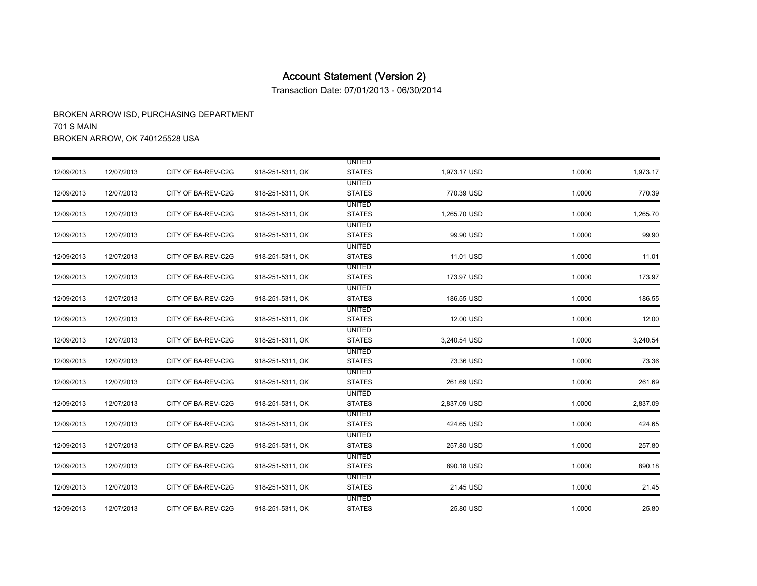# Account Statement (Version 2)

Transaction Date: 07/01/2013 - 06/30/2014

BROKEN ARROW ISD, PURCHASING DEPARTMENT
701 S MAIN
BROKEN ARROW, OK 740125528 USA

| | | | | | | | |
|---|---|---|---|---|---|---|---|
| 12/09/2013 | 12/07/2013 | CITY OF BA-REV-C2G | 918-251-5311, OK | UNITED STATES | 1,973.17 USD | 1.0000 | 1,973.17 |
| 12/09/2013 | 12/07/2013 | CITY OF BA-REV-C2G | 918-251-5311, OK | UNITED STATES | 770.39 USD | 1.0000 | 770.39 |
| 12/09/2013 | 12/07/2013 | CITY OF BA-REV-C2G | 918-251-5311, OK | UNITED STATES | 1,265.70 USD | 1.0000 | 1,265.70 |
| 12/09/2013 | 12/07/2013 | CITY OF BA-REV-C2G | 918-251-5311, OK | UNITED STATES | 99.90 USD | 1.0000 | 99.90 |
| 12/09/2013 | 12/07/2013 | CITY OF BA-REV-C2G | 918-251-5311, OK | UNITED STATES | 11.01 USD | 1.0000 | 11.01 |
| 12/09/2013 | 12/07/2013 | CITY OF BA-REV-C2G | 918-251-5311, OK | UNITED STATES | 173.97 USD | 1.0000 | 173.97 |
| 12/09/2013 | 12/07/2013 | CITY OF BA-REV-C2G | 918-251-5311, OK | UNITED STATES | 186.55 USD | 1.0000 | 186.55 |
| 12/09/2013 | 12/07/2013 | CITY OF BA-REV-C2G | 918-251-5311, OK | UNITED STATES | 12.00 USD | 1.0000 | 12.00 |
| 12/09/2013 | 12/07/2013 | CITY OF BA-REV-C2G | 918-251-5311, OK | UNITED STATES | 3,240.54 USD | 1.0000 | 3,240.54 |
| 12/09/2013 | 12/07/2013 | CITY OF BA-REV-C2G | 918-251-5311, OK | UNITED STATES | 73.36 USD | 1.0000 | 73.36 |
| 12/09/2013 | 12/07/2013 | CITY OF BA-REV-C2G | 918-251-5311, OK | UNITED STATES | 261.69 USD | 1.0000 | 261.69 |
| 12/09/2013 | 12/07/2013 | CITY OF BA-REV-C2G | 918-251-5311, OK | UNITED STATES | 2,837.09 USD | 1.0000 | 2,837.09 |
| 12/09/2013 | 12/07/2013 | CITY OF BA-REV-C2G | 918-251-5311, OK | UNITED STATES | 424.65 USD | 1.0000 | 424.65 |
| 12/09/2013 | 12/07/2013 | CITY OF BA-REV-C2G | 918-251-5311, OK | UNITED STATES | 257.80 USD | 1.0000 | 257.80 |
| 12/09/2013 | 12/07/2013 | CITY OF BA-REV-C2G | 918-251-5311, OK | UNITED STATES | 890.18 USD | 1.0000 | 890.18 |
| 12/09/2013 | 12/07/2013 | CITY OF BA-REV-C2G | 918-251-5311, OK | UNITED STATES | 21.45 USD | 1.0000 | 21.45 |
| 12/09/2013 | 12/07/2013 | CITY OF BA-REV-C2G | 918-251-5311, OK | UNITED STATES | 25.80 USD | 1.0000 | 25.80 |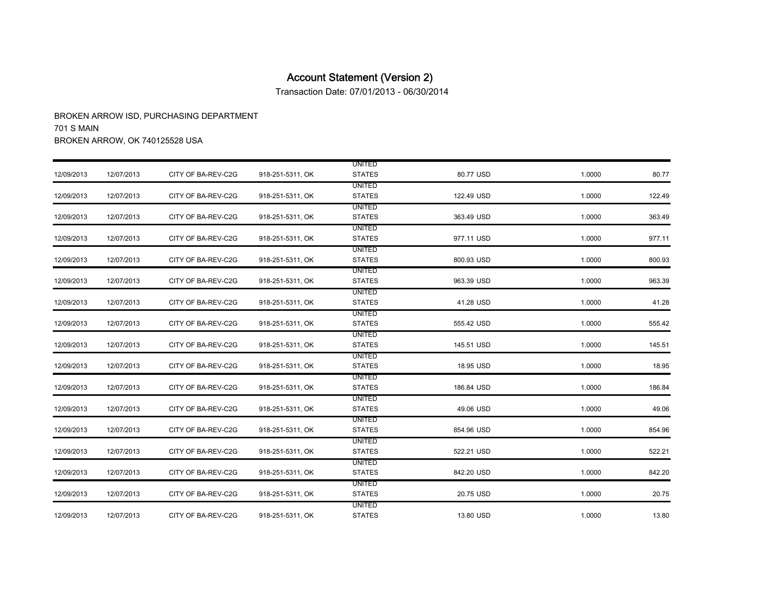# Account Statement (Version 2)

Transaction Date: 07/01/2013 - 06/30/2014

BROKEN ARROW ISD, PURCHASING DEPARTMENT
701 S MAIN
BROKEN ARROW, OK 740125528 USA

| | | | | | | | |
|---|---|---|---|---|---|---|---|
| 12/09/2013 | 12/07/2013 | CITY OF BA-REV-C2G | 918-251-5311, OK | UNITED STATES | 80.77 USD | 1.0000 | 80.77 |
| 12/09/2013 | 12/07/2013 | CITY OF BA-REV-C2G | 918-251-5311, OK | UNITED STATES | 122.49 USD | 1.0000 | 122.49 |
| 12/09/2013 | 12/07/2013 | CITY OF BA-REV-C2G | 918-251-5311, OK | UNITED STATES | 363.49 USD | 1.0000 | 363.49 |
| 12/09/2013 | 12/07/2013 | CITY OF BA-REV-C2G | 918-251-5311, OK | UNITED STATES | 977.11 USD | 1.0000 | 977.11 |
| 12/09/2013 | 12/07/2013 | CITY OF BA-REV-C2G | 918-251-5311, OK | UNITED STATES | 800.93 USD | 1.0000 | 800.93 |
| 12/09/2013 | 12/07/2013 | CITY OF BA-REV-C2G | 918-251-5311, OK | UNITED STATES | 963.39 USD | 1.0000 | 963.39 |
| 12/09/2013 | 12/07/2013 | CITY OF BA-REV-C2G | 918-251-5311, OK | UNITED STATES | 41.28 USD | 1.0000 | 41.28 |
| 12/09/2013 | 12/07/2013 | CITY OF BA-REV-C2G | 918-251-5311, OK | UNITED STATES | 555.42 USD | 1.0000 | 555.42 |
| 12/09/2013 | 12/07/2013 | CITY OF BA-REV-C2G | 918-251-5311, OK | UNITED STATES | 145.51 USD | 1.0000 | 145.51 |
| 12/09/2013 | 12/07/2013 | CITY OF BA-REV-C2G | 918-251-5311, OK | UNITED STATES | 18.95 USD | 1.0000 | 18.95 |
| 12/09/2013 | 12/07/2013 | CITY OF BA-REV-C2G | 918-251-5311, OK | UNITED STATES | 186.84 USD | 1.0000 | 186.84 |
| 12/09/2013 | 12/07/2013 | CITY OF BA-REV-C2G | 918-251-5311, OK | UNITED STATES | 49.06 USD | 1.0000 | 49.06 |
| 12/09/2013 | 12/07/2013 | CITY OF BA-REV-C2G | 918-251-5311, OK | UNITED STATES | 854.96 USD | 1.0000 | 854.96 |
| 12/09/2013 | 12/07/2013 | CITY OF BA-REV-C2G | 918-251-5311, OK | UNITED STATES | 522.21 USD | 1.0000 | 522.21 |
| 12/09/2013 | 12/07/2013 | CITY OF BA-REV-C2G | 918-251-5311, OK | UNITED STATES | 842.20 USD | 1.0000 | 842.20 |
| 12/09/2013 | 12/07/2013 | CITY OF BA-REV-C2G | 918-251-5311, OK | UNITED STATES | 20.75 USD | 1.0000 | 20.75 |
| 12/09/2013 | 12/07/2013 | CITY OF BA-REV-C2G | 918-251-5311, OK | UNITED STATES | 13.80 USD | 1.0000 | 13.80 |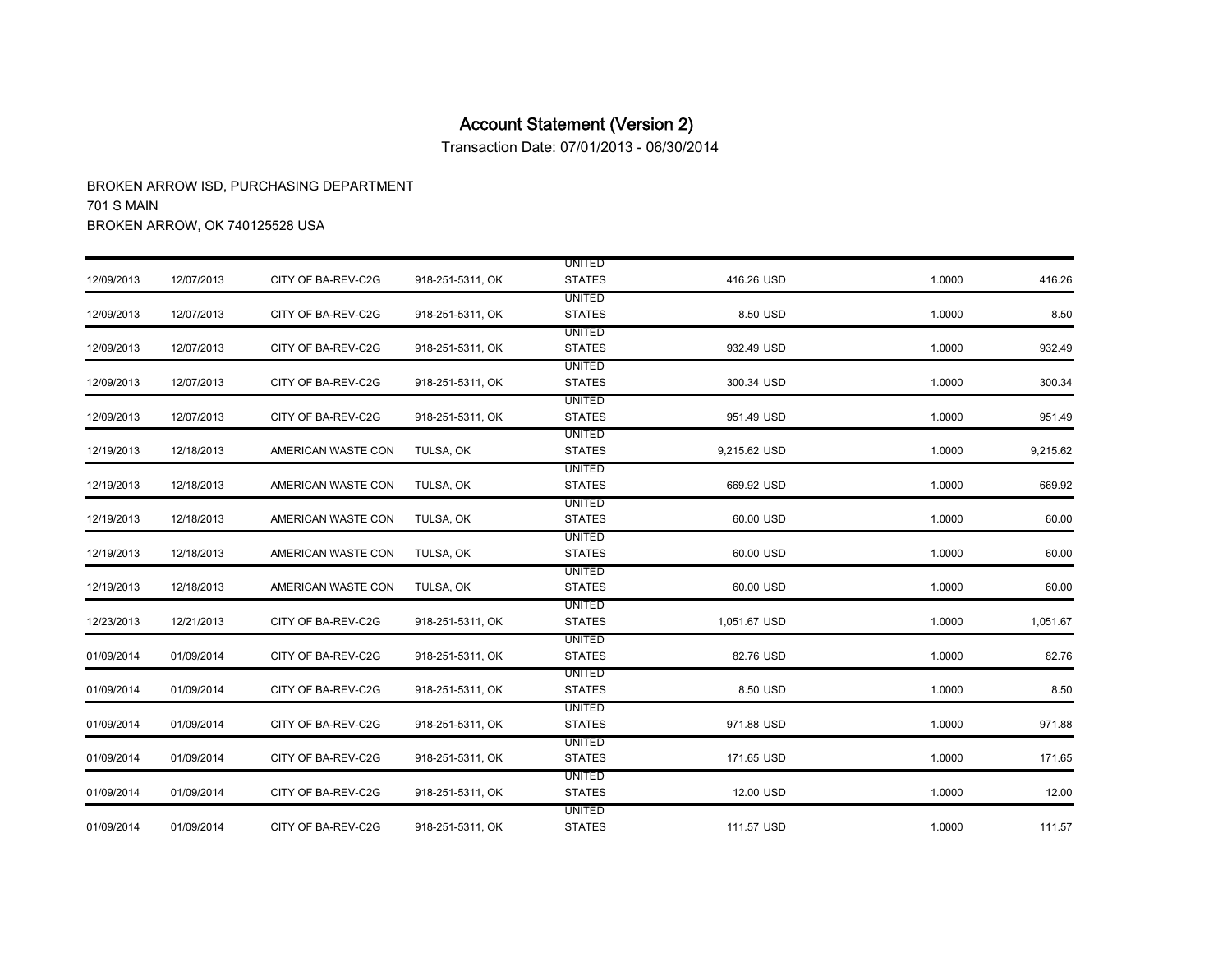# Account Statement (Version 2)

Transaction Date: 07/01/2013 - 06/30/2014

BROKEN ARROW ISD, PURCHASING DEPARTMENT
701 S MAIN
BROKEN ARROW, OK 740125528 USA

| | | | | | | | |
|---|---|---|---|---|---|---|---|
| 12/09/2013 | 12/07/2013 | CITY OF BA-REV-C2G | 918-251-5311, OK | UNITED STATES | 416.26 USD | 1.0000 | 416.26 |
| 12/09/2013 | 12/07/2013 | CITY OF BA-REV-C2G | 918-251-5311, OK | UNITED STATES | 8.50 USD | 1.0000 | 8.50 |
| 12/09/2013 | 12/07/2013 | CITY OF BA-REV-C2G | 918-251-5311, OK | UNITED STATES | 932.49 USD | 1.0000 | 932.49 |
| 12/09/2013 | 12/07/2013 | CITY OF BA-REV-C2G | 918-251-5311, OK | UNITED STATES | 300.34 USD | 1.0000 | 300.34 |
| 12/09/2013 | 12/07/2013 | CITY OF BA-REV-C2G | 918-251-5311, OK | UNITED STATES | 951.49 USD | 1.0000 | 951.49 |
| 12/19/2013 | 12/18/2013 | AMERICAN WASTE CON | TULSA, OK | UNITED STATES | 9,215.62 USD | 1.0000 | 9,215.62 |
| 12/19/2013 | 12/18/2013 | AMERICAN WASTE CON | TULSA, OK | UNITED STATES | 669.92 USD | 1.0000 | 669.92 |
| 12/19/2013 | 12/18/2013 | AMERICAN WASTE CON | TULSA, OK | UNITED STATES | 60.00 USD | 1.0000 | 60.00 |
| 12/19/2013 | 12/18/2013 | AMERICAN WASTE CON | TULSA, OK | UNITED STATES | 60.00 USD | 1.0000 | 60.00 |
| 12/19/2013 | 12/18/2013 | AMERICAN WASTE CON | TULSA, OK | UNITED STATES | 60.00 USD | 1.0000 | 60.00 |
| 12/23/2013 | 12/21/2013 | CITY OF BA-REV-C2G | 918-251-5311, OK | UNITED STATES | 1,051.67 USD | 1.0000 | 1,051.67 |
| 01/09/2014 | 01/09/2014 | CITY OF BA-REV-C2G | 918-251-5311, OK | UNITED STATES | 82.76 USD | 1.0000 | 82.76 |
| 01/09/2014 | 01/09/2014 | CITY OF BA-REV-C2G | 918-251-5311, OK | UNITED STATES | 8.50 USD | 1.0000 | 8.50 |
| 01/09/2014 | 01/09/2014 | CITY OF BA-REV-C2G | 918-251-5311, OK | UNITED STATES | 971.88 USD | 1.0000 | 971.88 |
| 01/09/2014 | 01/09/2014 | CITY OF BA-REV-C2G | 918-251-5311, OK | UNITED STATES | 171.65 USD | 1.0000 | 171.65 |
| 01/09/2014 | 01/09/2014 | CITY OF BA-REV-C2G | 918-251-5311, OK | UNITED STATES | 12.00 USD | 1.0000 | 12.00 |
| 01/09/2014 | 01/09/2014 | CITY OF BA-REV-C2G | 918-251-5311, OK | UNITED STATES | 111.57 USD | 1.0000 | 111.57 |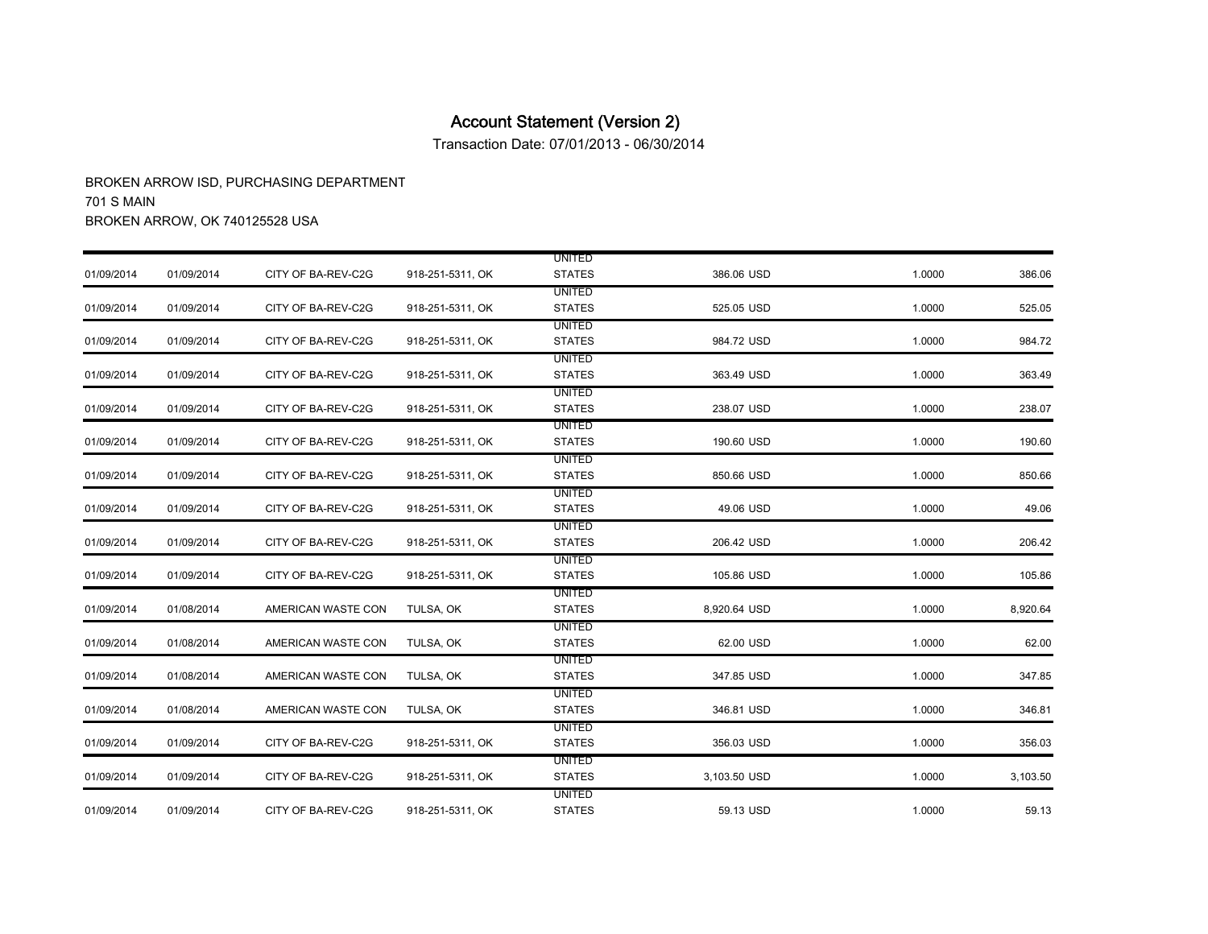# Account Statement (Version 2)

Transaction Date: 07/01/2013 - 06/30/2014

BROKEN ARROW ISD, PURCHASING DEPARTMENT
701 S MAIN
BROKEN ARROW, OK 740125528 USA

| | | | | | | | |
|---|---|---|---|---|---|---|---|
| 01/09/2014 | 01/09/2014 | CITY OF BA-REV-C2G | 918-251-5311, OK | UNITED STATES | 386.06 USD | 1.0000 | 386.06 |
| 01/09/2014 | 01/09/2014 | CITY OF BA-REV-C2G | 918-251-5311, OK | UNITED STATES | 525.05 USD | 1.0000 | 525.05 |
| 01/09/2014 | 01/09/2014 | CITY OF BA-REV-C2G | 918-251-5311, OK | UNITED STATES | 984.72 USD | 1.0000 | 984.72 |
| 01/09/2014 | 01/09/2014 | CITY OF BA-REV-C2G | 918-251-5311, OK | UNITED STATES | 363.49 USD | 1.0000 | 363.49 |
| 01/09/2014 | 01/09/2014 | CITY OF BA-REV-C2G | 918-251-5311, OK | UNITED STATES | 238.07 USD | 1.0000 | 238.07 |
| 01/09/2014 | 01/09/2014 | CITY OF BA-REV-C2G | 918-251-5311, OK | UNITED STATES | 190.60 USD | 1.0000 | 190.60 |
| 01/09/2014 | 01/09/2014 | CITY OF BA-REV-C2G | 918-251-5311, OK | UNITED STATES | 850.66 USD | 1.0000 | 850.66 |
| 01/09/2014 | 01/09/2014 | CITY OF BA-REV-C2G | 918-251-5311, OK | UNITED STATES | 49.06 USD | 1.0000 | 49.06 |
| 01/09/2014 | 01/09/2014 | CITY OF BA-REV-C2G | 918-251-5311, OK | UNITED STATES | 206.42 USD | 1.0000 | 206.42 |
| 01/09/2014 | 01/09/2014 | CITY OF BA-REV-C2G | 918-251-5311, OK | UNITED STATES | 105.86 USD | 1.0000 | 105.86 |
| 01/09/2014 | 01/08/2014 | AMERICAN WASTE CON | TULSA, OK | UNITED STATES | 8,920.64 USD | 1.0000 | 8,920.64 |
| 01/09/2014 | 01/08/2014 | AMERICAN WASTE CON | TULSA, OK | UNITED STATES | 62.00 USD | 1.0000 | 62.00 |
| 01/09/2014 | 01/08/2014 | AMERICAN WASTE CON | TULSA, OK | UNITED STATES | 347.85 USD | 1.0000 | 347.85 |
| 01/09/2014 | 01/08/2014 | AMERICAN WASTE CON | TULSA, OK | UNITED STATES | 346.81 USD | 1.0000 | 346.81 |
| 01/09/2014 | 01/09/2014 | CITY OF BA-REV-C2G | 918-251-5311, OK | UNITED STATES | 356.03 USD | 1.0000 | 356.03 |
| 01/09/2014 | 01/09/2014 | CITY OF BA-REV-C2G | 918-251-5311, OK | UNITED STATES | 3,103.50 USD | 1.0000 | 3,103.50 |
| 01/09/2014 | 01/09/2014 | CITY OF BA-REV-C2G | 918-251-5311, OK | UNITED STATES | 59.13 USD | 1.0000 | 59.13 |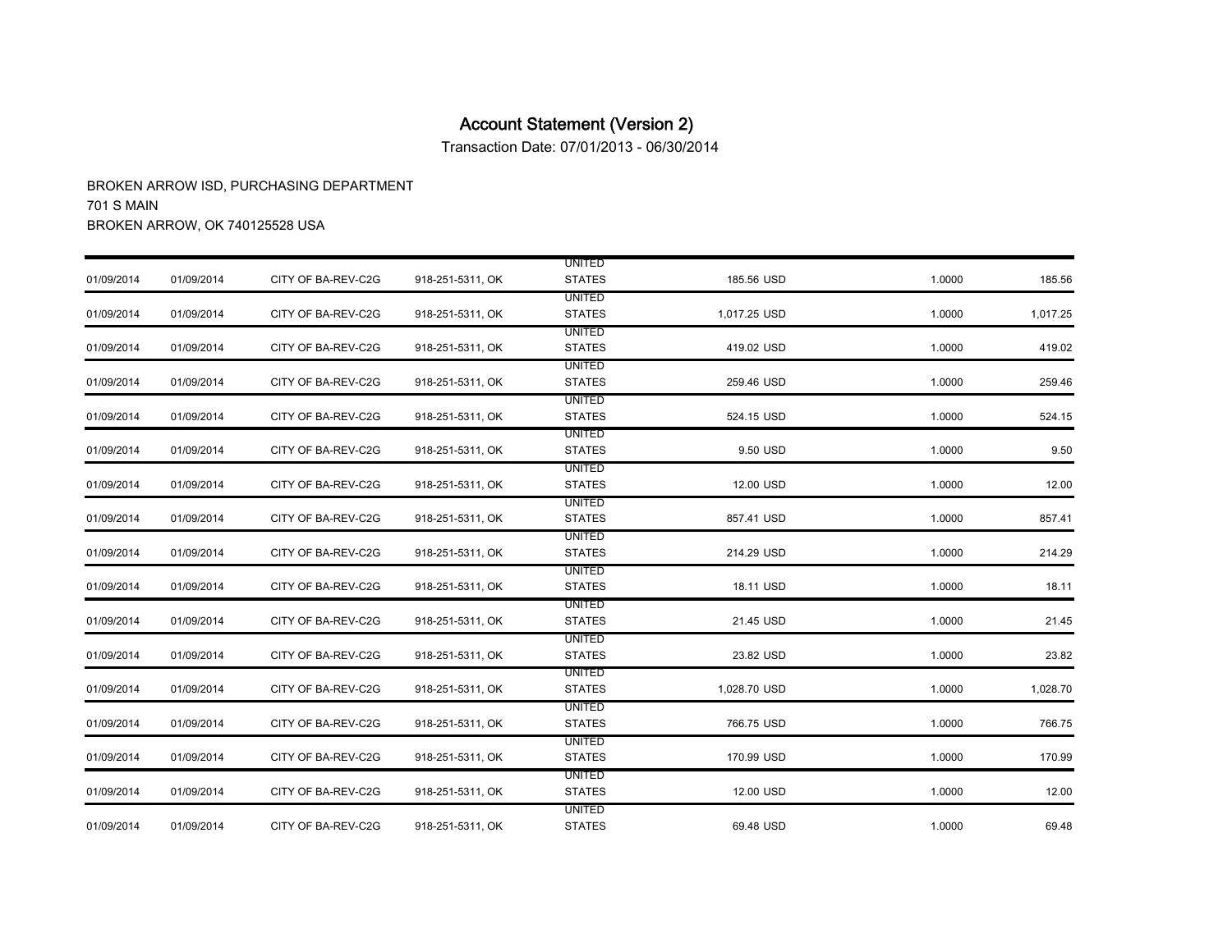# Account Statement (Version 2)

Transaction Date: 07/01/2013 - 06/30/2014

BROKEN ARROW ISD, PURCHASING DEPARTMENT
701 S MAIN
BROKEN ARROW, OK 740125528 USA

| | | | | | | | |
|---|---|---|---|---|---|---|---|
| 01/09/2014 | 01/09/2014 | CITY OF BA-REV-C2G | 918-251-5311, OK | UNITED STATES | 185.56 USD | 1.0000 | 185.56 |
| 01/09/2014 | 01/09/2014 | CITY OF BA-REV-C2G | 918-251-5311, OK | UNITED STATES | 1,017.25 USD | 1.0000 | 1,017.25 |
| 01/09/2014 | 01/09/2014 | CITY OF BA-REV-C2G | 918-251-5311, OK | UNITED STATES | 419.02 USD | 1.0000 | 419.02 |
| 01/09/2014 | 01/09/2014 | CITY OF BA-REV-C2G | 918-251-5311, OK | UNITED STATES | 259.46 USD | 1.0000 | 259.46 |
| 01/09/2014 | 01/09/2014 | CITY OF BA-REV-C2G | 918-251-5311, OK | UNITED STATES | 524.15 USD | 1.0000 | 524.15 |
| 01/09/2014 | 01/09/2014 | CITY OF BA-REV-C2G | 918-251-5311, OK | UNITED STATES | 9.50 USD | 1.0000 | 9.50 |
| 01/09/2014 | 01/09/2014 | CITY OF BA-REV-C2G | 918-251-5311, OK | UNITED STATES | 12.00 USD | 1.0000 | 12.00 |
| 01/09/2014 | 01/09/2014 | CITY OF BA-REV-C2G | 918-251-5311, OK | UNITED STATES | 857.41 USD | 1.0000 | 857.41 |
| 01/09/2014 | 01/09/2014 | CITY OF BA-REV-C2G | 918-251-5311, OK | UNITED STATES | 214.29 USD | 1.0000 | 214.29 |
| 01/09/2014 | 01/09/2014 | CITY OF BA-REV-C2G | 918-251-5311, OK | UNITED STATES | 18.11 USD | 1.0000 | 18.11 |
| 01/09/2014 | 01/09/2014 | CITY OF BA-REV-C2G | 918-251-5311, OK | UNITED STATES | 21.45 USD | 1.0000 | 21.45 |
| 01/09/2014 | 01/09/2014 | CITY OF BA-REV-C2G | 918-251-5311, OK | UNITED STATES | 23.82 USD | 1.0000 | 23.82 |
| 01/09/2014 | 01/09/2014 | CITY OF BA-REV-C2G | 918-251-5311, OK | UNITED STATES | 1,028.70 USD | 1.0000 | 1,028.70 |
| 01/09/2014 | 01/09/2014 | CITY OF BA-REV-C2G | 918-251-5311, OK | UNITED STATES | 766.75 USD | 1.0000 | 766.75 |
| 01/09/2014 | 01/09/2014 | CITY OF BA-REV-C2G | 918-251-5311, OK | UNITED STATES | 170.99 USD | 1.0000 | 170.99 |
| 01/09/2014 | 01/09/2014 | CITY OF BA-REV-C2G | 918-251-5311, OK | UNITED STATES | 12.00 USD | 1.0000 | 12.00 |
| 01/09/2014 | 01/09/2014 | CITY OF BA-REV-C2G | 918-251-5311, OK | UNITED STATES | 69.48 USD | 1.0000 | 69.48 |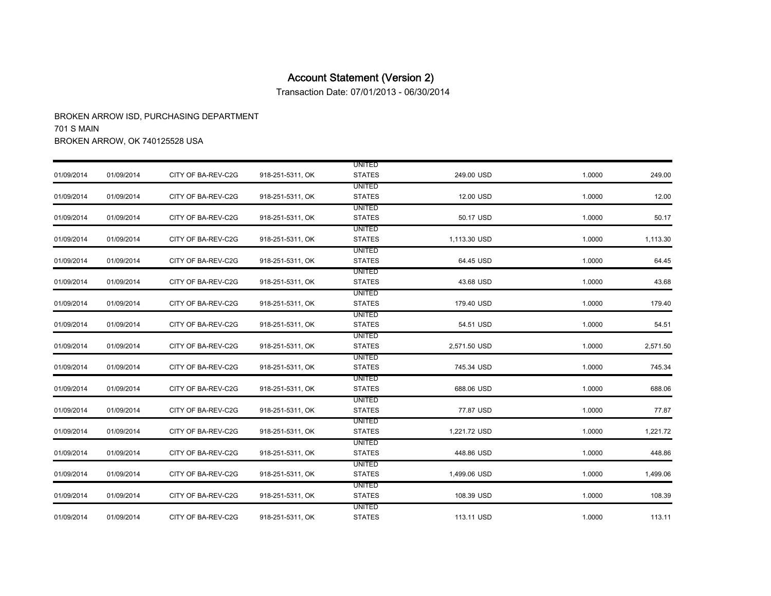# Account Statement (Version 2)

Transaction Date: 07/01/2013 - 06/30/2014

BROKEN ARROW ISD, PURCHASING DEPARTMENT
701 S MAIN
BROKEN ARROW, OK 740125528 USA

| | | | | | | | |
|---|---|---|---|---|---|---|---|
| 01/09/2014 | 01/09/2014 | CITY OF BA-REV-C2G | 918-251-5311, OK | UNITED STATES | 249.00 USD | 1.0000 | 249.00 |
| 01/09/2014 | 01/09/2014 | CITY OF BA-REV-C2G | 918-251-5311, OK | UNITED STATES | 12.00 USD | 1.0000 | 12.00 |
| 01/09/2014 | 01/09/2014 | CITY OF BA-REV-C2G | 918-251-5311, OK | UNITED STATES | 50.17 USD | 1.0000 | 50.17 |
| 01/09/2014 | 01/09/2014 | CITY OF BA-REV-C2G | 918-251-5311, OK | UNITED STATES | 1,113.30 USD | 1.0000 | 1,113.30 |
| 01/09/2014 | 01/09/2014 | CITY OF BA-REV-C2G | 918-251-5311, OK | UNITED STATES | 64.45 USD | 1.0000 | 64.45 |
| 01/09/2014 | 01/09/2014 | CITY OF BA-REV-C2G | 918-251-5311, OK | UNITED STATES | 43.68 USD | 1.0000 | 43.68 |
| 01/09/2014 | 01/09/2014 | CITY OF BA-REV-C2G | 918-251-5311, OK | UNITED STATES | 179.40 USD | 1.0000 | 179.40 |
| 01/09/2014 | 01/09/2014 | CITY OF BA-REV-C2G | 918-251-5311, OK | UNITED STATES | 54.51 USD | 1.0000 | 54.51 |
| 01/09/2014 | 01/09/2014 | CITY OF BA-REV-C2G | 918-251-5311, OK | UNITED STATES | 2,571.50 USD | 1.0000 | 2,571.50 |
| 01/09/2014 | 01/09/2014 | CITY OF BA-REV-C2G | 918-251-5311, OK | UNITED STATES | 745.34 USD | 1.0000 | 745.34 |
| 01/09/2014 | 01/09/2014 | CITY OF BA-REV-C2G | 918-251-5311, OK | UNITED STATES | 688.06 USD | 1.0000 | 688.06 |
| 01/09/2014 | 01/09/2014 | CITY OF BA-REV-C2G | 918-251-5311, OK | UNITED STATES | 77.87 USD | 1.0000 | 77.87 |
| 01/09/2014 | 01/09/2014 | CITY OF BA-REV-C2G | 918-251-5311, OK | UNITED STATES | 1,221.72 USD | 1.0000 | 1,221.72 |
| 01/09/2014 | 01/09/2014 | CITY OF BA-REV-C2G | 918-251-5311, OK | UNITED STATES | 448.86 USD | 1.0000 | 448.86 |
| 01/09/2014 | 01/09/2014 | CITY OF BA-REV-C2G | 918-251-5311, OK | UNITED STATES | 1,499.06 USD | 1.0000 | 1,499.06 |
| 01/09/2014 | 01/09/2014 | CITY OF BA-REV-C2G | 918-251-5311, OK | UNITED STATES | 108.39 USD | 1.0000 | 108.39 |
| 01/09/2014 | 01/09/2014 | CITY OF BA-REV-C2G | 918-251-5311, OK | UNITED STATES | 113.11 USD | 1.0000 | 113.11 |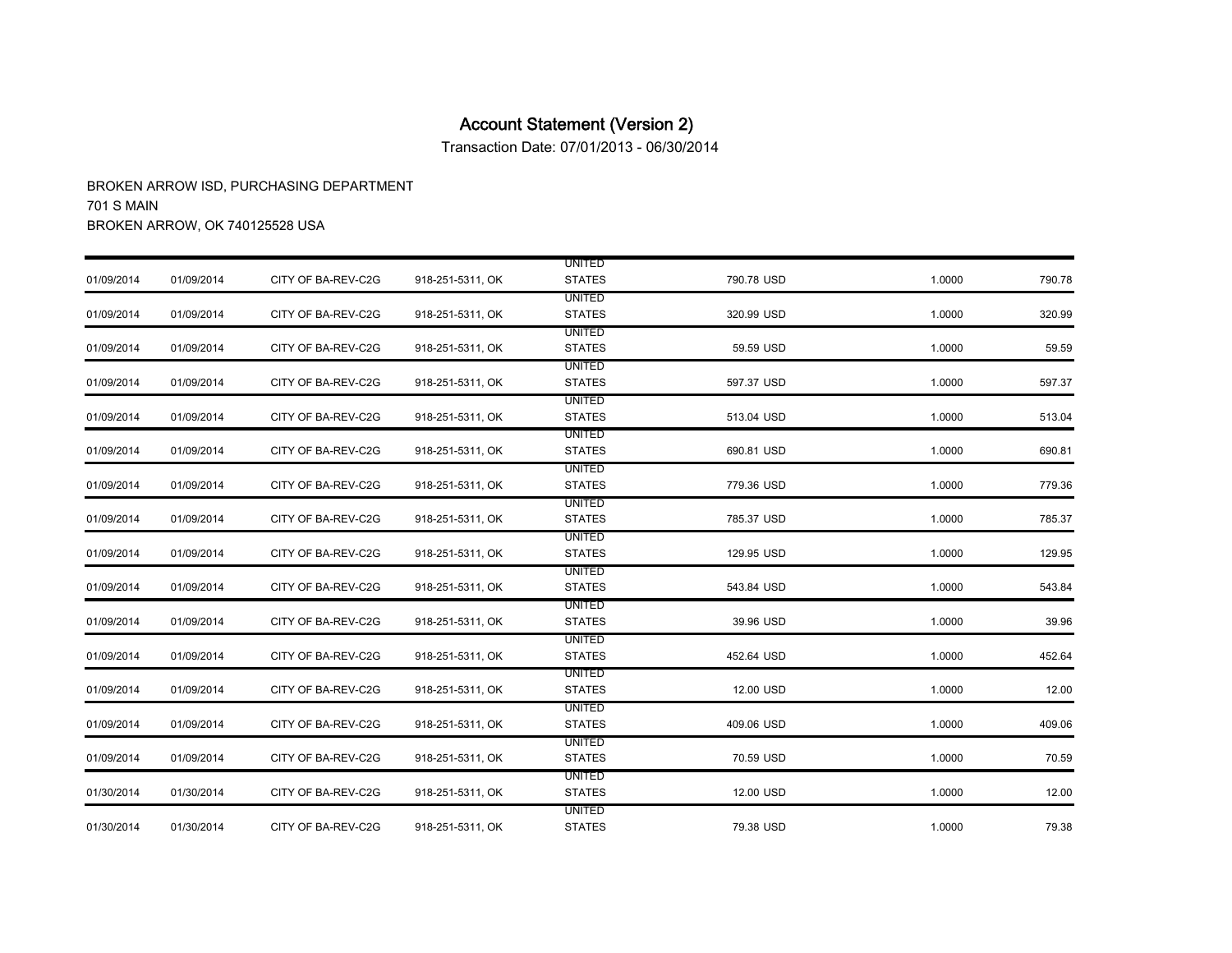# Account Statement (Version 2)

Transaction Date: 07/01/2013 - 06/30/2014

BROKEN ARROW ISD, PURCHASING DEPARTMENT
701 S MAIN
BROKEN ARROW, OK 740125528 USA

| | | | | | | | |
|---|---|---|---|---|---|---|---|
| 01/09/2014 | 01/09/2014 | CITY OF BA-REV-C2G | 918-251-5311, OK | UNITED STATES | 790.78 USD | 1.0000 | 790.78 |
| 01/09/2014 | 01/09/2014 | CITY OF BA-REV-C2G | 918-251-5311, OK | UNITED STATES | 320.99 USD | 1.0000 | 320.99 |
| 01/09/2014 | 01/09/2014 | CITY OF BA-REV-C2G | 918-251-5311, OK | UNITED STATES | 59.59 USD | 1.0000 | 59.59 |
| 01/09/2014 | 01/09/2014 | CITY OF BA-REV-C2G | 918-251-5311, OK | UNITED STATES | 597.37 USD | 1.0000 | 597.37 |
| 01/09/2014 | 01/09/2014 | CITY OF BA-REV-C2G | 918-251-5311, OK | UNITED STATES | 513.04 USD | 1.0000 | 513.04 |
| 01/09/2014 | 01/09/2014 | CITY OF BA-REV-C2G | 918-251-5311, OK | UNITED STATES | 690.81 USD | 1.0000 | 690.81 |
| 01/09/2014 | 01/09/2014 | CITY OF BA-REV-C2G | 918-251-5311, OK | UNITED STATES | 779.36 USD | 1.0000 | 779.36 |
| 01/09/2014 | 01/09/2014 | CITY OF BA-REV-C2G | 918-251-5311, OK | UNITED STATES | 785.37 USD | 1.0000 | 785.37 |
| 01/09/2014 | 01/09/2014 | CITY OF BA-REV-C2G | 918-251-5311, OK | UNITED STATES | 129.95 USD | 1.0000 | 129.95 |
| 01/09/2014 | 01/09/2014 | CITY OF BA-REV-C2G | 918-251-5311, OK | UNITED STATES | 543.84 USD | 1.0000 | 543.84 |
| 01/09/2014 | 01/09/2014 | CITY OF BA-REV-C2G | 918-251-5311, OK | UNITED STATES | 39.96 USD | 1.0000 | 39.96 |
| 01/09/2014 | 01/09/2014 | CITY OF BA-REV-C2G | 918-251-5311, OK | UNITED STATES | 452.64 USD | 1.0000 | 452.64 |
| 01/09/2014 | 01/09/2014 | CITY OF BA-REV-C2G | 918-251-5311, OK | UNITED STATES | 12.00 USD | 1.0000 | 12.00 |
| 01/09/2014 | 01/09/2014 | CITY OF BA-REV-C2G | 918-251-5311, OK | UNITED STATES | 409.06 USD | 1.0000 | 409.06 |
| 01/09/2014 | 01/09/2014 | CITY OF BA-REV-C2G | 918-251-5311, OK | UNITED STATES | 70.59 USD | 1.0000 | 70.59 |
| 01/30/2014 | 01/30/2014 | CITY OF BA-REV-C2G | 918-251-5311, OK | UNITED STATES | 12.00 USD | 1.0000 | 12.00 |
| 01/30/2014 | 01/30/2014 | CITY OF BA-REV-C2G | 918-251-5311, OK | UNITED STATES | 79.38 USD | 1.0000 | 79.38 |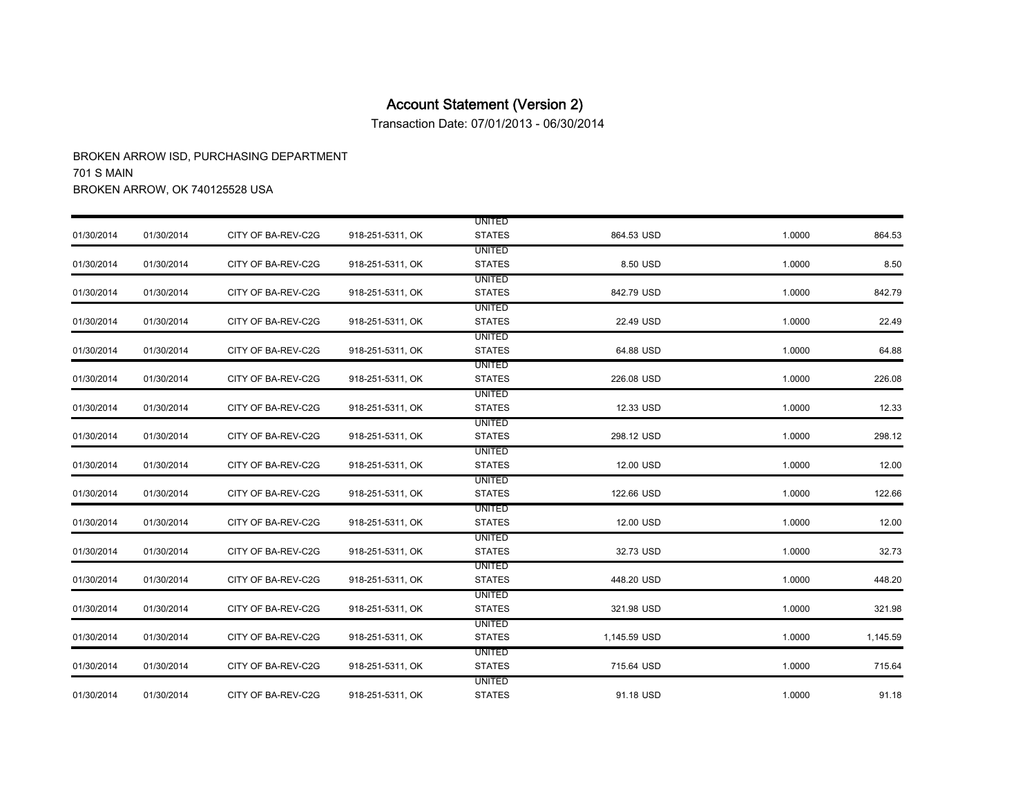# Account Statement (Version 2)

Transaction Date: 07/01/2013 - 06/30/2014

BROKEN ARROW ISD, PURCHASING DEPARTMENT
701 S MAIN
BROKEN ARROW, OK 740125528 USA

| | | | | | | | |
|---|---|---|---|---|---|---|---|
| 01/30/2014 | 01/30/2014 | CITY OF BA-REV-C2G | 918-251-5311, OK | UNITED STATES | 864.53 USD | 1.0000 | 864.53 |
| 01/30/2014 | 01/30/2014 | CITY OF BA-REV-C2G | 918-251-5311, OK | UNITED STATES | 8.50 USD | 1.0000 | 8.50 |
| 01/30/2014 | 01/30/2014 | CITY OF BA-REV-C2G | 918-251-5311, OK | UNITED STATES | 842.79 USD | 1.0000 | 842.79 |
| 01/30/2014 | 01/30/2014 | CITY OF BA-REV-C2G | 918-251-5311, OK | UNITED STATES | 22.49 USD | 1.0000 | 22.49 |
| 01/30/2014 | 01/30/2014 | CITY OF BA-REV-C2G | 918-251-5311, OK | UNITED STATES | 64.88 USD | 1.0000 | 64.88 |
| 01/30/2014 | 01/30/2014 | CITY OF BA-REV-C2G | 918-251-5311, OK | UNITED STATES | 226.08 USD | 1.0000 | 226.08 |
| 01/30/2014 | 01/30/2014 | CITY OF BA-REV-C2G | 918-251-5311, OK | UNITED STATES | 12.33 USD | 1.0000 | 12.33 |
| 01/30/2014 | 01/30/2014 | CITY OF BA-REV-C2G | 918-251-5311, OK | UNITED STATES | 298.12 USD | 1.0000 | 298.12 |
| 01/30/2014 | 01/30/2014 | CITY OF BA-REV-C2G | 918-251-5311, OK | UNITED STATES | 12.00 USD | 1.0000 | 12.00 |
| 01/30/2014 | 01/30/2014 | CITY OF BA-REV-C2G | 918-251-5311, OK | UNITED STATES | 122.66 USD | 1.0000 | 122.66 |
| 01/30/2014 | 01/30/2014 | CITY OF BA-REV-C2G | 918-251-5311, OK | UNITED STATES | 12.00 USD | 1.0000 | 12.00 |
| 01/30/2014 | 01/30/2014 | CITY OF BA-REV-C2G | 918-251-5311, OK | UNITED STATES | 32.73 USD | 1.0000 | 32.73 |
| 01/30/2014 | 01/30/2014 | CITY OF BA-REV-C2G | 918-251-5311, OK | UNITED STATES | 448.20 USD | 1.0000 | 448.20 |
| 01/30/2014 | 01/30/2014 | CITY OF BA-REV-C2G | 918-251-5311, OK | UNITED STATES | 321.98 USD | 1.0000 | 321.98 |
| 01/30/2014 | 01/30/2014 | CITY OF BA-REV-C2G | 918-251-5311, OK | UNITED STATES | 1,145.59 USD | 1.0000 | 1,145.59 |
| 01/30/2014 | 01/30/2014 | CITY OF BA-REV-C2G | 918-251-5311, OK | UNITED STATES | 715.64 USD | 1.0000 | 715.64 |
| 01/30/2014 | 01/30/2014 | CITY OF BA-REV-C2G | 918-251-5311, OK | UNITED STATES | 91.18 USD | 1.0000 | 91.18 |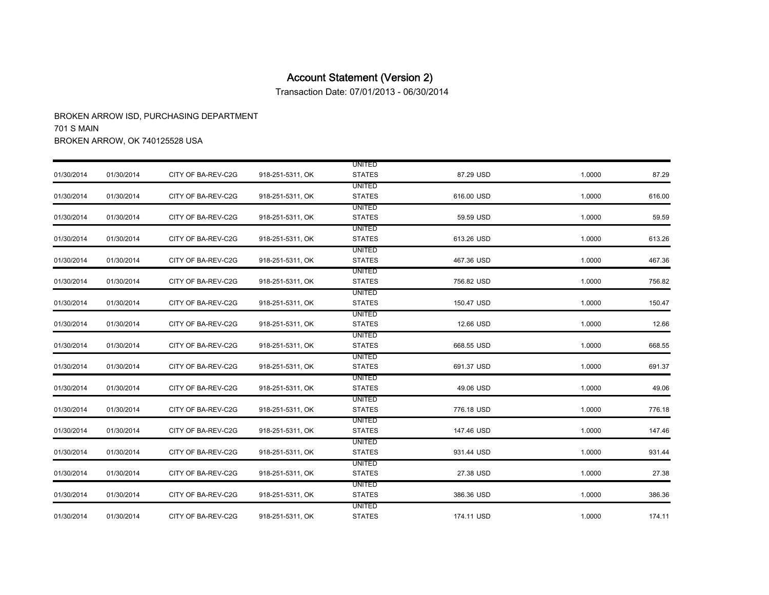# Account Statement (Version 2)

Transaction Date: 07/01/2013 - 06/30/2014

BROKEN ARROW ISD, PURCHASING DEPARTMENT
701 S MAIN
BROKEN ARROW, OK 740125528 USA

| | | | | | | | |
|---|---|---|---|---|---|---|---|
| 01/30/2014 | 01/30/2014 | CITY OF BA-REV-C2G | 918-251-5311, OK | UNITED STATES | 87.29 USD | 1.0000 | 87.29 |
| 01/30/2014 | 01/30/2014 | CITY OF BA-REV-C2G | 918-251-5311, OK | UNITED STATES | 616.00 USD | 1.0000 | 616.00 |
| 01/30/2014 | 01/30/2014 | CITY OF BA-REV-C2G | 918-251-5311, OK | UNITED STATES | 59.59 USD | 1.0000 | 59.59 |
| 01/30/2014 | 01/30/2014 | CITY OF BA-REV-C2G | 918-251-5311, OK | UNITED STATES | 613.26 USD | 1.0000 | 613.26 |
| 01/30/2014 | 01/30/2014 | CITY OF BA-REV-C2G | 918-251-5311, OK | UNITED STATES | 467.36 USD | 1.0000 | 467.36 |
| 01/30/2014 | 01/30/2014 | CITY OF BA-REV-C2G | 918-251-5311, OK | UNITED STATES | 756.82 USD | 1.0000 | 756.82 |
| 01/30/2014 | 01/30/2014 | CITY OF BA-REV-C2G | 918-251-5311, OK | UNITED STATES | 150.47 USD | 1.0000 | 150.47 |
| 01/30/2014 | 01/30/2014 | CITY OF BA-REV-C2G | 918-251-5311, OK | UNITED STATES | 12.66 USD | 1.0000 | 12.66 |
| 01/30/2014 | 01/30/2014 | CITY OF BA-REV-C2G | 918-251-5311, OK | UNITED STATES | 668.55 USD | 1.0000 | 668.55 |
| 01/30/2014 | 01/30/2014 | CITY OF BA-REV-C2G | 918-251-5311, OK | UNITED STATES | 691.37 USD | 1.0000 | 691.37 |
| 01/30/2014 | 01/30/2014 | CITY OF BA-REV-C2G | 918-251-5311, OK | UNITED STATES | 49.06 USD | 1.0000 | 49.06 |
| 01/30/2014 | 01/30/2014 | CITY OF BA-REV-C2G | 918-251-5311, OK | UNITED STATES | 776.18 USD | 1.0000 | 776.18 |
| 01/30/2014 | 01/30/2014 | CITY OF BA-REV-C2G | 918-251-5311, OK | UNITED STATES | 147.46 USD | 1.0000 | 147.46 |
| 01/30/2014 | 01/30/2014 | CITY OF BA-REV-C2G | 918-251-5311, OK | UNITED STATES | 931.44 USD | 1.0000 | 931.44 |
| 01/30/2014 | 01/30/2014 | CITY OF BA-REV-C2G | 918-251-5311, OK | UNITED STATES | 27.38 USD | 1.0000 | 27.38 |
| 01/30/2014 | 01/30/2014 | CITY OF BA-REV-C2G | 918-251-5311, OK | UNITED STATES | 386.36 USD | 1.0000 | 386.36 |
| 01/30/2014 | 01/30/2014 | CITY OF BA-REV-C2G | 918-251-5311, OK | UNITED STATES | 174.11 USD | 1.0000 | 174.11 |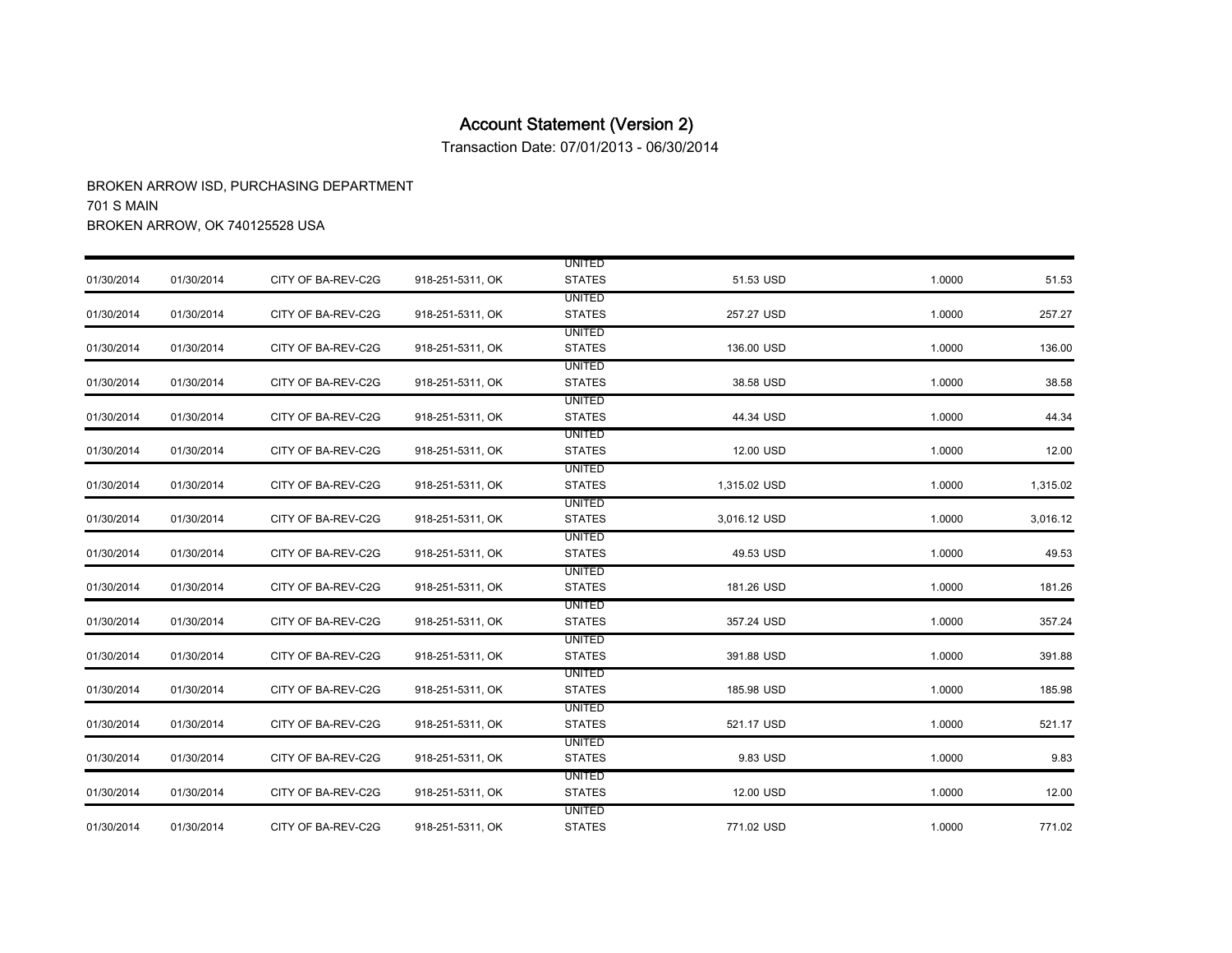# Account Statement (Version 2)

Transaction Date: 07/01/2013 - 06/30/2014

BROKEN ARROW ISD, PURCHASING DEPARTMENT
701 S MAIN
BROKEN ARROW, OK 740125528 USA

| | | | | | | | |
|---|---|---|---|---|---|---|---|
| 01/30/2014 | 01/30/2014 | CITY OF BA-REV-C2G | 918-251-5311, OK | UNITED STATES | 51.53 USD | 1.0000 | 51.53 |
| 01/30/2014 | 01/30/2014 | CITY OF BA-REV-C2G | 918-251-5311, OK | UNITED STATES | 257.27 USD | 1.0000 | 257.27 |
| 01/30/2014 | 01/30/2014 | CITY OF BA-REV-C2G | 918-251-5311, OK | UNITED STATES | 136.00 USD | 1.0000 | 136.00 |
| 01/30/2014 | 01/30/2014 | CITY OF BA-REV-C2G | 918-251-5311, OK | UNITED STATES | 38.58 USD | 1.0000 | 38.58 |
| 01/30/2014 | 01/30/2014 | CITY OF BA-REV-C2G | 918-251-5311, OK | UNITED STATES | 44.34 USD | 1.0000 | 44.34 |
| 01/30/2014 | 01/30/2014 | CITY OF BA-REV-C2G | 918-251-5311, OK | UNITED STATES | 12.00 USD | 1.0000 | 12.00 |
| 01/30/2014 | 01/30/2014 | CITY OF BA-REV-C2G | 918-251-5311, OK | UNITED STATES | 1,315.02 USD | 1.0000 | 1,315.02 |
| 01/30/2014 | 01/30/2014 | CITY OF BA-REV-C2G | 918-251-5311, OK | UNITED STATES | 3,016.12 USD | 1.0000 | 3,016.12 |
| 01/30/2014 | 01/30/2014 | CITY OF BA-REV-C2G | 918-251-5311, OK | UNITED STATES | 49.53 USD | 1.0000 | 49.53 |
| 01/30/2014 | 01/30/2014 | CITY OF BA-REV-C2G | 918-251-5311, OK | UNITED STATES | 181.26 USD | 1.0000 | 181.26 |
| 01/30/2014 | 01/30/2014 | CITY OF BA-REV-C2G | 918-251-5311, OK | UNITED STATES | 357.24 USD | 1.0000 | 357.24 |
| 01/30/2014 | 01/30/2014 | CITY OF BA-REV-C2G | 918-251-5311, OK | UNITED STATES | 391.88 USD | 1.0000 | 391.88 |
| 01/30/2014 | 01/30/2014 | CITY OF BA-REV-C2G | 918-251-5311, OK | UNITED STATES | 185.98 USD | 1.0000 | 185.98 |
| 01/30/2014 | 01/30/2014 | CITY OF BA-REV-C2G | 918-251-5311, OK | UNITED STATES | 521.17 USD | 1.0000 | 521.17 |
| 01/30/2014 | 01/30/2014 | CITY OF BA-REV-C2G | 918-251-5311, OK | UNITED STATES | 9.83 USD | 1.0000 | 9.83 |
| 01/30/2014 | 01/30/2014 | CITY OF BA-REV-C2G | 918-251-5311, OK | UNITED STATES | 12.00 USD | 1.0000 | 12.00 |
| 01/30/2014 | 01/30/2014 | CITY OF BA-REV-C2G | 918-251-5311, OK | UNITED STATES | 771.02 USD | 1.0000 | 771.02 |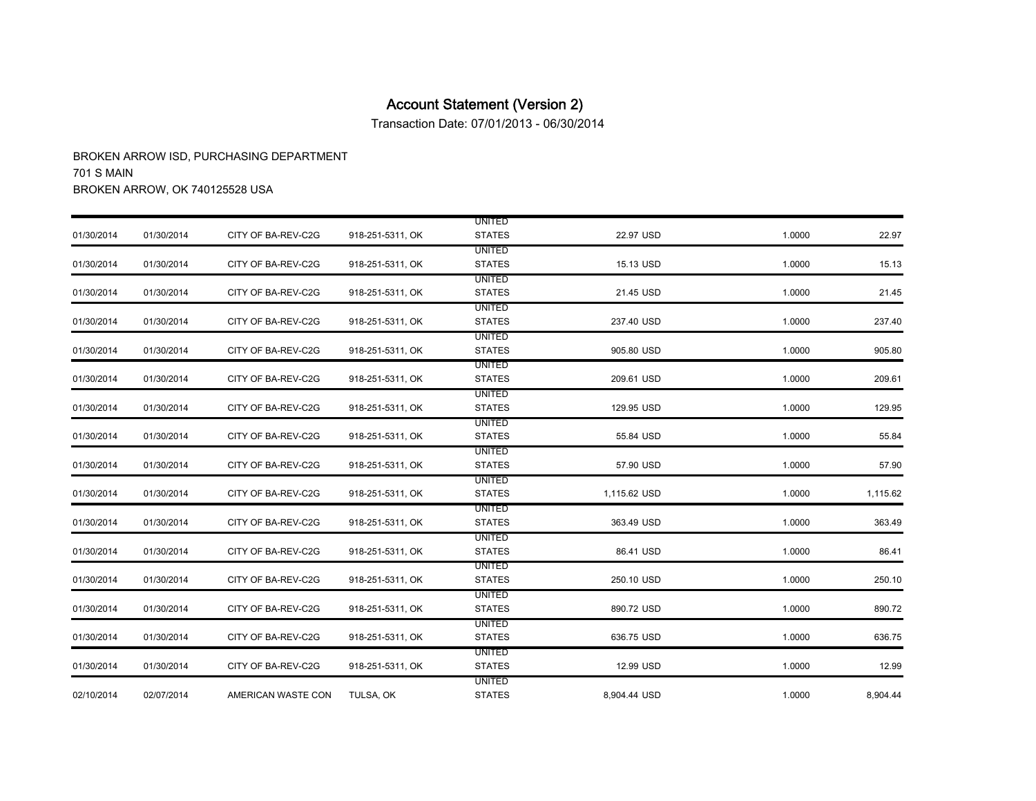# Account Statement (Version 2)

Transaction Date: 07/01/2013 - 06/30/2014

BROKEN ARROW ISD, PURCHASING DEPARTMENT
701 S MAIN
BROKEN ARROW, OK 740125528 USA

| | | | | | | | |
|---|---|---|---|---|---|---|---|
| 01/30/2014 | 01/30/2014 | CITY OF BA-REV-C2G | 918-251-5311, OK | UNITED STATES | 22.97 USD | 1.0000 | 22.97 |
| 01/30/2014 | 01/30/2014 | CITY OF BA-REV-C2G | 918-251-5311, OK | UNITED STATES | 15.13 USD | 1.0000 | 15.13 |
| 01/30/2014 | 01/30/2014 | CITY OF BA-REV-C2G | 918-251-5311, OK | UNITED STATES | 21.45 USD | 1.0000 | 21.45 |
| 01/30/2014 | 01/30/2014 | CITY OF BA-REV-C2G | 918-251-5311, OK | UNITED STATES | 237.40 USD | 1.0000 | 237.40 |
| 01/30/2014 | 01/30/2014 | CITY OF BA-REV-C2G | 918-251-5311, OK | UNITED STATES | 905.80 USD | 1.0000 | 905.80 |
| 01/30/2014 | 01/30/2014 | CITY OF BA-REV-C2G | 918-251-5311, OK | UNITED STATES | 209.61 USD | 1.0000 | 209.61 |
| 01/30/2014 | 01/30/2014 | CITY OF BA-REV-C2G | 918-251-5311, OK | UNITED STATES | 129.95 USD | 1.0000 | 129.95 |
| 01/30/2014 | 01/30/2014 | CITY OF BA-REV-C2G | 918-251-5311, OK | UNITED STATES | 55.84 USD | 1.0000 | 55.84 |
| 01/30/2014 | 01/30/2014 | CITY OF BA-REV-C2G | 918-251-5311, OK | UNITED STATES | 57.90 USD | 1.0000 | 57.90 |
| 01/30/2014 | 01/30/2014 | CITY OF BA-REV-C2G | 918-251-5311, OK | UNITED STATES | 1,115.62 USD | 1.0000 | 1,115.62 |
| 01/30/2014 | 01/30/2014 | CITY OF BA-REV-C2G | 918-251-5311, OK | UNITED STATES | 363.49 USD | 1.0000 | 363.49 |
| 01/30/2014 | 01/30/2014 | CITY OF BA-REV-C2G | 918-251-5311, OK | UNITED STATES | 86.41 USD | 1.0000 | 86.41 |
| 01/30/2014 | 01/30/2014 | CITY OF BA-REV-C2G | 918-251-5311, OK | UNITED STATES | 250.10 USD | 1.0000 | 250.10 |
| 01/30/2014 | 01/30/2014 | CITY OF BA-REV-C2G | 918-251-5311, OK | UNITED STATES | 890.72 USD | 1.0000 | 890.72 |
| 01/30/2014 | 01/30/2014 | CITY OF BA-REV-C2G | 918-251-5311, OK | UNITED STATES | 636.75 USD | 1.0000 | 636.75 |
| 01/30/2014 | 01/30/2014 | CITY OF BA-REV-C2G | 918-251-5311, OK | UNITED STATES | 12.99 USD | 1.0000 | 12.99 |
| 02/10/2014 | 02/07/2014 | AMERICAN WASTE CON | TULSA, OK | UNITED STATES | 8,904.44 USD | 1.0000 | 8,904.44 |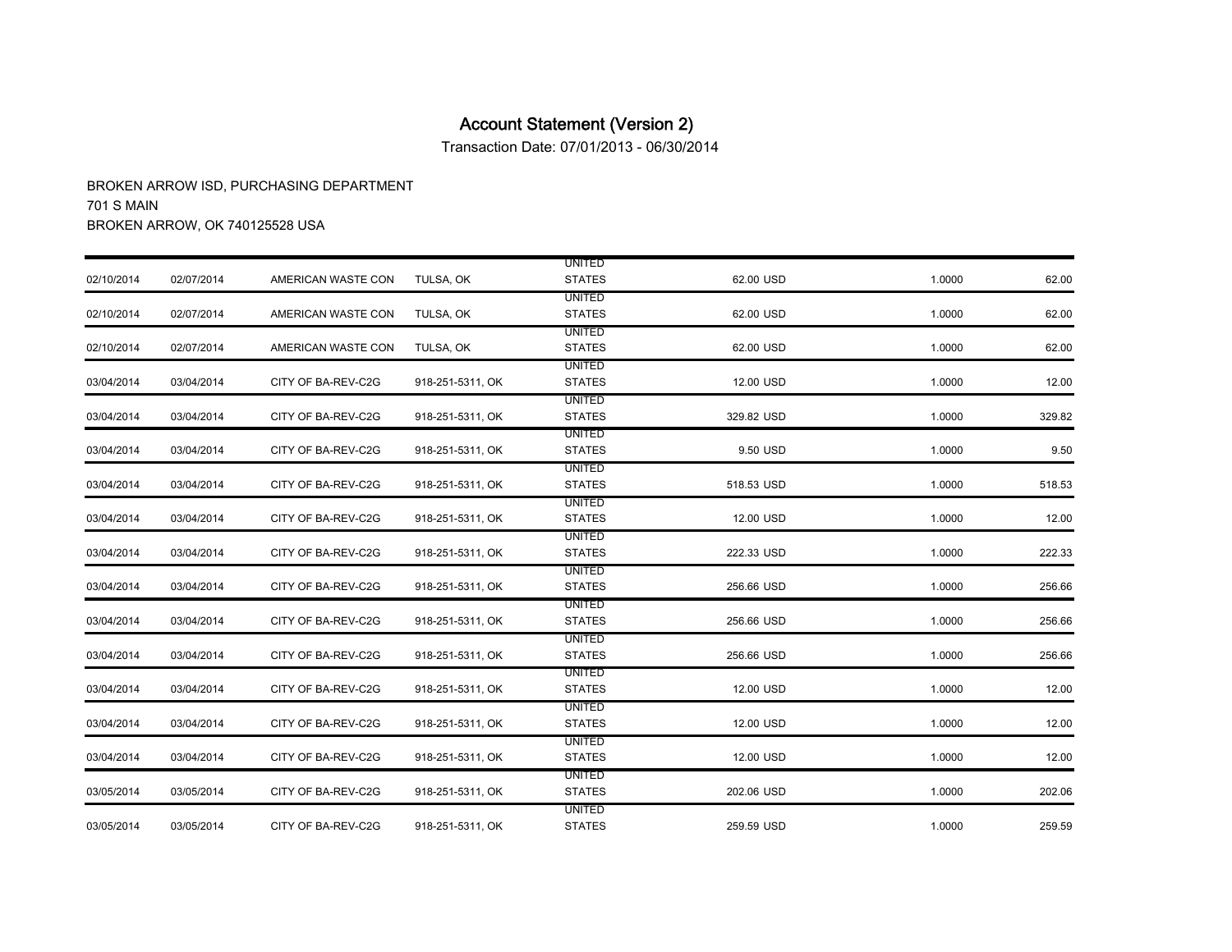# Account Statement (Version 2)

Transaction Date: 07/01/2013 - 06/30/2014

BROKEN ARROW ISD, PURCHASING DEPARTMENT
701 S MAIN
BROKEN ARROW, OK 740125528 USA

| | | | | | | | |
|---|---|---|---|---|---|---|---|
| 02/10/2014 | 02/07/2014 | AMERICAN WASTE CON | TULSA, OK | UNITED STATES | 62.00 USD | 1.0000 | 62.00 |
| 02/10/2014 | 02/07/2014 | AMERICAN WASTE CON | TULSA, OK | UNITED STATES | 62.00 USD | 1.0000 | 62.00 |
| 02/10/2014 | 02/07/2014 | AMERICAN WASTE CON | TULSA, OK | UNITED STATES | 62.00 USD | 1.0000 | 62.00 |
| 03/04/2014 | 03/04/2014 | CITY OF BA-REV-C2G | 918-251-5311, OK | UNITED STATES | 12.00 USD | 1.0000 | 12.00 |
| 03/04/2014 | 03/04/2014 | CITY OF BA-REV-C2G | 918-251-5311, OK | UNITED STATES | 329.82 USD | 1.0000 | 329.82 |
| 03/04/2014 | 03/04/2014 | CITY OF BA-REV-C2G | 918-251-5311, OK | UNITED STATES | 9.50 USD | 1.0000 | 9.50 |
| 03/04/2014 | 03/04/2014 | CITY OF BA-REV-C2G | 918-251-5311, OK | UNITED STATES | 518.53 USD | 1.0000 | 518.53 |
| 03/04/2014 | 03/04/2014 | CITY OF BA-REV-C2G | 918-251-5311, OK | UNITED STATES | 12.00 USD | 1.0000 | 12.00 |
| 03/04/2014 | 03/04/2014 | CITY OF BA-REV-C2G | 918-251-5311, OK | UNITED STATES | 222.33 USD | 1.0000 | 222.33 |
| 03/04/2014 | 03/04/2014 | CITY OF BA-REV-C2G | 918-251-5311, OK | UNITED STATES | 256.66 USD | 1.0000 | 256.66 |
| 03/04/2014 | 03/04/2014 | CITY OF BA-REV-C2G | 918-251-5311, OK | UNITED STATES | 256.66 USD | 1.0000 | 256.66 |
| 03/04/2014 | 03/04/2014 | CITY OF BA-REV-C2G | 918-251-5311, OK | UNITED STATES | 256.66 USD | 1.0000 | 256.66 |
| 03/04/2014 | 03/04/2014 | CITY OF BA-REV-C2G | 918-251-5311, OK | UNITED STATES | 12.00 USD | 1.0000 | 12.00 |
| 03/04/2014 | 03/04/2014 | CITY OF BA-REV-C2G | 918-251-5311, OK | UNITED STATES | 12.00 USD | 1.0000 | 12.00 |
| 03/04/2014 | 03/04/2014 | CITY OF BA-REV-C2G | 918-251-5311, OK | UNITED STATES | 12.00 USD | 1.0000 | 12.00 |
| 03/05/2014 | 03/05/2014 | CITY OF BA-REV-C2G | 918-251-5311, OK | UNITED STATES | 202.06 USD | 1.0000 | 202.06 |
| 03/05/2014 | 03/05/2014 | CITY OF BA-REV-C2G | 918-251-5311, OK | UNITED STATES | 259.59 USD | 1.0000 | 259.59 |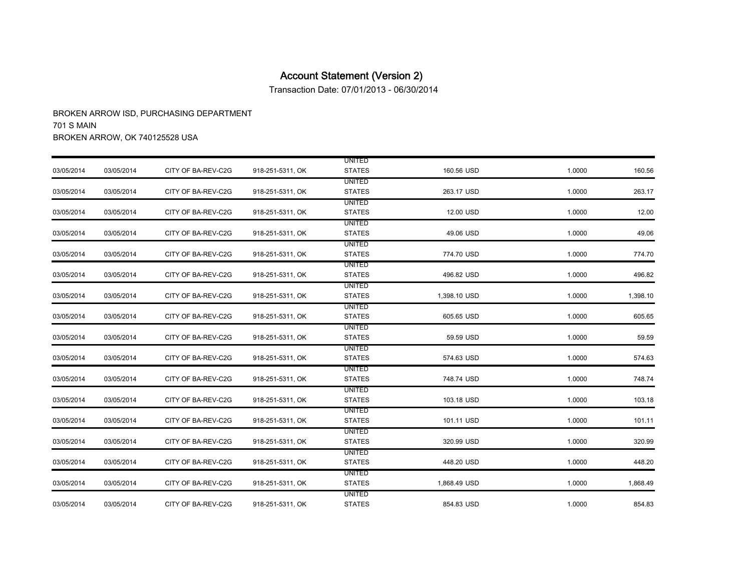# Account Statement (Version 2)

Transaction Date: 07/01/2013 - 06/30/2014

BROKEN ARROW ISD, PURCHASING DEPARTMENT
701 S MAIN
BROKEN ARROW, OK 740125528 USA

| | | | | | | | |
|---|---|---|---|---|---|---|---|
| 03/05/2014 | 03/05/2014 | CITY OF BA-REV-C2G | 918-251-5311, OK | UNITED STATES | 160.56 USD | 1.0000 | 160.56 |
| 03/05/2014 | 03/05/2014 | CITY OF BA-REV-C2G | 918-251-5311, OK | UNITED STATES | 263.17 USD | 1.0000 | 263.17 |
| 03/05/2014 | 03/05/2014 | CITY OF BA-REV-C2G | 918-251-5311, OK | UNITED STATES | 12.00 USD | 1.0000 | 12.00 |
| 03/05/2014 | 03/05/2014 | CITY OF BA-REV-C2G | 918-251-5311, OK | UNITED STATES | 49.06 USD | 1.0000 | 49.06 |
| 03/05/2014 | 03/05/2014 | CITY OF BA-REV-C2G | 918-251-5311, OK | UNITED STATES | 774.70 USD | 1.0000 | 774.70 |
| 03/05/2014 | 03/05/2014 | CITY OF BA-REV-C2G | 918-251-5311, OK | UNITED STATES | 496.82 USD | 1.0000 | 496.82 |
| 03/05/2014 | 03/05/2014 | CITY OF BA-REV-C2G | 918-251-5311, OK | UNITED STATES | 1,398.10 USD | 1.0000 | 1,398.10 |
| 03/05/2014 | 03/05/2014 | CITY OF BA-REV-C2G | 918-251-5311, OK | UNITED STATES | 605.65 USD | 1.0000 | 605.65 |
| 03/05/2014 | 03/05/2014 | CITY OF BA-REV-C2G | 918-251-5311, OK | UNITED STATES | 59.59 USD | 1.0000 | 59.59 |
| 03/05/2014 | 03/05/2014 | CITY OF BA-REV-C2G | 918-251-5311, OK | UNITED STATES | 574.63 USD | 1.0000 | 574.63 |
| 03/05/2014 | 03/05/2014 | CITY OF BA-REV-C2G | 918-251-5311, OK | UNITED STATES | 748.74 USD | 1.0000 | 748.74 |
| 03/05/2014 | 03/05/2014 | CITY OF BA-REV-C2G | 918-251-5311, OK | UNITED STATES | 103.18 USD | 1.0000 | 103.18 |
| 03/05/2014 | 03/05/2014 | CITY OF BA-REV-C2G | 918-251-5311, OK | UNITED STATES | 101.11 USD | 1.0000 | 101.11 |
| 03/05/2014 | 03/05/2014 | CITY OF BA-REV-C2G | 918-251-5311, OK | UNITED STATES | 320.99 USD | 1.0000 | 320.99 |
| 03/05/2014 | 03/05/2014 | CITY OF BA-REV-C2G | 918-251-5311, OK | UNITED STATES | 448.20 USD | 1.0000 | 448.20 |
| 03/05/2014 | 03/05/2014 | CITY OF BA-REV-C2G | 918-251-5311, OK | UNITED STATES | 1,868.49 USD | 1.0000 | 1,868.49 |
| 03/05/2014 | 03/05/2014 | CITY OF BA-REV-C2G | 918-251-5311, OK | UNITED STATES | 854.83 USD | 1.0000 | 854.83 |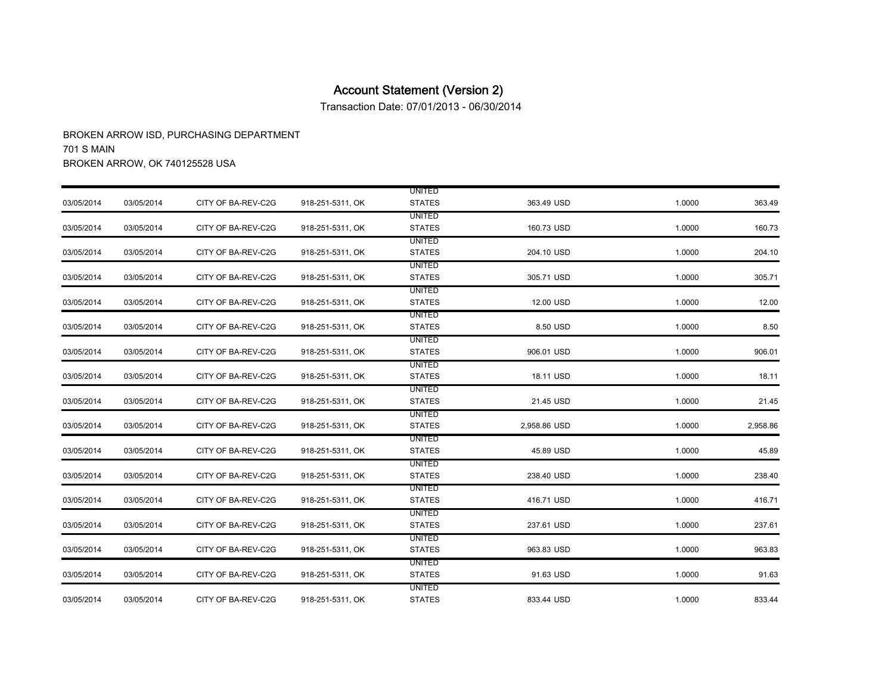# Account Statement (Version 2)

Transaction Date: 07/01/2013 - 06/30/2014

BROKEN ARROW ISD, PURCHASING DEPARTMENT
701 S MAIN
BROKEN ARROW, OK 740125528 USA

| | | | | | | | |
|---|---|---|---|---|---|---|---|
| 03/05/2014 | 03/05/2014 | CITY OF BA-REV-C2G | 918-251-5311, OK | UNITED STATES | 363.49 USD | 1.0000 | 363.49 |
| 03/05/2014 | 03/05/2014 | CITY OF BA-REV-C2G | 918-251-5311, OK | UNITED STATES | 160.73 USD | 1.0000 | 160.73 |
| 03/05/2014 | 03/05/2014 | CITY OF BA-REV-C2G | 918-251-5311, OK | UNITED STATES | 204.10 USD | 1.0000 | 204.10 |
| 03/05/2014 | 03/05/2014 | CITY OF BA-REV-C2G | 918-251-5311, OK | UNITED STATES | 305.71 USD | 1.0000 | 305.71 |
| 03/05/2014 | 03/05/2014 | CITY OF BA-REV-C2G | 918-251-5311, OK | UNITED STATES | 12.00 USD | 1.0000 | 12.00 |
| 03/05/2014 | 03/05/2014 | CITY OF BA-REV-C2G | 918-251-5311, OK | UNITED STATES | 8.50 USD | 1.0000 | 8.50 |
| 03/05/2014 | 03/05/2014 | CITY OF BA-REV-C2G | 918-251-5311, OK | UNITED STATES | 906.01 USD | 1.0000 | 906.01 |
| 03/05/2014 | 03/05/2014 | CITY OF BA-REV-C2G | 918-251-5311, OK | UNITED STATES | 18.11 USD | 1.0000 | 18.11 |
| 03/05/2014 | 03/05/2014 | CITY OF BA-REV-C2G | 918-251-5311, OK | UNITED STATES | 21.45 USD | 1.0000 | 21.45 |
| 03/05/2014 | 03/05/2014 | CITY OF BA-REV-C2G | 918-251-5311, OK | UNITED STATES | 2,958.86 USD | 1.0000 | 2,958.86 |
| 03/05/2014 | 03/05/2014 | CITY OF BA-REV-C2G | 918-251-5311, OK | UNITED STATES | 45.89 USD | 1.0000 | 45.89 |
| 03/05/2014 | 03/05/2014 | CITY OF BA-REV-C2G | 918-251-5311, OK | UNITED STATES | 238.40 USD | 1.0000 | 238.40 |
| 03/05/2014 | 03/05/2014 | CITY OF BA-REV-C2G | 918-251-5311, OK | UNITED STATES | 416.71 USD | 1.0000 | 416.71 |
| 03/05/2014 | 03/05/2014 | CITY OF BA-REV-C2G | 918-251-5311, OK | UNITED STATES | 237.61 USD | 1.0000 | 237.61 |
| 03/05/2014 | 03/05/2014 | CITY OF BA-REV-C2G | 918-251-5311, OK | UNITED STATES | 963.83 USD | 1.0000 | 963.83 |
| 03/05/2014 | 03/05/2014 | CITY OF BA-REV-C2G | 918-251-5311, OK | UNITED STATES | 91.63 USD | 1.0000 | 91.63 |
| 03/05/2014 | 03/05/2014 | CITY OF BA-REV-C2G | 918-251-5311, OK | UNITED STATES | 833.44 USD | 1.0000 | 833.44 |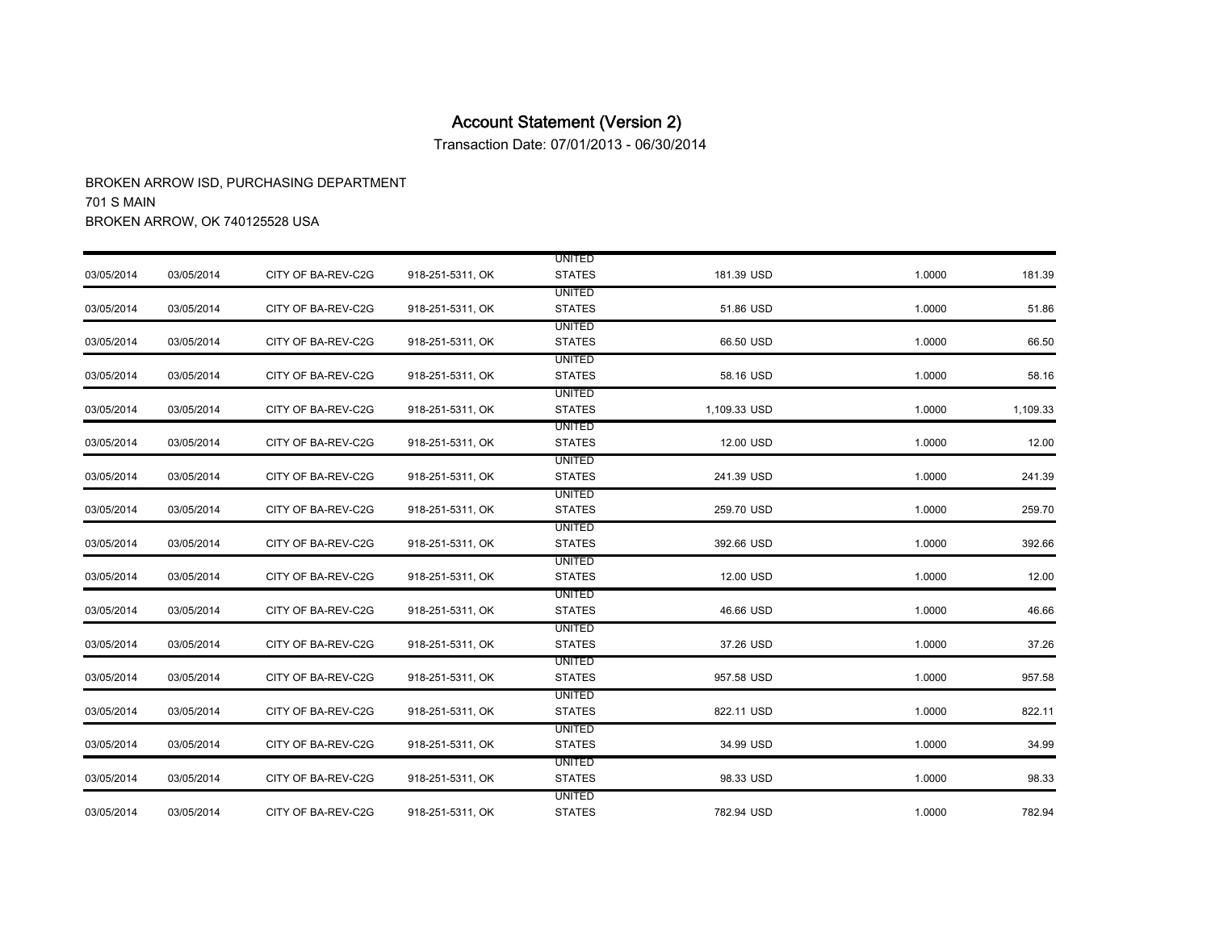# Account Statement (Version 2)

Transaction Date: 07/01/2013 - 06/30/2014

BROKEN ARROW ISD, PURCHASING DEPARTMENT
701 S MAIN
BROKEN ARROW, OK 740125528 USA

| | | | | | | | |
|---|---|---|---|---|---|---|---|
| 03/05/2014 | 03/05/2014 | CITY OF BA-REV-C2G | 918-251-5311, OK | UNITED STATES | 181.39 USD | 1.0000 | 181.39 |
| 03/05/2014 | 03/05/2014 | CITY OF BA-REV-C2G | 918-251-5311, OK | UNITED STATES | 51.86 USD | 1.0000 | 51.86 |
| 03/05/2014 | 03/05/2014 | CITY OF BA-REV-C2G | 918-251-5311, OK | UNITED STATES | 66.50 USD | 1.0000 | 66.50 |
| 03/05/2014 | 03/05/2014 | CITY OF BA-REV-C2G | 918-251-5311, OK | UNITED STATES | 58.16 USD | 1.0000 | 58.16 |
| 03/05/2014 | 03/05/2014 | CITY OF BA-REV-C2G | 918-251-5311, OK | UNITED STATES | 1,109.33 USD | 1.0000 | 1,109.33 |
| 03/05/2014 | 03/05/2014 | CITY OF BA-REV-C2G | 918-251-5311, OK | UNITED STATES | 12.00 USD | 1.0000 | 12.00 |
| 03/05/2014 | 03/05/2014 | CITY OF BA-REV-C2G | 918-251-5311, OK | UNITED STATES | 241.39 USD | 1.0000 | 241.39 |
| 03/05/2014 | 03/05/2014 | CITY OF BA-REV-C2G | 918-251-5311, OK | UNITED STATES | 259.70 USD | 1.0000 | 259.70 |
| 03/05/2014 | 03/05/2014 | CITY OF BA-REV-C2G | 918-251-5311, OK | UNITED STATES | 392.66 USD | 1.0000 | 392.66 |
| 03/05/2014 | 03/05/2014 | CITY OF BA-REV-C2G | 918-251-5311, OK | UNITED STATES | 12.00 USD | 1.0000 | 12.00 |
| 03/05/2014 | 03/05/2014 | CITY OF BA-REV-C2G | 918-251-5311, OK | UNITED STATES | 46.66 USD | 1.0000 | 46.66 |
| 03/05/2014 | 03/05/2014 | CITY OF BA-REV-C2G | 918-251-5311, OK | UNITED STATES | 37.26 USD | 1.0000 | 37.26 |
| 03/05/2014 | 03/05/2014 | CITY OF BA-REV-C2G | 918-251-5311, OK | UNITED STATES | 957.58 USD | 1.0000 | 957.58 |
| 03/05/2014 | 03/05/2014 | CITY OF BA-REV-C2G | 918-251-5311, OK | UNITED STATES | 822.11 USD | 1.0000 | 822.11 |
| 03/05/2014 | 03/05/2014 | CITY OF BA-REV-C2G | 918-251-5311, OK | UNITED STATES | 34.99 USD | 1.0000 | 34.99 |
| 03/05/2014 | 03/05/2014 | CITY OF BA-REV-C2G | 918-251-5311, OK | UNITED STATES | 98.33 USD | 1.0000 | 98.33 |
| 03/05/2014 | 03/05/2014 | CITY OF BA-REV-C2G | 918-251-5311, OK | UNITED STATES | 782.94 USD | 1.0000 | 782.94 |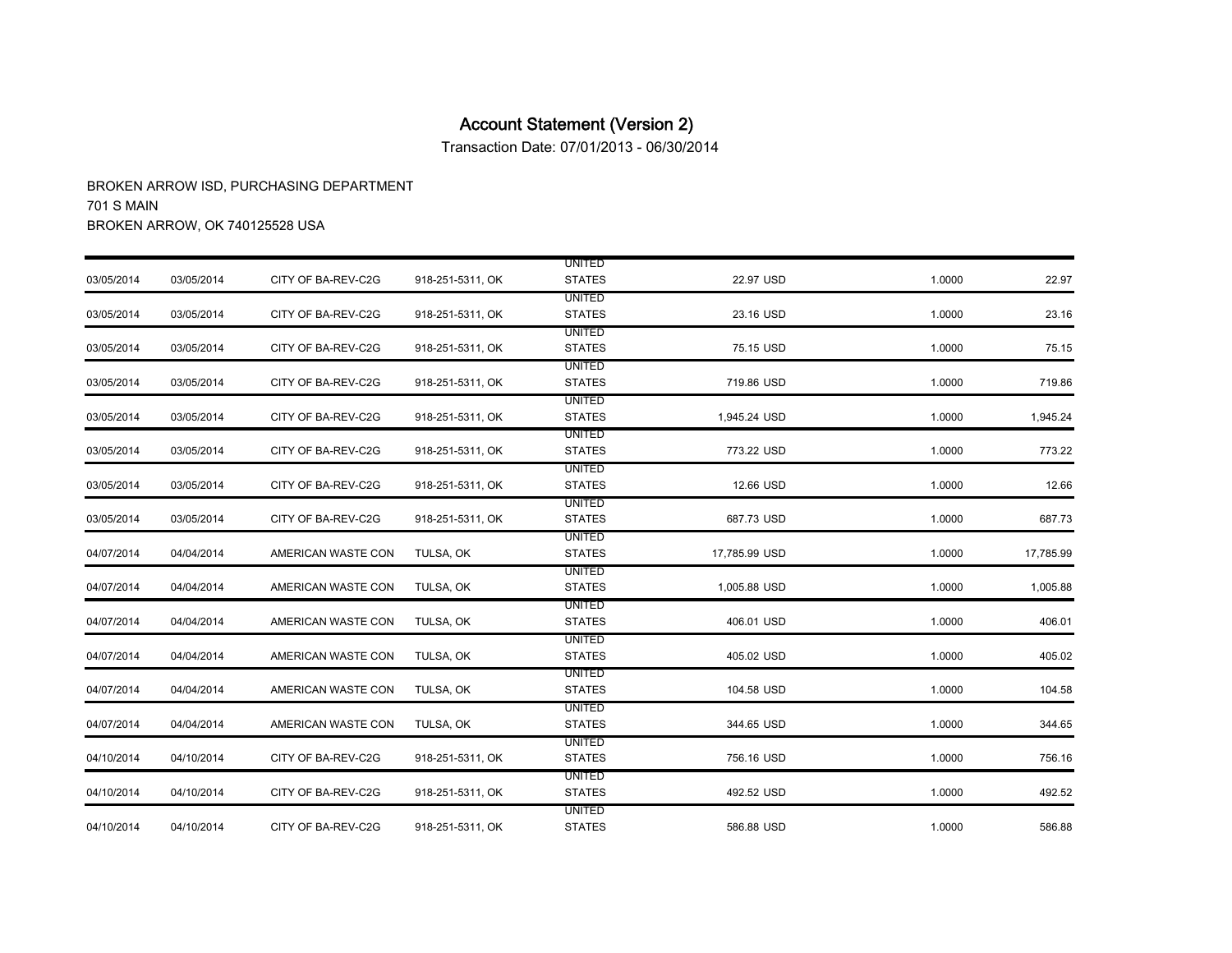# Account Statement (Version 2)

Transaction Date: 07/01/2013 - 06/30/2014

BROKEN ARROW ISD, PURCHASING DEPARTMENT
701 S MAIN
BROKEN ARROW, OK 740125528 USA

| | | | | | | | |
|---|---|---|---|---|---|---|---|
| 03/05/2014 | 03/05/2014 | CITY OF BA-REV-C2G | 918-251-5311, OK | UNITED STATES | 22.97 USD | 1.0000 | 22.97 |
| 03/05/2014 | 03/05/2014 | CITY OF BA-REV-C2G | 918-251-5311, OK | UNITED STATES | 23.16 USD | 1.0000 | 23.16 |
| 03/05/2014 | 03/05/2014 | CITY OF BA-REV-C2G | 918-251-5311, OK | UNITED STATES | 75.15 USD | 1.0000 | 75.15 |
| 03/05/2014 | 03/05/2014 | CITY OF BA-REV-C2G | 918-251-5311, OK | UNITED STATES | 719.86 USD | 1.0000 | 719.86 |
| 03/05/2014 | 03/05/2014 | CITY OF BA-REV-C2G | 918-251-5311, OK | UNITED STATES | 1,945.24 USD | 1.0000 | 1,945.24 |
| 03/05/2014 | 03/05/2014 | CITY OF BA-REV-C2G | 918-251-5311, OK | UNITED STATES | 773.22 USD | 1.0000 | 773.22 |
| 03/05/2014 | 03/05/2014 | CITY OF BA-REV-C2G | 918-251-5311, OK | UNITED STATES | 12.66 USD | 1.0000 | 12.66 |
| 03/05/2014 | 03/05/2014 | CITY OF BA-REV-C2G | 918-251-5311, OK | UNITED STATES | 687.73 USD | 1.0000 | 687.73 |
| 04/07/2014 | 04/04/2014 | AMERICAN WASTE CON | TULSA, OK | UNITED STATES | 17,785.99 USD | 1.0000 | 17,785.99 |
| 04/07/2014 | 04/04/2014 | AMERICAN WASTE CON | TULSA, OK | UNITED STATES | 1,005.88 USD | 1.0000 | 1,005.88 |
| 04/07/2014 | 04/04/2014 | AMERICAN WASTE CON | TULSA, OK | UNITED STATES | 406.01 USD | 1.0000 | 406.01 |
| 04/07/2014 | 04/04/2014 | AMERICAN WASTE CON | TULSA, OK | UNITED STATES | 405.02 USD | 1.0000 | 405.02 |
| 04/07/2014 | 04/04/2014 | AMERICAN WASTE CON | TULSA, OK | UNITED STATES | 104.58 USD | 1.0000 | 104.58 |
| 04/07/2014 | 04/04/2014 | AMERICAN WASTE CON | TULSA, OK | UNITED STATES | 344.65 USD | 1.0000 | 344.65 |
| 04/10/2014 | 04/10/2014 | CITY OF BA-REV-C2G | 918-251-5311, OK | UNITED STATES | 756.16 USD | 1.0000 | 756.16 |
| 04/10/2014 | 04/10/2014 | CITY OF BA-REV-C2G | 918-251-5311, OK | UNITED STATES | 492.52 USD | 1.0000 | 492.52 |
| 04/10/2014 | 04/10/2014 | CITY OF BA-REV-C2G | 918-251-5311, OK | UNITED STATES | 586.88 USD | 1.0000 | 586.88 |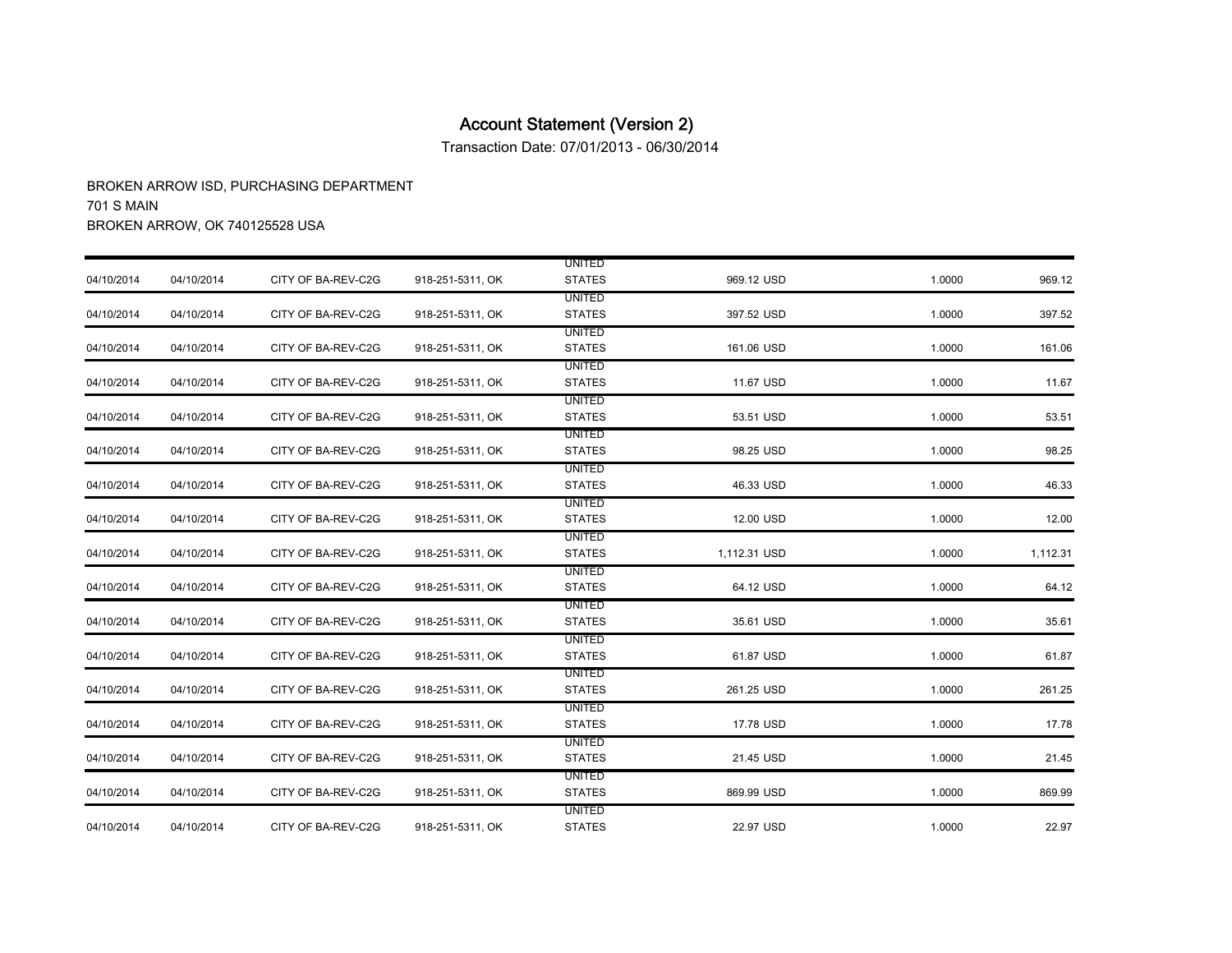# Account Statement (Version 2)

Transaction Date: 07/01/2013 - 06/30/2014

BROKEN ARROW ISD, PURCHASING DEPARTMENT
701 S MAIN
BROKEN ARROW, OK 740125528 USA

| | | | | | | | |
|---|---|---|---|---|---|---|---|
| 04/10/2014 | 04/10/2014 | CITY OF BA-REV-C2G | 918-251-5311, OK | UNITED STATES | 969.12 USD | 1.0000 | 969.12 |
| 04/10/2014 | 04/10/2014 | CITY OF BA-REV-C2G | 918-251-5311, OK | UNITED STATES | 397.52 USD | 1.0000 | 397.52 |
| 04/10/2014 | 04/10/2014 | CITY OF BA-REV-C2G | 918-251-5311, OK | UNITED STATES | 161.06 USD | 1.0000 | 161.06 |
| 04/10/2014 | 04/10/2014 | CITY OF BA-REV-C2G | 918-251-5311, OK | UNITED STATES | 11.67 USD | 1.0000 | 11.67 |
| 04/10/2014 | 04/10/2014 | CITY OF BA-REV-C2G | 918-251-5311, OK | UNITED STATES | 53.51 USD | 1.0000 | 53.51 |
| 04/10/2014 | 04/10/2014 | CITY OF BA-REV-C2G | 918-251-5311, OK | UNITED STATES | 98.25 USD | 1.0000 | 98.25 |
| 04/10/2014 | 04/10/2014 | CITY OF BA-REV-C2G | 918-251-5311, OK | UNITED STATES | 46.33 USD | 1.0000 | 46.33 |
| 04/10/2014 | 04/10/2014 | CITY OF BA-REV-C2G | 918-251-5311, OK | UNITED STATES | 12.00 USD | 1.0000 | 12.00 |
| 04/10/2014 | 04/10/2014 | CITY OF BA-REV-C2G | 918-251-5311, OK | UNITED STATES | 1,112.31 USD | 1.0000 | 1,112.31 |
| 04/10/2014 | 04/10/2014 | CITY OF BA-REV-C2G | 918-251-5311, OK | UNITED STATES | 64.12 USD | 1.0000 | 64.12 |
| 04/10/2014 | 04/10/2014 | CITY OF BA-REV-C2G | 918-251-5311, OK | UNITED STATES | 35.61 USD | 1.0000 | 35.61 |
| 04/10/2014 | 04/10/2014 | CITY OF BA-REV-C2G | 918-251-5311, OK | UNITED STATES | 61.87 USD | 1.0000 | 61.87 |
| 04/10/2014 | 04/10/2014 | CITY OF BA-REV-C2G | 918-251-5311, OK | UNITED STATES | 261.25 USD | 1.0000 | 261.25 |
| 04/10/2014 | 04/10/2014 | CITY OF BA-REV-C2G | 918-251-5311, OK | UNITED STATES | 17.78 USD | 1.0000 | 17.78 |
| 04/10/2014 | 04/10/2014 | CITY OF BA-REV-C2G | 918-251-5311, OK | UNITED STATES | 21.45 USD | 1.0000 | 21.45 |
| 04/10/2014 | 04/10/2014 | CITY OF BA-REV-C2G | 918-251-5311, OK | UNITED STATES | 869.99 USD | 1.0000 | 869.99 |
| 04/10/2014 | 04/10/2014 | CITY OF BA-REV-C2G | 918-251-5311, OK | UNITED STATES | 22.97 USD | 1.0000 | 22.97 |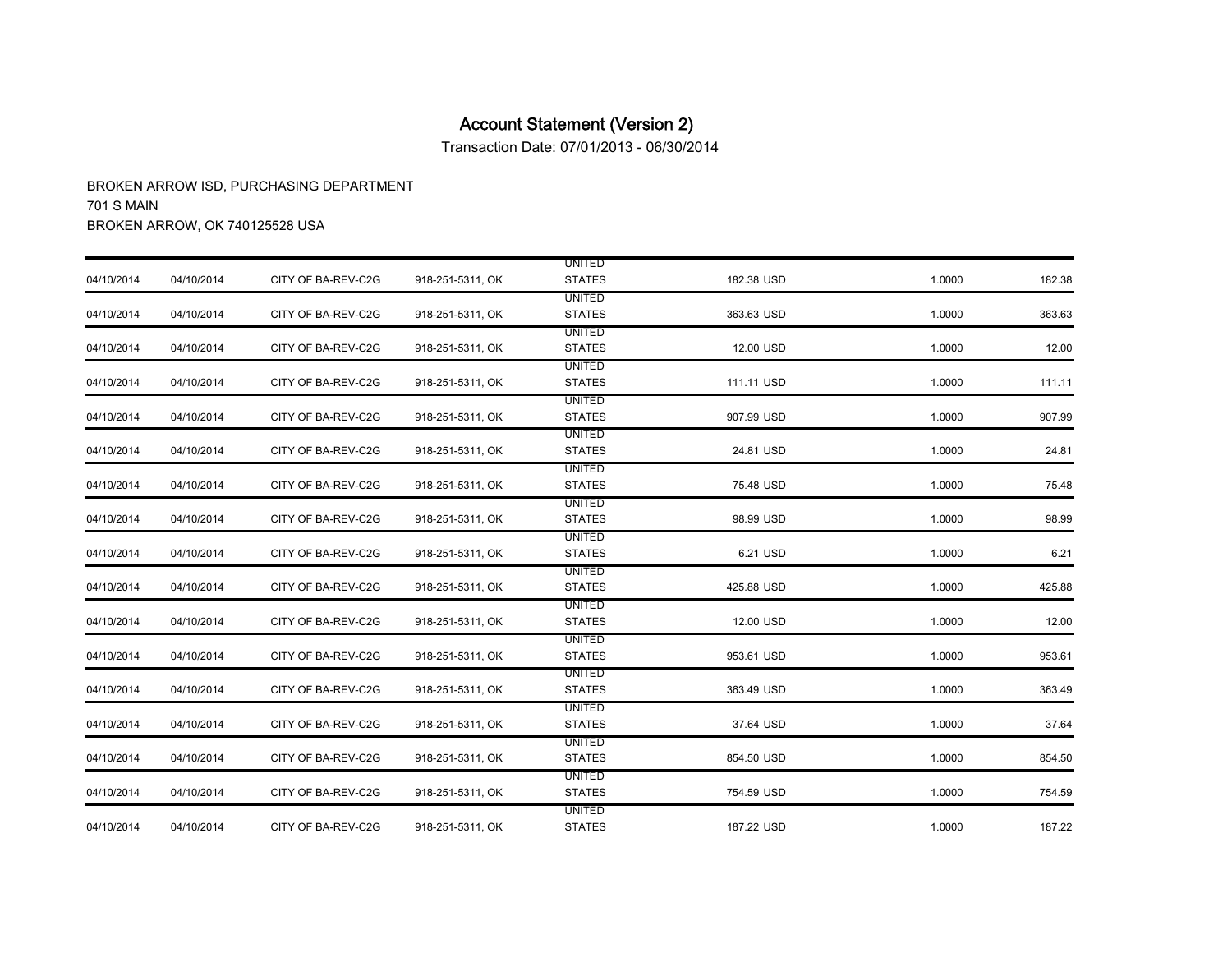# Account Statement (Version 2)

Transaction Date: 07/01/2013 - 06/30/2014

BROKEN ARROW ISD, PURCHASING DEPARTMENT
701 S MAIN
BROKEN ARROW, OK 740125528 USA

| | | | | | | | |
|---|---|---|---|---|---|---|---|
| 04/10/2014 | 04/10/2014 | CITY OF BA-REV-C2G | 918-251-5311, OK | UNITED STATES | 182.38 USD | 1.0000 | 182.38 |
| 04/10/2014 | 04/10/2014 | CITY OF BA-REV-C2G | 918-251-5311, OK | UNITED STATES | 363.63 USD | 1.0000 | 363.63 |
| 04/10/2014 | 04/10/2014 | CITY OF BA-REV-C2G | 918-251-5311, OK | UNITED STATES | 12.00 USD | 1.0000 | 12.00 |
| 04/10/2014 | 04/10/2014 | CITY OF BA-REV-C2G | 918-251-5311, OK | UNITED STATES | 111.11 USD | 1.0000 | 111.11 |
| 04/10/2014 | 04/10/2014 | CITY OF BA-REV-C2G | 918-251-5311, OK | UNITED STATES | 907.99 USD | 1.0000 | 907.99 |
| 04/10/2014 | 04/10/2014 | CITY OF BA-REV-C2G | 918-251-5311, OK | UNITED STATES | 24.81 USD | 1.0000 | 24.81 |
| 04/10/2014 | 04/10/2014 | CITY OF BA-REV-C2G | 918-251-5311, OK | UNITED STATES | 75.48 USD | 1.0000 | 75.48 |
| 04/10/2014 | 04/10/2014 | CITY OF BA-REV-C2G | 918-251-5311, OK | UNITED STATES | 98.99 USD | 1.0000 | 98.99 |
| 04/10/2014 | 04/10/2014 | CITY OF BA-REV-C2G | 918-251-5311, OK | UNITED STATES | 6.21 USD | 1.0000 | 6.21 |
| 04/10/2014 | 04/10/2014 | CITY OF BA-REV-C2G | 918-251-5311, OK | UNITED STATES | 425.88 USD | 1.0000 | 425.88 |
| 04/10/2014 | 04/10/2014 | CITY OF BA-REV-C2G | 918-251-5311, OK | UNITED STATES | 12.00 USD | 1.0000 | 12.00 |
| 04/10/2014 | 04/10/2014 | CITY OF BA-REV-C2G | 918-251-5311, OK | UNITED STATES | 953.61 USD | 1.0000 | 953.61 |
| 04/10/2014 | 04/10/2014 | CITY OF BA-REV-C2G | 918-251-5311, OK | UNITED STATES | 363.49 USD | 1.0000 | 363.49 |
| 04/10/2014 | 04/10/2014 | CITY OF BA-REV-C2G | 918-251-5311, OK | UNITED STATES | 37.64 USD | 1.0000 | 37.64 |
| 04/10/2014 | 04/10/2014 | CITY OF BA-REV-C2G | 918-251-5311, OK | UNITED STATES | 854.50 USD | 1.0000 | 854.50 |
| 04/10/2014 | 04/10/2014 | CITY OF BA-REV-C2G | 918-251-5311, OK | UNITED STATES | 754.59 USD | 1.0000 | 754.59 |
| 04/10/2014 | 04/10/2014 | CITY OF BA-REV-C2G | 918-251-5311, OK | UNITED STATES | 187.22 USD | 1.0000 | 187.22 |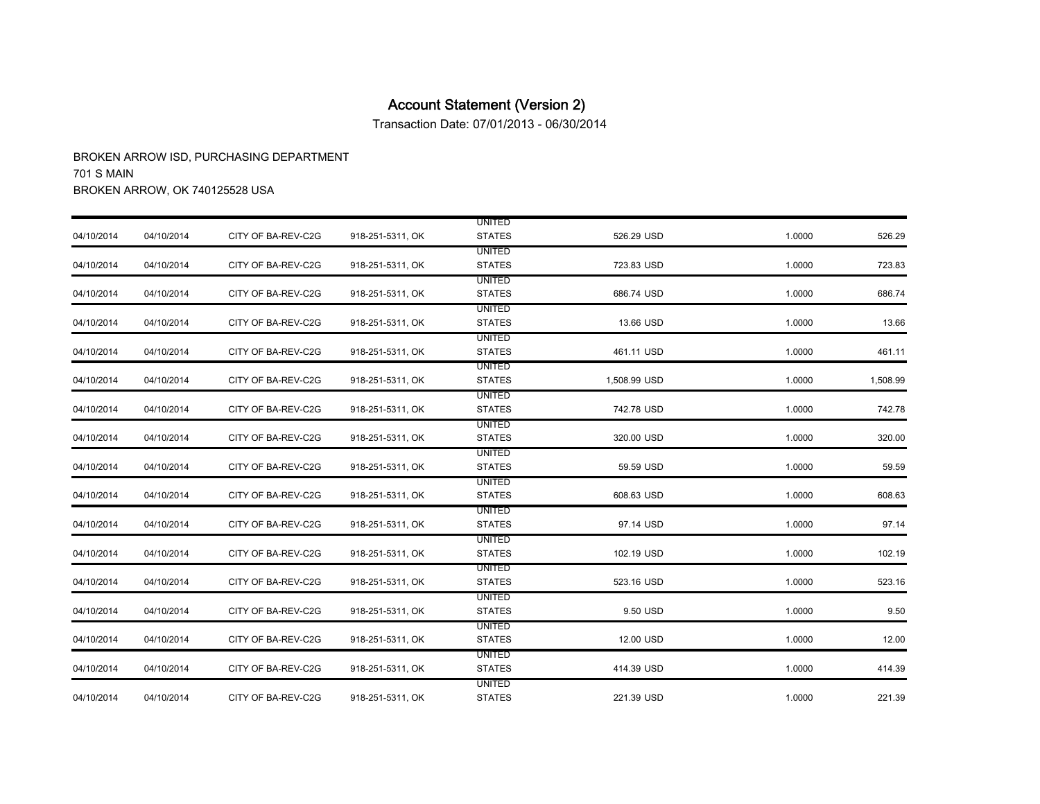# Account Statement (Version 2)

Transaction Date: 07/01/2013 - 06/30/2014

BROKEN ARROW ISD, PURCHASING DEPARTMENT
701 S MAIN
BROKEN ARROW, OK 740125528 USA

| | | | | | | | |
|---|---|---|---|---|---|---|---|
| 04/10/2014 | 04/10/2014 | CITY OF BA-REV-C2G | 918-251-5311, OK | UNITED STATES | 526.29 USD | 1.0000 | 526.29 |
| 04/10/2014 | 04/10/2014 | CITY OF BA-REV-C2G | 918-251-5311, OK | UNITED STATES | 723.83 USD | 1.0000 | 723.83 |
| 04/10/2014 | 04/10/2014 | CITY OF BA-REV-C2G | 918-251-5311, OK | UNITED STATES | 686.74 USD | 1.0000 | 686.74 |
| 04/10/2014 | 04/10/2014 | CITY OF BA-REV-C2G | 918-251-5311, OK | UNITED STATES | 13.66 USD | 1.0000 | 13.66 |
| 04/10/2014 | 04/10/2014 | CITY OF BA-REV-C2G | 918-251-5311, OK | UNITED STATES | 461.11 USD | 1.0000 | 461.11 |
| 04/10/2014 | 04/10/2014 | CITY OF BA-REV-C2G | 918-251-5311, OK | UNITED STATES | 1,508.99 USD | 1.0000 | 1,508.99 |
| 04/10/2014 | 04/10/2014 | CITY OF BA-REV-C2G | 918-251-5311, OK | UNITED STATES | 742.78 USD | 1.0000 | 742.78 |
| 04/10/2014 | 04/10/2014 | CITY OF BA-REV-C2G | 918-251-5311, OK | UNITED STATES | 320.00 USD | 1.0000 | 320.00 |
| 04/10/2014 | 04/10/2014 | CITY OF BA-REV-C2G | 918-251-5311, OK | UNITED STATES | 59.59 USD | 1.0000 | 59.59 |
| 04/10/2014 | 04/10/2014 | CITY OF BA-REV-C2G | 918-251-5311, OK | UNITED STATES | 608.63 USD | 1.0000 | 608.63 |
| 04/10/2014 | 04/10/2014 | CITY OF BA-REV-C2G | 918-251-5311, OK | UNITED STATES | 97.14 USD | 1.0000 | 97.14 |
| 04/10/2014 | 04/10/2014 | CITY OF BA-REV-C2G | 918-251-5311, OK | UNITED STATES | 102.19 USD | 1.0000 | 102.19 |
| 04/10/2014 | 04/10/2014 | CITY OF BA-REV-C2G | 918-251-5311, OK | UNITED STATES | 523.16 USD | 1.0000 | 523.16 |
| 04/10/2014 | 04/10/2014 | CITY OF BA-REV-C2G | 918-251-5311, OK | UNITED STATES | 9.50 USD | 1.0000 | 9.50 |
| 04/10/2014 | 04/10/2014 | CITY OF BA-REV-C2G | 918-251-5311, OK | UNITED STATES | 12.00 USD | 1.0000 | 12.00 |
| 04/10/2014 | 04/10/2014 | CITY OF BA-REV-C2G | 918-251-5311, OK | UNITED STATES | 414.39 USD | 1.0000 | 414.39 |
| 04/10/2014 | 04/10/2014 | CITY OF BA-REV-C2G | 918-251-5311, OK | UNITED STATES | 221.39 USD | 1.0000 | 221.39 |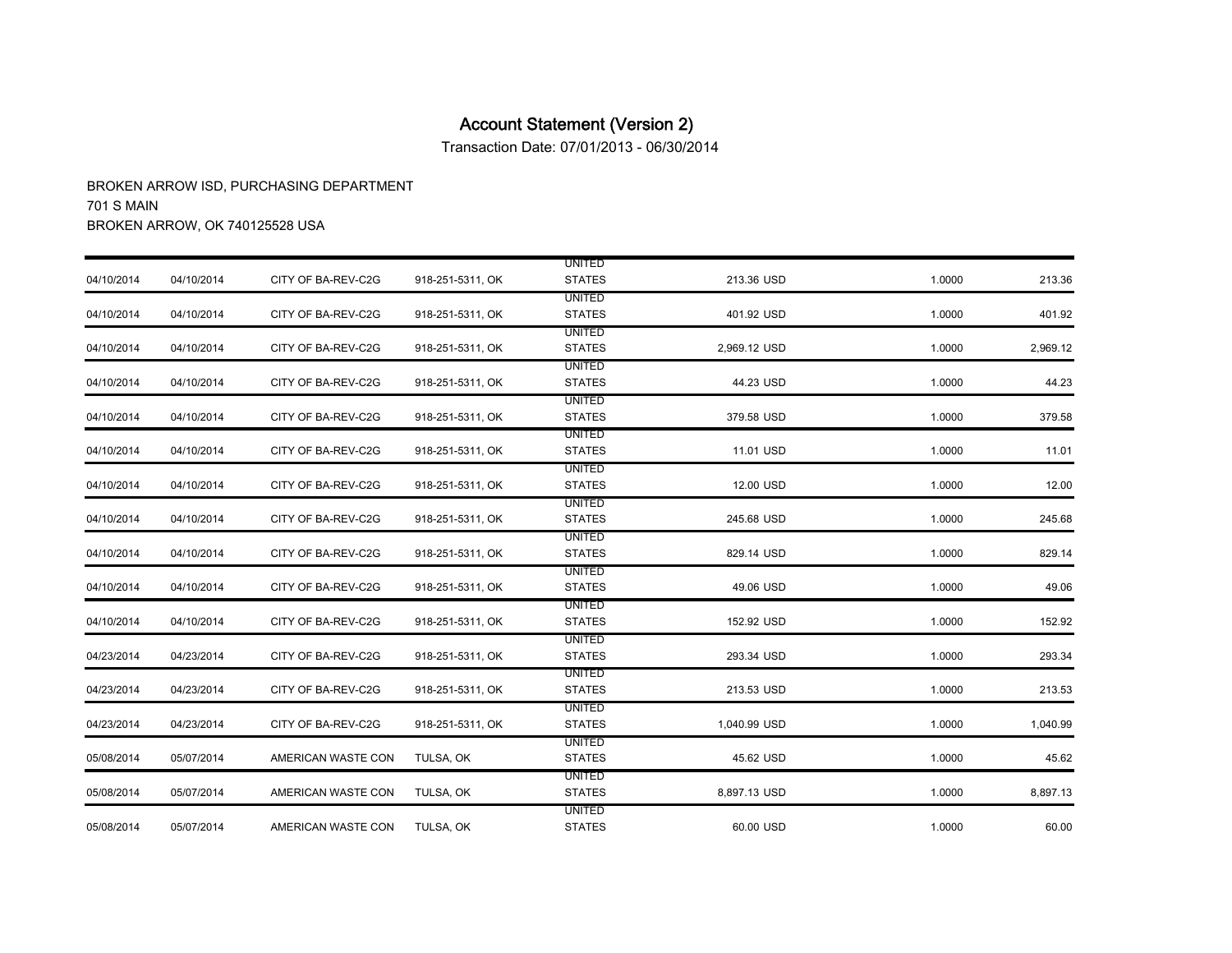# Account Statement (Version 2)

Transaction Date: 07/01/2013 - 06/30/2014

BROKEN ARROW ISD, PURCHASING DEPARTMENT
701 S MAIN
BROKEN ARROW, OK 740125528 USA

| | | | | | | | |
|---|---|---|---|---|---|---|---|
| 04/10/2014 | 04/10/2014 | CITY OF BA-REV-C2G | 918-251-5311, OK | UNITED STATES | 213.36 USD | 1.0000 | 213.36 |
| 04/10/2014 | 04/10/2014 | CITY OF BA-REV-C2G | 918-251-5311, OK | UNITED STATES | 401.92 USD | 1.0000 | 401.92 |
| 04/10/2014 | 04/10/2014 | CITY OF BA-REV-C2G | 918-251-5311, OK | UNITED STATES | 2,969.12 USD | 1.0000 | 2,969.12 |
| 04/10/2014 | 04/10/2014 | CITY OF BA-REV-C2G | 918-251-5311, OK | UNITED STATES | 44.23 USD | 1.0000 | 44.23 |
| 04/10/2014 | 04/10/2014 | CITY OF BA-REV-C2G | 918-251-5311, OK | UNITED STATES | 379.58 USD | 1.0000 | 379.58 |
| 04/10/2014 | 04/10/2014 | CITY OF BA-REV-C2G | 918-251-5311, OK | UNITED STATES | 11.01 USD | 1.0000 | 11.01 |
| 04/10/2014 | 04/10/2014 | CITY OF BA-REV-C2G | 918-251-5311, OK | UNITED STATES | 12.00 USD | 1.0000 | 12.00 |
| 04/10/2014 | 04/10/2014 | CITY OF BA-REV-C2G | 918-251-5311, OK | UNITED STATES | 245.68 USD | 1.0000 | 245.68 |
| 04/10/2014 | 04/10/2014 | CITY OF BA-REV-C2G | 918-251-5311, OK | UNITED STATES | 829.14 USD | 1.0000 | 829.14 |
| 04/10/2014 | 04/10/2014 | CITY OF BA-REV-C2G | 918-251-5311, OK | UNITED STATES | 49.06 USD | 1.0000 | 49.06 |
| 04/10/2014 | 04/10/2014 | CITY OF BA-REV-C2G | 918-251-5311, OK | UNITED STATES | 152.92 USD | 1.0000 | 152.92 |
| 04/23/2014 | 04/23/2014 | CITY OF BA-REV-C2G | 918-251-5311, OK | UNITED STATES | 293.34 USD | 1.0000 | 293.34 |
| 04/23/2014 | 04/23/2014 | CITY OF BA-REV-C2G | 918-251-5311, OK | UNITED STATES | 213.53 USD | 1.0000 | 213.53 |
| 04/23/2014 | 04/23/2014 | CITY OF BA-REV-C2G | 918-251-5311, OK | UNITED STATES | 1,040.99 USD | 1.0000 | 1,040.99 |
| 05/08/2014 | 05/07/2014 | AMERICAN WASTE CON | TULSA, OK | UNITED STATES | 45.62 USD | 1.0000 | 45.62 |
| 05/08/2014 | 05/07/2014 | AMERICAN WASTE CON | TULSA, OK | UNITED STATES | 8,897.13 USD | 1.0000 | 8,897.13 |
| 05/08/2014 | 05/07/2014 | AMERICAN WASTE CON | TULSA, OK | UNITED STATES | 60.00 USD | 1.0000 | 60.00 |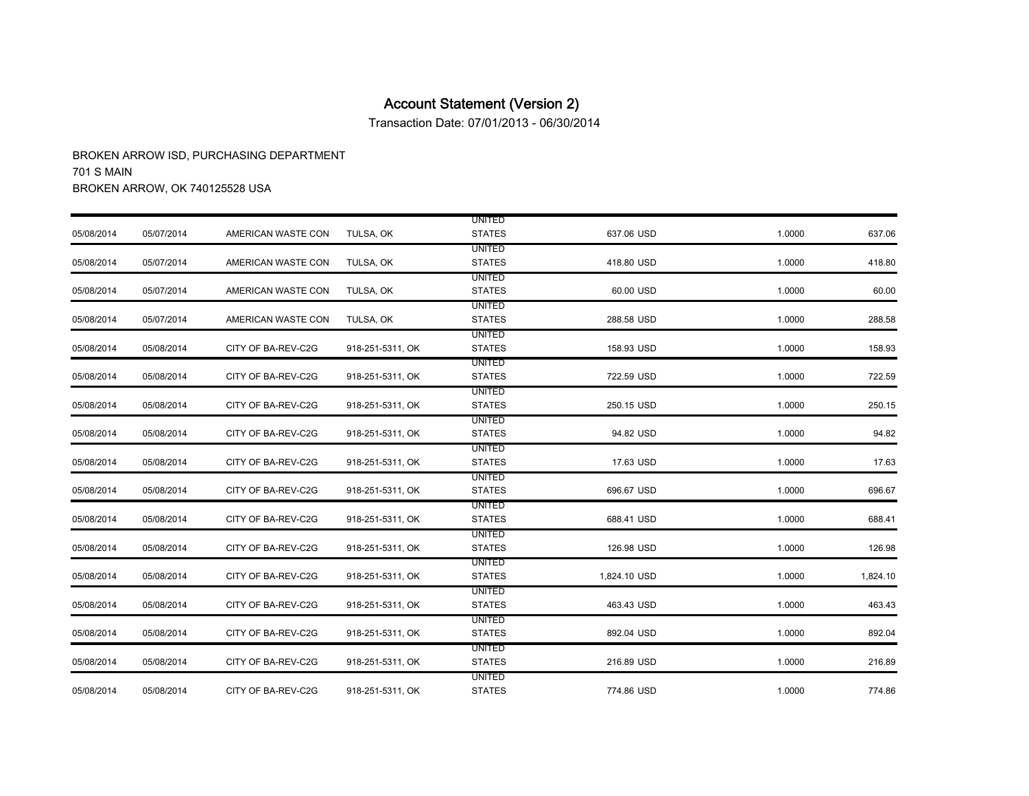# Account Statement (Version 2)

Transaction Date: 07/01/2013 - 06/30/2014

BROKEN ARROW ISD, PURCHASING DEPARTMENT
701 S MAIN
BROKEN ARROW, OK 740125528 USA

| | | | | | | | |
|---|---|---|---|---|---|---|---|
| 05/08/2014 | 05/07/2014 | AMERICAN WASTE CON | TULSA, OK | UNITED STATES | 637.06 USD | 1.0000 | 637.06 |
| 05/08/2014 | 05/07/2014 | AMERICAN WASTE CON | TULSA, OK | UNITED STATES | 418.80 USD | 1.0000 | 418.80 |
| 05/08/2014 | 05/07/2014 | AMERICAN WASTE CON | TULSA, OK | UNITED STATES | 60.00 USD | 1.0000 | 60.00 |
| 05/08/2014 | 05/07/2014 | AMERICAN WASTE CON | TULSA, OK | UNITED STATES | 288.58 USD | 1.0000 | 288.58 |
| 05/08/2014 | 05/08/2014 | CITY OF BA-REV-C2G | 918-251-5311, OK | UNITED STATES | 158.93 USD | 1.0000 | 158.93 |
| 05/08/2014 | 05/08/2014 | CITY OF BA-REV-C2G | 918-251-5311, OK | UNITED STATES | 722.59 USD | 1.0000 | 722.59 |
| 05/08/2014 | 05/08/2014 | CITY OF BA-REV-C2G | 918-251-5311, OK | UNITED STATES | 250.15 USD | 1.0000 | 250.15 |
| 05/08/2014 | 05/08/2014 | CITY OF BA-REV-C2G | 918-251-5311, OK | UNITED STATES | 94.82 USD | 1.0000 | 94.82 |
| 05/08/2014 | 05/08/2014 | CITY OF BA-REV-C2G | 918-251-5311, OK | UNITED STATES | 17.63 USD | 1.0000 | 17.63 |
| 05/08/2014 | 05/08/2014 | CITY OF BA-REV-C2G | 918-251-5311, OK | UNITED STATES | 696.67 USD | 1.0000 | 696.67 |
| 05/08/2014 | 05/08/2014 | CITY OF BA-REV-C2G | 918-251-5311, OK | UNITED STATES | 688.41 USD | 1.0000 | 688.41 |
| 05/08/2014 | 05/08/2014 | CITY OF BA-REV-C2G | 918-251-5311, OK | UNITED STATES | 126.98 USD | 1.0000 | 126.98 |
| 05/08/2014 | 05/08/2014 | CITY OF BA-REV-C2G | 918-251-5311, OK | UNITED STATES | 1,824.10 USD | 1.0000 | 1,824.10 |
| 05/08/2014 | 05/08/2014 | CITY OF BA-REV-C2G | 918-251-5311, OK | UNITED STATES | 463.43 USD | 1.0000 | 463.43 |
| 05/08/2014 | 05/08/2014 | CITY OF BA-REV-C2G | 918-251-5311, OK | UNITED STATES | 892.04 USD | 1.0000 | 892.04 |
| 05/08/2014 | 05/08/2014 | CITY OF BA-REV-C2G | 918-251-5311, OK | UNITED STATES | 216.89 USD | 1.0000 | 216.89 |
| 05/08/2014 | 05/08/2014 | CITY OF BA-REV-C2G | 918-251-5311, OK | UNITED STATES | 774.86 USD | 1.0000 | 774.86 |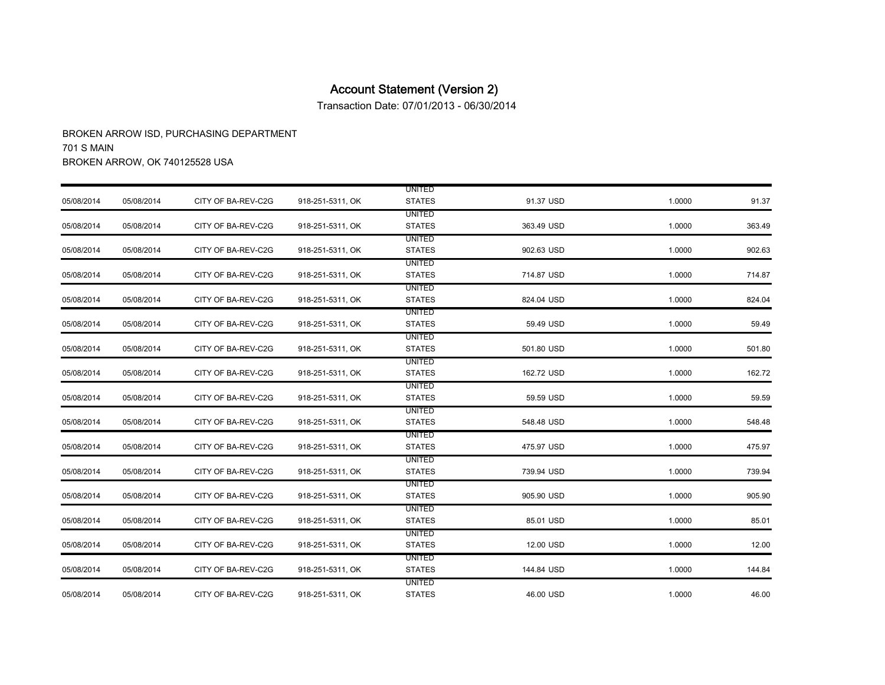# Account Statement (Version 2)

Transaction Date: 07/01/2013 - 06/30/2014

BROKEN ARROW ISD, PURCHASING DEPARTMENT
701 S MAIN
BROKEN ARROW, OK 740125528 USA

| | | | | | | | |
|---|---|---|---|---|---|---|---|
| 05/08/2014 | 05/08/2014 | CITY OF BA-REV-C2G | 918-251-5311, OK | UNITED STATES | 91.37 USD | 1.0000 | 91.37 |
| 05/08/2014 | 05/08/2014 | CITY OF BA-REV-C2G | 918-251-5311, OK | UNITED STATES | 363.49 USD | 1.0000 | 363.49 |
| 05/08/2014 | 05/08/2014 | CITY OF BA-REV-C2G | 918-251-5311, OK | UNITED STATES | 902.63 USD | 1.0000 | 902.63 |
| 05/08/2014 | 05/08/2014 | CITY OF BA-REV-C2G | 918-251-5311, OK | UNITED STATES | 714.87 USD | 1.0000 | 714.87 |
| 05/08/2014 | 05/08/2014 | CITY OF BA-REV-C2G | 918-251-5311, OK | UNITED STATES | 824.04 USD | 1.0000 | 824.04 |
| 05/08/2014 | 05/08/2014 | CITY OF BA-REV-C2G | 918-251-5311, OK | UNITED STATES | 59.49 USD | 1.0000 | 59.49 |
| 05/08/2014 | 05/08/2014 | CITY OF BA-REV-C2G | 918-251-5311, OK | UNITED STATES | 501.80 USD | 1.0000 | 501.80 |
| 05/08/2014 | 05/08/2014 | CITY OF BA-REV-C2G | 918-251-5311, OK | UNITED STATES | 162.72 USD | 1.0000 | 162.72 |
| 05/08/2014 | 05/08/2014 | CITY OF BA-REV-C2G | 918-251-5311, OK | UNITED STATES | 59.59 USD | 1.0000 | 59.59 |
| 05/08/2014 | 05/08/2014 | CITY OF BA-REV-C2G | 918-251-5311, OK | UNITED STATES | 548.48 USD | 1.0000 | 548.48 |
| 05/08/2014 | 05/08/2014 | CITY OF BA-REV-C2G | 918-251-5311, OK | UNITED STATES | 475.97 USD | 1.0000 | 475.97 |
| 05/08/2014 | 05/08/2014 | CITY OF BA-REV-C2G | 918-251-5311, OK | UNITED STATES | 739.94 USD | 1.0000 | 739.94 |
| 05/08/2014 | 05/08/2014 | CITY OF BA-REV-C2G | 918-251-5311, OK | UNITED STATES | 905.90 USD | 1.0000 | 905.90 |
| 05/08/2014 | 05/08/2014 | CITY OF BA-REV-C2G | 918-251-5311, OK | UNITED STATES | 85.01 USD | 1.0000 | 85.01 |
| 05/08/2014 | 05/08/2014 | CITY OF BA-REV-C2G | 918-251-5311, OK | UNITED STATES | 12.00 USD | 1.0000 | 12.00 |
| 05/08/2014 | 05/08/2014 | CITY OF BA-REV-C2G | 918-251-5311, OK | UNITED STATES | 144.84 USD | 1.0000 | 144.84 |
| 05/08/2014 | 05/08/2014 | CITY OF BA-REV-C2G | 918-251-5311, OK | UNITED STATES | 46.00 USD | 1.0000 | 46.00 |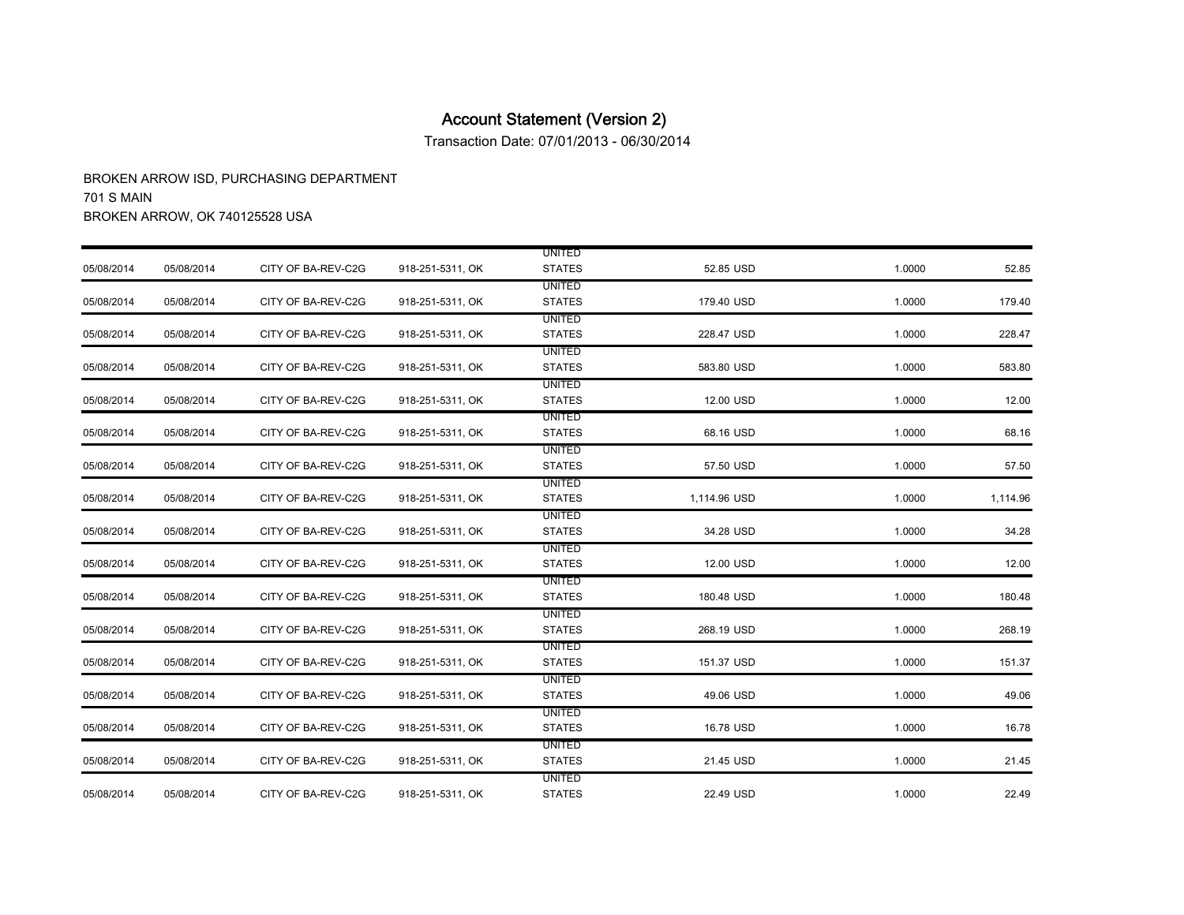# Account Statement (Version 2)

Transaction Date: 07/01/2013 - 06/30/2014

BROKEN ARROW ISD, PURCHASING DEPARTMENT
701 S MAIN
BROKEN ARROW, OK 740125528 USA

| | | | | | | | |
|---|---|---|---|---|---|---|---|
| 05/08/2014 | 05/08/2014 | CITY OF BA-REV-C2G | 918-251-5311, OK | UNITED STATES | 52.85 USD | 1.0000 | 52.85 |
| 05/08/2014 | 05/08/2014 | CITY OF BA-REV-C2G | 918-251-5311, OK | UNITED STATES | 179.40 USD | 1.0000 | 179.40 |
| 05/08/2014 | 05/08/2014 | CITY OF BA-REV-C2G | 918-251-5311, OK | UNITED STATES | 228.47 USD | 1.0000 | 228.47 |
| 05/08/2014 | 05/08/2014 | CITY OF BA-REV-C2G | 918-251-5311, OK | UNITED STATES | 583.80 USD | 1.0000 | 583.80 |
| 05/08/2014 | 05/08/2014 | CITY OF BA-REV-C2G | 918-251-5311, OK | UNITED STATES | 12.00 USD | 1.0000 | 12.00 |
| 05/08/2014 | 05/08/2014 | CITY OF BA-REV-C2G | 918-251-5311, OK | UNITED STATES | 68.16 USD | 1.0000 | 68.16 |
| 05/08/2014 | 05/08/2014 | CITY OF BA-REV-C2G | 918-251-5311, OK | UNITED STATES | 57.50 USD | 1.0000 | 57.50 |
| 05/08/2014 | 05/08/2014 | CITY OF BA-REV-C2G | 918-251-5311, OK | UNITED STATES | 1,114.96 USD | 1.0000 | 1,114.96 |
| 05/08/2014 | 05/08/2014 | CITY OF BA-REV-C2G | 918-251-5311, OK | UNITED STATES | 34.28 USD | 1.0000 | 34.28 |
| 05/08/2014 | 05/08/2014 | CITY OF BA-REV-C2G | 918-251-5311, OK | UNITED STATES | 12.00 USD | 1.0000 | 12.00 |
| 05/08/2014 | 05/08/2014 | CITY OF BA-REV-C2G | 918-251-5311, OK | UNITED STATES | 180.48 USD | 1.0000 | 180.48 |
| 05/08/2014 | 05/08/2014 | CITY OF BA-REV-C2G | 918-251-5311, OK | UNITED STATES | 268.19 USD | 1.0000 | 268.19 |
| 05/08/2014 | 05/08/2014 | CITY OF BA-REV-C2G | 918-251-5311, OK | UNITED STATES | 151.37 USD | 1.0000 | 151.37 |
| 05/08/2014 | 05/08/2014 | CITY OF BA-REV-C2G | 918-251-5311, OK | UNITED STATES | 49.06 USD | 1.0000 | 49.06 |
| 05/08/2014 | 05/08/2014 | CITY OF BA-REV-C2G | 918-251-5311, OK | UNITED STATES | 16.78 USD | 1.0000 | 16.78 |
| 05/08/2014 | 05/08/2014 | CITY OF BA-REV-C2G | 918-251-5311, OK | UNITED STATES | 21.45 USD | 1.0000 | 21.45 |
| 05/08/2014 | 05/08/2014 | CITY OF BA-REV-C2G | 918-251-5311, OK | UNITED STATES | 22.49 USD | 1.0000 | 22.49 |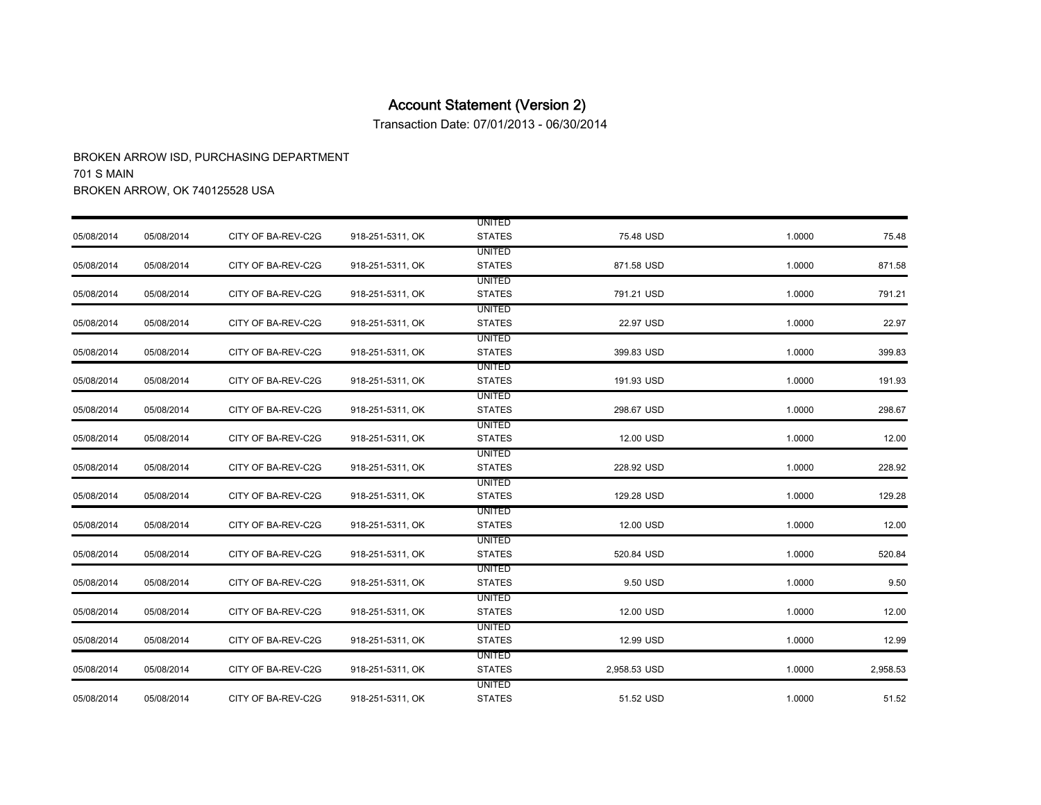# Account Statement (Version 2)

Transaction Date: 07/01/2013 - 06/30/2014

BROKEN ARROW ISD, PURCHASING DEPARTMENT
701 S MAIN
BROKEN ARROW, OK 740125528 USA

| | | | | | | | |
|---|---|---|---|---|---|---|---|
| 05/08/2014 | 05/08/2014 | CITY OF BA-REV-C2G | 918-251-5311, OK | UNITED STATES | 75.48 USD | 1.0000 | 75.48 |
| 05/08/2014 | 05/08/2014 | CITY OF BA-REV-C2G | 918-251-5311, OK | UNITED STATES | 871.58 USD | 1.0000 | 871.58 |
| 05/08/2014 | 05/08/2014 | CITY OF BA-REV-C2G | 918-251-5311, OK | UNITED STATES | 791.21 USD | 1.0000 | 791.21 |
| 05/08/2014 | 05/08/2014 | CITY OF BA-REV-C2G | 918-251-5311, OK | UNITED STATES | 22.97 USD | 1.0000 | 22.97 |
| 05/08/2014 | 05/08/2014 | CITY OF BA-REV-C2G | 918-251-5311, OK | UNITED STATES | 399.83 USD | 1.0000 | 399.83 |
| 05/08/2014 | 05/08/2014 | CITY OF BA-REV-C2G | 918-251-5311, OK | UNITED STATES | 191.93 USD | 1.0000 | 191.93 |
| 05/08/2014 | 05/08/2014 | CITY OF BA-REV-C2G | 918-251-5311, OK | UNITED STATES | 298.67 USD | 1.0000 | 298.67 |
| 05/08/2014 | 05/08/2014 | CITY OF BA-REV-C2G | 918-251-5311, OK | UNITED STATES | 12.00 USD | 1.0000 | 12.00 |
| 05/08/2014 | 05/08/2014 | CITY OF BA-REV-C2G | 918-251-5311, OK | UNITED STATES | 228.92 USD | 1.0000 | 228.92 |
| 05/08/2014 | 05/08/2014 | CITY OF BA-REV-C2G | 918-251-5311, OK | UNITED STATES | 129.28 USD | 1.0000 | 129.28 |
| 05/08/2014 | 05/08/2014 | CITY OF BA-REV-C2G | 918-251-5311, OK | UNITED STATES | 12.00 USD | 1.0000 | 12.00 |
| 05/08/2014 | 05/08/2014 | CITY OF BA-REV-C2G | 918-251-5311, OK | UNITED STATES | 520.84 USD | 1.0000 | 520.84 |
| 05/08/2014 | 05/08/2014 | CITY OF BA-REV-C2G | 918-251-5311, OK | UNITED STATES | 9.50 USD | 1.0000 | 9.50 |
| 05/08/2014 | 05/08/2014 | CITY OF BA-REV-C2G | 918-251-5311, OK | UNITED STATES | 12.00 USD | 1.0000 | 12.00 |
| 05/08/2014 | 05/08/2014 | CITY OF BA-REV-C2G | 918-251-5311, OK | UNITED STATES | 12.99 USD | 1.0000 | 12.99 |
| 05/08/2014 | 05/08/2014 | CITY OF BA-REV-C2G | 918-251-5311, OK | UNITED STATES | 2,958.53 USD | 1.0000 | 2,958.53 |
| 05/08/2014 | 05/08/2014 | CITY OF BA-REV-C2G | 918-251-5311, OK | UNITED STATES | 51.52 USD | 1.0000 | 51.52 |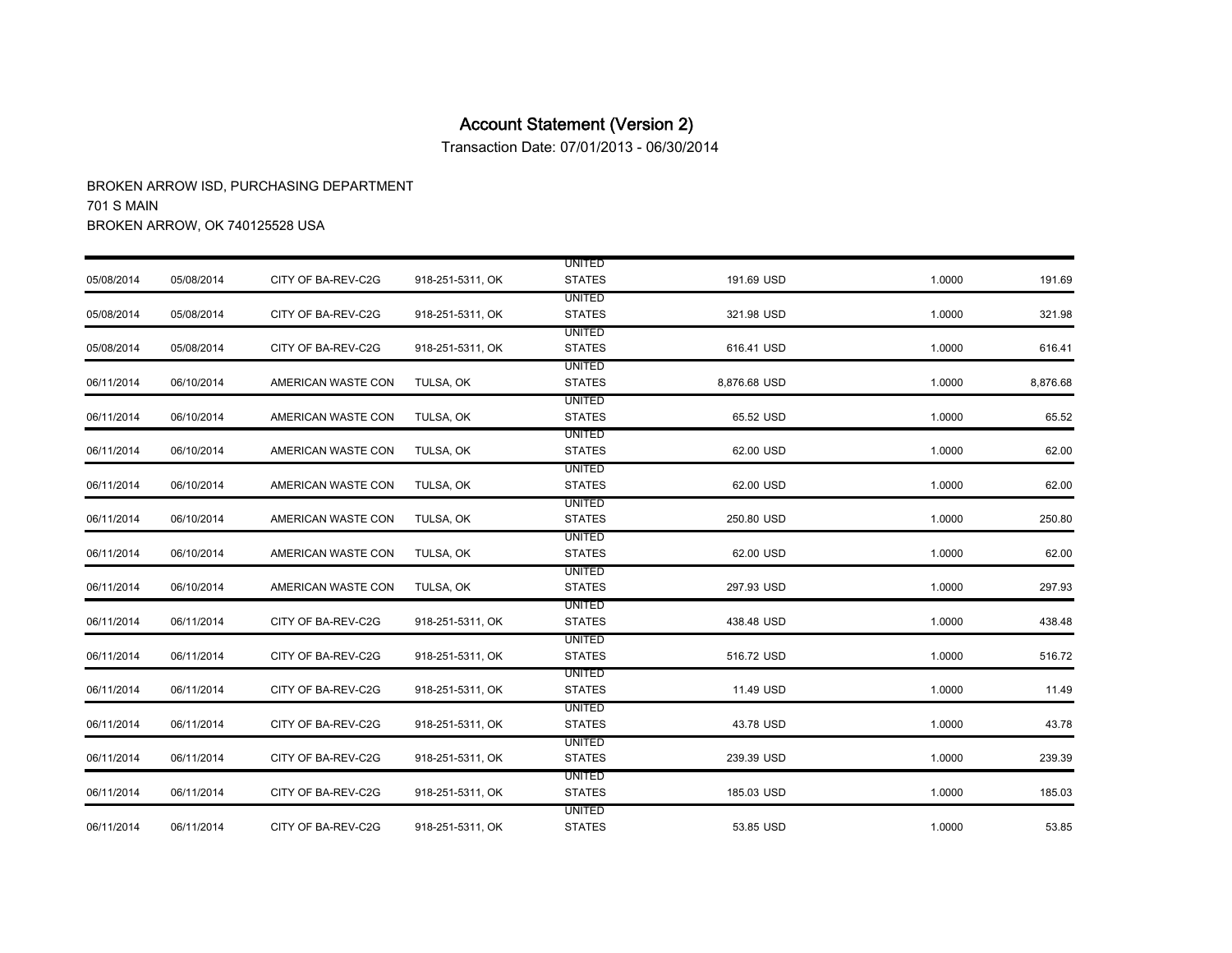# Account Statement (Version 2)

Transaction Date: 07/01/2013 - 06/30/2014

BROKEN ARROW ISD, PURCHASING DEPARTMENT
701 S MAIN
BROKEN ARROW, OK 740125528 USA

| | | | | | | | |
|---|---|---|---|---|---|---|---|
| 05/08/2014 | 05/08/2014 | CITY OF BA-REV-C2G | 918-251-5311, OK | UNITED STATES | 191.69 USD | 1.0000 | 191.69 |
| 05/08/2014 | 05/08/2014 | CITY OF BA-REV-C2G | 918-251-5311, OK | UNITED STATES | 321.98 USD | 1.0000 | 321.98 |
| 05/08/2014 | 05/08/2014 | CITY OF BA-REV-C2G | 918-251-5311, OK | UNITED STATES | 616.41 USD | 1.0000 | 616.41 |
| 06/11/2014 | 06/10/2014 | AMERICAN WASTE CON | TULSA, OK | UNITED STATES | 8,876.68 USD | 1.0000 | 8,876.68 |
| 06/11/2014 | 06/10/2014 | AMERICAN WASTE CON | TULSA, OK | UNITED STATES | 65.52 USD | 1.0000 | 65.52 |
| 06/11/2014 | 06/10/2014 | AMERICAN WASTE CON | TULSA, OK | UNITED STATES | 62.00 USD | 1.0000 | 62.00 |
| 06/11/2014 | 06/10/2014 | AMERICAN WASTE CON | TULSA, OK | UNITED STATES | 62.00 USD | 1.0000 | 62.00 |
| 06/11/2014 | 06/10/2014 | AMERICAN WASTE CON | TULSA, OK | UNITED STATES | 250.80 USD | 1.0000 | 250.80 |
| 06/11/2014 | 06/10/2014 | AMERICAN WASTE CON | TULSA, OK | UNITED STATES | 62.00 USD | 1.0000 | 62.00 |
| 06/11/2014 | 06/10/2014 | AMERICAN WASTE CON | TULSA, OK | UNITED STATES | 297.93 USD | 1.0000 | 297.93 |
| 06/11/2014 | 06/11/2014 | CITY OF BA-REV-C2G | 918-251-5311, OK | UNITED STATES | 438.48 USD | 1.0000 | 438.48 |
| 06/11/2014 | 06/11/2014 | CITY OF BA-REV-C2G | 918-251-5311, OK | UNITED STATES | 516.72 USD | 1.0000 | 516.72 |
| 06/11/2014 | 06/11/2014 | CITY OF BA-REV-C2G | 918-251-5311, OK | UNITED STATES | 11.49 USD | 1.0000 | 11.49 |
| 06/11/2014 | 06/11/2014 | CITY OF BA-REV-C2G | 918-251-5311, OK | UNITED STATES | 43.78 USD | 1.0000 | 43.78 |
| 06/11/2014 | 06/11/2014 | CITY OF BA-REV-C2G | 918-251-5311, OK | UNITED STATES | 239.39 USD | 1.0000 | 239.39 |
| 06/11/2014 | 06/11/2014 | CITY OF BA-REV-C2G | 918-251-5311, OK | UNITED STATES | 185.03 USD | 1.0000 | 185.03 |
| 06/11/2014 | 06/11/2014 | CITY OF BA-REV-C2G | 918-251-5311, OK | UNITED STATES | 53.85 USD | 1.0000 | 53.85 |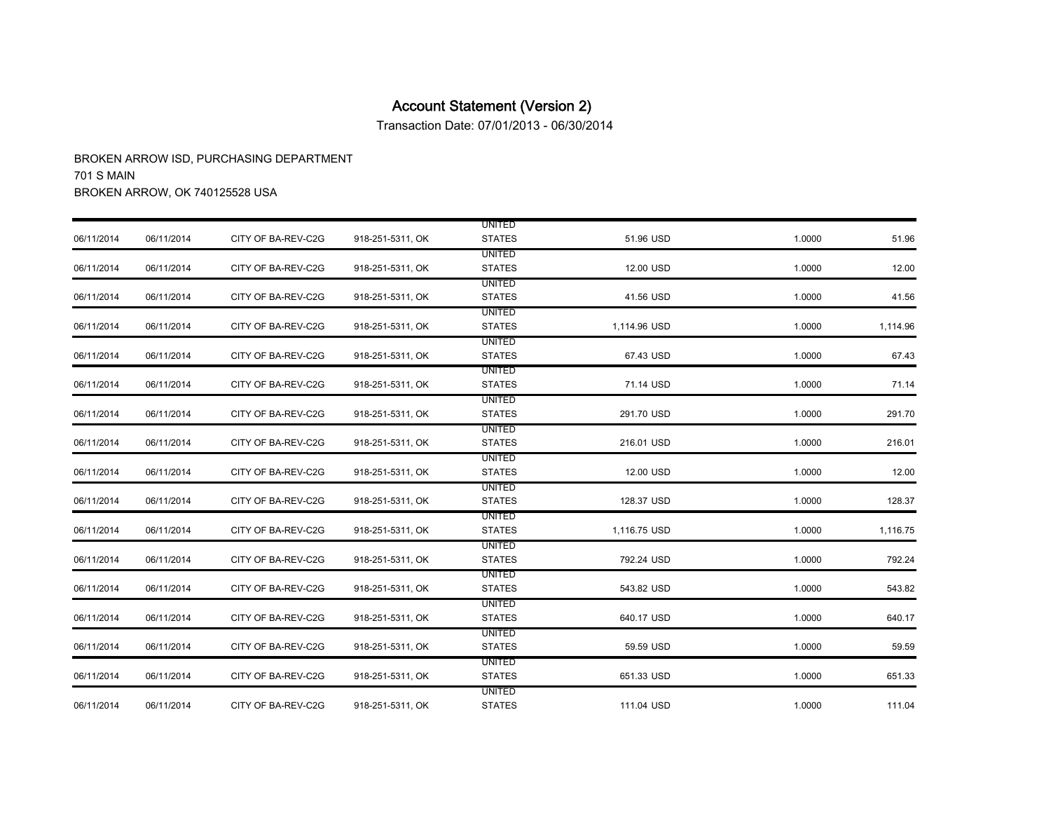# Account Statement (Version 2)

Transaction Date: 07/01/2013 - 06/30/2014

BROKEN ARROW ISD, PURCHASING DEPARTMENT
701 S MAIN
BROKEN ARROW, OK 740125528 USA

| | | | | | | | |
|---|---|---|---|---|---|---|---|
| 06/11/2014 | 06/11/2014 | CITY OF BA-REV-C2G | 918-251-5311, OK | UNITED STATES | 51.96 USD | 1.0000 | 51.96 |
| 06/11/2014 | 06/11/2014 | CITY OF BA-REV-C2G | 918-251-5311, OK | UNITED STATES | 12.00 USD | 1.0000 | 12.00 |
| 06/11/2014 | 06/11/2014 | CITY OF BA-REV-C2G | 918-251-5311, OK | UNITED STATES | 41.56 USD | 1.0000 | 41.56 |
| 06/11/2014 | 06/11/2014 | CITY OF BA-REV-C2G | 918-251-5311, OK | UNITED STATES | 1,114.96 USD | 1.0000 | 1,114.96 |
| 06/11/2014 | 06/11/2014 | CITY OF BA-REV-C2G | 918-251-5311, OK | UNITED STATES | 67.43 USD | 1.0000 | 67.43 |
| 06/11/2014 | 06/11/2014 | CITY OF BA-REV-C2G | 918-251-5311, OK | UNITED STATES | 71.14 USD | 1.0000 | 71.14 |
| 06/11/2014 | 06/11/2014 | CITY OF BA-REV-C2G | 918-251-5311, OK | UNITED STATES | 291.70 USD | 1.0000 | 291.70 |
| 06/11/2014 | 06/11/2014 | CITY OF BA-REV-C2G | 918-251-5311, OK | UNITED STATES | 216.01 USD | 1.0000 | 216.01 |
| 06/11/2014 | 06/11/2014 | CITY OF BA-REV-C2G | 918-251-5311, OK | UNITED STATES | 12.00 USD | 1.0000 | 12.00 |
| 06/11/2014 | 06/11/2014 | CITY OF BA-REV-C2G | 918-251-5311, OK | UNITED STATES | 128.37 USD | 1.0000 | 128.37 |
| 06/11/2014 | 06/11/2014 | CITY OF BA-REV-C2G | 918-251-5311, OK | UNITED STATES | 1,116.75 USD | 1.0000 | 1,116.75 |
| 06/11/2014 | 06/11/2014 | CITY OF BA-REV-C2G | 918-251-5311, OK | UNITED STATES | 792.24 USD | 1.0000 | 792.24 |
| 06/11/2014 | 06/11/2014 | CITY OF BA-REV-C2G | 918-251-5311, OK | UNITED STATES | 543.82 USD | 1.0000 | 543.82 |
| 06/11/2014 | 06/11/2014 | CITY OF BA-REV-C2G | 918-251-5311, OK | UNITED STATES | 640.17 USD | 1.0000 | 640.17 |
| 06/11/2014 | 06/11/2014 | CITY OF BA-REV-C2G | 918-251-5311, OK | UNITED STATES | 59.59 USD | 1.0000 | 59.59 |
| 06/11/2014 | 06/11/2014 | CITY OF BA-REV-C2G | 918-251-5311, OK | UNITED STATES | 651.33 USD | 1.0000 | 651.33 |
| 06/11/2014 | 06/11/2014 | CITY OF BA-REV-C2G | 918-251-5311, OK | UNITED STATES | 111.04 USD | 1.0000 | 111.04 |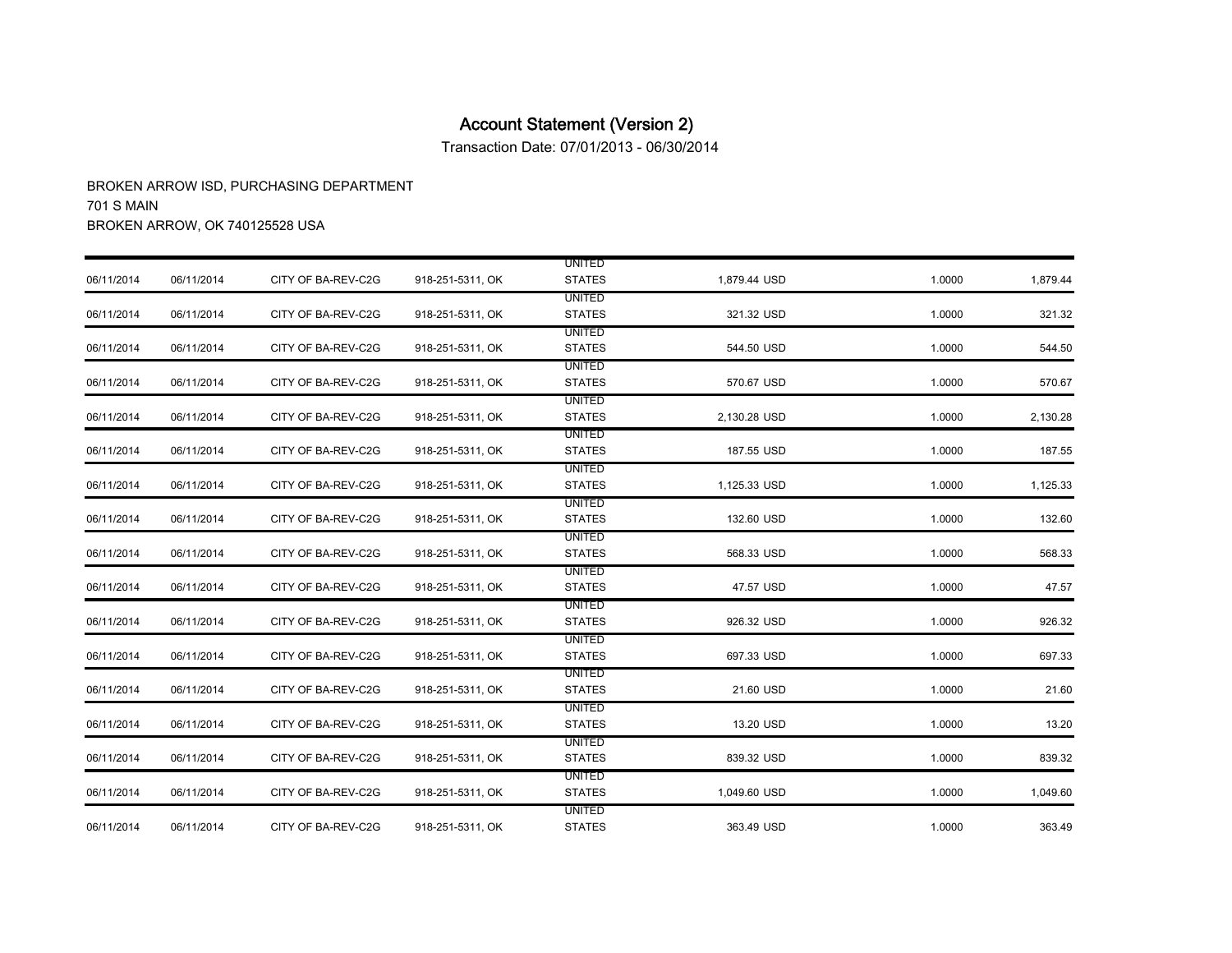# Account Statement (Version 2)

Transaction Date: 07/01/2013 - 06/30/2014

BROKEN ARROW ISD, PURCHASING DEPARTMENT
701 S MAIN
BROKEN ARROW, OK 740125528 USA

| | | | | | | | |
|---|---|---|---|---|---|---|---|
| 06/11/2014 | 06/11/2014 | CITY OF BA-REV-C2G | 918-251-5311, OK | UNITED STATES | 1,879.44 USD | 1.0000 | 1,879.44 |
| 06/11/2014 | 06/11/2014 | CITY OF BA-REV-C2G | 918-251-5311, OK | UNITED STATES | 321.32 USD | 1.0000 | 321.32 |
| 06/11/2014 | 06/11/2014 | CITY OF BA-REV-C2G | 918-251-5311, OK | UNITED STATES | 544.50 USD | 1.0000 | 544.50 |
| 06/11/2014 | 06/11/2014 | CITY OF BA-REV-C2G | 918-251-5311, OK | UNITED STATES | 570.67 USD | 1.0000 | 570.67 |
| 06/11/2014 | 06/11/2014 | CITY OF BA-REV-C2G | 918-251-5311, OK | UNITED STATES | 2,130.28 USD | 1.0000 | 2,130.28 |
| 06/11/2014 | 06/11/2014 | CITY OF BA-REV-C2G | 918-251-5311, OK | UNITED STATES | 187.55 USD | 1.0000 | 187.55 |
| 06/11/2014 | 06/11/2014 | CITY OF BA-REV-C2G | 918-251-5311, OK | UNITED STATES | 1,125.33 USD | 1.0000 | 1,125.33 |
| 06/11/2014 | 06/11/2014 | CITY OF BA-REV-C2G | 918-251-5311, OK | UNITED STATES | 132.60 USD | 1.0000 | 132.60 |
| 06/11/2014 | 06/11/2014 | CITY OF BA-REV-C2G | 918-251-5311, OK | UNITED STATES | 568.33 USD | 1.0000 | 568.33 |
| 06/11/2014 | 06/11/2014 | CITY OF BA-REV-C2G | 918-251-5311, OK | UNITED STATES | 47.57 USD | 1.0000 | 47.57 |
| 06/11/2014 | 06/11/2014 | CITY OF BA-REV-C2G | 918-251-5311, OK | UNITED STATES | 926.32 USD | 1.0000 | 926.32 |
| 06/11/2014 | 06/11/2014 | CITY OF BA-REV-C2G | 918-251-5311, OK | UNITED STATES | 697.33 USD | 1.0000 | 697.33 |
| 06/11/2014 | 06/11/2014 | CITY OF BA-REV-C2G | 918-251-5311, OK | UNITED STATES | 21.60 USD | 1.0000 | 21.60 |
| 06/11/2014 | 06/11/2014 | CITY OF BA-REV-C2G | 918-251-5311, OK | UNITED STATES | 13.20 USD | 1.0000 | 13.20 |
| 06/11/2014 | 06/11/2014 | CITY OF BA-REV-C2G | 918-251-5311, OK | UNITED STATES | 839.32 USD | 1.0000 | 839.32 |
| 06/11/2014 | 06/11/2014 | CITY OF BA-REV-C2G | 918-251-5311, OK | UNITED STATES | 1,049.60 USD | 1.0000 | 1,049.60 |
| 06/11/2014 | 06/11/2014 | CITY OF BA-REV-C2G | 918-251-5311, OK | UNITED STATES | 363.49 USD | 1.0000 | 363.49 |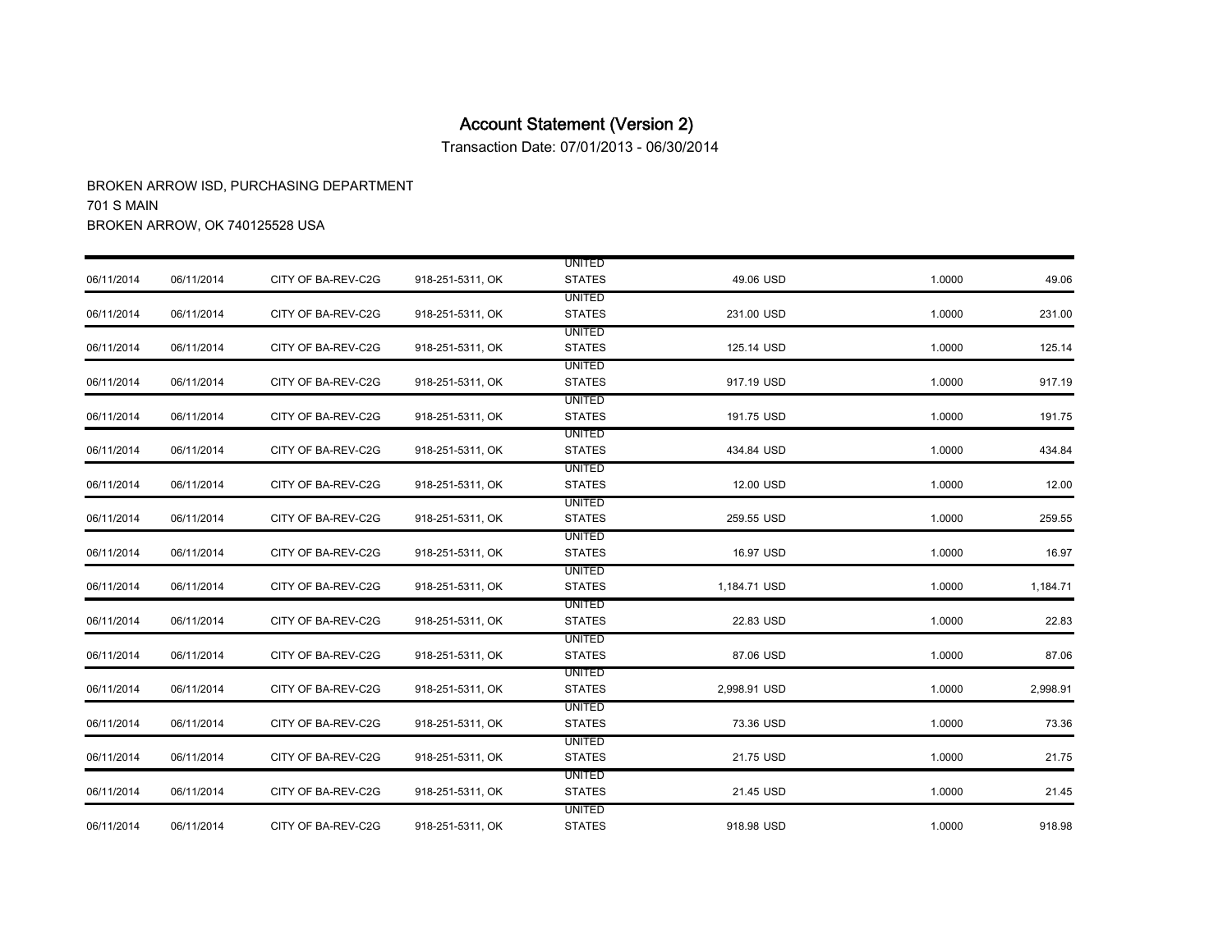# Account Statement (Version 2)

Transaction Date: 07/01/2013 - 06/30/2014

BROKEN ARROW ISD, PURCHASING DEPARTMENT
701 S MAIN
BROKEN ARROW, OK 740125528 USA

| | | | | | | | |
|---|---|---|---|---|---|---|---|
| 06/11/2014 | 06/11/2014 | CITY OF BA-REV-C2G | 918-251-5311, OK | UNITED STATES | 49.06 USD | 1.0000 | 49.06 |
| 06/11/2014 | 06/11/2014 | CITY OF BA-REV-C2G | 918-251-5311, OK | UNITED STATES | 231.00 USD | 1.0000 | 231.00 |
| 06/11/2014 | 06/11/2014 | CITY OF BA-REV-C2G | 918-251-5311, OK | UNITED STATES | 125.14 USD | 1.0000 | 125.14 |
| 06/11/2014 | 06/11/2014 | CITY OF BA-REV-C2G | 918-251-5311, OK | UNITED STATES | 917.19 USD | 1.0000 | 917.19 |
| 06/11/2014 | 06/11/2014 | CITY OF BA-REV-C2G | 918-251-5311, OK | UNITED STATES | 191.75 USD | 1.0000 | 191.75 |
| 06/11/2014 | 06/11/2014 | CITY OF BA-REV-C2G | 918-251-5311, OK | UNITED STATES | 434.84 USD | 1.0000 | 434.84 |
| 06/11/2014 | 06/11/2014 | CITY OF BA-REV-C2G | 918-251-5311, OK | UNITED STATES | 12.00 USD | 1.0000 | 12.00 |
| 06/11/2014 | 06/11/2014 | CITY OF BA-REV-C2G | 918-251-5311, OK | UNITED STATES | 259.55 USD | 1.0000 | 259.55 |
| 06/11/2014 | 06/11/2014 | CITY OF BA-REV-C2G | 918-251-5311, OK | UNITED STATES | 16.97 USD | 1.0000 | 16.97 |
| 06/11/2014 | 06/11/2014 | CITY OF BA-REV-C2G | 918-251-5311, OK | UNITED STATES | 1,184.71 USD | 1.0000 | 1,184.71 |
| 06/11/2014 | 06/11/2014 | CITY OF BA-REV-C2G | 918-251-5311, OK | UNITED STATES | 22.83 USD | 1.0000 | 22.83 |
| 06/11/2014 | 06/11/2014 | CITY OF BA-REV-C2G | 918-251-5311, OK | UNITED STATES | 87.06 USD | 1.0000 | 87.06 |
| 06/11/2014 | 06/11/2014 | CITY OF BA-REV-C2G | 918-251-5311, OK | UNITED STATES | 2,998.91 USD | 1.0000 | 2,998.91 |
| 06/11/2014 | 06/11/2014 | CITY OF BA-REV-C2G | 918-251-5311, OK | UNITED STATES | 73.36 USD | 1.0000 | 73.36 |
| 06/11/2014 | 06/11/2014 | CITY OF BA-REV-C2G | 918-251-5311, OK | UNITED STATES | 21.75 USD | 1.0000 | 21.75 |
| 06/11/2014 | 06/11/2014 | CITY OF BA-REV-C2G | 918-251-5311, OK | UNITED STATES | 21.45 USD | 1.0000 | 21.45 |
| 06/11/2014 | 06/11/2014 | CITY OF BA-REV-C2G | 918-251-5311, OK | UNITED STATES | 918.98 USD | 1.0000 | 918.98 |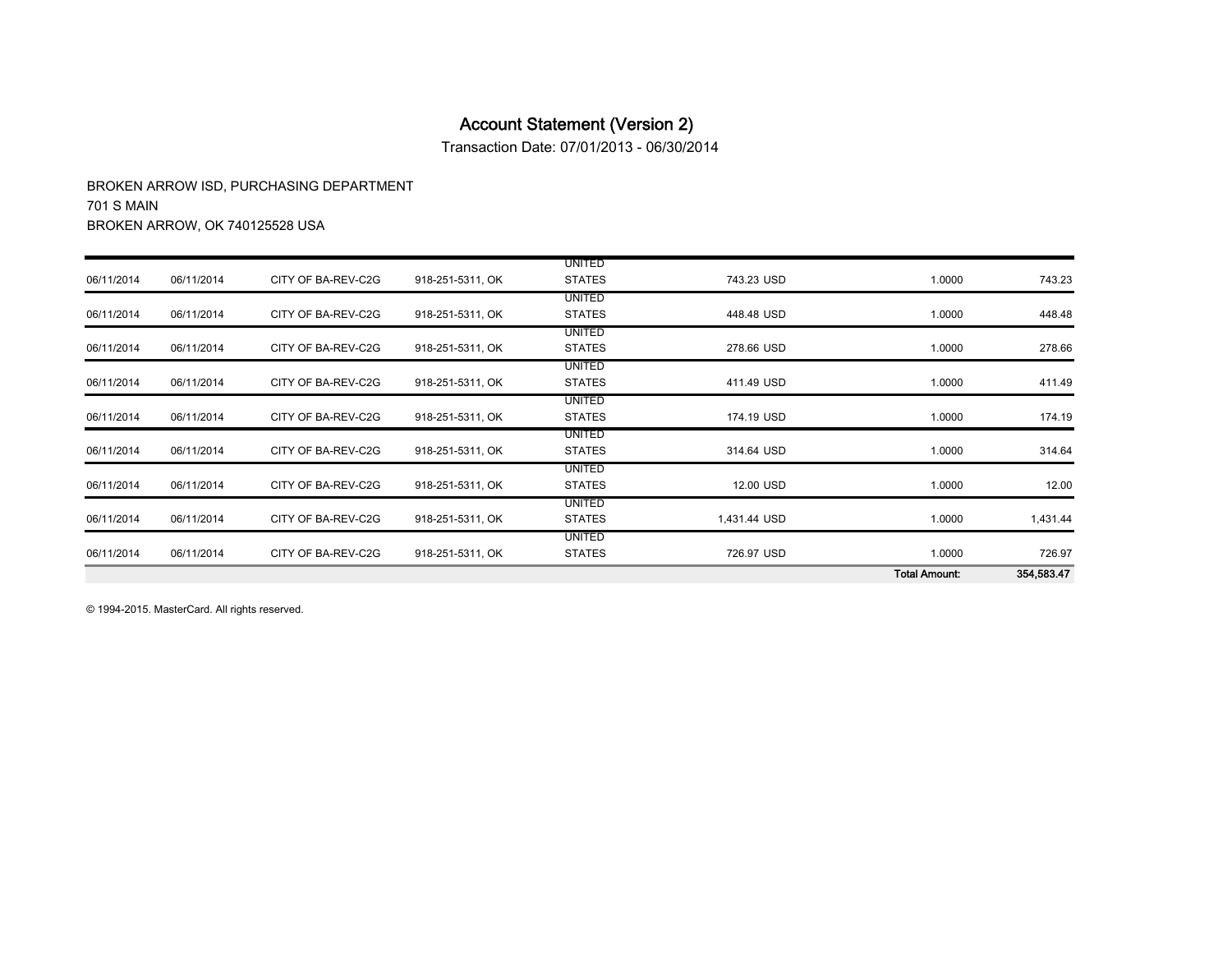# Account Statement (Version 2)

Transaction Date: 07/01/2013 - 06/30/2014

BROKEN ARROW ISD, PURCHASING DEPARTMENT
701 S MAIN
BROKEN ARROW, OK 740125528 USA

| | | | | | | | |
|---|---|---|---|---|---|---|---|
| 06/11/2014 | 06/11/2014 | CITY OF BA-REV-C2G | 918-251-5311, OK | UNITED STATES | 743.23 USD | 1.0000 | 743.23 |
| 06/11/2014 | 06/11/2014 | CITY OF BA-REV-C2G | 918-251-5311, OK | UNITED STATES | 448.48 USD | 1.0000 | 448.48 |
| 06/11/2014 | 06/11/2014 | CITY OF BA-REV-C2G | 918-251-5311, OK | UNITED STATES | 278.66 USD | 1.0000 | 278.66 |
| 06/11/2014 | 06/11/2014 | CITY OF BA-REV-C2G | 918-251-5311, OK | UNITED STATES | 411.49 USD | 1.0000 | 411.49 |
| 06/11/2014 | 06/11/2014 | CITY OF BA-REV-C2G | 918-251-5311, OK | UNITED STATES | 174.19 USD | 1.0000 | 174.19 |
| 06/11/2014 | 06/11/2014 | CITY OF BA-REV-C2G | 918-251-5311, OK | UNITED STATES | 314.64 USD | 1.0000 | 314.64 |
| 06/11/2014 | 06/11/2014 | CITY OF BA-REV-C2G | 918-251-5311, OK | UNITED STATES | 12.00 USD | 1.0000 | 12.00 |
| 06/11/2014 | 06/11/2014 | CITY OF BA-REV-C2G | 918-251-5311, OK | UNITED STATES | 1,431.44 USD | 1.0000 | 1,431.44 |
| 06/11/2014 | 06/11/2014 | CITY OF BA-REV-C2G | 918-251-5311, OK | UNITED STATES | 726.97 USD | 1.0000 | 726.97 |
| | | | | | | **Total Amount:** | **354,583.47** |

© 1994-2015. MasterCard. All rights reserved.